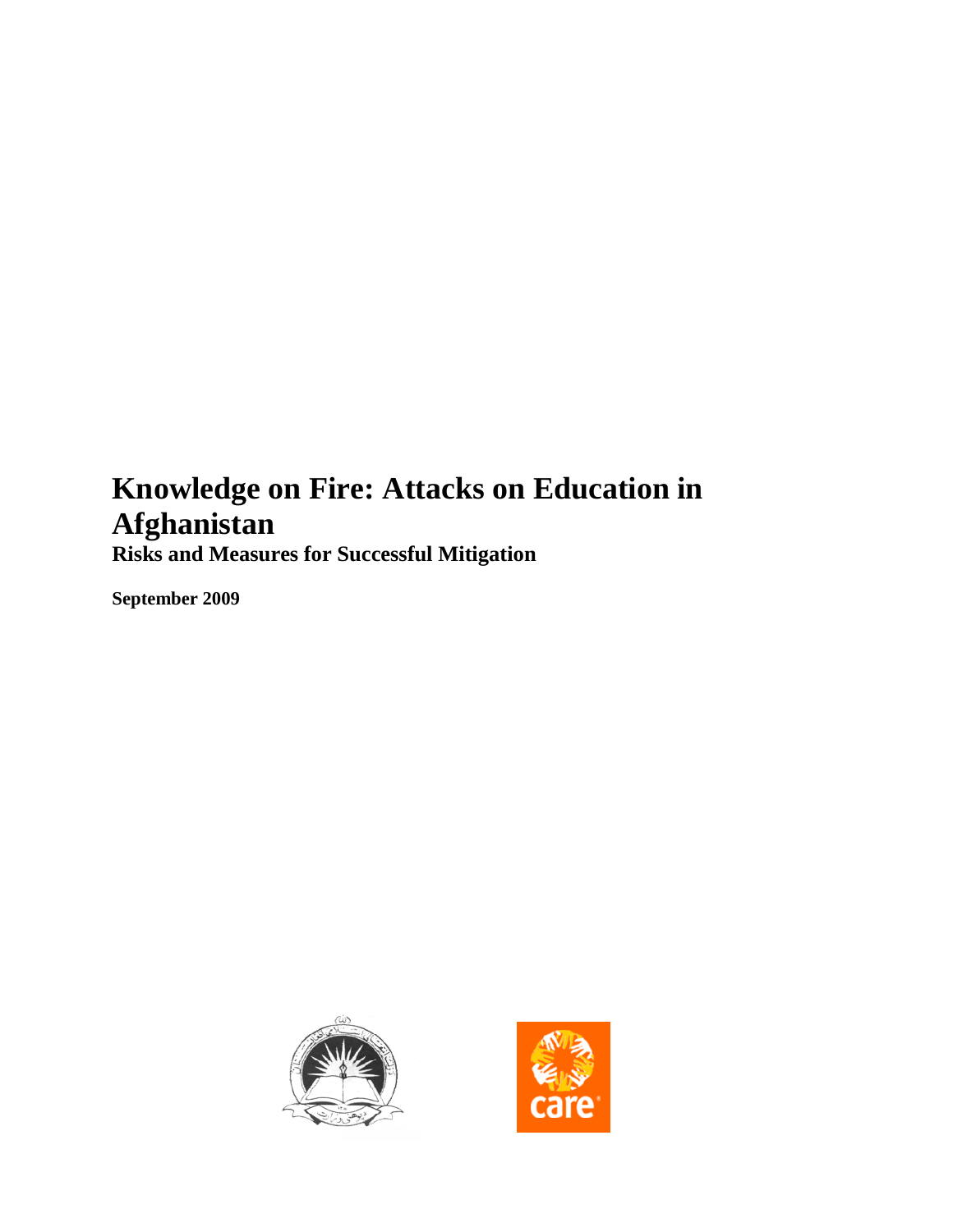# Knowledge on Fire: Attacks on Education in Afghanistan

**Risks and Measures for Successful Mitigation**

**September 2009**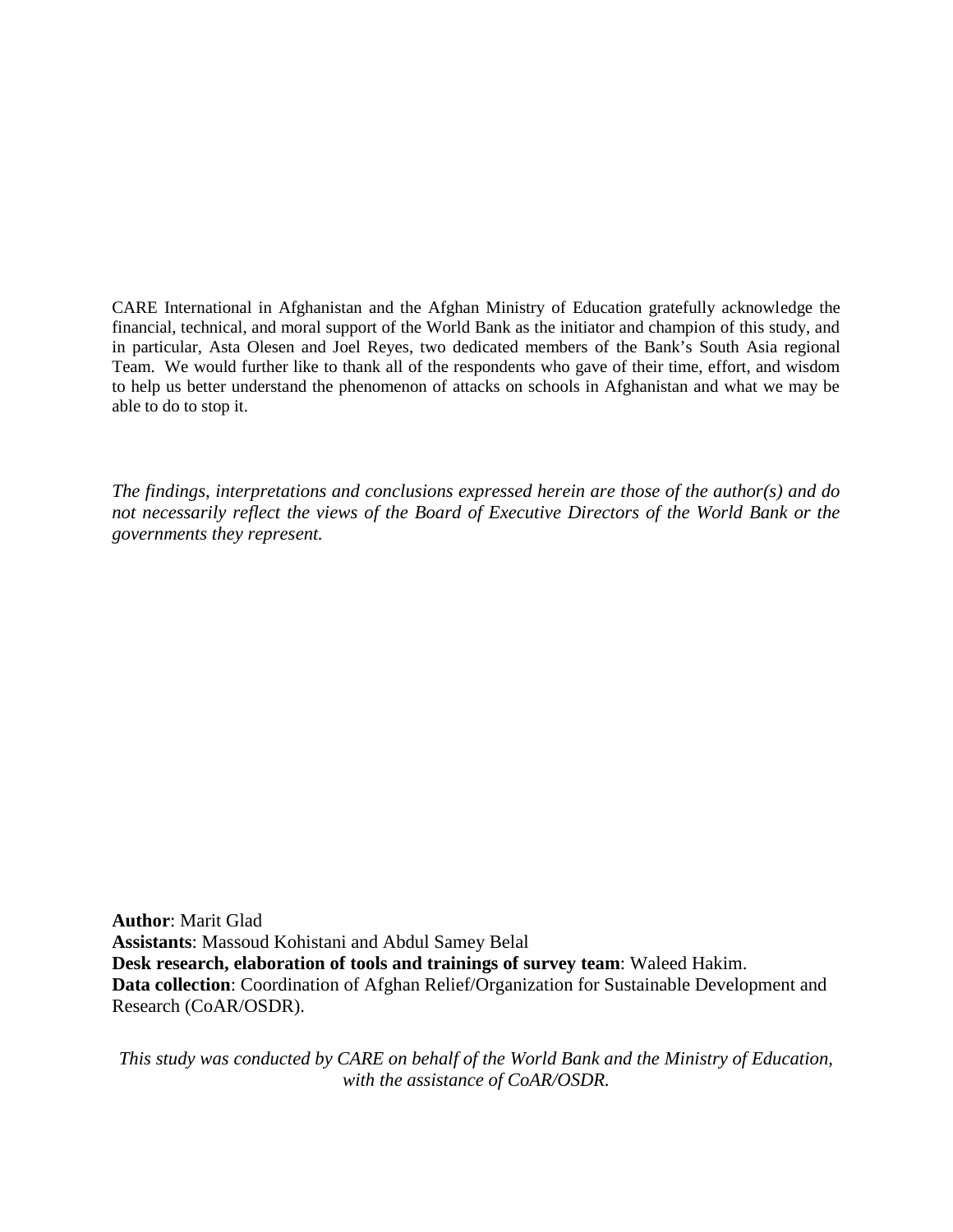CARE International in Afghanistan and the Afghan Ministry of Education gratefully acknowledge the financial, technical, and moral support of the World Bank as the initiator and champion of this study, and in particular, Asta Olesen and Joel Reyes, two dedicated members of the Bank's South Asia regional Team. We would further like to thank all of the respondents who gave of their time, effort, and wisdom to help us better understand the phenomenon of attacks on schools in Afghanistan and what we may be able to do to stop it.

*The findings, interpretations and conclusions expressed herein are those of the author(s) and do not necessarily reflect the views of the Board of Executive Directors of the World Bank or the governments they represent.*

**Author**: Marit Glad
**Assistants**: Massoud Kohistani and Abdul Samey Belal
**Desk research, elaboration of tools and trainings of survey team**: Waleed Hakim.
**Data collection**: Coordination of Afghan Relief/Organization for Sustainable Development and Research (CoAR/OSDR).

*This study was conducted by CARE on behalf of the World Bank and the Ministry of Education, with the assistance of CoAR/OSDR.*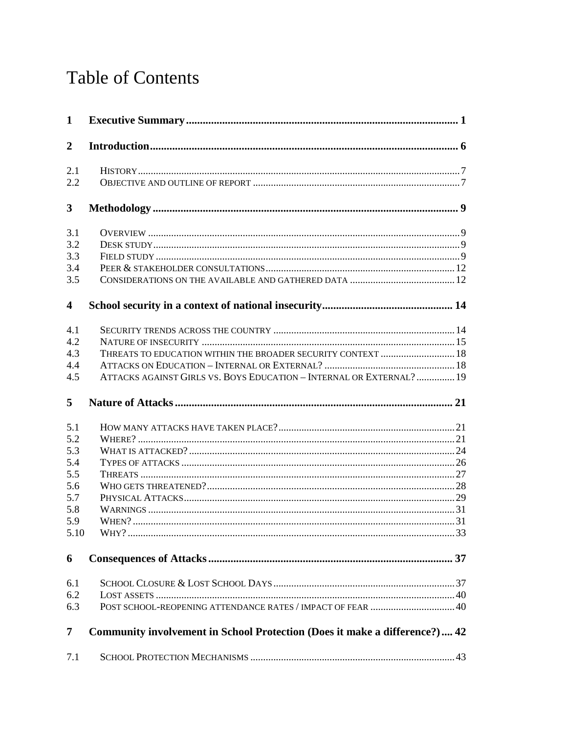# Table of Contents

**1 Executive Summary ..... 1**

**2 Introduction ..... 6**

2.1 HISTORY ..... 7
2.2 OBJECTIVE AND OUTLINE OF REPORT ..... 7

**3 Methodology ..... 9**

3.1 OVERVIEW ..... 9
3.2 DESK STUDY ..... 9
3.3 FIELD STUDY ..... 9
3.4 PEER & STAKEHOLDER CONSULTATIONS ..... 12
3.5 CONSIDERATIONS ON THE AVAILABLE AND GATHERED DATA ..... 12

**4 School security in a context of national insecurity ..... 14**

4.1 SECURITY TRENDS ACROSS THE COUNTRY ..... 14
4.2 NATURE OF INSECURITY ..... 15
4.3 THREATS TO EDUCATION WITHIN THE BROADER SECURITY CONTEXT ..... 18
4.4 ATTACKS ON EDUCATION – INTERNAL OR EXTERNAL? ..... 18
4.5 ATTACKS AGAINST GIRLS VS. BOYS EDUCATION – INTERNAL OR EXTERNAL? ..... 19

**5 Nature of Attacks ..... 21**

5.1 HOW MANY ATTACKS HAVE TAKEN PLACE? ..... 21
5.2 WHERE? ..... 21
5.3 WHAT IS ATTACKED? ..... 24
5.4 TYPES OF ATTACKS ..... 26
5.5 THREATS ..... 27
5.6 WHO GETS THREATENED? ..... 28
5.7 PHYSICAL ATTACKS ..... 29
5.8 WARNINGS ..... 31
5.9 WHEN? ..... 31
5.10 WHY? ..... 33

**6 Consequences of Attacks ..... 37**

6.1 SCHOOL CLOSURE & LOST SCHOOL DAYS ..... 37
6.2 LOST ASSETS ..... 40
6.3 POST SCHOOL-REOPENING ATTENDANCE RATES / IMPACT OF FEAR ..... 40

**7 Community involvement in School Protection (Does it make a difference?) ..... 42**

7.1 SCHOOL PROTECTION MECHANISMS ..... 43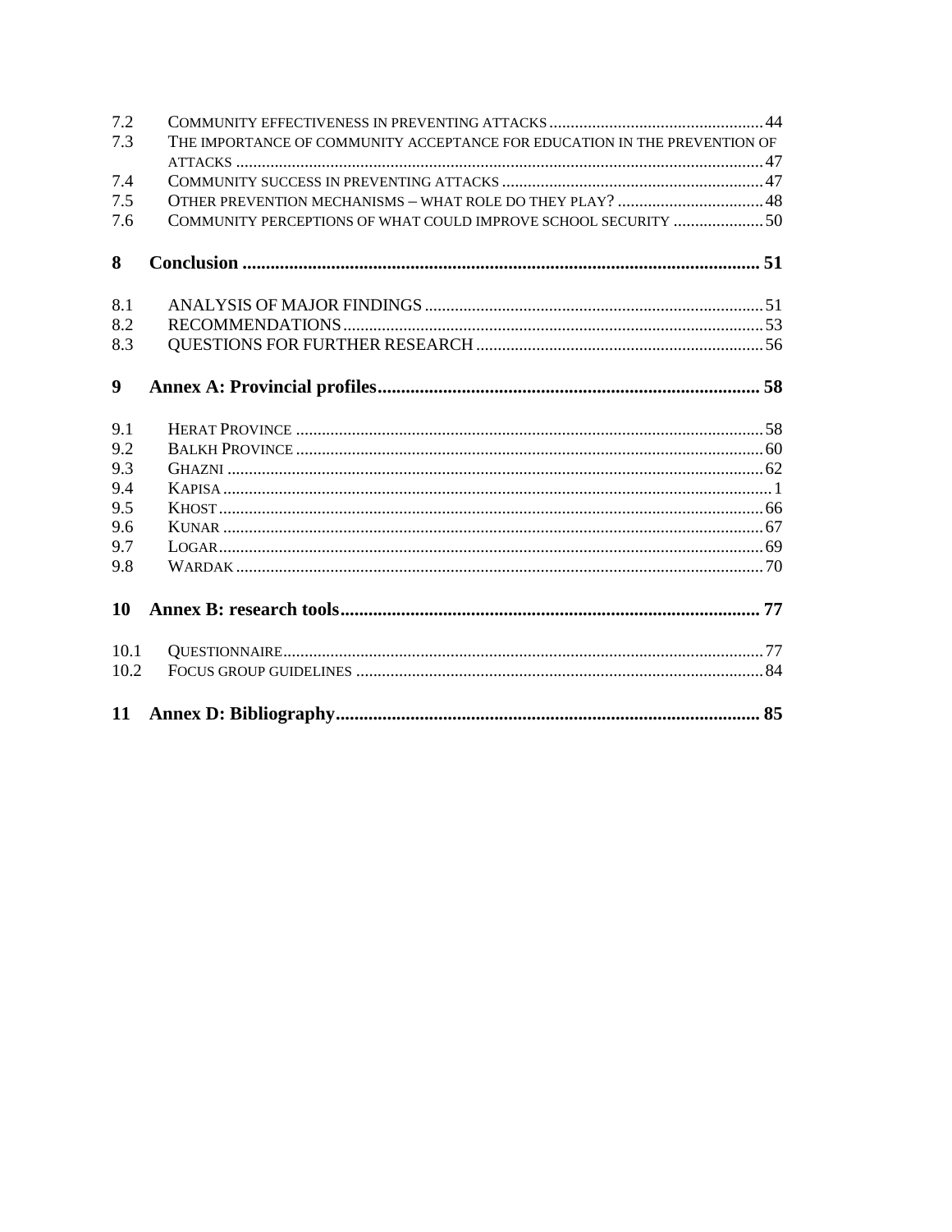7.2 COMMUNITY EFFECTIVENESS IN PREVENTING ATTACKS ........ 44
7.3 THE IMPORTANCE OF COMMUNITY ACCEPTANCE FOR EDUCATION IN THE PREVENTION OF ATTACKS ........ 47
7.4 COMMUNITY SUCCESS IN PREVENTING ATTACKS ........ 47
7.5 OTHER PREVENTION MECHANISMS – WHAT ROLE DO THEY PLAY? ........ 48
7.6 COMMUNITY PERCEPTIONS OF WHAT COULD IMPROVE SCHOOL SECURITY ........ 50

**8 Conclusion ........ 51**

8.1 ANALYSIS OF MAJOR FINDINGS ........ 51
8.2 RECOMMENDATIONS ........ 53
8.3 QUESTIONS FOR FURTHER RESEARCH ........ 56

**9 Annex A: Provincial profiles ........ 58**

9.1 HERAT PROVINCE ........ 58
9.2 BALKH PROVINCE ........ 60
9.3 GHAZNI ........ 62
9.4 KAPISA ........ 1
9.5 KHOST ........ 66
9.6 KUNAR ........ 67
9.7 LOGAR ........ 69
9.8 WARDAK ........ 70

**10 Annex B: research tools ........ 77**

10.1 QUESTIONNAIRE ........ 77
10.2 FOCUS GROUP GUIDELINES ........ 84

**11 Annex D: Bibliography ........ 85**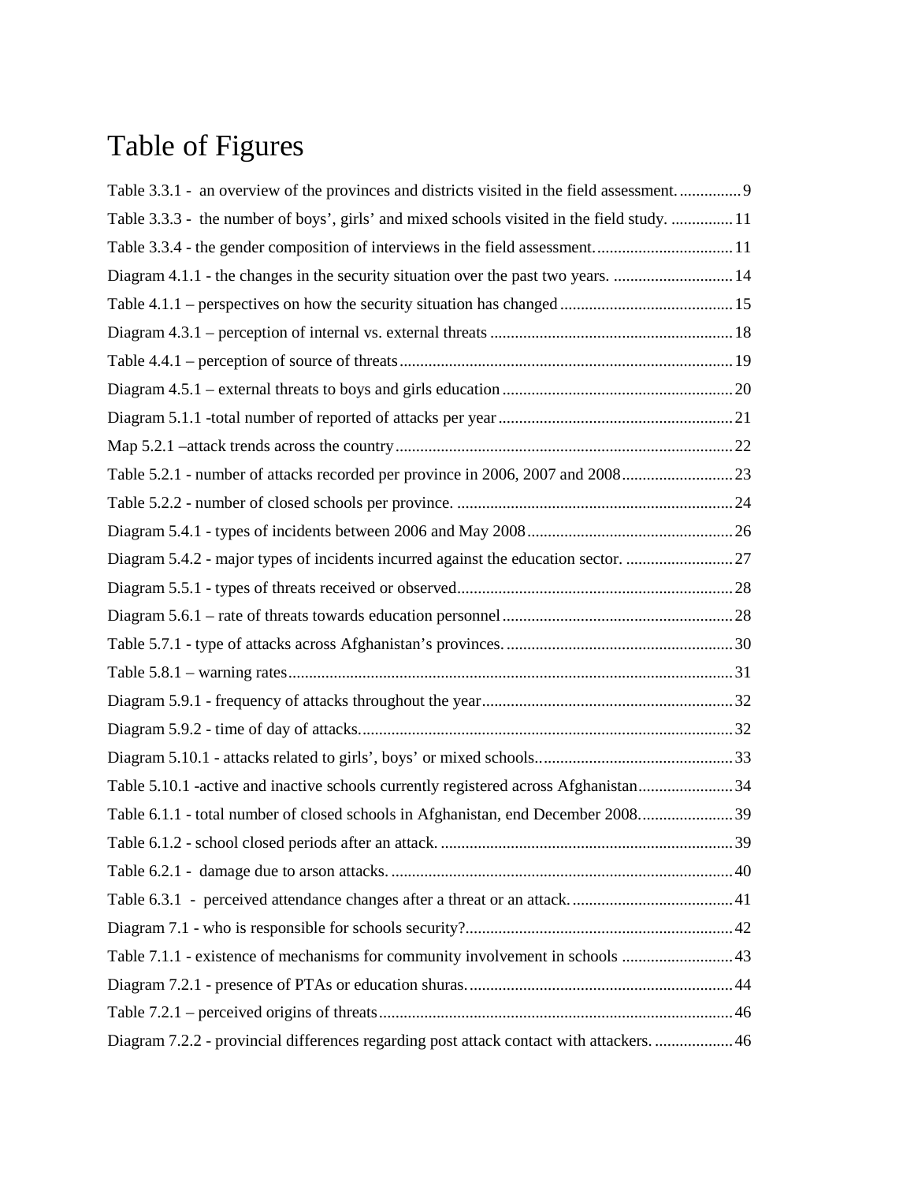# Table of Figures

Table 3.3.1 - an overview of the provinces and districts visited in the field assessment. ............... 9
Table 3.3.3 - the number of boys', girls' and mixed schools visited in the field study. ............... 11
Table 3.3.4 - the gender composition of interviews in the field assessment. ................................ 11
Diagram 4.1.1 - the changes in the security situation over the past two years. ............................. 14
Table 4.1.1 – perspectives on how the security situation has changed ........................................... 15
Diagram 4.3.1 – perception of internal vs. external threats ........................................................... 18
Table 4.4.1 – perception of source of threats ................................................................................. 19
Diagram 4.5.1 – external threats to boys and girls education ........................................................ 20
Diagram 5.1.1 -total number of reported of attacks per year ......................................................... 21
Map 5.2.1 –attack trends across the country .................................................................................. 22
Table 5.2.1 - number of attacks recorded per province in 2006, 2007 and 2008 ........................... 23
Table 5.2.2 - number of closed schools per province. ................................................................... 24
Diagram 5.4.1 - types of incidents between 2006 and May 2008 .................................................. 26
Diagram 5.4.2 - major types of incidents incurred against the education sector. .......................... 27
Diagram 5.5.1 - types of threats received or observed ................................................................... 28
Diagram 5.6.1 – rate of threats towards education personnel ........................................................ 28
Table 5.7.1 - type of attacks across Afghanistan's provinces. ........................................................ 30
Table 5.8.1 – warning rates ............................................................................................................ 31
Diagram 5.9.1 - frequency of attacks throughout the year ............................................................. 32
Diagram 5.9.2 - time of day of attacks. .......................................................................................... 32
Diagram 5.10.1 - attacks related to girls', boys' or mixed schools. ................................................ 33
Table 5.10.1 -active and inactive schools currently registered across Afghanistan ....................... 34
Table 6.1.1 - total number of closed schools in Afghanistan, end December 2008. ....................... 39
Table 6.1.2 - school closed periods after an attack. ....................................................................... 39
Table 6.2.1 - damage due to arson attacks. ................................................................................... 40
Table 6.3.1 - perceived attendance changes after a threat or an attack. ........................................ 41
Diagram 7.1 - who is responsible for schools security? ................................................................. 42
Table 7.1.1 - existence of mechanisms for community involvement in schools ........................... 43
Diagram 7.2.1 - presence of PTAs or education shuras. ................................................................ 44
Table 7.2.1 – perceived origins of threats ...................................................................................... 46
Diagram 7.2.2 - provincial differences regarding post attack contact with attackers. ................... 46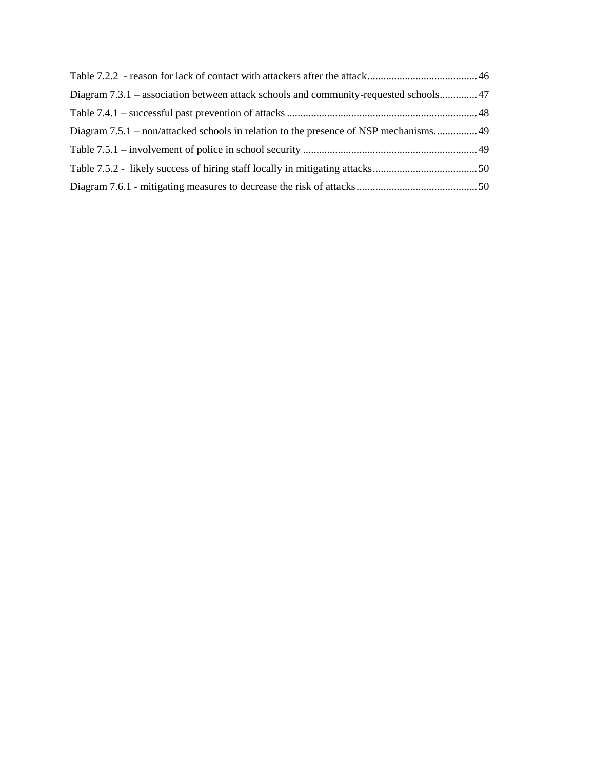Table 7.2.2 - reason for lack of contact with attackers after the attack ........................................ 46

Diagram 7.3.1 – association between attack schools and community-requested schools ............. 47

Table 7.4.1 – successful past prevention of attacks ...................................................................... 48

Diagram 7.5.1 – non/attacked schools in relation to the presence of NSP mechanisms. ............... 49

Table 7.5.1 – involvement of police in school security ................................................................ 49

Table 7.5.2 - likely success of hiring staff locally in mitigating attacks ....................................... 50

Diagram 7.6.1 - mitigating measures to decrease the risk of attacks ............................................ 50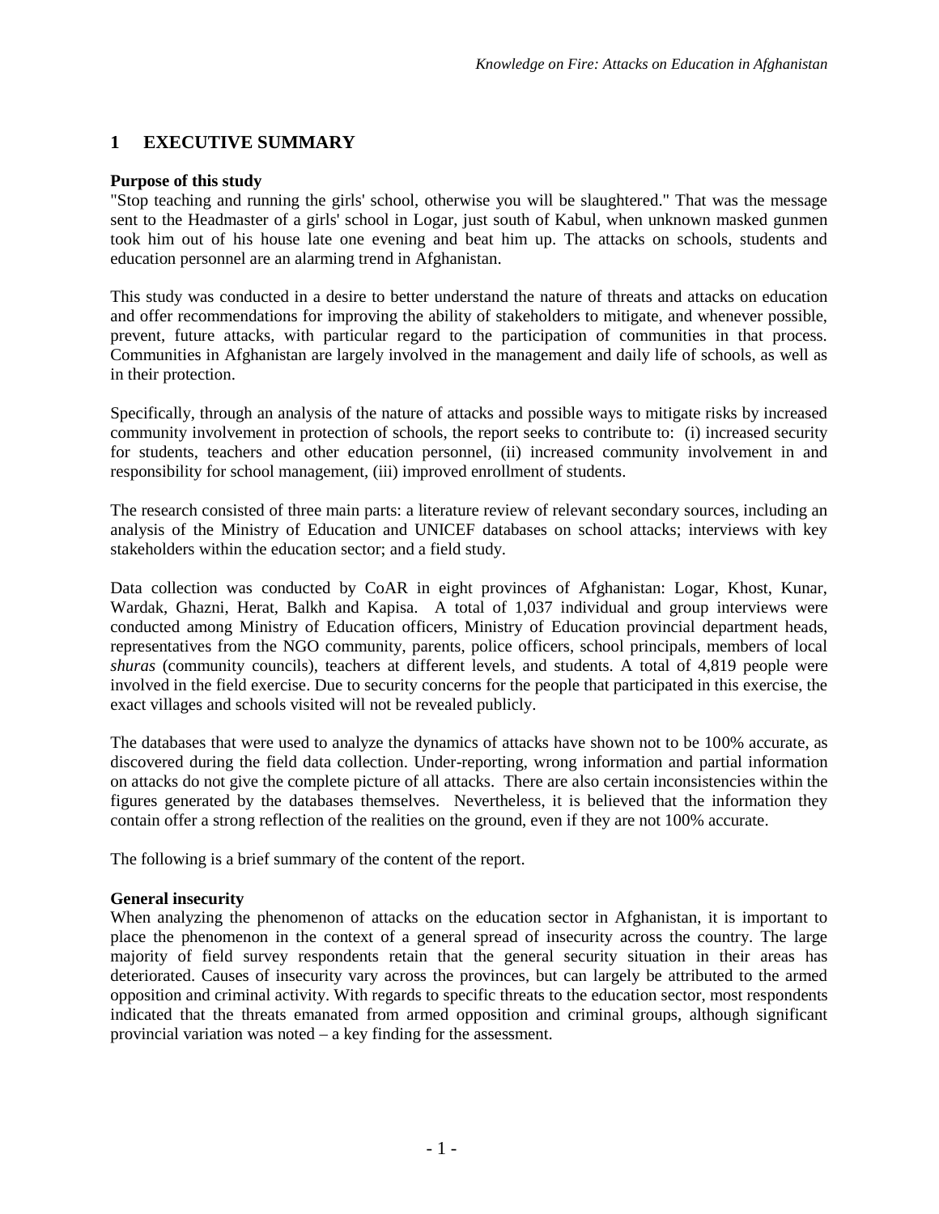# 1 EXECUTIVE SUMMARY

**Purpose of this study**

"Stop teaching and running the girls' school, otherwise you will be slaughtered." That was the message sent to the Headmaster of a girls' school in Logar, just south of Kabul, when unknown masked gunmen took him out of his house late one evening and beat him up. The attacks on schools, students and education personnel are an alarming trend in Afghanistan.

This study was conducted in a desire to better understand the nature of threats and attacks on education and offer recommendations for improving the ability of stakeholders to mitigate, and whenever possible, prevent, future attacks, with particular regard to the participation of communities in that process. Communities in Afghanistan are largely involved in the management and daily life of schools, as well as in their protection.

Specifically, through an analysis of the nature of attacks and possible ways to mitigate risks by increased community involvement in protection of schools, the report seeks to contribute to: (i) increased security for students, teachers and other education personnel, (ii) increased community involvement in and responsibility for school management, (iii) improved enrollment of students.

The research consisted of three main parts: a literature review of relevant secondary sources, including an analysis of the Ministry of Education and UNICEF databases on school attacks; interviews with key stakeholders within the education sector; and a field study.

Data collection was conducted by CoAR in eight provinces of Afghanistan: Logar, Khost, Kunar, Wardak, Ghazni, Herat, Balkh and Kapisa. A total of 1,037 individual and group interviews were conducted among Ministry of Education officers, Ministry of Education provincial department heads, representatives from the NGO community, parents, police officers, school principals, members of local *shuras* (community councils), teachers at different levels, and students. A total of 4,819 people were involved in the field exercise. Due to security concerns for the people that participated in this exercise, the exact villages and schools visited will not be revealed publicly.

The databases that were used to analyze the dynamics of attacks have shown not to be 100% accurate, as discovered during the field data collection. Under-reporting, wrong information and partial information on attacks do not give the complete picture of all attacks. There are also certain inconsistencies within the figures generated by the databases themselves. Nevertheless, it is believed that the information they contain offer a strong reflection of the realities on the ground, even if they are not 100% accurate.

The following is a brief summary of the content of the report.

**General insecurity**

When analyzing the phenomenon of attacks on the education sector in Afghanistan, it is important to place the phenomenon in the context of a general spread of insecurity across the country. The large majority of field survey respondents retain that the general security situation in their areas has deteriorated. Causes of insecurity vary across the provinces, but can largely be attributed to the armed opposition and criminal activity. With regards to specific threats to the education sector, most respondents indicated that the threats emanated from armed opposition and criminal groups, although significant provincial variation was noted – a key finding for the assessment.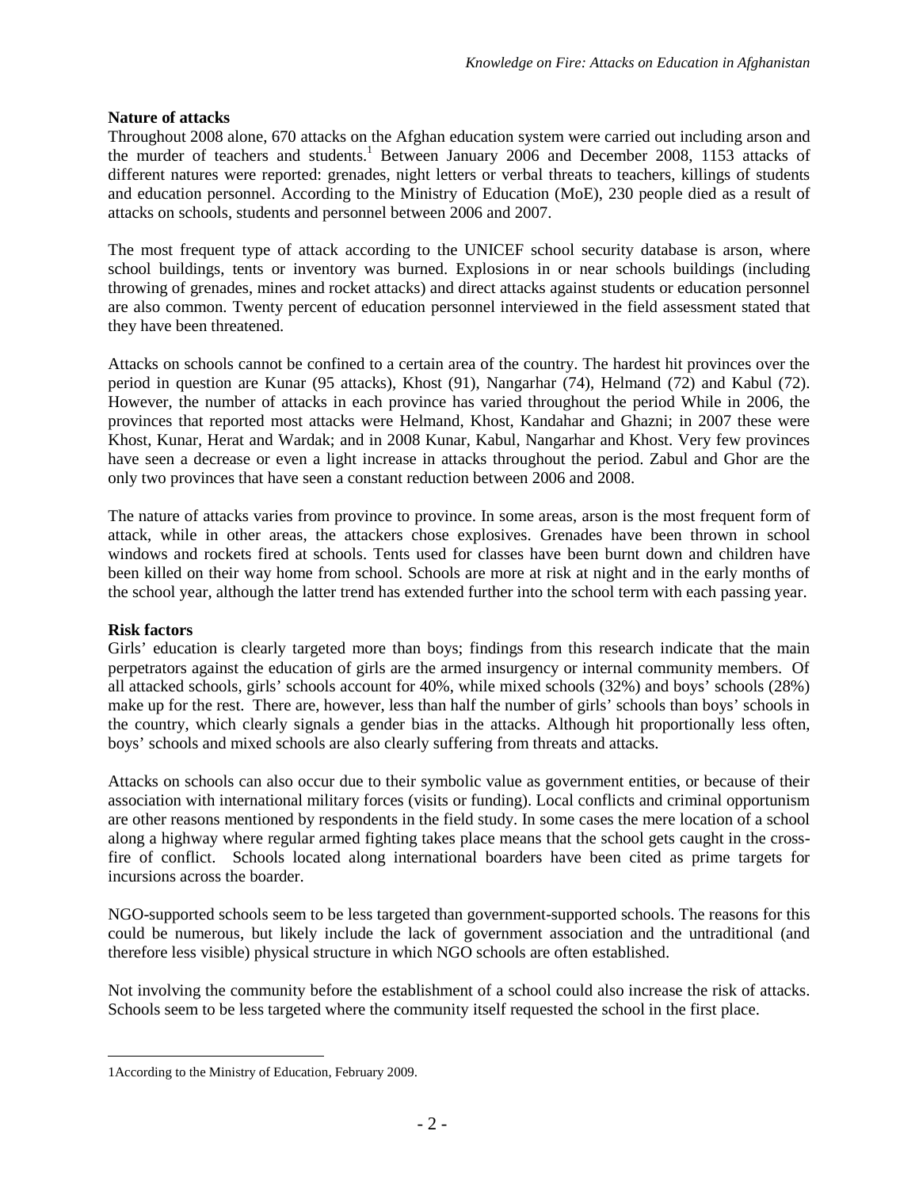**Nature of attacks**

Throughout 2008 alone, 670 attacks on the Afghan education system were carried out including arson and the murder of teachers and students.[1] Between January 2006 and December 2008, 1153 attacks of different natures were reported: grenades, night letters or verbal threats to teachers, killings of students and education personnel. According to the Ministry of Education (MoE), 230 people died as a result of attacks on schools, students and personnel between 2006 and 2007.

The most frequent type of attack according to the UNICEF school security database is arson, where school buildings, tents or inventory was burned. Explosions in or near schools buildings (including throwing of grenades, mines and rocket attacks) and direct attacks against students or education personnel are also common. Twenty percent of education personnel interviewed in the field assessment stated that they have been threatened.

Attacks on schools cannot be confined to a certain area of the country. The hardest hit provinces over the period in question are Kunar (95 attacks), Khost (91), Nangarhar (74), Helmand (72) and Kabul (72). However, the number of attacks in each province has varied throughout the period While in 2006, the provinces that reported most attacks were Helmand, Khost, Kandahar and Ghazni; in 2007 these were Khost, Kunar, Herat and Wardak; and in 2008 Kunar, Kabul, Nangarhar and Khost. Very few provinces have seen a decrease or even a light increase in attacks throughout the period. Zabul and Ghor are the only two provinces that have seen a constant reduction between 2006 and 2008.

The nature of attacks varies from province to province. In some areas, arson is the most frequent form of attack, while in other areas, the attackers chose explosives. Grenades have been thrown in school windows and rockets fired at schools. Tents used for classes have been burnt down and children have been killed on their way home from school. Schools are more at risk at night and in the early months of the school year, although the latter trend has extended further into the school term with each passing year.

**Risk factors**

Girls' education is clearly targeted more than boys; findings from this research indicate that the main perpetrators against the education of girls are the armed insurgency or internal community members. Of all attacked schools, girls' schools account for 40%, while mixed schools (32%) and boys' schools (28%) make up for the rest. There are, however, less than half the number of girls' schools than boys' schools in the country, which clearly signals a gender bias in the attacks. Although hit proportionally less often, boys' schools and mixed schools are also clearly suffering from threats and attacks.

Attacks on schools can also occur due to their symbolic value as government entities, or because of their association with international military forces (visits or funding). Local conflicts and criminal opportunism are other reasons mentioned by respondents in the field study. In some cases the mere location of a school along a highway where regular armed fighting takes place means that the school gets caught in the cross-fire of conflict. Schools located along international boarders have been cited as prime targets for incursions across the boarder.

NGO-supported schools seem to be less targeted than government-supported schools. The reasons for this could be numerous, but likely include the lack of government association and the untraditional (and therefore less visible) physical structure in which NGO schools are often established.

Not involving the community before the establishment of a school could also increase the risk of attacks. Schools seem to be less targeted where the community itself requested the school in the first place.

---

1According to the Ministry of Education, February 2009.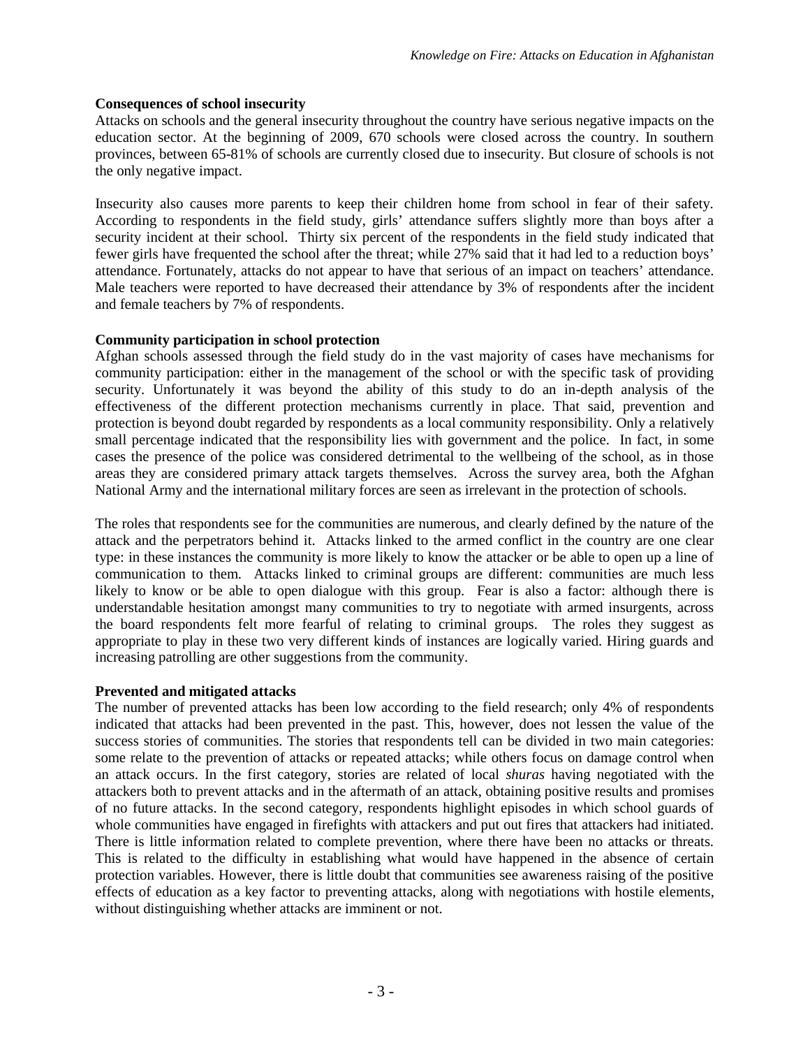**Consequences of school insecurity**

Attacks on schools and the general insecurity throughout the country have serious negative impacts on the education sector. At the beginning of 2009, 670 schools were closed across the country. In southern provinces, between 65-81% of schools are currently closed due to insecurity. But closure of schools is not the only negative impact.

Insecurity also causes more parents to keep their children home from school in fear of their safety. According to respondents in the field study, girls' attendance suffers slightly more than boys after a security incident at their school. Thirty six percent of the respondents in the field study indicated that fewer girls have frequented the school after the threat; while 27% said that it had led to a reduction boys' attendance. Fortunately, attacks do not appear to have that serious of an impact on teachers' attendance. Male teachers were reported to have decreased their attendance by 3% of respondents after the incident and female teachers by 7% of respondents.

**Community participation in school protection**

Afghan schools assessed through the field study do in the vast majority of cases have mechanisms for community participation: either in the management of the school or with the specific task of providing security. Unfortunately it was beyond the ability of this study to do an in-depth analysis of the effectiveness of the different protection mechanisms currently in place. That said, prevention and protection is beyond doubt regarded by respondents as a local community responsibility. Only a relatively small percentage indicated that the responsibility lies with government and the police. In fact, in some cases the presence of the police was considered detrimental to the wellbeing of the school, as in those areas they are considered primary attack targets themselves. Across the survey area, both the Afghan National Army and the international military forces are seen as irrelevant in the protection of schools.

The roles that respondents see for the communities are numerous, and clearly defined by the nature of the attack and the perpetrators behind it. Attacks linked to the armed conflict in the country are one clear type: in these instances the community is more likely to know the attacker or be able to open up a line of communication to them. Attacks linked to criminal groups are different: communities are much less likely to know or be able to open dialogue with this group. Fear is also a factor: although there is understandable hesitation amongst many communities to try to negotiate with armed insurgents, across the board respondents felt more fearful of relating to criminal groups. The roles they suggest as appropriate to play in these two very different kinds of instances are logically varied. Hiring guards and increasing patrolling are other suggestions from the community.

**Prevented and mitigated attacks**

The number of prevented attacks has been low according to the field research; only 4% of respondents indicated that attacks had been prevented in the past. This, however, does not lessen the value of the success stories of communities. The stories that respondents tell can be divided in two main categories: some relate to the prevention of attacks or repeated attacks; while others focus on damage control when an attack occurs. In the first category, stories are related of local *shuras* having negotiated with the attackers both to prevent attacks and in the aftermath of an attack, obtaining positive results and promises of no future attacks. In the second category, respondents highlight episodes in which school guards of whole communities have engaged in firefights with attackers and put out fires that attackers had initiated. There is little information related to complete prevention, where there have been no attacks or threats. This is related to the difficulty in establishing what would have happened in the absence of certain protection variables. However, there is little doubt that communities see awareness raising of the positive effects of education as a key factor to preventing attacks, along with negotiations with hostile elements, without distinguishing whether attacks are imminent or not.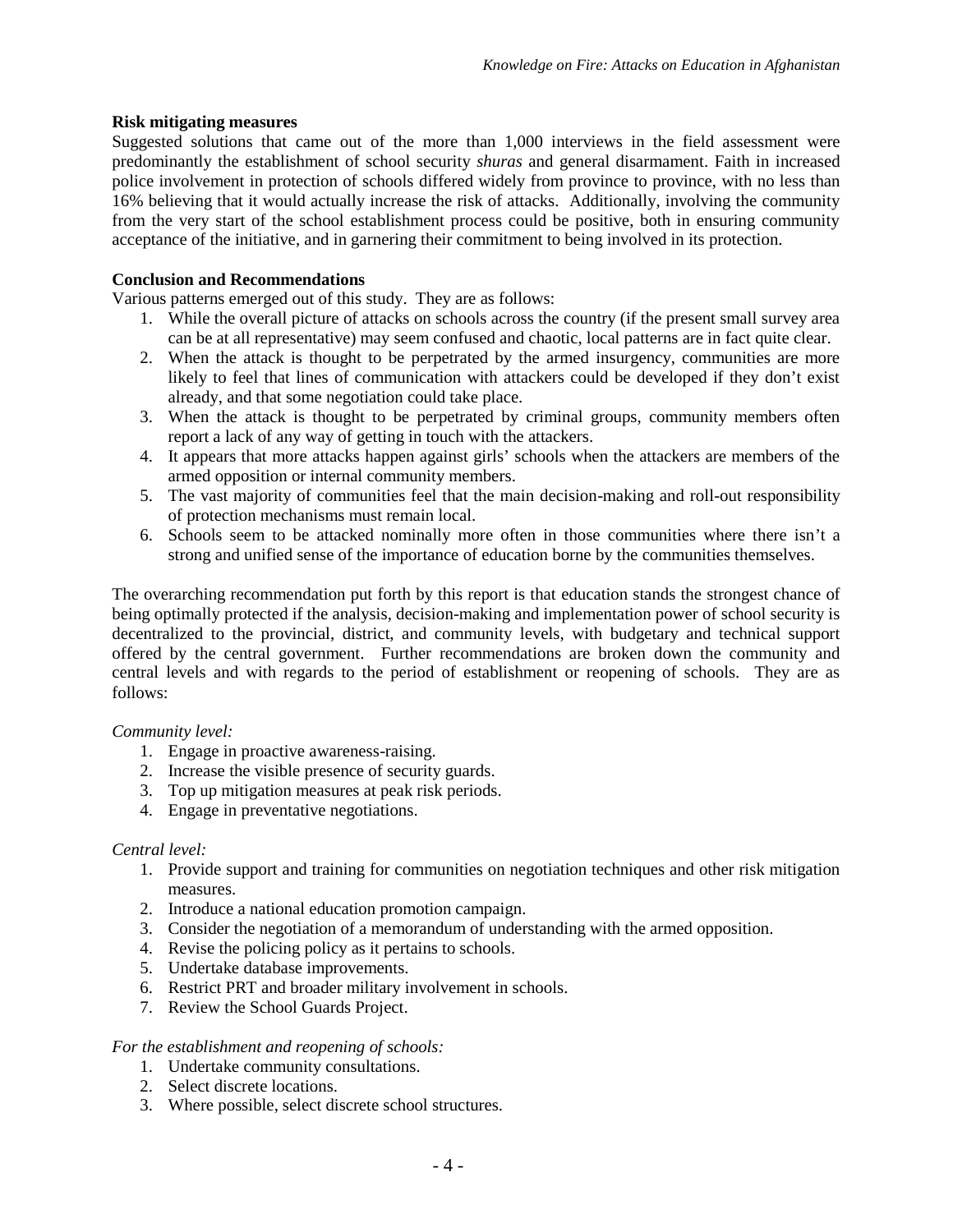**Risk mitigating measures**

Suggested solutions that came out of the more than 1,000 interviews in the field assessment were predominantly the establishment of school security *shuras* and general disarmament. Faith in increased police involvement in protection of schools differed widely from province to province, with no less than 16% believing that it would actually increase the risk of attacks. Additionally, involving the community from the very start of the school establishment process could be positive, both in ensuring community acceptance of the initiative, and in garnering their commitment to being involved in its protection.

**Conclusion and Recommendations**

Various patterns emerged out of this study. They are as follows:

1. While the overall picture of attacks on schools across the country (if the present small survey area can be at all representative) may seem confused and chaotic, local patterns are in fact quite clear.
2. When the attack is thought to be perpetrated by the armed insurgency, communities are more likely to feel that lines of communication with attackers could be developed if they don't exist already, and that some negotiation could take place.
3. When the attack is thought to be perpetrated by criminal groups, community members often report a lack of any way of getting in touch with the attackers.
4. It appears that more attacks happen against girls' schools when the attackers are members of the armed opposition or internal community members.
5. The vast majority of communities feel that the main decision-making and roll-out responsibility of protection mechanisms must remain local.
6. Schools seem to be attacked nominally more often in those communities where there isn't a strong and unified sense of the importance of education borne by the communities themselves.

The overarching recommendation put forth by this report is that education stands the strongest chance of being optimally protected if the analysis, decision-making and implementation power of school security is decentralized to the provincial, district, and community levels, with budgetary and technical support offered by the central government. Further recommendations are broken down the community and central levels and with regards to the period of establishment or reopening of schools. They are as follows:

*Community level:*

1. Engage in proactive awareness-raising.
2. Increase the visible presence of security guards.
3. Top up mitigation measures at peak risk periods.
4. Engage in preventative negotiations.

*Central level:*

1. Provide support and training for communities on negotiation techniques and other risk mitigation measures.
2. Introduce a national education promotion campaign.
3. Consider the negotiation of a memorandum of understanding with the armed opposition.
4. Revise the policing policy as it pertains to schools.
5. Undertake database improvements.
6. Restrict PRT and broader military involvement in schools.
7. Review the School Guards Project.

*For the establishment and reopening of schools:*

1. Undertake community consultations.
2. Select discrete locations.
3. Where possible, select discrete school structures.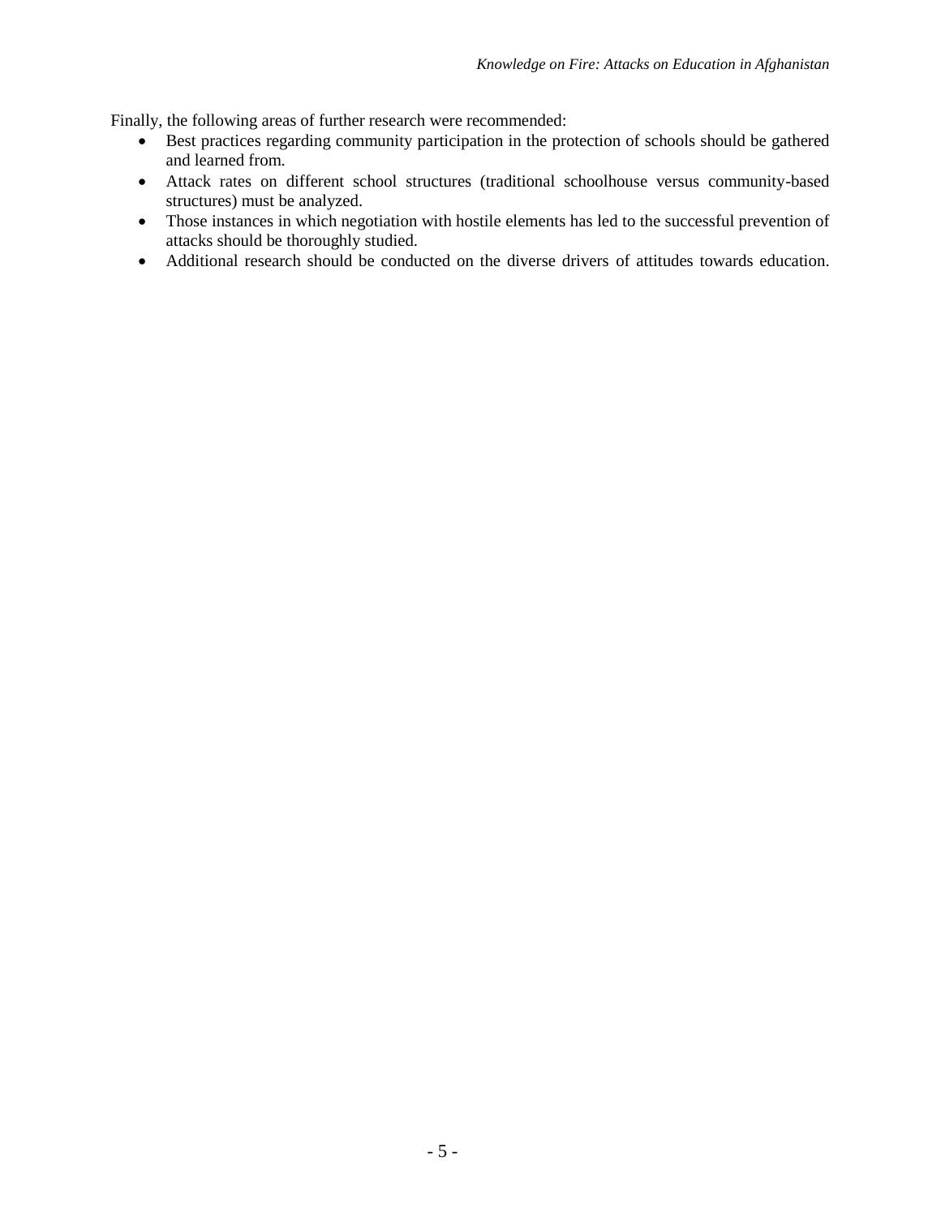Finally, the following areas of further research were recommended:

- Best practices regarding community participation in the protection of schools should be gathered and learned from.
- Attack rates on different school structures (traditional schoolhouse versus community-based structures) must be analyzed.
- Those instances in which negotiation with hostile elements has led to the successful prevention of attacks should be thoroughly studied.
- Additional research should be conducted on the diverse drivers of attitudes towards education.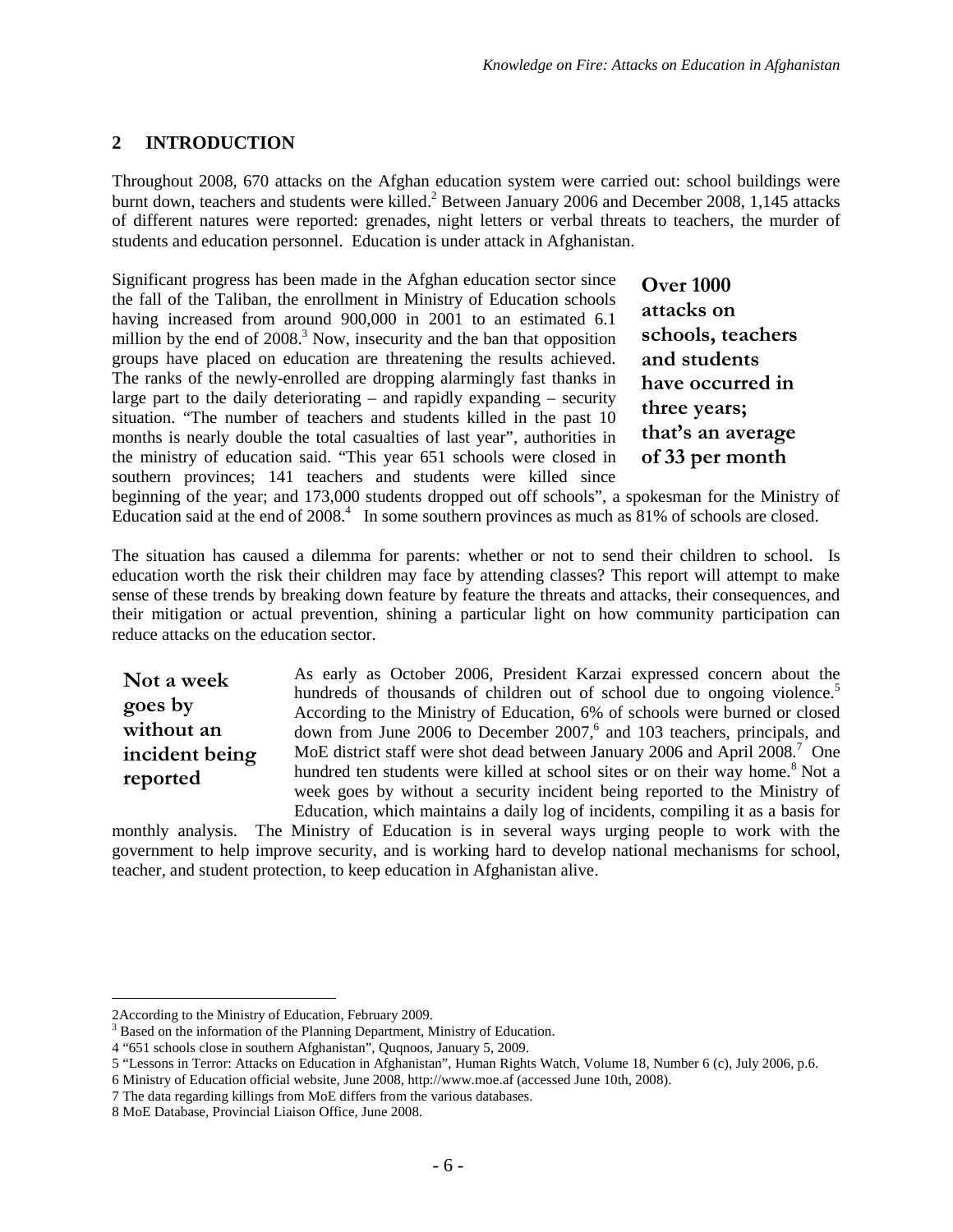## 2 INTRODUCTION

Throughout 2008, 670 attacks on the Afghan education system were carried out: school buildings were burnt down, teachers and students were killed.[2] Between January 2006 and December 2008, 1,145 attacks of different natures were reported: grenades, night letters or verbal threats to teachers, the murder of students and education personnel. Education is under attack in Afghanistan.

**Over 1000 attacks on schools, teachers and students have occurred in three years; that's an average of 33 per month**

Significant progress has been made in the Afghan education sector since the fall of the Taliban, the enrollment in Ministry of Education schools having increased from around 900,000 in 2001 to an estimated 6.1 million by the end of 2008.[3] Now, insecurity and the ban that opposition groups have placed on education are threatening the results achieved. The ranks of the newly-enrolled are dropping alarmingly fast thanks in large part to the daily deteriorating – and rapidly expanding – security situation. "The number of teachers and students killed in the past 10 months is nearly double the total casualties of last year", authorities in the ministry of education said. "This year 651 schools were closed in southern provinces; 141 teachers and students were killed since beginning of the year; and 173,000 students dropped out off schools", a spokesman for the Ministry of Education said at the end of 2008.[4] In some southern provinces as much as 81% of schools are closed.

The situation has caused a dilemma for parents: whether or not to send their children to school. Is education worth the risk their children may face by attending classes? This report will attempt to make sense of these trends by breaking down feature by feature the threats and attacks, their consequences, and their mitigation or actual prevention, shining a particular light on how community participation can reduce attacks on the education sector.

**Not a week goes by without an incident being reported**

As early as October 2006, President Karzai expressed concern about the hundreds of thousands of children out of school due to ongoing violence.[5] According to the Ministry of Education, 6% of schools were burned or closed down from June 2006 to December 2007,[6] and 103 teachers, principals, and MoE district staff were shot dead between January 2006 and April 2008.[7] One hundred ten students were killed at school sites or on their way home.[8] Not a week goes by without a security incident being reported to the Ministry of Education, which maintains a daily log of incidents, compiling it as a basis for monthly analysis. The Ministry of Education is in several ways urging people to work with the government to help improve security, and is working hard to develop national mechanisms for school, teacher, and student protection, to keep education in Afghanistan alive.

---

2 According to the Ministry of Education, February 2009.
3 Based on the information of the Planning Department, Ministry of Education.
4 "651 schools close in southern Afghanistan", Quqnoos, January 5, 2009.
5 "Lessons in Terror: Attacks on Education in Afghanistan", Human Rights Watch, Volume 18, Number 6 (c), July 2006, p.6.
6 Ministry of Education official website, June 2008, http://www.moe.af (accessed June 10th, 2008).
7 The data regarding killings from MoE differs from the various databases.
8 MoE Database, Provincial Liaison Office, June 2008.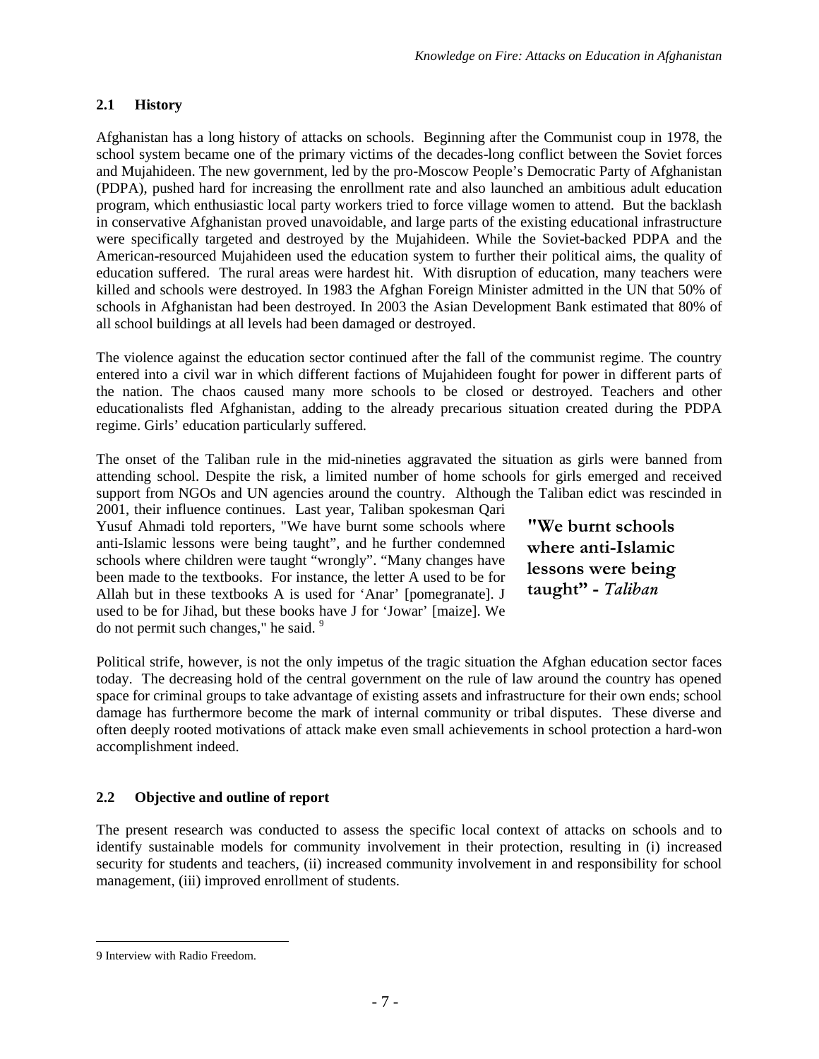## 2.1 History

Afghanistan has a long history of attacks on schools. Beginning after the Communist coup in 1978, the school system became one of the primary victims of the decades-long conflict between the Soviet forces and Mujahideen. The new government, led by the pro-Moscow People's Democratic Party of Afghanistan (PDPA), pushed hard for increasing the enrollment rate and also launched an ambitious adult education program, which enthusiastic local party workers tried to force village women to attend. But the backlash in conservative Afghanistan proved unavoidable, and large parts of the existing educational infrastructure were specifically targeted and destroyed by the Mujahideen. While the Soviet-backed PDPA and the American-resourced Mujahideen used the education system to further their political aims, the quality of education suffered. The rural areas were hardest hit. With disruption of education, many teachers were killed and schools were destroyed. In 1983 the Afghan Foreign Minister admitted in the UN that 50% of schools in Afghanistan had been destroyed. In 2003 the Asian Development Bank estimated that 80% of all school buildings at all levels had been damaged or destroyed.

The violence against the education sector continued after the fall of the communist regime. The country entered into a civil war in which different factions of Mujahideen fought for power in different parts of the nation. The chaos caused many more schools to be closed or destroyed. Teachers and other educationalists fled Afghanistan, adding to the already precarious situation created during the PDPA regime. Girls' education particularly suffered.

The onset of the Taliban rule in the mid-nineties aggravated the situation as girls were banned from attending school. Despite the risk, a limited number of home schools for girls emerged and received support from NGOs and UN agencies around the country. Although the Taliban edict was rescinded in 2001, their influence continues. Last year, Taliban spokesman Qari Yusuf Ahmadi told reporters, "We have burnt some schools where anti-Islamic lessons were being taught", and he further condemned schools where children were taught "wrongly". "Many changes have been made to the textbooks. For instance, the letter A used to be for Allah but in these textbooks A is used for 'Anar' [pomegranate]. J used to be for Jihad, but these books have J for 'Jowar' [maize]. We do not permit such changes," he said. [9]

> **"We burnt schools where anti-Islamic lessons were being taught" -** ***Taliban***

Political strife, however, is not the only impetus of the tragic situation the Afghan education sector faces today. The decreasing hold of the central government on the rule of law around the country has opened space for criminal groups to take advantage of existing assets and infrastructure for their own ends; school damage has furthermore become the mark of internal community or tribal disputes. These diverse and often deeply rooted motivations of attack make even small achievements in school protection a hard-won accomplishment indeed.

## 2.2 Objective and outline of report

The present research was conducted to assess the specific local context of attacks on schools and to identify sustainable models for community involvement in their protection, resulting in (i) increased security for students and teachers, (ii) increased community involvement in and responsibility for school management, (iii) improved enrollment of students.

---

9 Interview with Radio Freedom.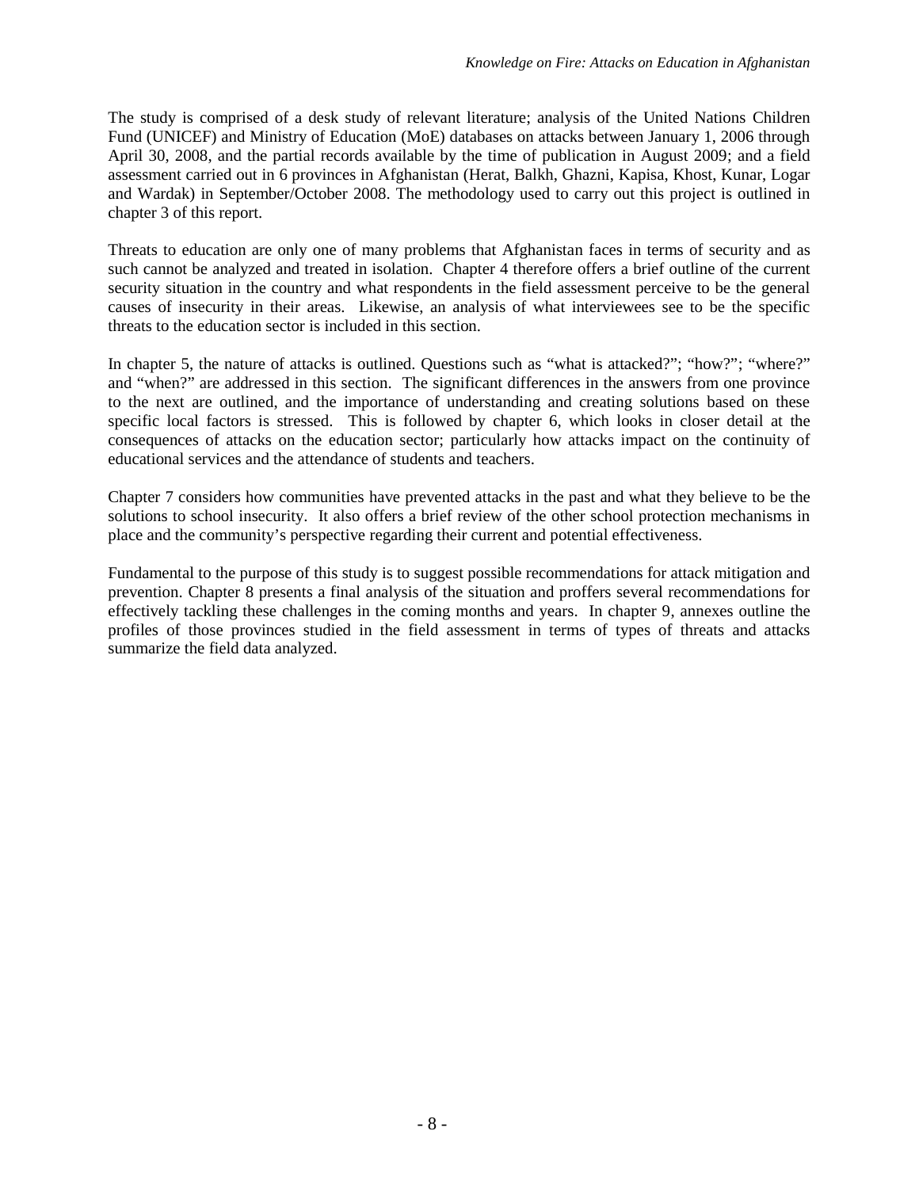The study is comprised of a desk study of relevant literature; analysis of the United Nations Children Fund (UNICEF) and Ministry of Education (MoE) databases on attacks between January 1, 2006 through April 30, 2008, and the partial records available by the time of publication in August 2009; and a field assessment carried out in 6 provinces in Afghanistan (Herat, Balkh, Ghazni, Kapisa, Khost, Kunar, Logar and Wardak) in September/October 2008. The methodology used to carry out this project is outlined in chapter 3 of this report.

Threats to education are only one of many problems that Afghanistan faces in terms of security and as such cannot be analyzed and treated in isolation. Chapter 4 therefore offers a brief outline of the current security situation in the country and what respondents in the field assessment perceive to be the general causes of insecurity in their areas. Likewise, an analysis of what interviewees see to be the specific threats to the education sector is included in this section.

In chapter 5, the nature of attacks is outlined. Questions such as "what is attacked?"; "how?"; "where?" and "when?" are addressed in this section. The significant differences in the answers from one province to the next are outlined, and the importance of understanding and creating solutions based on these specific local factors is stressed. This is followed by chapter 6, which looks in closer detail at the consequences of attacks on the education sector; particularly how attacks impact on the continuity of educational services and the attendance of students and teachers.

Chapter 7 considers how communities have prevented attacks in the past and what they believe to be the solutions to school insecurity. It also offers a brief review of the other school protection mechanisms in place and the community's perspective regarding their current and potential effectiveness.

Fundamental to the purpose of this study is to suggest possible recommendations for attack mitigation and prevention. Chapter 8 presents a final analysis of the situation and proffers several recommendations for effectively tackling these challenges in the coming months and years. In chapter 9, annexes outline the profiles of those provinces studied in the field assessment in terms of types of threats and attacks summarize the field data analyzed.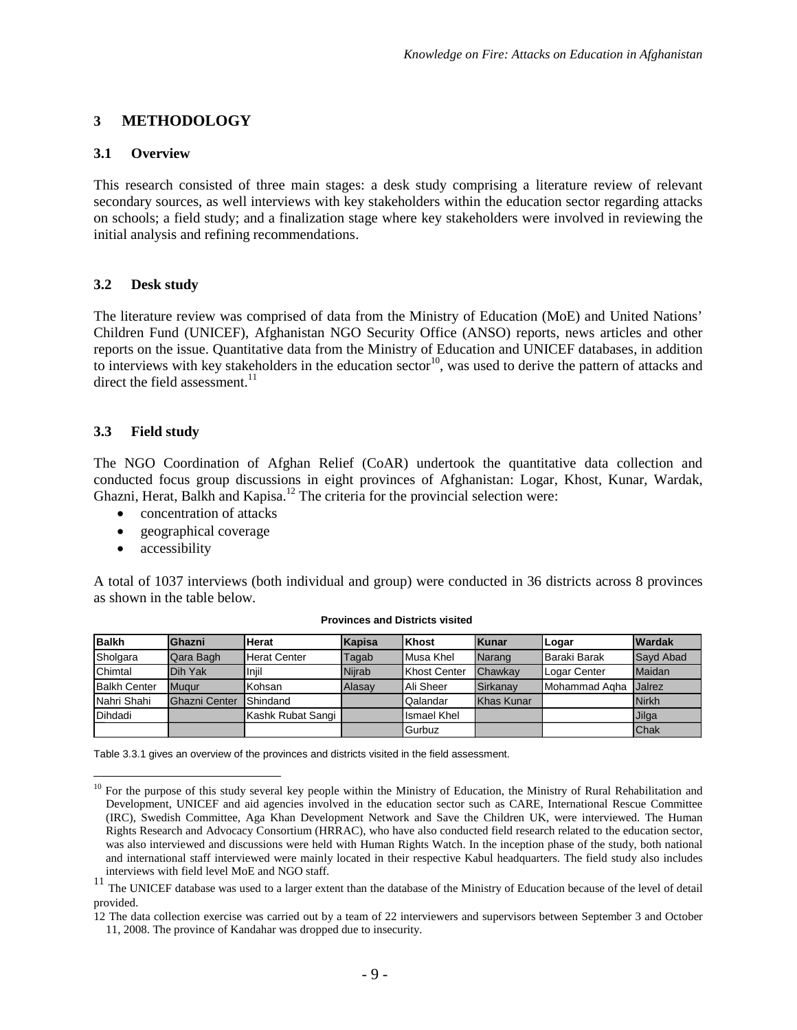# 3 METHODOLOGY

## 3.1 Overview

This research consisted of three main stages: a desk study comprising a literature review of relevant secondary sources, as well interviews with key stakeholders within the education sector regarding attacks on schools; a field study; and a finalization stage where key stakeholders were involved in reviewing the initial analysis and refining recommendations.

## 3.2 Desk study

The literature review was comprised of data from the Ministry of Education (MoE) and United Nations' Children Fund (UNICEF), Afghanistan NGO Security Office (ANSO) reports, news articles and other reports on the issue. Quantitative data from the Ministry of Education and UNICEF databases, in addition to interviews with key stakeholders in the education sector[10], was used to derive the pattern of attacks and direct the field assessment.[11]

## 3.3 Field study

The NGO Coordination of Afghan Relief (CoAR) undertook the quantitative data collection and conducted focus group discussions in eight provinces of Afghanistan: Logar, Khost, Kunar, Wardak, Ghazni, Herat, Balkh and Kapisa.[12] The criteria for the provincial selection were:

- concentration of attacks
- geographical coverage
- accessibility

A total of 1037 interviews (both individual and group) were conducted in 36 districts across 8 provinces as shown in the table below.

**Provinces and Districts visited**

| Balkh | Ghazni | Herat | Kapisa | Khost | Kunar | Logar | Wardak |
|---|---|---|---|---|---|---|---|
| Sholgara | Qara Bagh | Herat Center | Tagab | Musa Khel | Narang | Baraki Barak | Sayd Abad |
| Chimtal | Dih Yak | Injil | Nijrab | Khost Center | Chawkay | Logar Center | Maidan |
| Balkh Center | Muqur | Kohsan | Alasay | Ali Sheer | Sirkanay | Mohammad Aqha | Jalrez |
| Nahri Shahi | Ghazni Center | Shindand | | Qalandar | Khas Kunar | | Nirkh |
| Dihdadi | | Kashk Rubat Sangi | | Ismael Khel | | | Jilga |
| | | | | Gurbuz | | | Chak |

Table 3.3.1 gives an overview of the provinces and districts visited in the field assessment.

[10] For the purpose of this study several key people within the Ministry of Education, the Ministry of Rural Rehabilitation and Development, UNICEF and aid agencies involved in the education sector such as CARE, International Rescue Committee (IRC), Swedish Committee, Aga Khan Development Network and Save the Children UK, were interviewed. The Human Rights Research and Advocacy Consortium (HRRAC), who have also conducted field research related to the education sector, was also interviewed and discussions were held with Human Rights Watch. In the inception phase of the study, both national and international staff interviewed were mainly located in their respective Kabul headquarters. The field study also includes interviews with field level MoE and NGO staff.

[11] The UNICEF database was used to a larger extent than the database of the Ministry of Education because of the level of detail provided.

[12] The data collection exercise was carried out by a team of 22 interviewers and supervisors between September 3 and October 11, 2008. The province of Kandahar was dropped due to insecurity.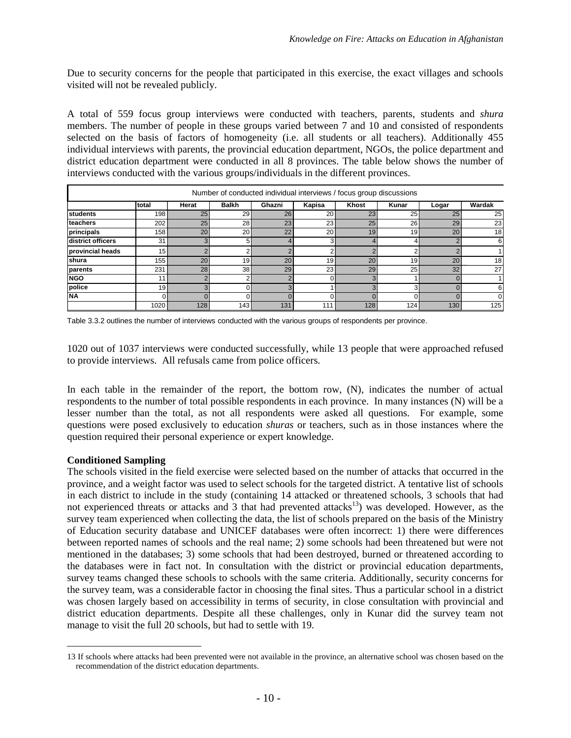Due to security concerns for the people that participated in this exercise, the exact villages and schools visited will not be revealed publicly.

A total of 559 focus group interviews were conducted with teachers, parents, students and *shura* members. The number of people in these groups varied between 7 and 10 and consisted of respondents selected on the basis of factors of homogeneity (i.e. all students or all teachers). Additionally 455 individual interviews with parents, the provincial education department, NGOs, the police department and district education department were conducted in all 8 provinces. The table below shows the number of interviews conducted with the various groups/individuals in the different provinces.

| Number of conducted individual interviews / focus group discussions | | | | | | | | | |
|---|---|---|---|---|---|---|---|---|---|
| | total | Herat | Balkh | Ghazni | Kapisa | Khost | Kunar | Logar | Wardak |
| students | 198 | 25 | 29 | 26 | 20 | 23 | 25 | 25 | 25 |
| teachers | 202 | 25 | 28 | 23 | 23 | 25 | 26 | 29 | 23 |
| principals | 158 | 20 | 20 | 22 | 20 | 19 | 19 | 20 | 18 |
| district officers | 31 | 3 | 5 | 4 | 3 | 4 | 4 | 2 | 6 |
| provincial heads | 15 | 2 | 2 | 2 | 2 | 2 | 2 | 2 | 1 |
| shura | 155 | 20 | 19 | 20 | 19 | 20 | 19 | 20 | 18 |
| parents | 231 | 28 | 38 | 29 | 23 | 29 | 25 | 32 | 27 |
| NGO | 11 | 2 | 2 | 2 | 0 | 3 | 1 | 0 | 1 |
| police | 19 | 3 | 0 | 3 | 1 | 3 | 3 | 0 | 6 |
| NA | 0 | 0 | 0 | 0 | 0 | 0 | 0 | 0 | 0 |
| | 1020 | 128 | 143 | 131 | 111 | 128 | 124 | 130 | 125 |

Table 3.3.2 outlines the number of interviews conducted with the various groups of respondents per province.

1020 out of 1037 interviews were conducted successfully, while 13 people that were approached refused to provide interviews. All refusals came from police officers.

In each table in the remainder of the report, the bottom row, (N), indicates the number of actual respondents to the number of total possible respondents in each province. In many instances (N) will be a lesser number than the total, as not all respondents were asked all questions. For example, some questions were posed exclusively to education *shuras* or teachers, such as in those instances where the question required their personal experience or expert knowledge.

**Conditioned Sampling**

The schools visited in the field exercise were selected based on the number of attacks that occurred in the province, and a weight factor was used to select schools for the targeted district. A tentative list of schools in each district to include in the study (containing 14 attacked or threatened schools, 3 schools that had not experienced threats or attacks and 3 that had prevented attacks[13]) was developed. However, as the survey team experienced when collecting the data, the list of schools prepared on the basis of the Ministry of Education security database and UNICEF databases were often incorrect: 1) there were differences between reported names of schools and the real name; 2) some schools had been threatened but were not mentioned in the databases; 3) some schools that had been destroyed, burned or threatened according to the databases were in fact not. In consultation with the district or provincial education departments, survey teams changed these schools to schools with the same criteria. Additionally, security concerns for the survey team, was a considerable factor in choosing the final sites. Thus a particular school in a district was chosen largely based on accessibility in terms of security, in close consultation with provincial and district education departments. Despite all these challenges, only in Kunar did the survey team not manage to visit the full 20 schools, but had to settle with 19.

13 If schools where attacks had been prevented were not available in the province, an alternative school was chosen based on the recommendation of the district education departments.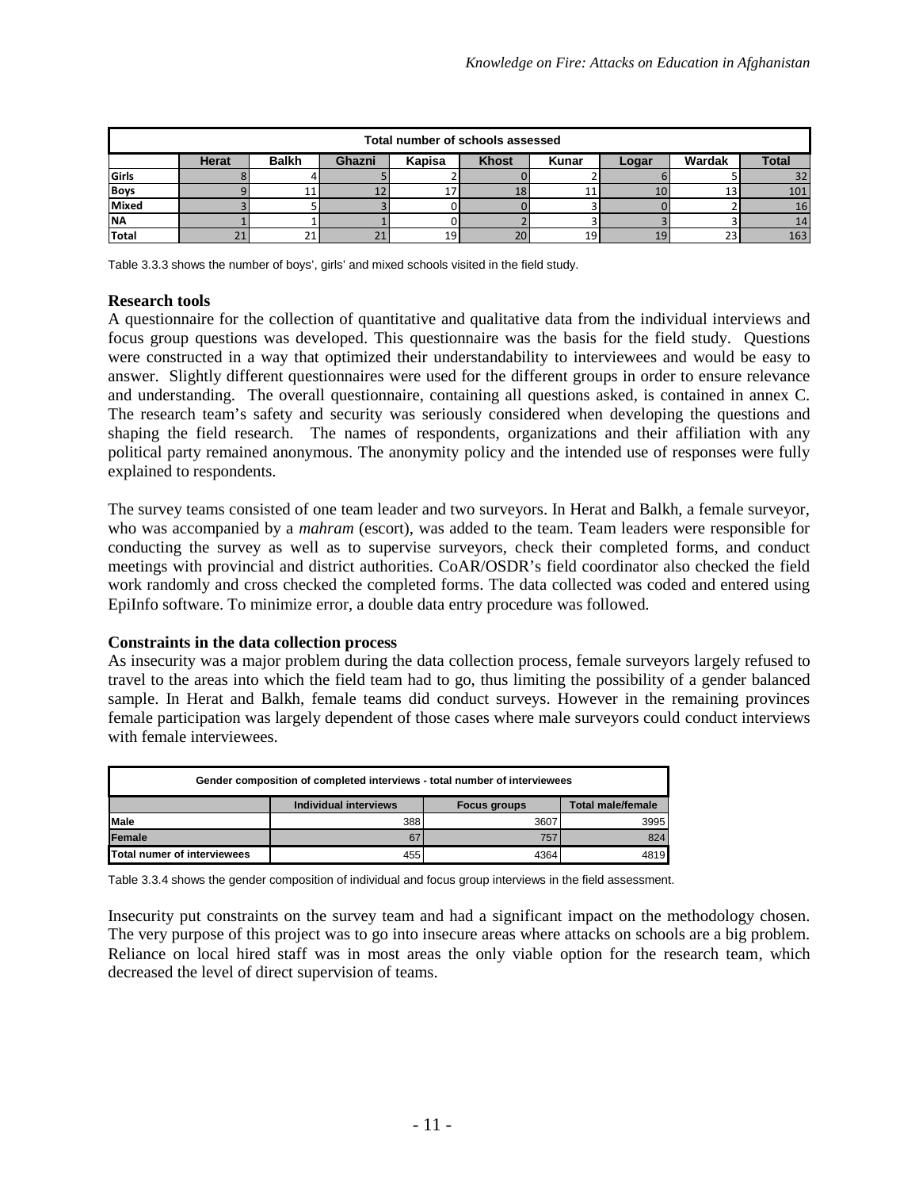| Total number of schools assessed | | | | | | | | | |
|---|---|---|---|---|---|---|---|---|---|
| | **Herat** | **Balkh** | **Ghazni** | **Kapisa** | **Khost** | **Kunar** | **Logar** | **Wardak** | **Total** |
| **Girls** | 8 | 4 | 5 | 2 | 0 | 2 | 6 | 5 | 32 |
| **Boys** | 9 | 11 | 12 | 17 | 18 | 11 | 10 | 13 | 101 |
| **Mixed** | 3 | 5 | 3 | 0 | 0 | 3 | 0 | 2 | 16 |
| **NA** | 1 | 1 | 1 | 0 | 2 | 3 | 3 | 3 | 14 |
| **Total** | 21 | 21 | 21 | 19 | 20 | 19 | 19 | 23 | 163 |

Table 3.3.3 shows the number of boys', girls' and mixed schools visited in the field study.

**Research tools**

A questionnaire for the collection of quantitative and qualitative data from the individual interviews and focus group questions was developed. This questionnaire was the basis for the field study. Questions were constructed in a way that optimized their understandability to interviewees and would be easy to answer. Slightly different questionnaires were used for the different groups in order to ensure relevance and understanding. The overall questionnaire, containing all questions asked, is contained in annex C. The research team's safety and security was seriously considered when developing the questions and shaping the field research. The names of respondents, organizations and their affiliation with any political party remained anonymous. The anonymity policy and the intended use of responses were fully explained to respondents.

The survey teams consisted of one team leader and two surveyors. In Herat and Balkh, a female surveyor, who was accompanied by a *mahram* (escort), was added to the team. Team leaders were responsible for conducting the survey as well as to supervise surveyors, check their completed forms, and conduct meetings with provincial and district authorities. CoAR/OSDR's field coordinator also checked the field work randomly and cross checked the completed forms. The data collected was coded and entered using EpiInfo software. To minimize error, a double data entry procedure was followed.

**Constraints in the data collection process**

As insecurity was a major problem during the data collection process, female surveyors largely refused to travel to the areas into which the field team had to go, thus limiting the possibility of a gender balanced sample. In Herat and Balkh, female teams did conduct surveys. However in the remaining provinces female participation was largely dependent of those cases where male surveyors could conduct interviews with female interviewees.

| Gender composition of completed interviews - total number of interviewees | | | |
|---|---|---|---|
| | **Individual interviews** | **Focus groups** | **Total male/female** |
| **Male** | 388 | 3607 | 3995 |
| **Female** | 67 | 757 | 824 |
| **Total numer of interviewees** | 455 | 4364 | 4819 |

Table 3.3.4 shows the gender composition of individual and focus group interviews in the field assessment.

Insecurity put constraints on the survey team and had a significant impact on the methodology chosen. The very purpose of this project was to go into insecure areas where attacks on schools are a big problem. Reliance on local hired staff was in most areas the only viable option for the research team, which decreased the level of direct supervision of teams.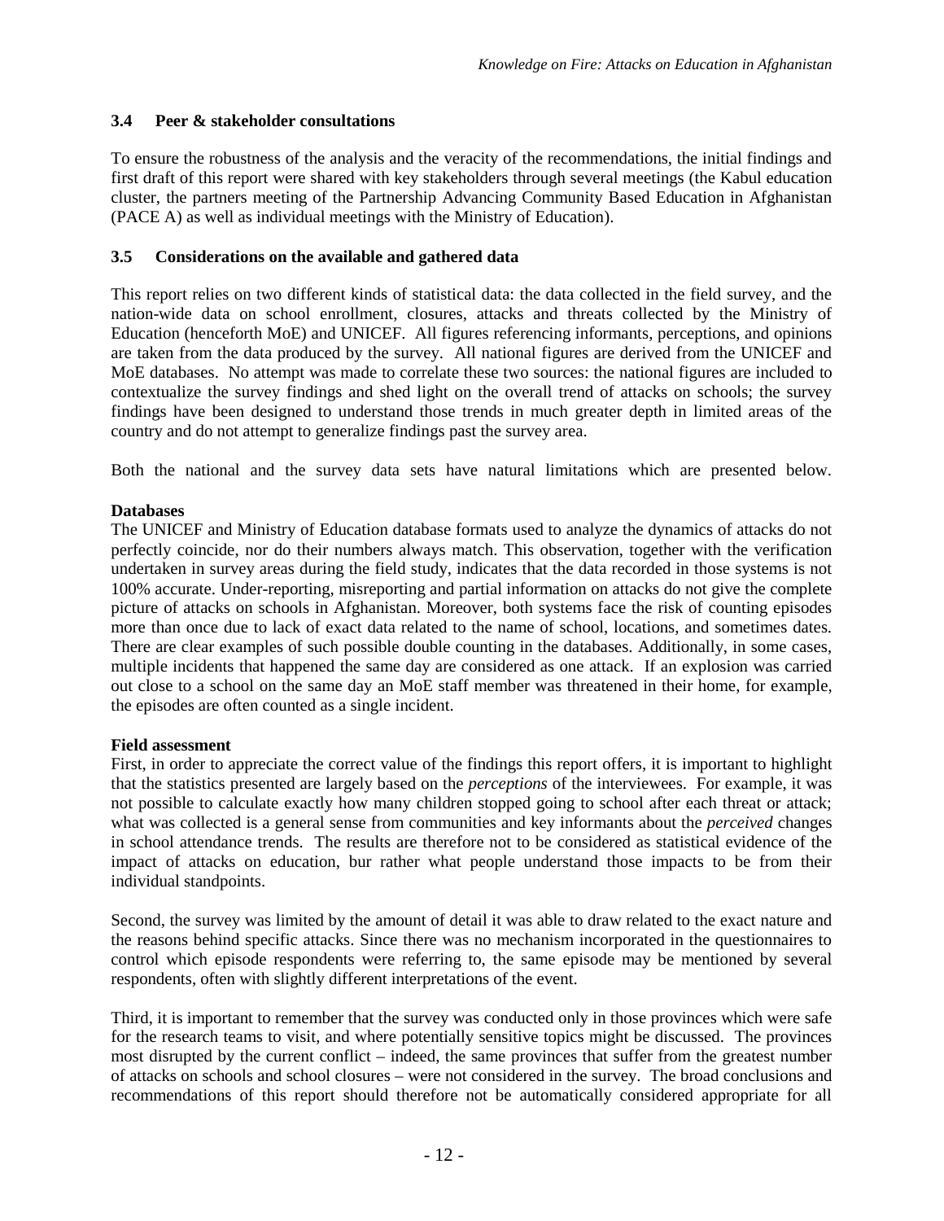### 3.4 Peer & stakeholder consultations

To ensure the robustness of the analysis and the veracity of the recommendations, the initial findings and first draft of this report were shared with key stakeholders through several meetings (the Kabul education cluster, the partners meeting of the Partnership Advancing Community Based Education in Afghanistan (PACE A) as well as individual meetings with the Ministry of Education).

### 3.5 Considerations on the available and gathered data

This report relies on two different kinds of statistical data: the data collected in the field survey, and the nation-wide data on school enrollment, closures, attacks and threats collected by the Ministry of Education (henceforth MoE) and UNICEF. All figures referencing informants, perceptions, and opinions are taken from the data produced by the survey. All national figures are derived from the UNICEF and MoE databases. No attempt was made to correlate these two sources: the national figures are included to contextualize the survey findings and shed light on the overall trend of attacks on schools; the survey findings have been designed to understand those trends in much greater depth in limited areas of the country and do not attempt to generalize findings past the survey area.

Both the national and the survey data sets have natural limitations which are presented below.

**Databases**

The UNICEF and Ministry of Education database formats used to analyze the dynamics of attacks do not perfectly coincide, nor do their numbers always match. This observation, together with the verification undertaken in survey areas during the field study, indicates that the data recorded in those systems is not 100% accurate. Under-reporting, misreporting and partial information on attacks do not give the complete picture of attacks on schools in Afghanistan. Moreover, both systems face the risk of counting episodes more than once due to lack of exact data related to the name of school, locations, and sometimes dates. There are clear examples of such possible double counting in the databases. Additionally, in some cases, multiple incidents that happened the same day are considered as one attack. If an explosion was carried out close to a school on the same day an MoE staff member was threatened in their home, for example, the episodes are often counted as a single incident.

**Field assessment**

First, in order to appreciate the correct value of the findings this report offers, it is important to highlight that the statistics presented are largely based on the *perceptions* of the interviewees. For example, it was not possible to calculate exactly how many children stopped going to school after each threat or attack; what was collected is a general sense from communities and key informants about the *perceived* changes in school attendance trends. The results are therefore not to be considered as statistical evidence of the impact of attacks on education, bur rather what people understand those impacts to be from their individual standpoints.

Second, the survey was limited by the amount of detail it was able to draw related to the exact nature and the reasons behind specific attacks. Since there was no mechanism incorporated in the questionnaires to control which episode respondents were referring to, the same episode may be mentioned by several respondents, often with slightly different interpretations of the event.

Third, it is important to remember that the survey was conducted only in those provinces which were safe for the research teams to visit, and where potentially sensitive topics might be discussed. The provinces most disrupted by the current conflict – indeed, the same provinces that suffer from the greatest number of attacks on schools and school closures – were not considered in the survey. The broad conclusions and recommendations of this report should therefore not be automatically considered appropriate for all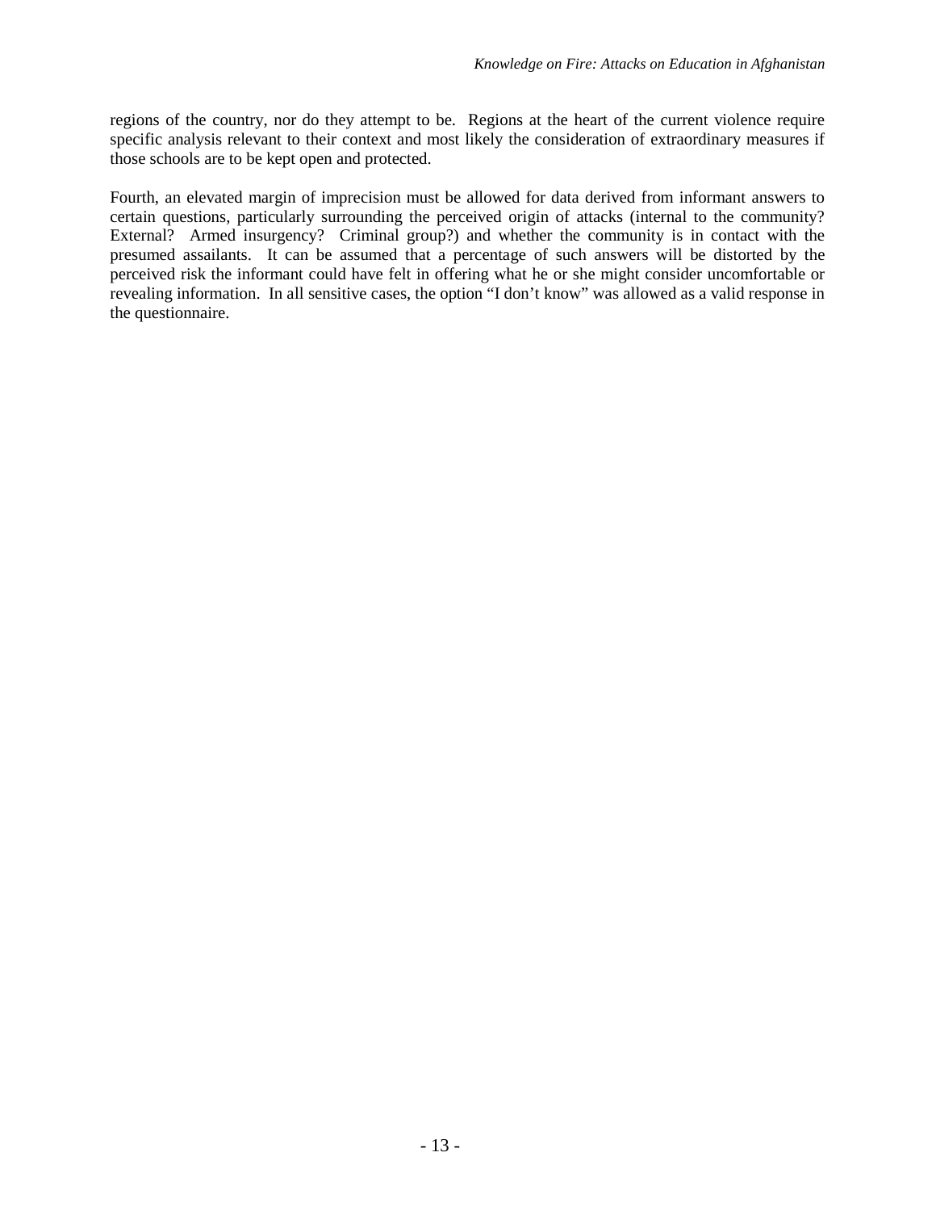regions of the country, nor do they attempt to be. Regions at the heart of the current violence require specific analysis relevant to their context and most likely the consideration of extraordinary measures if those schools are to be kept open and protected.

Fourth, an elevated margin of imprecision must be allowed for data derived from informant answers to certain questions, particularly surrounding the perceived origin of attacks (internal to the community? External? Armed insurgency? Criminal group?) and whether the community is in contact with the presumed assailants. It can be assumed that a percentage of such answers will be distorted by the perceived risk the informant could have felt in offering what he or she might consider uncomfortable or revealing information. In all sensitive cases, the option "I don't know" was allowed as a valid response in the questionnaire.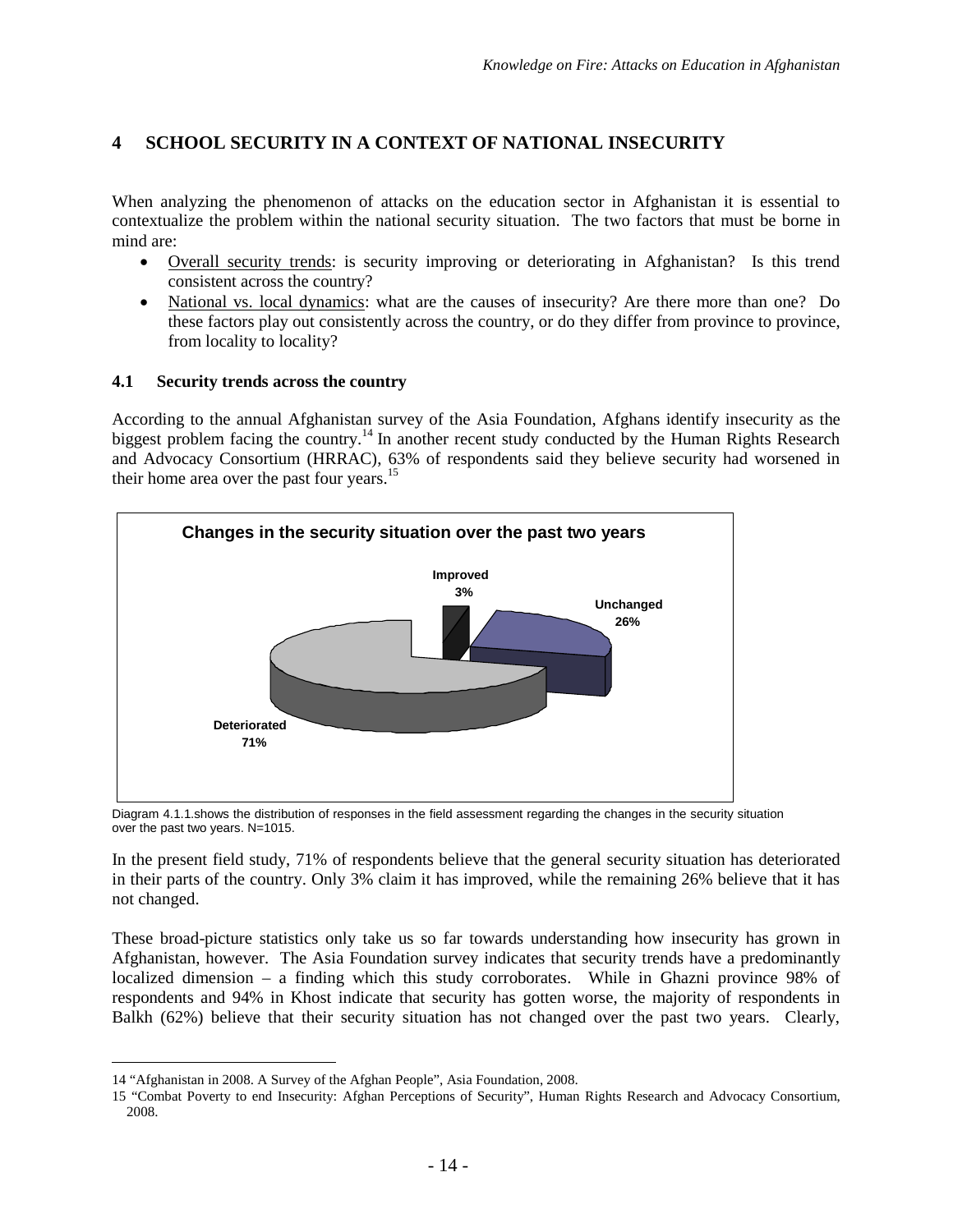# 4 SCHOOL SECURITY IN A CONTEXT OF NATIONAL INSECURITY

When analyzing the phenomenon of attacks on the education sector in Afghanistan it is essential to contextualize the problem within the national security situation. The two factors that must be borne in mind are:

- Overall security trends: is security improving or deteriorating in Afghanistan? Is this trend consistent across the country?
- National vs. local dynamics: what are the causes of insecurity? Are there more than one? Do these factors play out consistently across the country, or do they differ from province to province, from locality to locality?

## 4.1 Security trends across the country

According to the annual Afghanistan survey of the Asia Foundation, Afghans identify insecurity as the biggest problem facing the country.[14] In another recent study conducted by the Human Rights Research and Advocacy Consortium (HRRAC), 63% of respondents said they believe security had worsened in their home area over the past four years.[15]

**Changes in the security situation over the past two years**

| Response | Percentage |
|---|---|
| Improved | 3% |
| Unchanged | 26% |
| Deteriorated | 71% |

Diagram 4.1.1.shows the distribution of responses in the field assessment regarding the changes in the security situation over the past two years. N=1015.

In the present field study, 71% of respondents believe that the general security situation has deteriorated in their parts of the country. Only 3% claim it has improved, while the remaining 26% believe that it has not changed.

These broad-picture statistics only take us so far towards understanding how insecurity has grown in Afghanistan, however. The Asia Foundation survey indicates that security trends have a predominantly localized dimension – a finding which this study corroborates. While in Ghazni province 98% of respondents and 94% in Khost indicate that security has gotten worse, the majority of respondents in Balkh (62%) believe that their security situation has not changed over the past two years. Clearly,

---

14 "Afghanistan in 2008. A Survey of the Afghan People", Asia Foundation, 2008.

15 "Combat Poverty to end Insecurity: Afghan Perceptions of Security", Human Rights Research and Advocacy Consortium, 2008.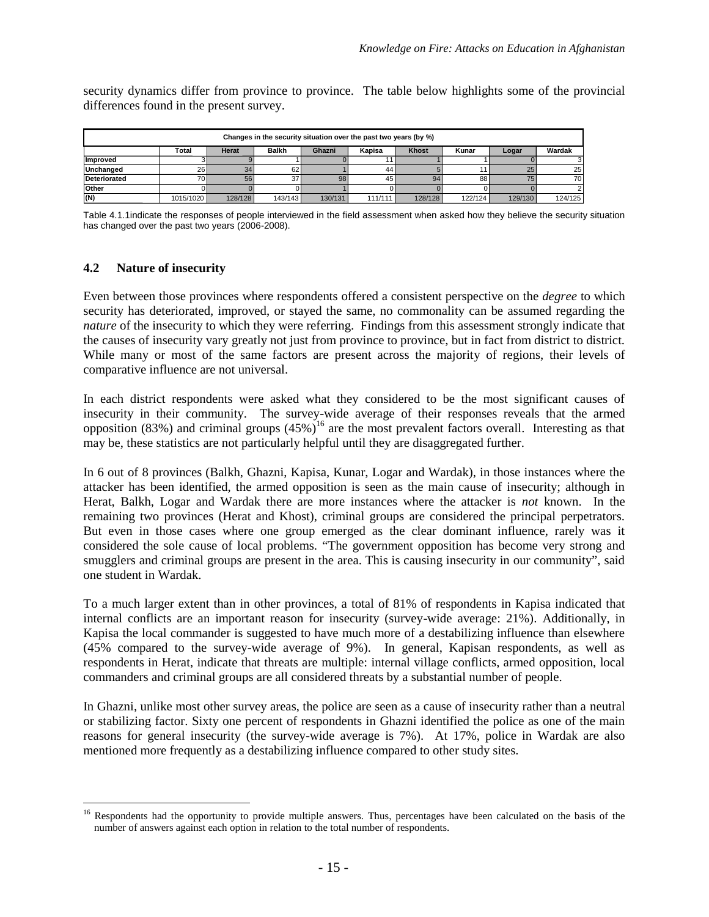security dynamics differ from province to province. The table below highlights some of the provincial differences found in the present survey.

| Changes in the security situation over the past two years (by %) | | | | | | | | | |
|---|---|---|---|---|---|---|---|---|---|
| | Total | Herat | Balkh | Ghazni | Kapisa | Khost | Kunar | Logar | Wardak |
| **Improved** | 3 | 9 | 1 | 0 | 11 | 1 | 1 | 0 | 3 |
| **Unchanged** | 26 | 34 | 62 | 1 | 44 | 5 | 11 | 25 | 25 |
| **Deteriorated** | 70 | 56 | 37 | 98 | 45 | 94 | 88 | 75 | 70 |
| **Other** | 0 | 0 | 0 | 1 | 0 | 0 | 0 | 0 | 2 |
| **(N)** | 1015/1020 | 128/128 | 143/143 | 130/131 | 111/111 | 128/128 | 122/124 | 129/130 | 124/125 |

Table 4.1.1indicate the responses of people interviewed in the field assessment when asked how they believe the security situation has changed over the past two years (2006-2008).

## 4.2 Nature of insecurity

Even between those provinces where respondents offered a consistent perspective on the *degree* to which security has deteriorated, improved, or stayed the same, no commonality can be assumed regarding the *nature* of the insecurity to which they were referring. Findings from this assessment strongly indicate that the causes of insecurity vary greatly not just from province to province, but in fact from district to district. While many or most of the same factors are present across the majority of regions, their levels of comparative influence are not universal.

In each district respondents were asked what they considered to be the most significant causes of insecurity in their community. The survey-wide average of their responses reveals that the armed opposition (83%) and criminal groups (45%)[16] are the most prevalent factors overall. Interesting as that may be, these statistics are not particularly helpful until they are disaggregated further.

In 6 out of 8 provinces (Balkh, Ghazni, Kapisa, Kunar, Logar and Wardak), in those instances where the attacker has been identified, the armed opposition is seen as the main cause of insecurity; although in Herat, Balkh, Logar and Wardak there are more instances where the attacker is *not* known. In the remaining two provinces (Herat and Khost), criminal groups are considered the principal perpetrators. But even in those cases where one group emerged as the clear dominant influence, rarely was it considered the sole cause of local problems. "The government opposition has become very strong and smugglers and criminal groups are present in the area. This is causing insecurity in our community", said one student in Wardak.

To a much larger extent than in other provinces, a total of 81% of respondents in Kapisa indicated that internal conflicts are an important reason for insecurity (survey-wide average: 21%). Additionally, in Kapisa the local commander is suggested to have much more of a destabilizing influence than elsewhere (45% compared to the survey-wide average of 9%). In general, Kapisan respondents, as well as respondents in Herat, indicate that threats are multiple: internal village conflicts, armed opposition, local commanders and criminal groups are all considered threats by a substantial number of people.

In Ghazni, unlike most other survey areas, the police are seen as a cause of insecurity rather than a neutral or stabilizing factor. Sixty one percent of respondents in Ghazni identified the police as one of the main reasons for general insecurity (the survey-wide average is 7%). At 17%, police in Wardak are also mentioned more frequently as a destabilizing influence compared to other study sites.

---

[16] Respondents had the opportunity to provide multiple answers. Thus, percentages have been calculated on the basis of the number of answers against each option in relation to the total number of respondents.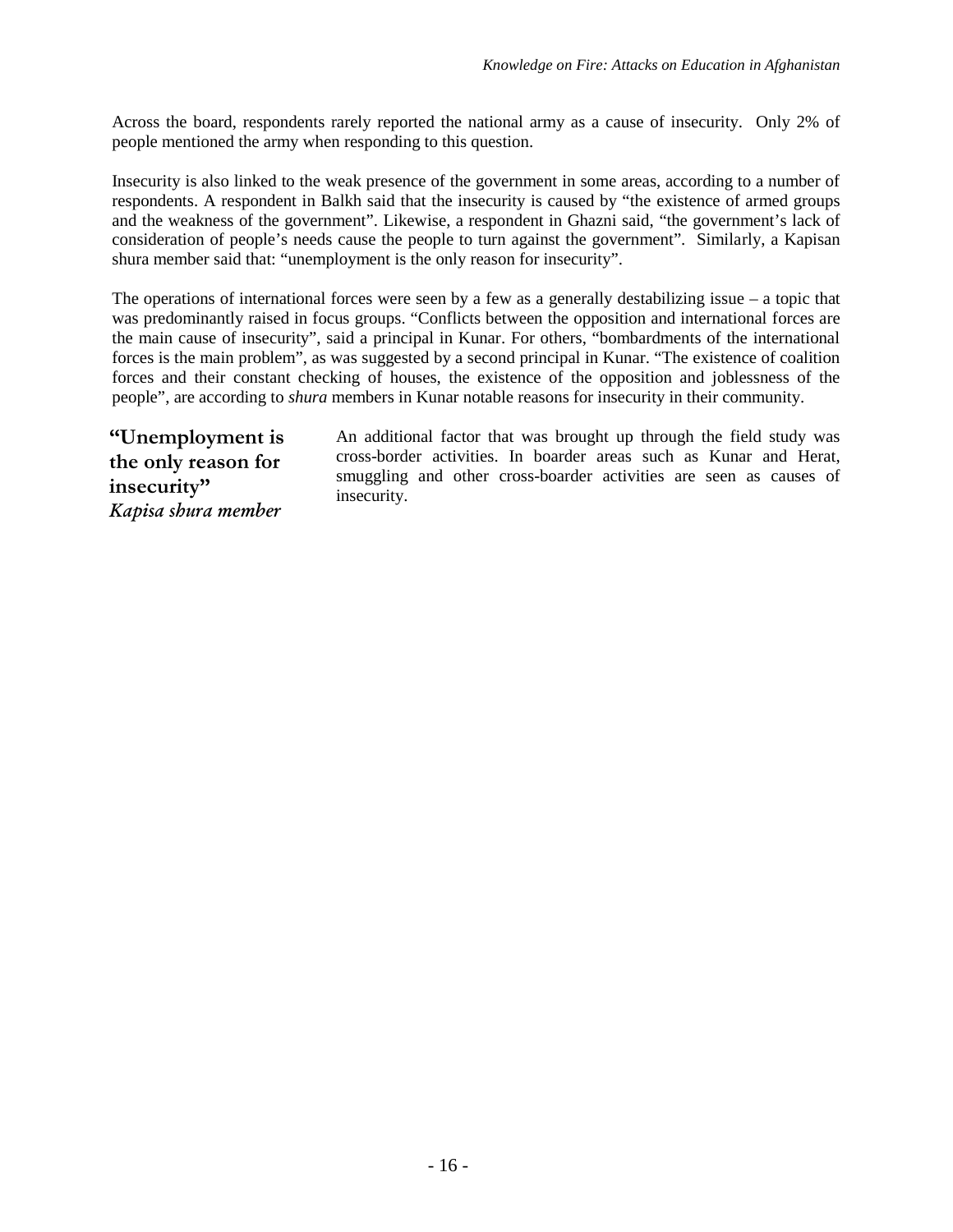Across the board, respondents rarely reported the national army as a cause of insecurity. Only 2% of people mentioned the army when responding to this question.

Insecurity is also linked to the weak presence of the government in some areas, according to a number of respondents. A respondent in Balkh said that the insecurity is caused by "the existence of armed groups and the weakness of the government". Likewise, a respondent in Ghazni said, "the government's lack of consideration of people's needs cause the people to turn against the government". Similarly, a Kapisan shura member said that: "unemployment is the only reason for insecurity".

The operations of international forces were seen by a few as a generally destabilizing issue – a topic that was predominantly raised in focus groups. "Conflicts between the opposition and international forces are the main cause of insecurity", said a principal in Kunar. For others, "bombardments of the international forces is the main problem", as was suggested by a second principal in Kunar. "The existence of coalition forces and their constant checking of houses, the existence of the opposition and joblessness of the people", are according to *shura* members in Kunar notable reasons for insecurity in their community.

**"Unemployment is the only reason for insecurity"**
*Kapisa shura member*

An additional factor that was brought up through the field study was cross-border activities. In boarder areas such as Kunar and Herat, smuggling and other cross-boarder activities are seen as causes of insecurity.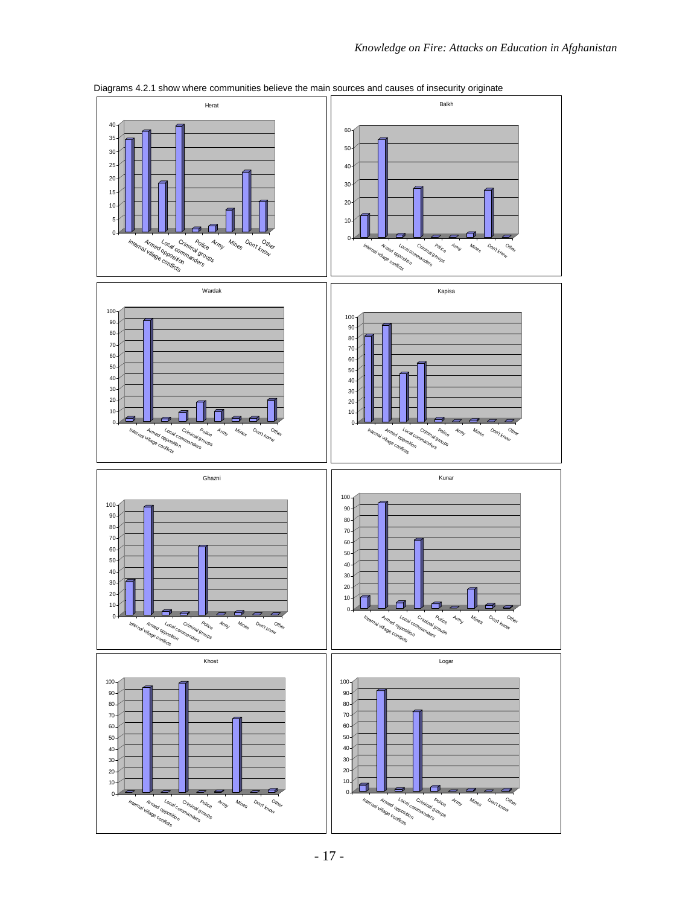Diagrams 4.2.1 show where communities believe the main sources and causes of insecurity originate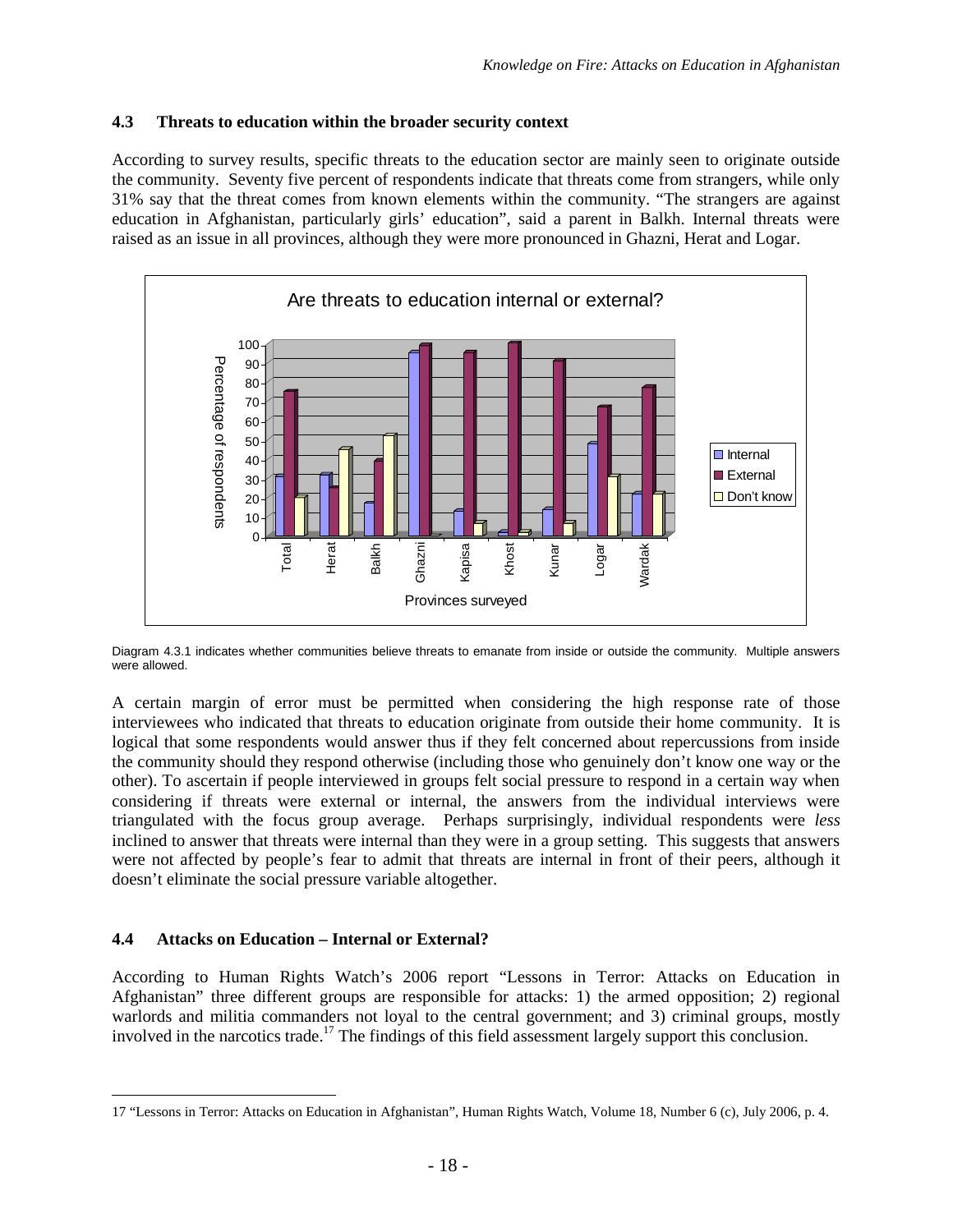## 4.3 Threats to education within the broader security context

According to survey results, specific threats to the education sector are mainly seen to originate outside the community. Seventy five percent of respondents indicate that threats come from strangers, while only 31% say that the threat comes from known elements within the community. "The strangers are against education in Afghanistan, particularly girls' education", said a parent in Balkh. Internal threats were raised as an issue in all provinces, although they were more pronounced in Ghazni, Herat and Logar.

Diagram 4.3.1 indicates whether communities believe threats to emanate from inside or outside the community. Multiple answers were allowed.

A certain margin of error must be permitted when considering the high response rate of those interviewees who indicated that threats to education originate from outside their home community. It is logical that some respondents would answer thus if they felt concerned about repercussions from inside the community should they respond otherwise (including those who genuinely don't know one way or the other). To ascertain if people interviewed in groups felt social pressure to respond in a certain way when considering if threats were external or internal, the answers from the individual interviews were triangulated with the focus group average. Perhaps surprisingly, individual respondents were *less* inclined to answer that threats were internal than they were in a group setting. This suggests that answers were not affected by people's fear to admit that threats are internal in front of their peers, although it doesn't eliminate the social pressure variable altogether.

## 4.4 Attacks on Education – Internal or External?

According to Human Rights Watch's 2006 report "Lessons in Terror: Attacks on Education in Afghanistan" three different groups are responsible for attacks: 1) the armed opposition; 2) regional warlords and militia commanders not loyal to the central government; and 3) criminal groups, mostly involved in the narcotics trade.[17] The findings of this field assessment largely support this conclusion.

[17] "Lessons in Terror: Attacks on Education in Afghanistan", Human Rights Watch, Volume 18, Number 6 (c), July 2006, p. 4.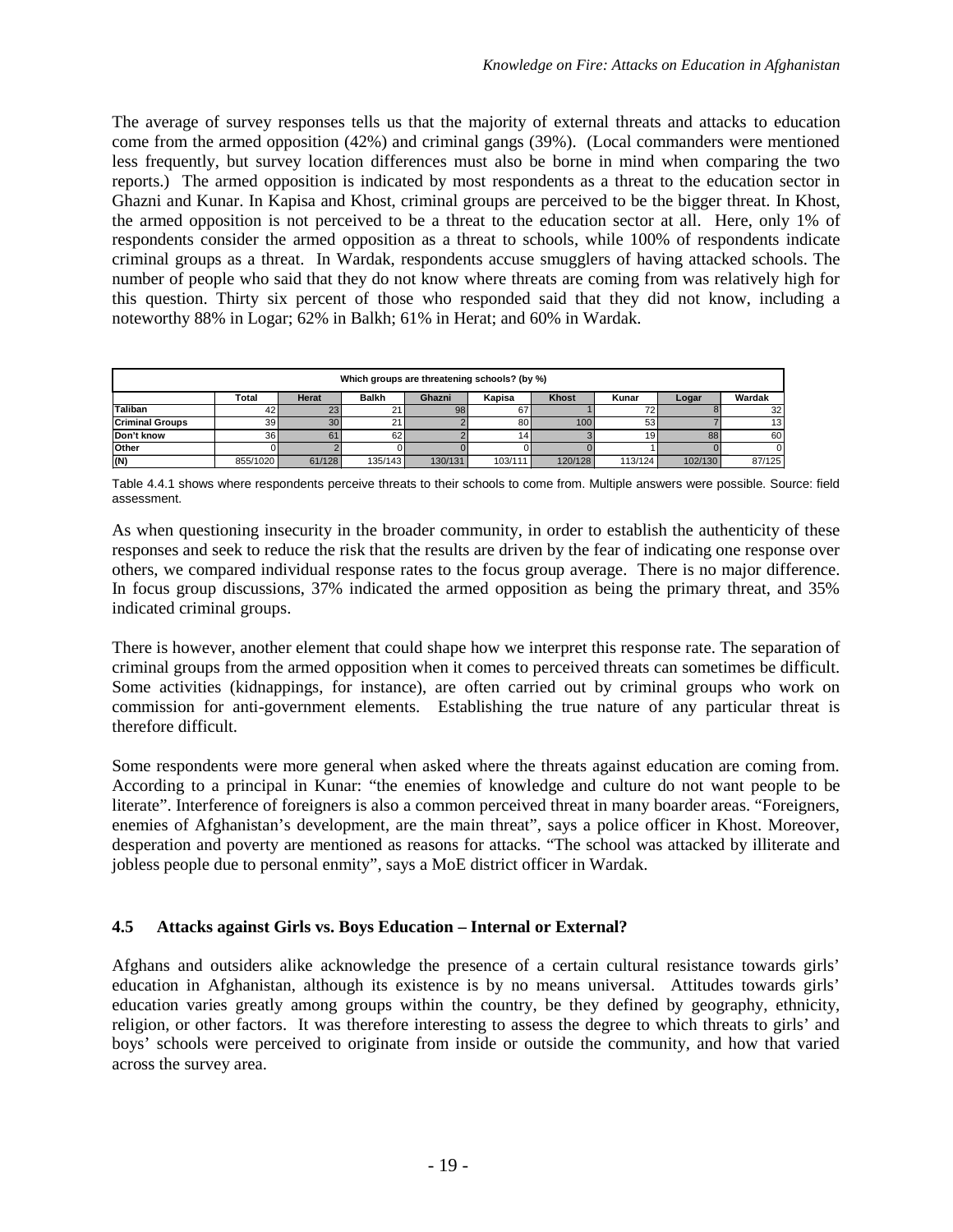The average of survey responses tells us that the majority of external threats and attacks to education come from the armed opposition (42%) and criminal gangs (39%). (Local commanders were mentioned less frequently, but survey location differences must also be borne in mind when comparing the two reports.) The armed opposition is indicated by most respondents as a threat to the education sector in Ghazni and Kunar. In Kapisa and Khost, criminal groups are perceived to be the bigger threat. In Khost, the armed opposition is not perceived to be a threat to the education sector at all. Here, only 1% of respondents consider the armed opposition as a threat to schools, while 100% of respondents indicate criminal groups as a threat. In Wardak, respondents accuse smugglers of having attacked schools. The number of people who said that they do not know where threats are coming from was relatively high for this question. Thirty six percent of those who responded said that they did not know, including a noteworthy 88% in Logar; 62% in Balkh; 61% in Herat; and 60% in Wardak.

| Which groups are threatening schools? (by %) | | | | | | | | | |
|---|---|---|---|---|---|---|---|---|---|
| | Total | Herat | Balkh | Ghazni | Kapisa | Khost | Kunar | Logar | Wardak |
| Taliban | 42 | 23 | 21 | 98 | 67 | 1 | 72 | 8 | 32 |
| Criminal Groups | 39 | 30 | 21 | 2 | 80 | 100 | 53 | 7 | 13 |
| Don't know | 36 | 61 | 62 | 2 | 14 | 3 | 19 | 88 | 60 |
| Other | 0 | 2 | 0 | 0 | 0 | 0 | 1 | 0 | 0 |
| (N) | 855/1020 | 61/128 | 135/143 | 130/131 | 103/111 | 120/128 | 113/124 | 102/130 | 87/125 |

Table 4.4.1 shows where respondents perceive threats to their schools to come from. Multiple answers were possible. Source: field assessment.

As when questioning insecurity in the broader community, in order to establish the authenticity of these responses and seek to reduce the risk that the results are driven by the fear of indicating one response over others, we compared individual response rates to the focus group average. There is no major difference. In focus group discussions, 37% indicated the armed opposition as being the primary threat, and 35% indicated criminal groups.

There is however, another element that could shape how we interpret this response rate. The separation of criminal groups from the armed opposition when it comes to perceived threats can sometimes be difficult. Some activities (kidnappings, for instance), are often carried out by criminal groups who work on commission for anti-government elements. Establishing the true nature of any particular threat is therefore difficult.

Some respondents were more general when asked where the threats against education are coming from. According to a principal in Kunar: "the enemies of knowledge and culture do not want people to be literate". Interference of foreigners is also a common perceived threat in many boarder areas. "Foreigners, enemies of Afghanistan's development, are the main threat", says a police officer in Khost. Moreover, desperation and poverty are mentioned as reasons for attacks. "The school was attacked by illiterate and jobless people due to personal enmity", says a MoE district officer in Wardak.

## 4.5 Attacks against Girls vs. Boys Education – Internal or External?

Afghans and outsiders alike acknowledge the presence of a certain cultural resistance towards girls' education in Afghanistan, although its existence is by no means universal. Attitudes towards girls' education varies greatly among groups within the country, be they defined by geography, ethnicity, religion, or other factors. It was therefore interesting to assess the degree to which threats to girls' and boys' schools were perceived to originate from inside or outside the community, and how that varied across the survey area.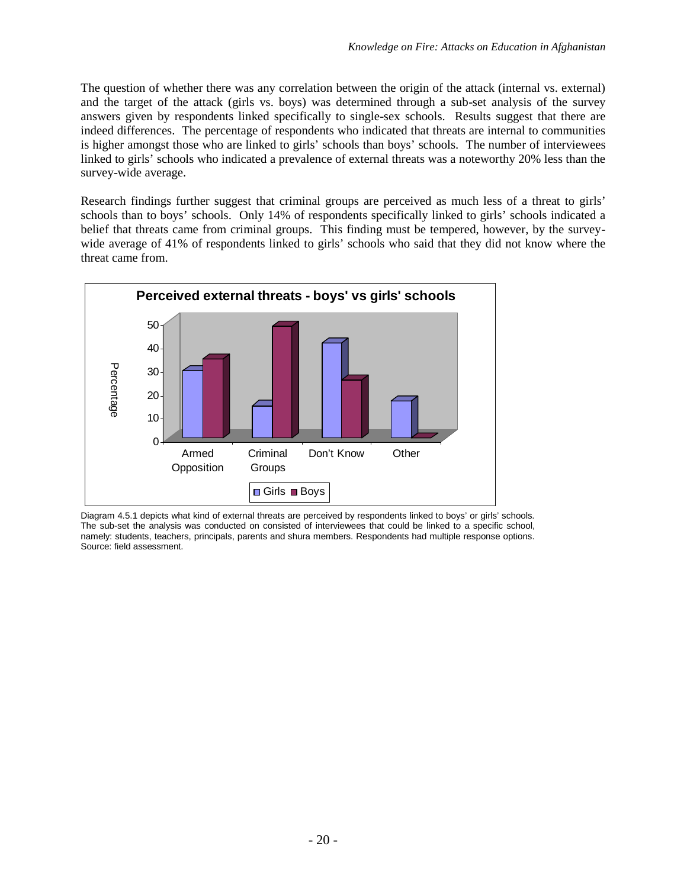The question of whether there was any correlation between the origin of the attack (internal vs. external) and the target of the attack (girls vs. boys) was determined through a sub-set analysis of the survey answers given by respondents linked specifically to single-sex schools. Results suggest that there are indeed differences. The percentage of respondents who indicated that threats are internal to communities is higher amongst those who are linked to girls' schools than boys' schools. The number of interviewees linked to girls' schools who indicated a prevalence of external threats was a noteworthy 20% less than the survey-wide average.

Research findings further suggest that criminal groups are perceived as much less of a threat to girls' schools than to boys' schools. Only 14% of respondents specifically linked to girls' schools indicated a belief that threats came from criminal groups. This finding must be tempered, however, by the survey-wide average of 41% of respondents linked to girls' schools who said that they did not know where the threat came from.

**Perceived external threats - boys' vs girls' schools**

Diagram 4.5.1 depicts what kind of external threats are perceived by respondents linked to boys' or girls' schools. The sub-set the analysis was conducted on consisted of interviewees that could be linked to a specific school, namely: students, teachers, principals, parents and shura members. Respondents had multiple response options. Source: field assessment.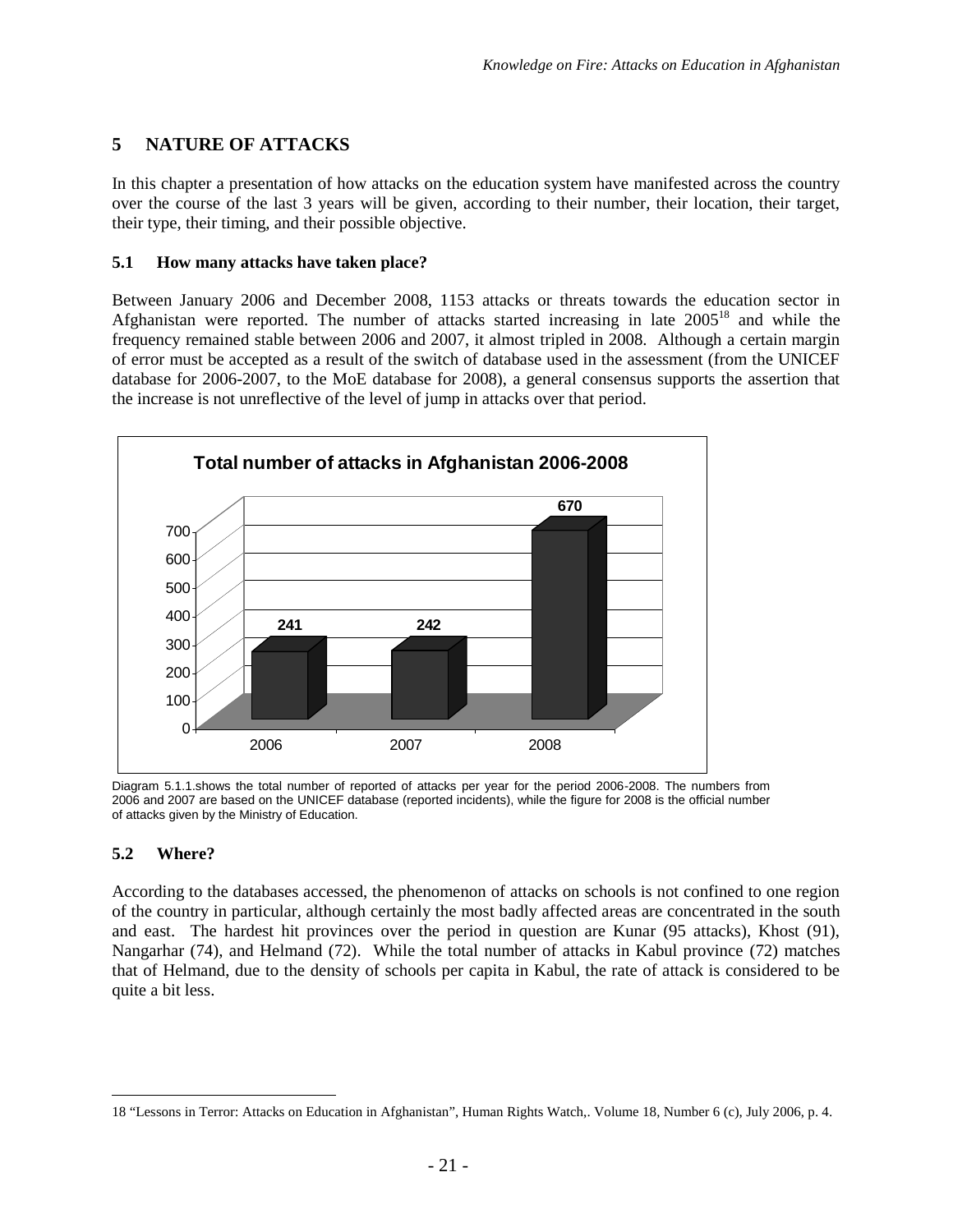# 5 NATURE OF ATTACKS

In this chapter a presentation of how attacks on the education system have manifested across the country over the course of the last 3 years will be given, according to their number, their location, their target, their type, their timing, and their possible objective.

## 5.1 How many attacks have taken place?

Between January 2006 and December 2008, 1153 attacks or threats towards the education sector in Afghanistan were reported. The number of attacks started increasing in late 2005[18] and while the frequency remained stable between 2006 and 2007, it almost tripled in 2008. Although a certain margin of error must be accepted as a result of the switch of database used in the assessment (from the UNICEF database for 2006-2007, to the MoE database for 2008), a general consensus supports the assertion that the increase is not unreflective of the level of jump in attacks over that period.

**Total number of attacks in Afghanistan 2006-2008**

| Year | Number of attacks |
|---|---|
| 2006 | 241 |
| 2007 | 242 |
| 2008 | 670 |

Diagram 5.1.1.shows the total number of reported of attacks per year for the period 2006-2008. The numbers from 2006 and 2007 are based on the UNICEF database (reported incidents), while the figure for 2008 is the official number of attacks given by the Ministry of Education.

## 5.2 Where?

According to the databases accessed, the phenomenon of attacks on schools is not confined to one region of the country in particular, although certainly the most badly affected areas are concentrated in the south and east. The hardest hit provinces over the period in question are Kunar (95 attacks), Khost (91), Nangarhar (74), and Helmand (72). While the total number of attacks in Kabul province (72) matches that of Helmand, due to the density of schools per capita in Kabul, the rate of attack is considered to be quite a bit less.

---

18 "Lessons in Terror: Attacks on Education in Afghanistan", Human Rights Watch,. Volume 18, Number 6 (c), July 2006, p. 4.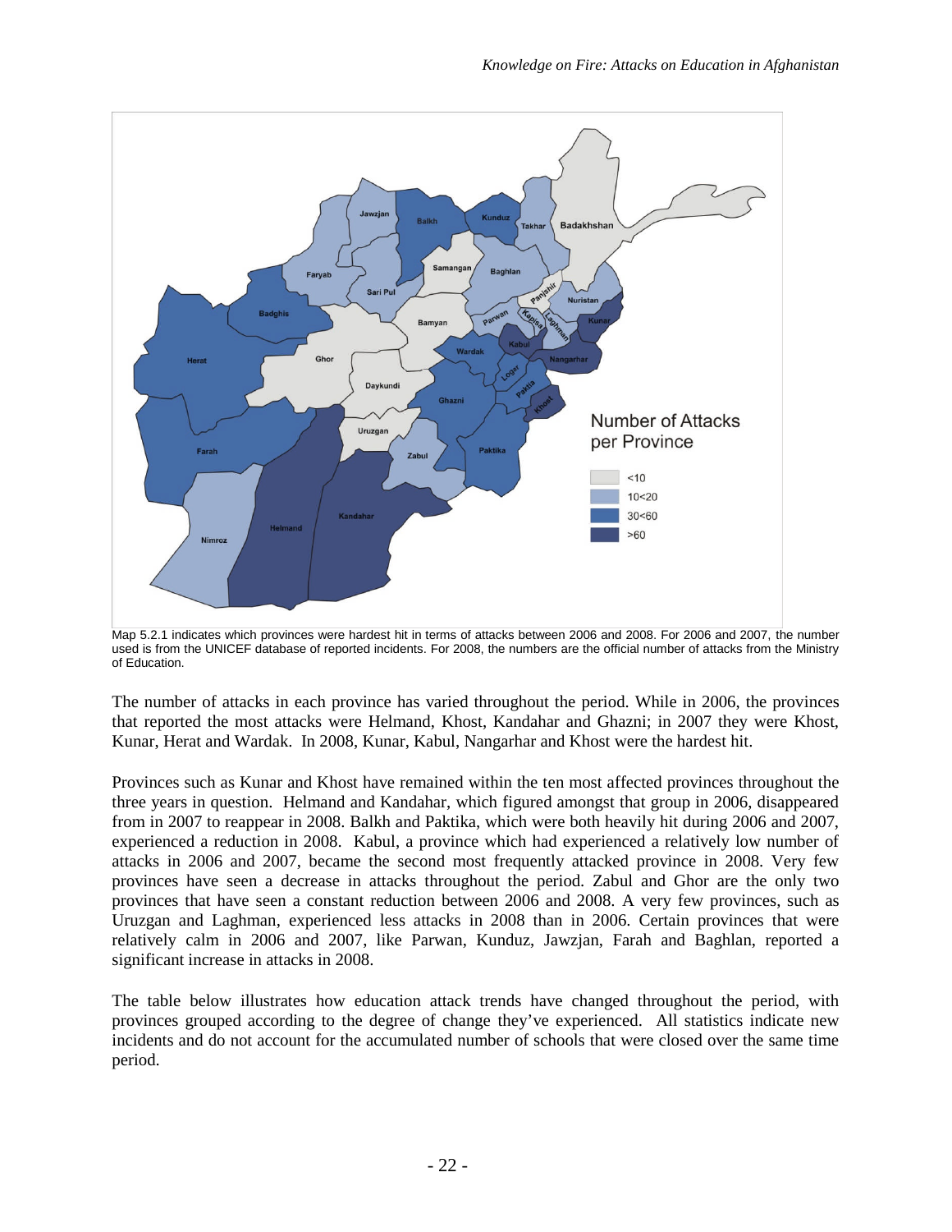Map 5.2.1 indicates which provinces were hardest hit in terms of attacks between 2006 and 2008. For 2006 and 2007, the number used is from the UNICEF database of reported incidents. For 2008, the numbers are the official number of attacks from the Ministry of Education.

The number of attacks in each province has varied throughout the period. While in 2006, the provinces that reported the most attacks were Helmand, Khost, Kandahar and Ghazni; in 2007 they were Khost, Kunar, Herat and Wardak. In 2008, Kunar, Kabul, Nangarhar and Khost were the hardest hit.

Provinces such as Kunar and Khost have remained within the ten most affected provinces throughout the three years in question. Helmand and Kandahar, which figured amongst that group in 2006, disappeared from in 2007 to reappear in 2008. Balkh and Paktika, which were both heavily hit during 2006 and 2007, experienced a reduction in 2008. Kabul, a province which had experienced a relatively low number of attacks in 2006 and 2007, became the second most frequently attacked province in 2008. Very few provinces have seen a decrease in attacks throughout the period. Zabul and Ghor are the only two provinces that have seen a constant reduction between 2006 and 2008. A very few provinces, such as Uruzgan and Laghman, experienced less attacks in 2008 than in 2006. Certain provinces that were relatively calm in 2006 and 2007, like Parwan, Kunduz, Jawzjan, Farah and Baghlan, reported a significant increase in attacks in 2008.

The table below illustrates how education attack trends have changed throughout the period, with provinces grouped according to the degree of change they've experienced. All statistics indicate new incidents and do not account for the accumulated number of schools that were closed over the same time period.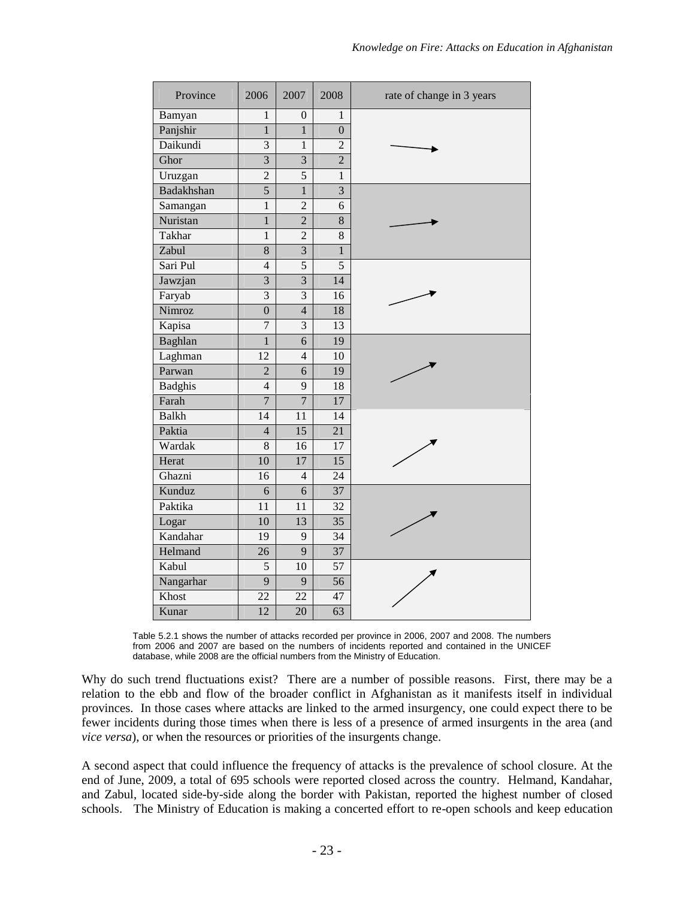| Province | 2006 | 2007 | 2008 | rate of change in 3 years |
|---|---|---|---|---|
| Bamyan | 1 | 0 | 1 | → |
| Panjshir | 1 | 1 | 0 | |
| Daikundi | 3 | 1 | 2 | |
| Ghor | 3 | 3 | 2 | |
| Uruzgan | 2 | 5 | 1 | |
| Badakhshan | 5 | 1 | 3 | → |
| Samangan | 1 | 2 | 6 | |
| Nuristan | 1 | 2 | 8 | |
| Takhar | 1 | 2 | 8 | |
| Zabul | 8 | 3 | 1 | |
| Sari Pul | 4 | 5 | 5 | ↗ |
| Jawzjan | 3 | 3 | 14 | |
| Faryab | 3 | 3 | 16 | |
| Nimroz | 0 | 4 | 18 | |
| Kapisa | 7 | 3 | 13 | |
| Baghlan | 1 | 6 | 19 | ↗ |
| Laghman | 12 | 4 | 10 | |
| Parwan | 2 | 6 | 19 | |
| Badghis | 4 | 9 | 18 | |
| Farah | 7 | 7 | 17 | |
| Balkh | 14 | 11 | 14 | ↗ |
| Paktia | 4 | 15 | 21 | |
| Wardak | 8 | 16 | 17 | |
| Herat | 10 | 17 | 15 | |
| Ghazni | 16 | 4 | 24 | |
| Kunduz | 6 | 6 | 37 | ↗ |
| Paktika | 11 | 11 | 32 | |
| Logar | 10 | 13 | 35 | |
| Kandahar | 19 | 9 | 34 | |
| Helmand | 26 | 9 | 37 | |
| Kabul | 5 | 10 | 57 | ↗ |
| Nangarhar | 9 | 9 | 56 | |
| Khost | 22 | 22 | 47 | |
| Kunar | 12 | 20 | 63 | |

Table 5.2.1 shows the number of attacks recorded per province in 2006, 2007 and 2008. The numbers from 2006 and 2007 are based on the numbers of incidents reported and contained in the UNICEF database, while 2008 are the official numbers from the Ministry of Education.

Why do such trend fluctuations exist? There are a number of possible reasons. First, there may be a relation to the ebb and flow of the broader conflict in Afghanistan as it manifests itself in individual provinces. In those cases where attacks are linked to the armed insurgency, one could expect there to be fewer incidents during those times when there is less of a presence of armed insurgents in the area (and *vice versa*), or when the resources or priorities of the insurgents change.

A second aspect that could influence the frequency of attacks is the prevalence of school closure. At the end of June, 2009, a total of 695 schools were reported closed across the country. Helmand, Kandahar, and Zabul, located side-by-side along the border with Pakistan, reported the highest number of closed schools. The Ministry of Education is making a concerted effort to re-open schools and keep education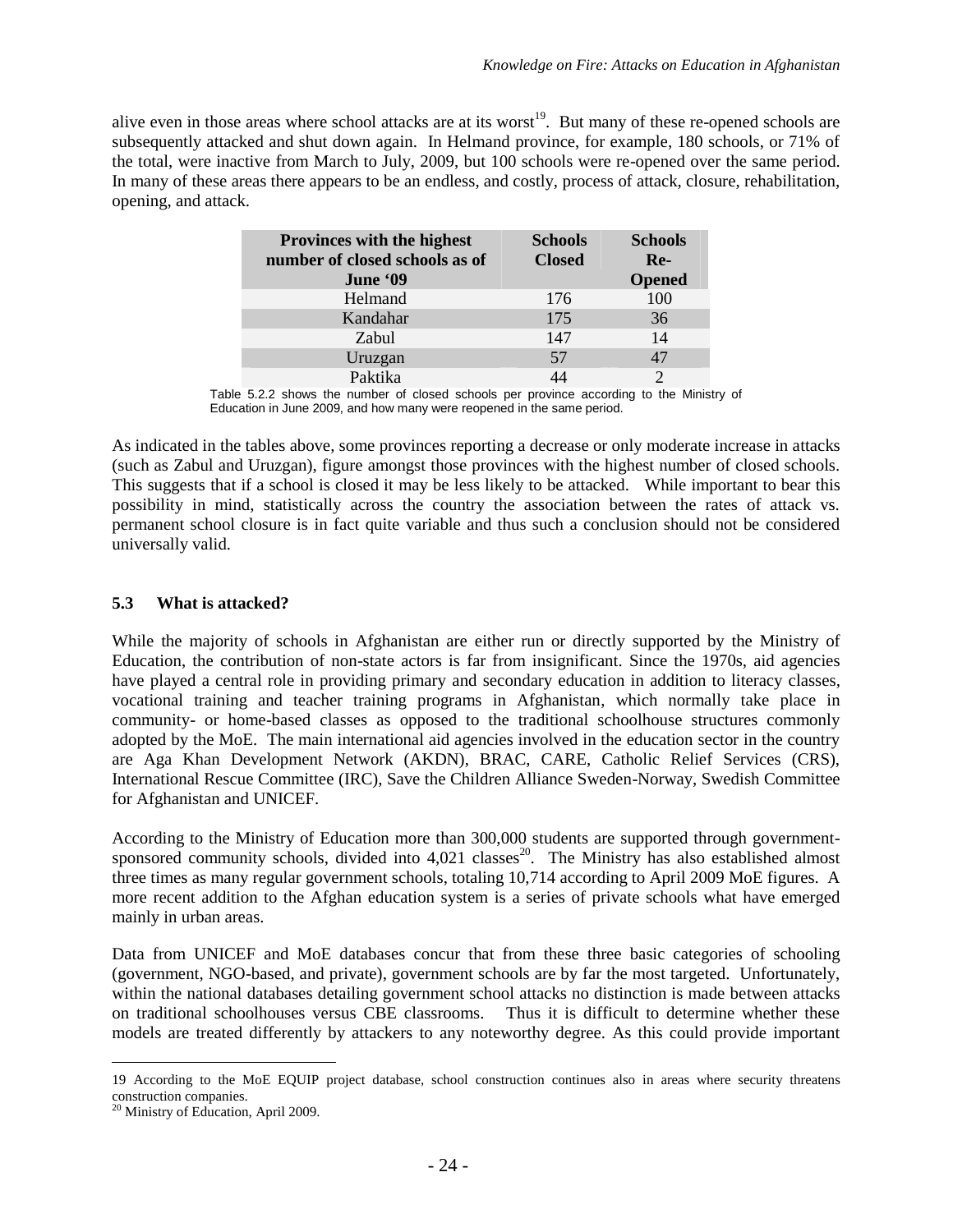alive even in those areas where school attacks are at its worst[19]. But many of these re-opened schools are subsequently attacked and shut down again. In Helmand province, for example, 180 schools, or 71% of the total, were inactive from March to July, 2009, but 100 schools were re-opened over the same period. In many of these areas there appears to be an endless, and costly, process of attack, closure, rehabilitation, opening, and attack.

| Provinces with the highest number of closed schools as of June '09 | Schools Closed | Schools Re-Opened |
|---|---|---|
| Helmand | 176 | 100 |
| Kandahar | 175 | 36 |
| Zabul | 147 | 14 |
| Uruzgan | 57 | 47 |
| Paktika | 44 | 2 |

Table 5.2.2 shows the number of closed schools per province according to the Ministry of Education in June 2009, and how many were reopened in the same period.

As indicated in the tables above, some provinces reporting a decrease or only moderate increase in attacks (such as Zabul and Uruzgan), figure amongst those provinces with the highest number of closed schools. This suggests that if a school is closed it may be less likely to be attacked. While important to bear this possibility in mind, statistically across the country the association between the rates of attack vs. permanent school closure is in fact quite variable and thus such a conclusion should not be considered universally valid.

### 5.3 What is attacked?

While the majority of schools in Afghanistan are either run or directly supported by the Ministry of Education, the contribution of non-state actors is far from insignificant. Since the 1970s, aid agencies have played a central role in providing primary and secondary education in addition to literacy classes, vocational training and teacher training programs in Afghanistan, which normally take place in community- or home-based classes as opposed to the traditional schoolhouse structures commonly adopted by the MoE. The main international aid agencies involved in the education sector in the country are Aga Khan Development Network (AKDN), BRAC, CARE, Catholic Relief Services (CRS), International Rescue Committee (IRC), Save the Children Alliance Sweden-Norway, Swedish Committee for Afghanistan and UNICEF.

According to the Ministry of Education more than 300,000 students are supported through government-sponsored community schools, divided into 4,021 classes[20]. The Ministry has also established almost three times as many regular government schools, totaling 10,714 according to April 2009 MoE figures. A more recent addition to the Afghan education system is a series of private schools what have emerged mainly in urban areas.

Data from UNICEF and MoE databases concur that from these three basic categories of schooling (government, NGO-based, and private), government schools are by far the most targeted. Unfortunately, within the national databases detailing government school attacks no distinction is made between attacks on traditional schoolhouses versus CBE classrooms. Thus it is difficult to determine whether these models are treated differently by attackers to any noteworthy degree. As this could provide important

---

19 According to the MoE EQUIP project database, school construction continues also in areas where security threatens construction companies.

20 Ministry of Education, April 2009.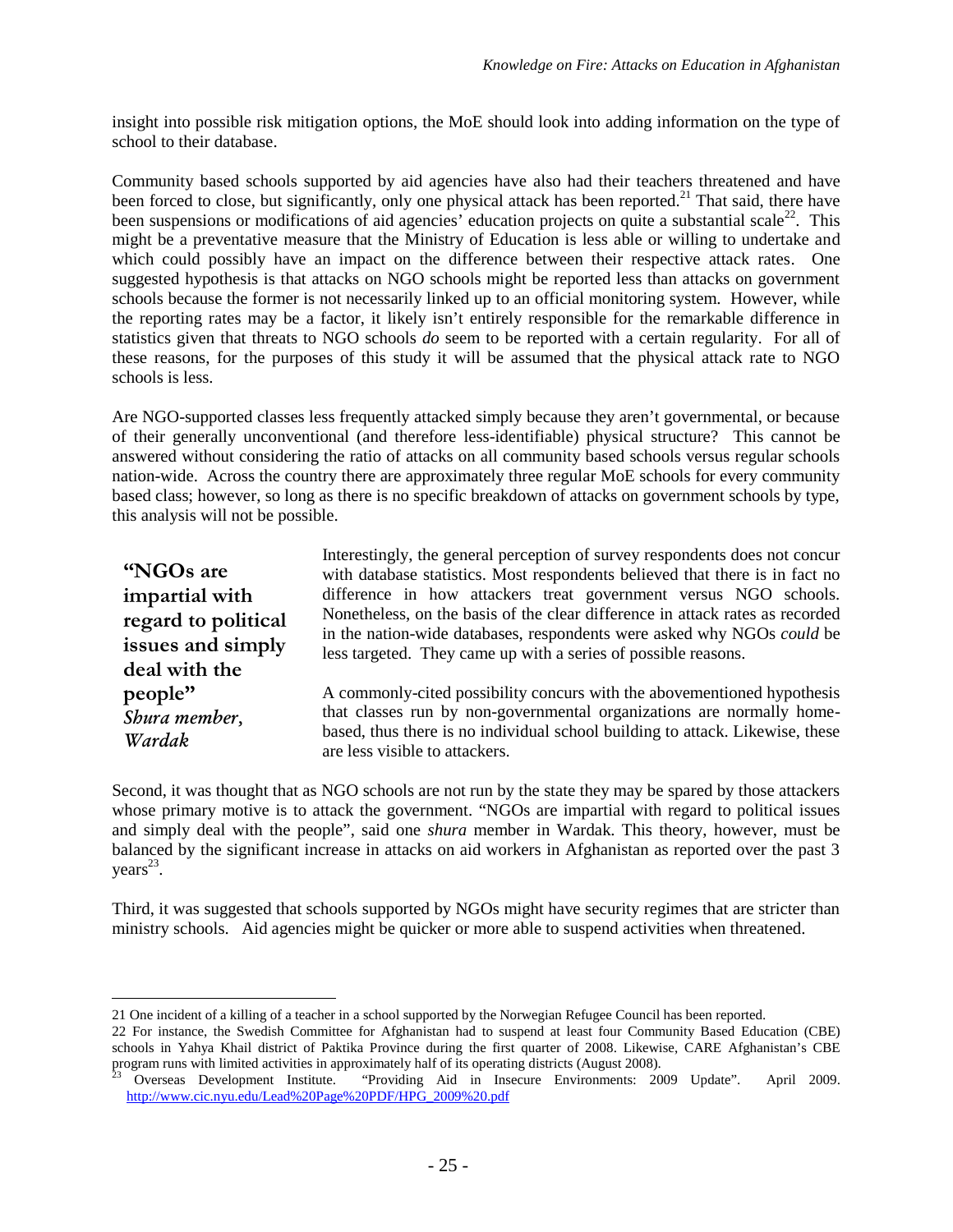insight into possible risk mitigation options, the MoE should look into adding information on the type of school to their database.

Community based schools supported by aid agencies have also had their teachers threatened and have been forced to close, but significantly, only one physical attack has been reported.[21] That said, there have been suspensions or modifications of aid agencies' education projects on quite a substantial scale[22]. This might be a preventative measure that the Ministry of Education is less able or willing to undertake and which could possibly have an impact on the difference between their respective attack rates. One suggested hypothesis is that attacks on NGO schools might be reported less than attacks on government schools because the former is not necessarily linked up to an official monitoring system. However, while the reporting rates may be a factor, it likely isn't entirely responsible for the remarkable difference in statistics given that threats to NGO schools *do* seem to be reported with a certain regularity. For all of these reasons, for the purposes of this study it will be assumed that the physical attack rate to NGO schools is less.

Are NGO-supported classes less frequently attacked simply because they aren't governmental, or because of their generally unconventional (and therefore less-identifiable) physical structure? This cannot be answered without considering the ratio of attacks on all community based schools versus regular schools nation-wide. Across the country there are approximately three regular MoE schools for every community based class; however, so long as there is no specific breakdown of attacks on government schools by type, this analysis will not be possible.

> **"NGOs are impartial with regard to political issues and simply deal with the people"**
> *Shura member, Wardak*

Interestingly, the general perception of survey respondents does not concur with database statistics. Most respondents believed that there is in fact no difference in how attackers treat government versus NGO schools. Nonetheless, on the basis of the clear difference in attack rates as recorded in the nation-wide databases, respondents were asked why NGOs *could* be less targeted. They came up with a series of possible reasons.

A commonly-cited possibility concurs with the abovementioned hypothesis that classes run by non-governmental organizations are normally home-based, thus there is no individual school building to attack. Likewise, these are less visible to attackers.

Second, it was thought that as NGO schools are not run by the state they may be spared by those attackers whose primary motive is to attack the government. "NGOs are impartial with regard to political issues and simply deal with the people", said one *shura* member in Wardak. This theory, however, must be balanced by the significant increase in attacks on aid workers in Afghanistan as reported over the past 3 years[23].

Third, it was suggested that schools supported by NGOs might have security regimes that are stricter than ministry schools. Aid agencies might be quicker or more able to suspend activities when threatened.

---

21 One incident of a killing of a teacher in a school supported by the Norwegian Refugee Council has been reported.

22 For instance, the Swedish Committee for Afghanistan had to suspend at least four Community Based Education (CBE) schools in Yahya Khail district of Paktika Province during the first quarter of 2008. Likewise, CARE Afghanistan's CBE program runs with limited activities in approximately half of its operating districts (August 2008).

23 Overseas Development Institute. "Providing Aid in Insecure Environments: 2009 Update". April 2009. http://www.cic.nyu.edu/Lead%20Page%20PDF/HPG_2009%20.pdf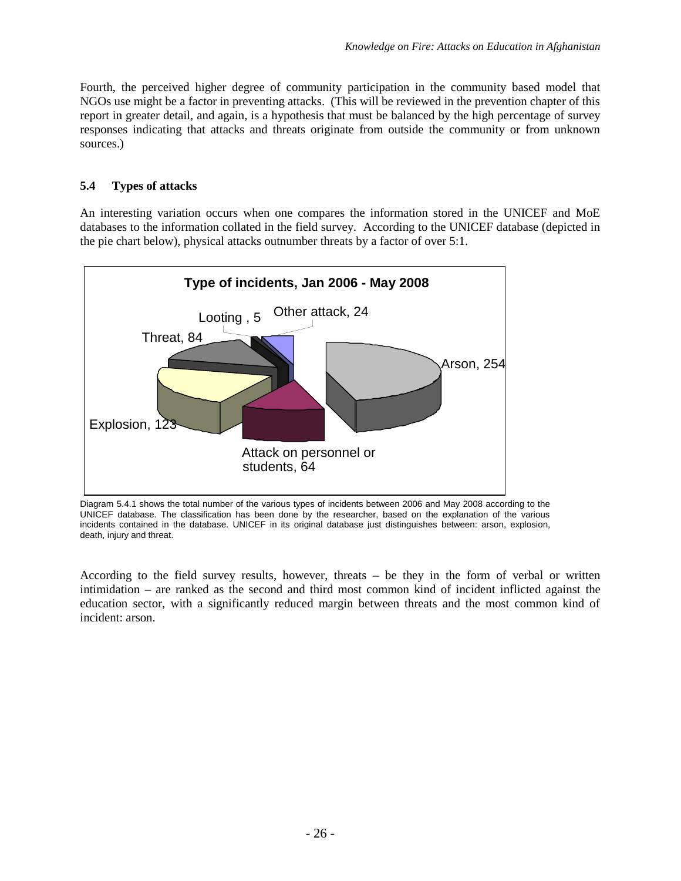Fourth, the perceived higher degree of community participation in the community based model that NGOs use might be a factor in preventing attacks. (This will be reviewed in the prevention chapter of this report in greater detail, and again, is a hypothesis that must be balanced by the high percentage of survey responses indicating that attacks and threats originate from outside the community or from unknown sources.)

## 5.4 Types of attacks

An interesting variation occurs when one compares the information stored in the UNICEF and MoE databases to the information collated in the field survey. According to the UNICEF database (depicted in the pie chart below), physical attacks outnumber threats by a factor of over 5:1.

**Type of incidents, Jan 2006 - May 2008**

- Arson, 254
- Explosion, 123
- Threat, 84
- Attack on personnel or students, 64
- Other attack, 24
- Looting , 5

Diagram 5.4.1 shows the total number of the various types of incidents between 2006 and May 2008 according to the UNICEF database. The classification has been done by the researcher, based on the explanation of the various incidents contained in the database. UNICEF in its original database just distinguishes between: arson, explosion, death, injury and threat.

According to the field survey results, however, threats – be they in the form of verbal or written intimidation – are ranked as the second and third most common kind of incident inflicted against the education sector, with a significantly reduced margin between threats and the most common kind of incident: arson.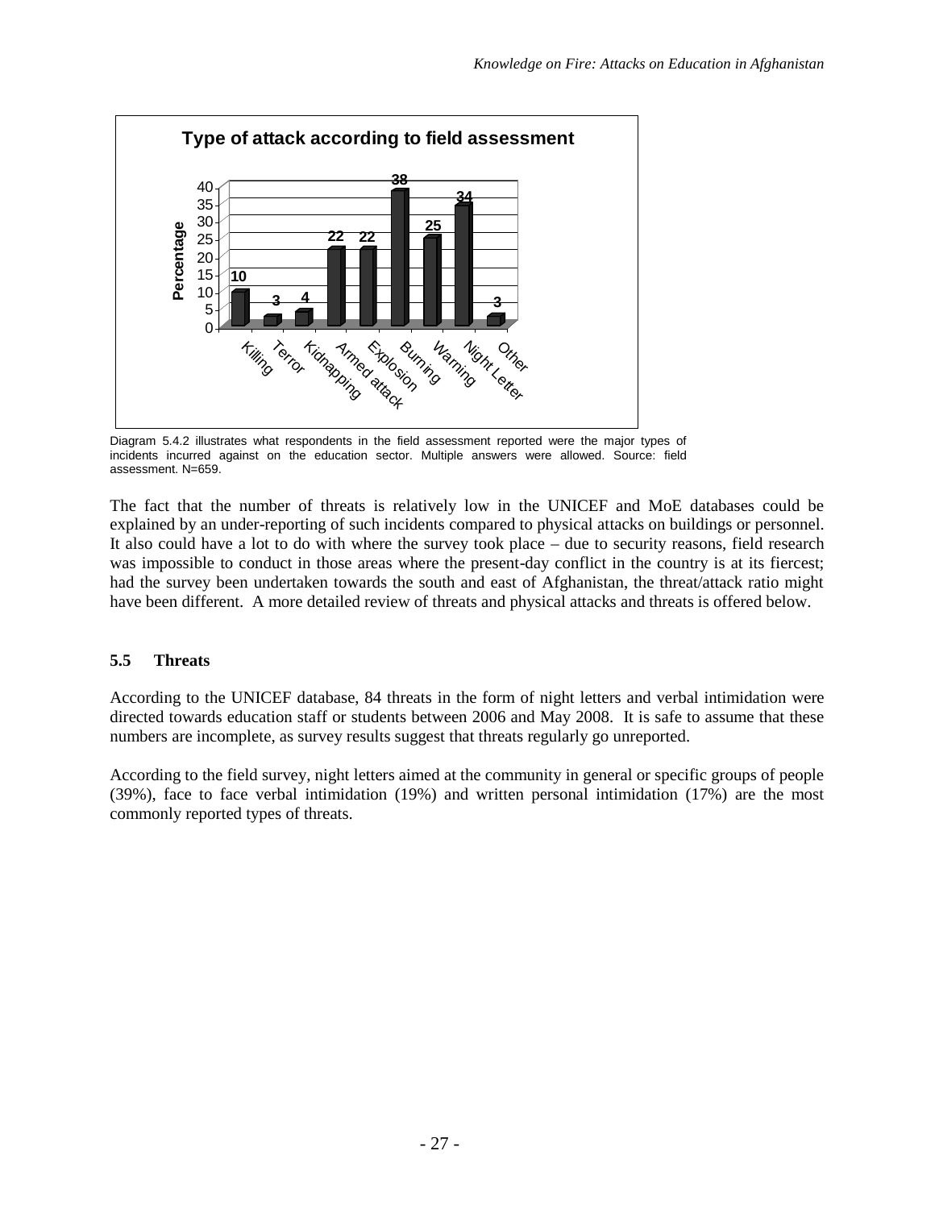**Type of attack according to field assessment**

| Type of attack | Percentage |
| --- | --- |
| Killing | 10 |
| Terror | 3 |
| Kidnapping | 4 |
| Armed attack | 22 |
| Explosion | 22 |
| Burning | 38 |
| Warning | 25 |
| Night Letter | 34 |
| Other | 3 |

Diagram 5.4.2 illustrates what respondents in the field assessment reported were the major types of incidents incurred against on the education sector. Multiple answers were allowed. Source: field assessment. N=659.

The fact that the number of threats is relatively low in the UNICEF and MoE databases could be explained by an under-reporting of such incidents compared to physical attacks on buildings or personnel. It also could have a lot to do with where the survey took place – due to security reasons, field research was impossible to conduct in those areas where the present-day conflict in the country is at its fiercest; had the survey been undertaken towards the south and east of Afghanistan, the threat/attack ratio might have been different. A more detailed review of threats and physical attacks and threats is offered below.

### 5.5 Threats

According to the UNICEF database, 84 threats in the form of night letters and verbal intimidation were directed towards education staff or students between 2006 and May 2008. It is safe to assume that these numbers are incomplete, as survey results suggest that threats regularly go unreported.

According to the field survey, night letters aimed at the community in general or specific groups of people (39%), face to face verbal intimidation (19%) and written personal intimidation (17%) are the most commonly reported types of threats.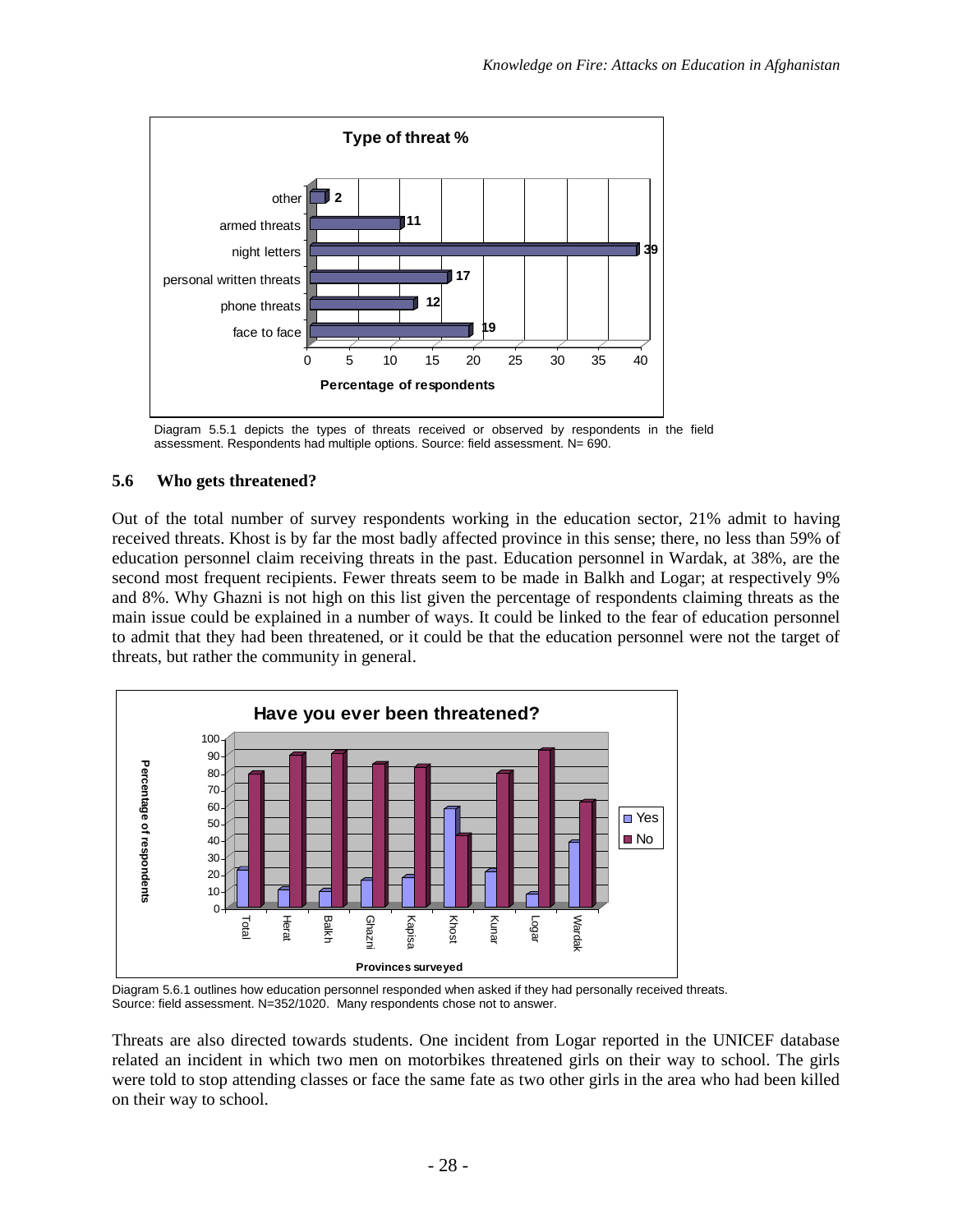Diagram 5.5.1 depicts the types of threats received or observed by respondents in the field assessment. Respondents had multiple options. Source: field assessment. N= 690.

### 5.6 Who gets threatened?

Out of the total number of survey respondents working in the education sector, 21% admit to having received threats. Khost is by far the most badly affected province in this sense; there, no less than 59% of education personnel claim receiving threats in the past. Education personnel in Wardak, at 38%, are the second most frequent recipients. Fewer threats seem to be made in Balkh and Logar; at respectively 9% and 8%. Why Ghazni is not high on this list given the percentage of respondents claiming threats as the main issue could be explained in a number of ways. It could be linked to the fear of education personnel to admit that they had been threatened, or it could be that the education personnel were not the target of threats, but rather the community in general.

Diagram 5.6.1 outlines how education personnel responded when asked if they had personally received threats. Source: field assessment. N=352/1020. Many respondents chose not to answer.

Threats are also directed towards students. One incident from Logar reported in the UNICEF database related an incident in which two men on motorbikes threatened girls on their way to school. The girls were told to stop attending classes or face the same fate as two other girls in the area who had been killed on their way to school.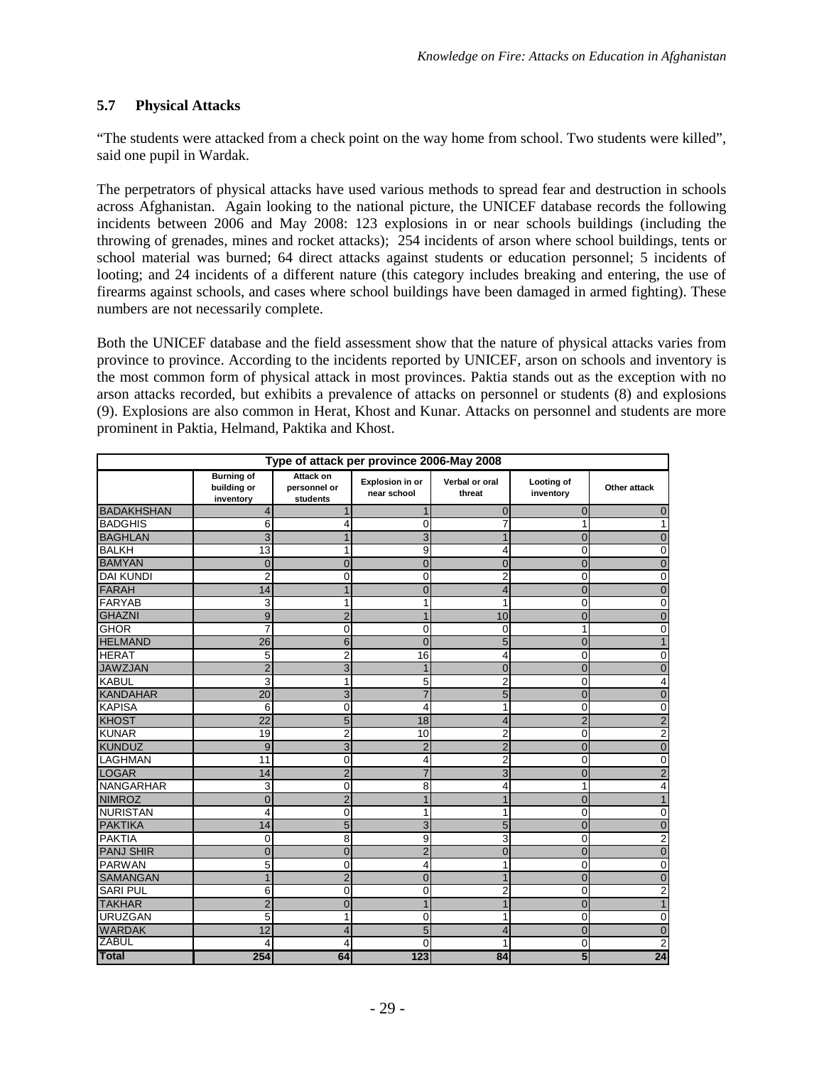## 5.7 Physical Attacks

"The students were attacked from a check point on the way home from school. Two students were killed", said one pupil in Wardak.

The perpetrators of physical attacks have used various methods to spread fear and destruction in schools across Afghanistan. Again looking to the national picture, the UNICEF database records the following incidents between 2006 and May 2008: 123 explosions in or near schools buildings (including the throwing of grenades, mines and rocket attacks); 254 incidents of arson where school buildings, tents or school material was burned; 64 direct attacks against students or education personnel; 5 incidents of looting; and 24 incidents of a different nature (this category includes breaking and entering, the use of firearms against schools, and cases where school buildings have been damaged in armed fighting). These numbers are not necessarily complete.

Both the UNICEF database and the field assessment show that the nature of physical attacks varies from province to province. According to the incidents reported by UNICEF, arson on schools and inventory is the most common form of physical attack in most provinces. Paktia stands out as the exception with no arson attacks recorded, but exhibits a prevalence of attacks on personnel or students (8) and explosions (9). Explosions are also common in Herat, Khost and Kunar. Attacks on personnel and students are more prominent in Paktia, Helmand, Paktika and Khost.

| Type of attack per province 2006-May 2008 | | | | | | |
|---|---|---|---|---|---|---|
| | Burning of building or inventory | Attack on personnel or students | Explosion in or near school | Verbal or oral threat | Looting of inventory | Other attack |
| BADAKHSHAN | 4 | 1 | 1 | 0 | 0 | 0 |
| BADGHIS | 6 | 4 | 0 | 7 | 1 | 1 |
| BAGHLAN | 3 | 1 | 3 | 1 | 0 | 0 |
| BALKH | 13 | 1 | 9 | 4 | 0 | 0 |
| BAMYAN | 0 | 0 | 0 | 0 | 0 | 0 |
| DAI KUNDI | 2 | 0 | 0 | 2 | 0 | 0 |
| FARAH | 14 | 1 | 0 | 4 | 0 | 0 |
| FARYAB | 3 | 1 | 1 | 1 | 0 | 0 |
| GHAZNI | 9 | 2 | 1 | 10 | 0 | 0 |
| GHOR | 7 | 0 | 0 | 0 | 1 | 0 |
| HELMAND | 26 | 6 | 0 | 5 | 0 | 1 |
| HERAT | 5 | 2 | 16 | 4 | 0 | 0 |
| JAWZJAN | 2 | 3 | 1 | 0 | 0 | 0 |
| KABUL | 3 | 1 | 5 | 2 | 0 | 4 |
| KANDAHAR | 20 | 3 | 7 | 5 | 0 | 0 |
| KAPISA | 6 | 0 | 4 | 1 | 0 | 0 |
| KHOST | 22 | 5 | 18 | 4 | 2 | 2 |
| KUNAR | 19 | 2 | 10 | 2 | 0 | 2 |
| KUNDUZ | 9 | 3 | 2 | 2 | 0 | 0 |
| LAGHMAN | 11 | 0 | 4 | 2 | 0 | 0 |
| LOGAR | 14 | 2 | 7 | 3 | 0 | 2 |
| NANGARHAR | 3 | 0 | 8 | 4 | 1 | 4 |
| NIMROZ | 0 | 2 | 1 | 1 | 0 | 1 |
| NURISTAN | 4 | 0 | 1 | 1 | 0 | 0 |
| PAKTIKA | 14 | 5 | 3 | 5 | 0 | 0 |
| PAKTIA | 0 | 8 | 9 | 3 | 0 | 2 |
| PANJ SHIR | 0 | 0 | 2 | 0 | 0 | 0 |
| PARWAN | 5 | 0 | 4 | 1 | 0 | 0 |
| SAMANGAN | 1 | 2 | 0 | 1 | 0 | 0 |
| SARI PUL | 6 | 0 | 0 | 2 | 0 | 2 |
| TAKHAR | 2 | 0 | 1 | 1 | 0 | 1 |
| URUZGAN | 5 | 1 | 0 | 1 | 0 | 0 |
| WARDAK | 12 | 4 | 5 | 4 | 0 | 0 |
| ZABUL | 4 | 4 | 0 | 1 | 0 | 2 |
| **Total** | **254** | **64** | **123** | **84** | **5** | **24** |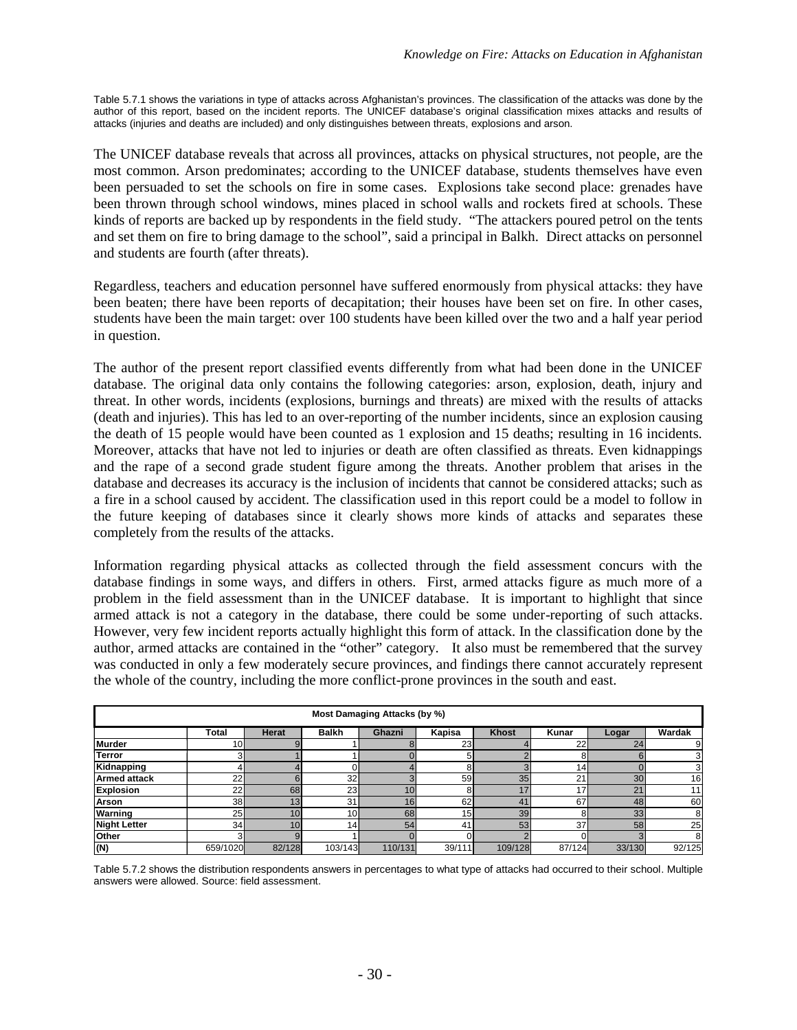Table 5.7.1 shows the variations in type of attacks across Afghanistan's provinces. The classification of the attacks was done by the author of this report, based on the incident reports. The UNICEF database's original classification mixes attacks and results of attacks (injuries and deaths are included) and only distinguishes between threats, explosions and arson.

The UNICEF database reveals that across all provinces, attacks on physical structures, not people, are the most common. Arson predominates; according to the UNICEF database, students themselves have even been persuaded to set the schools on fire in some cases. Explosions take second place: grenades have been thrown through school windows, mines placed in school walls and rockets fired at schools. These kinds of reports are backed up by respondents in the field study. "The attackers poured petrol on the tents and set them on fire to bring damage to the school", said a principal in Balkh. Direct attacks on personnel and students are fourth (after threats).

Regardless, teachers and education personnel have suffered enormously from physical attacks: they have been beaten; there have been reports of decapitation; their houses have been set on fire. In other cases, students have been the main target: over 100 students have been killed over the two and a half year period in question.

The author of the present report classified events differently from what had been done in the UNICEF database. The original data only contains the following categories: arson, explosion, death, injury and threat. In other words, incidents (explosions, burnings and threats) are mixed with the results of attacks (death and injuries). This has led to an over-reporting of the number incidents, since an explosion causing the death of 15 people would have been counted as 1 explosion and 15 deaths; resulting in 16 incidents. Moreover, attacks that have not led to injuries or death are often classified as threats. Even kidnappings and the rape of a second grade student figure among the threats. Another problem that arises in the database and decreases its accuracy is the inclusion of incidents that cannot be considered attacks; such as a fire in a school caused by accident. The classification used in this report could be a model to follow in the future keeping of databases since it clearly shows more kinds of attacks and separates these completely from the results of the attacks.

Information regarding physical attacks as collected through the field assessment concurs with the database findings in some ways, and differs in others. First, armed attacks figure as much more of a problem in the field assessment than in the UNICEF database. It is important to highlight that since armed attack is not a category in the database, there could be some under-reporting of such attacks. However, very few incident reports actually highlight this form of attack. In the classification done by the author, armed attacks are contained in the "other" category. It also must be remembered that the survey was conducted in only a few moderately secure provinces, and findings there cannot accurately represent the whole of the country, including the more conflict-prone provinces in the south and east.

**Most Damaging Attacks (by %)**

| | Total | Herat | Balkh | Ghazni | Kapisa | Khost | Kunar | Logar | Wardak |
|---|---|---|---|---|---|---|---|---|---|
| **Murder** | 10 | 9 | 1 | 8 | 23 | 4 | 22 | 24 | 9 |
| **Terror** | 3 | 1 | 1 | 0 | 5 | 2 | 8 | 6 | 3 |
| **Kidnapping** | 4 | 4 | 0 | 4 | 8 | 3 | 14 | 0 | 3 |
| **Armed attack** | 22 | 6 | 32 | 3 | 59 | 35 | 21 | 30 | 16 |
| **Explosion** | 22 | 68 | 23 | 10 | 8 | 17 | 17 | 21 | 11 |
| **Arson** | 38 | 13 | 31 | 16 | 62 | 41 | 67 | 48 | 60 |
| **Warning** | 25 | 10 | 10 | 68 | 15 | 39 | 8 | 33 | 8 |
| **Night Letter** | 34 | 10 | 14 | 54 | 41 | 53 | 37 | 58 | 25 |
| **Other** | 3 | 9 | 1 | 0 | 0 | 2 | 0 | 3 | 8 |
| **(N)** | 659/1020 | 82/128 | 103/143 | 110/131 | 39/111 | 109/128 | 87/124 | 33/130 | 92/125 |

Table 5.7.2 shows the distribution respondents answers in percentages to what type of attacks had occurred to their school. Multiple answers were allowed. Source: field assessment.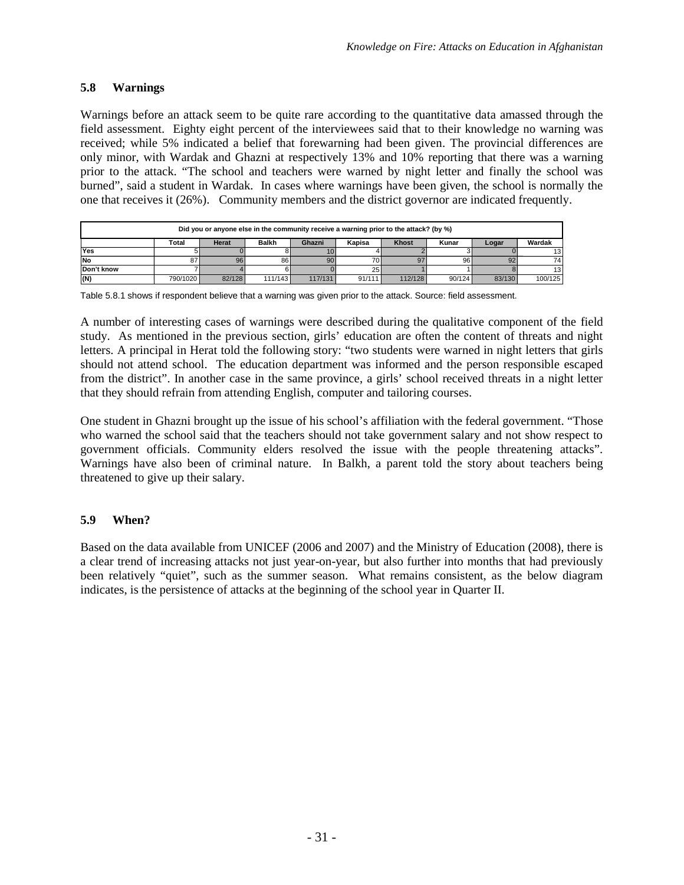## 5.8 Warnings

Warnings before an attack seem to be quite rare according to the quantitative data amassed through the field assessment. Eighty eight percent of the interviewees said that to their knowledge no warning was received; while 5% indicated a belief that forewarning had been given. The provincial differences are only minor, with Wardak and Ghazni at respectively 13% and 10% reporting that there was a warning prior to the attack. "The school and teachers were warned by night letter and finally the school was burned", said a student in Wardak. In cases where warnings have been given, the school is normally the one that receives it (26%). Community members and the district governor are indicated frequently.

| Did you or anyone else in the community receive a warning prior to the attack? (by %) | | | | | | | | | |
|---|---|---|---|---|---|---|---|---|---|
| | Total | Herat | Balkh | Ghazni | Kapisa | Khost | Kunar | Logar | Wardak |
| Yes | 5 | 0 | 8 | 10 | 4 | 2 | 3 | 0 | 13 |
| No | 87 | 96 | 86 | 90 | 70 | 97 | 96 | 92 | 74 |
| Don't know | 7 | 4 | 6 | 0 | 25 | 1 | 1 | 8 | 13 |
| (N) | 790/1020 | 82/128 | 111/143 | 117/131 | 91/111 | 112/128 | 90/124 | 83/130 | 100/125 |

Table 5.8.1 shows if respondent believe that a warning was given prior to the attack. Source: field assessment.

A number of interesting cases of warnings were described during the qualitative component of the field study. As mentioned in the previous section, girls' education are often the content of threats and night letters. A principal in Herat told the following story: "two students were warned in night letters that girls should not attend school. The education department was informed and the person responsible escaped from the district". In another case in the same province, a girls' school received threats in a night letter that they should refrain from attending English, computer and tailoring courses.

One student in Ghazni brought up the issue of his school's affiliation with the federal government. "Those who warned the school said that the teachers should not take government salary and not show respect to government officials. Community elders resolved the issue with the people threatening attacks". Warnings have also been of criminal nature. In Balkh, a parent told the story about teachers being threatened to give up their salary.

## 5.9 When?

Based on the data available from UNICEF (2006 and 2007) and the Ministry of Education (2008), there is a clear trend of increasing attacks not just year-on-year, but also further into months that had previously been relatively "quiet", such as the summer season. What remains consistent, as the below diagram indicates, is the persistence of attacks at the beginning of the school year in Quarter II.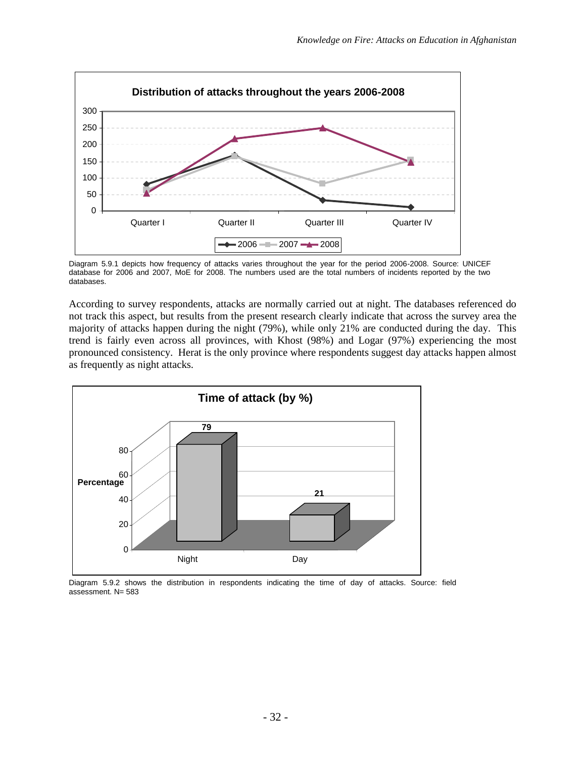Diagram 5.9.1 depicts how frequency of attacks varies throughout the year for the period 2006-2008. Source: UNICEF database for 2006 and 2007, MoE for 2008. The numbers used are the total numbers of incidents reported by the two databases.

According to survey respondents, attacks are normally carried out at night. The databases referenced do not track this aspect, but results from the present research clearly indicate that across the survey area the majority of attacks happen during the night (79%), while only 21% are conducted during the day. This trend is fairly even across all provinces, with Khost (98%) and Logar (97%) experiencing the most pronounced consistency. Herat is the only province where respondents suggest day attacks happen almost as frequently as night attacks.

Diagram 5.9.2 shows the distribution in respondents indicating the time of day of attacks. Source: field assessment. N= 583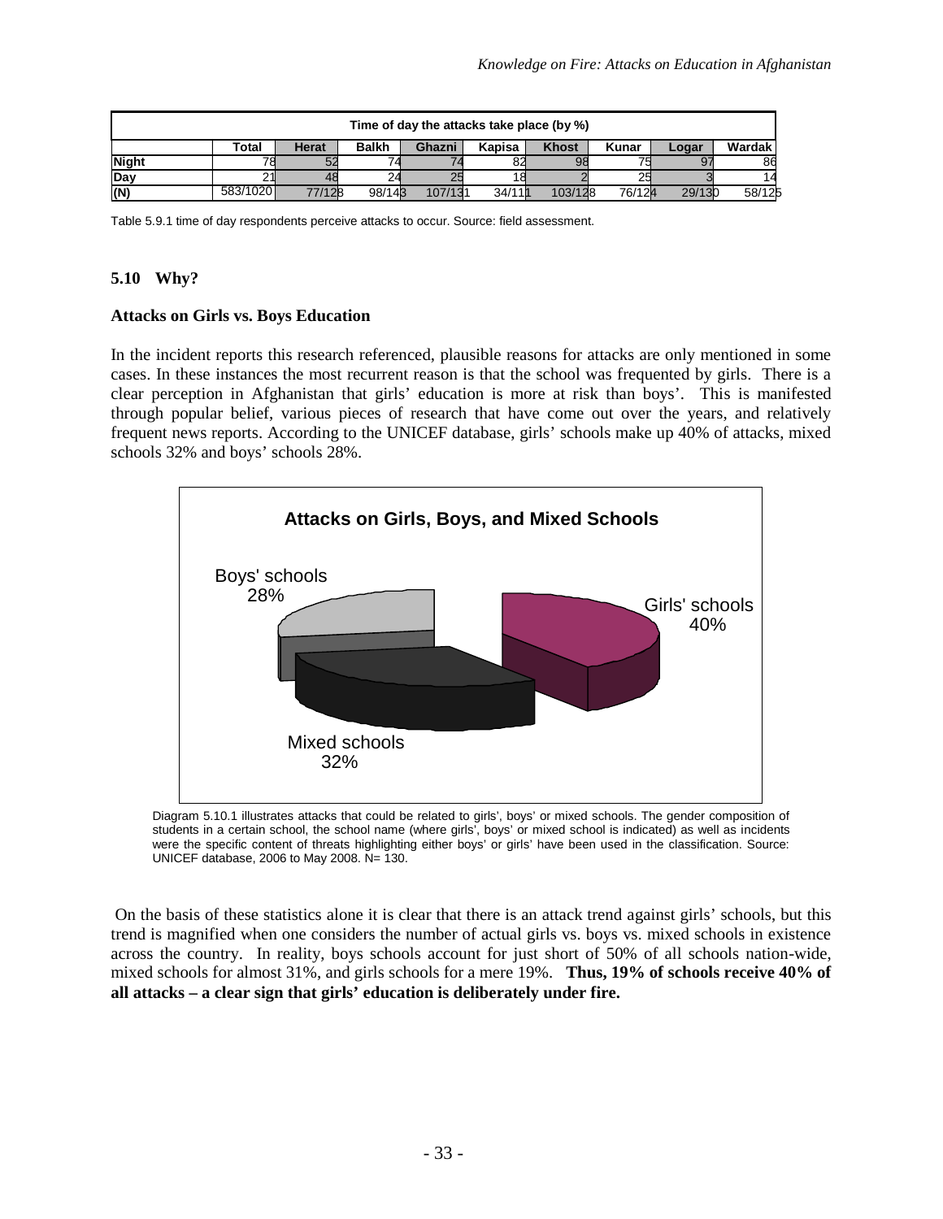| Time of day the attacks take place (by %) | | | | | | | | | |
|---|---|---|---|---|---|---|---|---|---|
| | Total | Herat | Balkh | Ghazni | Kapisa | Khost | Kunar | Logar | Wardak |
| Night | 78 | 52 | 74 | 74 | 82 | 98 | 75 | 97 | 86 |
| Day | 21 | 48 | 24 | 25 | 18 | 2 | 25 | 3 | 14 |
| (N) | 583/1020 | 77/128 | 98/143 | 107/131 | 34/111 | 103/128 | 76/124 | 29/130 | 58/125 |

Table 5.9.1 time of day respondents perceive attacks to occur. Source: field assessment.

## 5.10 Why?

### Attacks on Girls vs. Boys Education

In the incident reports this research referenced, plausible reasons for attacks are only mentioned in some cases. In these instances the most recurrent reason is that the school was frequented by girls. There is a clear perception in Afghanistan that girls' education is more at risk than boys'. This is manifested through popular belief, various pieces of research that have come out over the years, and relatively frequent news reports. According to the UNICEF database, girls' schools make up 40% of attacks, mixed schools 32% and boys' schools 28%.

**Attacks on Girls, Boys, and Mixed Schools**

| School type | Share of attacks |
|---|---|
| Girls' schools | 40% |
| Mixed schools | 32% |
| Boys' schools | 28% |

Diagram 5.10.1 illustrates attacks that could be related to girls', boys' or mixed schools. The gender composition of students in a certain school, the school name (where girls', boys' or mixed school is indicated) as well as incidents were the specific content of threats highlighting either boys' or girls' have been used in the classification. Source: UNICEF database, 2006 to May 2008. N= 130.

On the basis of these statistics alone it is clear that there is an attack trend against girls' schools, but this trend is magnified when one considers the number of actual girls vs. boys vs. mixed schools in existence across the country. In reality, boys schools account for just short of 50% of all schools nation-wide, mixed schools for almost 31%, and girls schools for a mere 19%. **Thus, 19% of schools receive 40% of all attacks – a clear sign that girls' education is deliberately under fire.**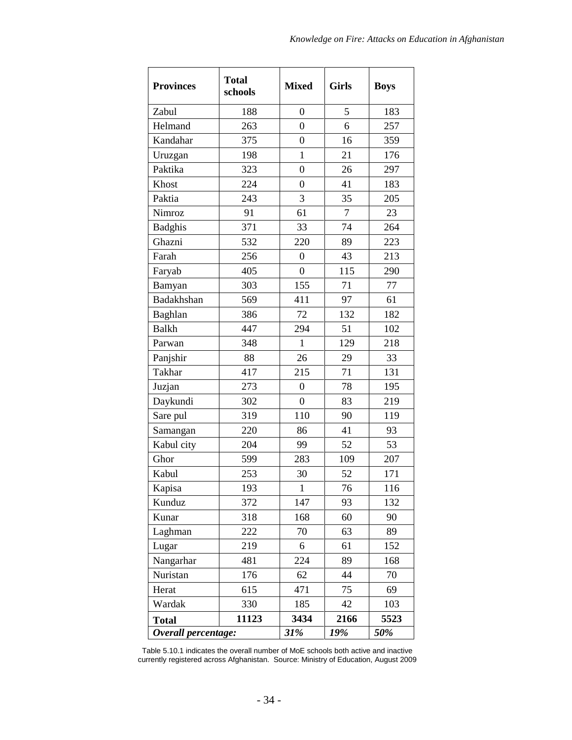| Provinces | Total schools | Mixed | Girls | Boys |
|---|---|---|---|---|
| Zabul | 188 | 0 | 5 | 183 |
| Helmand | 263 | 0 | 6 | 257 |
| Kandahar | 375 | 0 | 16 | 359 |
| Uruzgan | 198 | 1 | 21 | 176 |
| Paktika | 323 | 0 | 26 | 297 |
| Khost | 224 | 0 | 41 | 183 |
| Paktia | 243 | 3 | 35 | 205 |
| Nimroz | 91 | 61 | 7 | 23 |
| Badghis | 371 | 33 | 74 | 264 |
| Ghazni | 532 | 220 | 89 | 223 |
| Farah | 256 | 0 | 43 | 213 |
| Faryab | 405 | 0 | 115 | 290 |
| Bamyan | 303 | 155 | 71 | 77 |
| Badakhshan | 569 | 411 | 97 | 61 |
| Baghlan | 386 | 72 | 132 | 182 |
| Balkh | 447 | 294 | 51 | 102 |
| Parwan | 348 | 1 | 129 | 218 |
| Panjshir | 88 | 26 | 29 | 33 |
| Takhar | 417 | 215 | 71 | 131 |
| Juzjan | 273 | 0 | 78 | 195 |
| Daykundi | 302 | 0 | 83 | 219 |
| Sare pul | 319 | 110 | 90 | 119 |
| Samangan | 220 | 86 | 41 | 93 |
| Kabul city | 204 | 99 | 52 | 53 |
| Ghor | 599 | 283 | 109 | 207 |
| Kabul | 253 | 30 | 52 | 171 |
| Kapisa | 193 | 1 | 76 | 116 |
| Kunduz | 372 | 147 | 93 | 132 |
| Kunar | 318 | 168 | 60 | 90 |
| Laghman | 222 | 70 | 63 | 89 |
| Lugar | 219 | 6 | 61 | 152 |
| Nangarhar | 481 | 224 | 89 | 168 |
| Nuristan | 176 | 62 | 44 | 70 |
| Herat | 615 | 471 | 75 | 69 |
| Wardak | 330 | 185 | 42 | 103 |
| **Total** | **11123** | **3434** | **2166** | **5523** |
| ***Overall percentage:*** | | ***31%*** | ***19%*** | ***50%*** |

Table 5.10.1 indicates the overall number of MoE schools both active and inactive currently registered across Afghanistan. Source: Ministry of Education, August 2009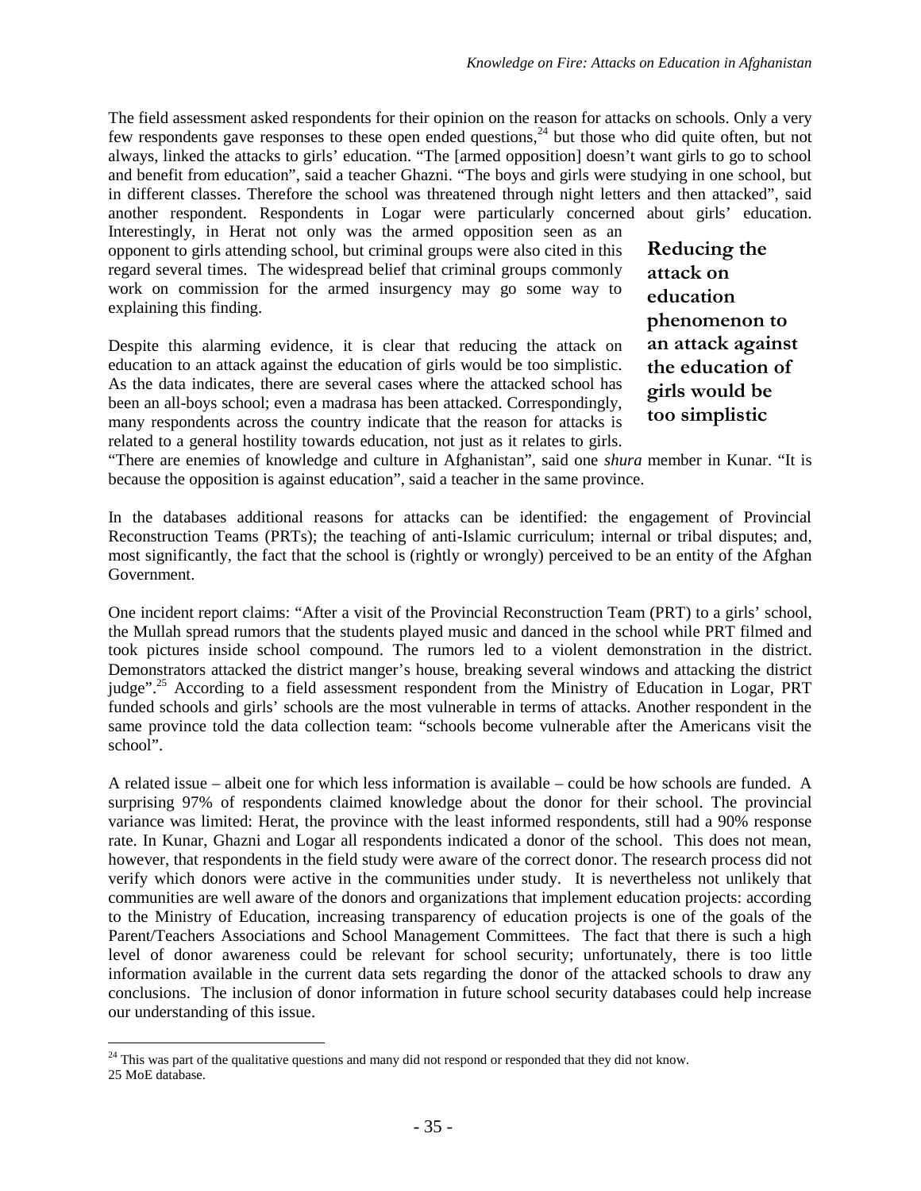The field assessment asked respondents for their opinion on the reason for attacks on schools. Only a very few respondents gave responses to these open ended questions,[24] but those who did quite often, but not always, linked the attacks to girls' education. "The [armed opposition] doesn't want girls to go to school and benefit from education", said a teacher Ghazni. "The boys and girls were studying in one school, but in different classes. Therefore the school was threatened through night letters and then attacked", said another respondent. Respondents in Logar were particularly concerned about girls' education. Interestingly, in Herat not only was the armed opposition seen as an opponent to girls attending school, but criminal groups were also cited in this regard several times. The widespread belief that criminal groups commonly work on commission for the armed insurgency may go some way to explaining this finding.

> **Reducing the attack on education phenomenon to an attack against the education of girls would be too simplistic**

Despite this alarming evidence, it is clear that reducing the attack on education to an attack against the education of girls would be too simplistic. As the data indicates, there are several cases where the attacked school has been an all-boys school; even a madrasa has been attacked. Correspondingly, many respondents across the country indicate that the reason for attacks is related to a general hostility towards education, not just as it relates to girls. "There are enemies of knowledge and culture in Afghanistan", said one *shura* member in Kunar. "It is because the opposition is against education", said a teacher in the same province.

In the databases additional reasons for attacks can be identified: the engagement of Provincial Reconstruction Teams (PRTs); the teaching of anti-Islamic curriculum; internal or tribal disputes; and, most significantly, the fact that the school is (rightly or wrongly) perceived to be an entity of the Afghan Government.

One incident report claims: "After a visit of the Provincial Reconstruction Team (PRT) to a girls' school, the Mullah spread rumors that the students played music and danced in the school while PRT filmed and took pictures inside school compound. The rumors led to a violent demonstration in the district. Demonstrators attacked the district manger's house, breaking several windows and attacking the district judge".[25] According to a field assessment respondent from the Ministry of Education in Logar, PRT funded schools and girls' schools are the most vulnerable in terms of attacks. Another respondent in the same province told the data collection team: "schools become vulnerable after the Americans visit the school".

A related issue – albeit one for which less information is available – could be how schools are funded. A surprising 97% of respondents claimed knowledge about the donor for their school. The provincial variance was limited: Herat, the province with the least informed respondents, still had a 90% response rate. In Kunar, Ghazni and Logar all respondents indicated a donor of the school. This does not mean, however, that respondents in the field study were aware of the correct donor. The research process did not verify which donors were active in the communities under study. It is nevertheless not unlikely that communities are well aware of the donors and organizations that implement education projects: according to the Ministry of Education, increasing transparency of education projects is one of the goals of the Parent/Teachers Associations and School Management Committees. The fact that there is such a high level of donor awareness could be relevant for school security; unfortunately, there is too little information available in the current data sets regarding the donor of the attacked schools to draw any conclusions. The inclusion of donor information in future school security databases could help increase our understanding of this issue.

---

[24] This was part of the qualitative questions and many did not respond or responded that they did not know.

[25] MoE database.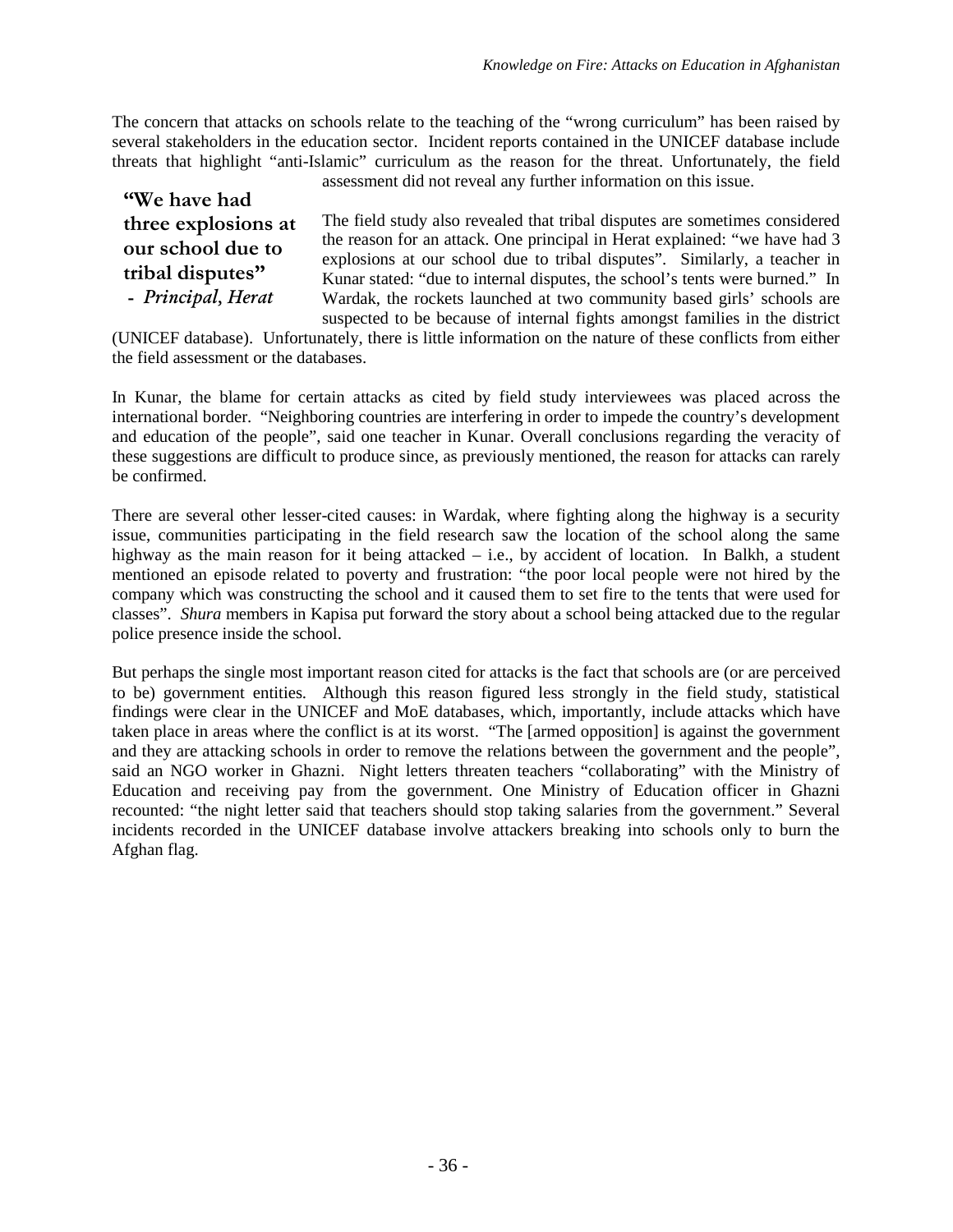The concern that attacks on schools relate to the teaching of the "wrong curriculum" has been raised by several stakeholders in the education sector. Incident reports contained in the UNICEF database include threats that highlight "anti-Islamic" curriculum as the reason for the threat. Unfortunately, the field assessment did not reveal any further information on this issue.

> **"We have had three explosions at our school due to tribal disputes"**
> **-** ***Principal, Herat***

The field study also revealed that tribal disputes are sometimes considered the reason for an attack. One principal in Herat explained: "we have had 3 explosions at our school due to tribal disputes". Similarly, a teacher in Kunar stated: "due to internal disputes, the school's tents were burned." In Wardak, the rockets launched at two community based girls' schools are suspected to be because of internal fights amongst families in the district (UNICEF database). Unfortunately, there is little information on the nature of these conflicts from either the field assessment or the databases.

In Kunar, the blame for certain attacks as cited by field study interviewees was placed across the international border. "Neighboring countries are interfering in order to impede the country's development and education of the people", said one teacher in Kunar. Overall conclusions regarding the veracity of these suggestions are difficult to produce since, as previously mentioned, the reason for attacks can rarely be confirmed.

There are several other lesser-cited causes: in Wardak, where fighting along the highway is a security issue, communities participating in the field research saw the location of the school along the same highway as the main reason for it being attacked – i.e., by accident of location. In Balkh, a student mentioned an episode related to poverty and frustration: "the poor local people were not hired by the company which was constructing the school and it caused them to set fire to the tents that were used for classes". *Shura* members in Kapisa put forward the story about a school being attacked due to the regular police presence inside the school.

But perhaps the single most important reason cited for attacks is the fact that schools are (or are perceived to be) government entities. Although this reason figured less strongly in the field study, statistical findings were clear in the UNICEF and MoE databases, which, importantly, include attacks which have taken place in areas where the conflict is at its worst. "The [armed opposition] is against the government and they are attacking schools in order to remove the relations between the government and the people", said an NGO worker in Ghazni. Night letters threaten teachers "collaborating" with the Ministry of Education and receiving pay from the government. One Ministry of Education officer in Ghazni recounted: "the night letter said that teachers should stop taking salaries from the government." Several incidents recorded in the UNICEF database involve attackers breaking into schools only to burn the Afghan flag.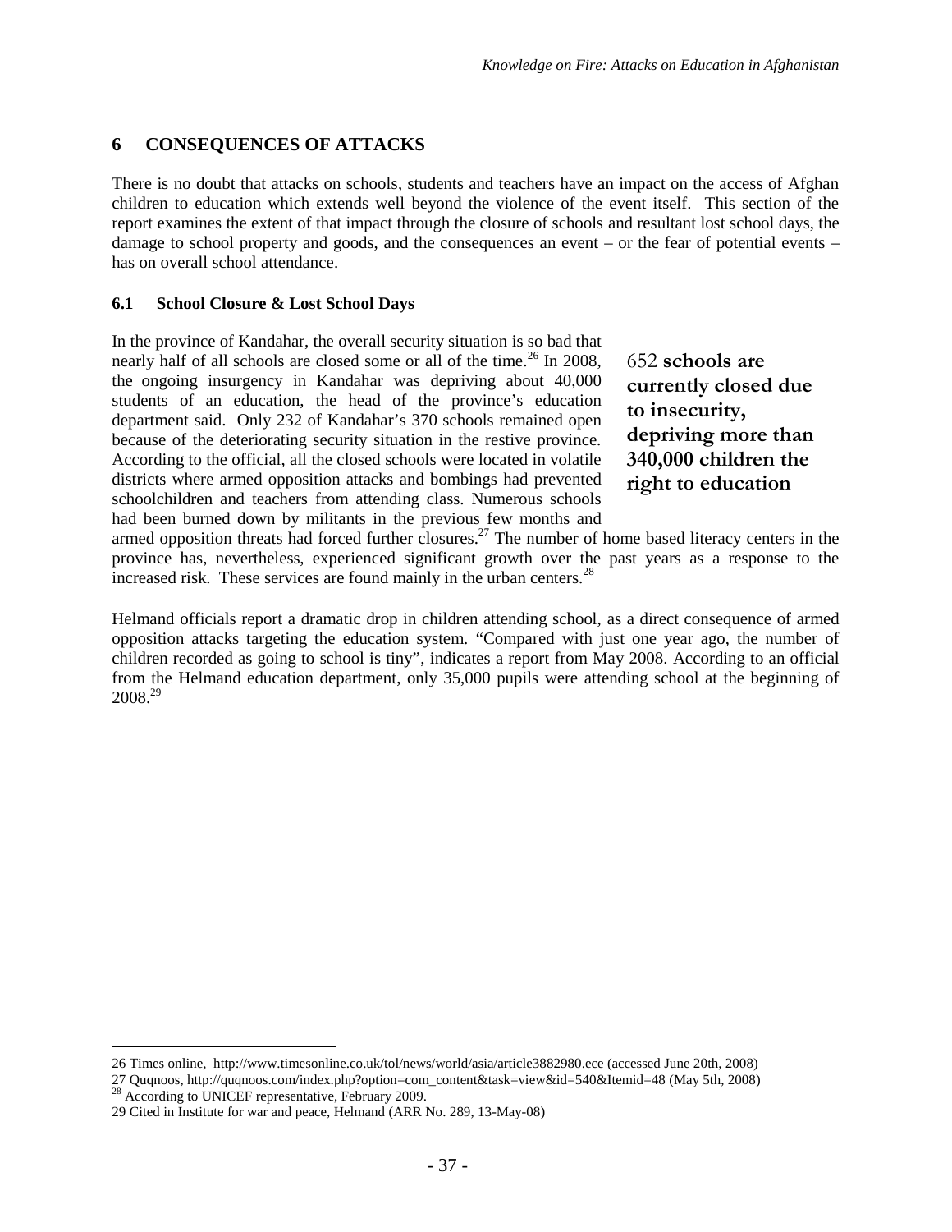## 6 CONSEQUENCES OF ATTACKS

There is no doubt that attacks on schools, students and teachers have an impact on the access of Afghan children to education which extends well beyond the violence of the event itself. This section of the report examines the extent of that impact through the closure of schools and resultant lost school days, the damage to school property and goods, and the consequences an event – or the fear of potential events – has on overall school attendance.

### 6.1 School Closure & Lost School Days

In the province of Kandahar, the overall security situation is so bad that nearly half of all schools are closed some or all of the time.[26] In 2008, the ongoing insurgency in Kandahar was depriving about 40,000 students of an education, the head of the province's education department said. Only 232 of Kandahar's 370 schools remained open because of the deteriorating security situation in the restive province. According to the official, all the closed schools were located in volatile districts where armed opposition attacks and bombings had prevented schoolchildren and teachers from attending class. Numerous schools had been burned down by militants in the previous few months and armed opposition threats had forced further closures.[27] The number of home based literacy centers in the province has, nevertheless, experienced significant growth over the past years as a response to the increased risk. These services are found mainly in the urban centers.[28]

> 652 **schools are currently closed due to insecurity, depriving more than 340,000 children the right to education**

Helmand officials report a dramatic drop in children attending school, as a direct consequence of armed opposition attacks targeting the education system. "Compared with just one year ago, the number of children recorded as going to school is tiny", indicates a report from May 2008. According to an official from the Helmand education department, only 35,000 pupils were attending school at the beginning of 2008.[29]

---

26 Times online, http://www.timesonline.co.uk/tol/news/world/asia/article3882980.ece (accessed June 20th, 2008)

27 Quqnoos, http://quqnoos.com/index.php?option=com_content&task=view&id=540&Itemid=48 (May 5th, 2008)

28 According to UNICEF representative, February 2009.

29 Cited in Institute for war and peace, Helmand (ARR No. 289, 13-May-08)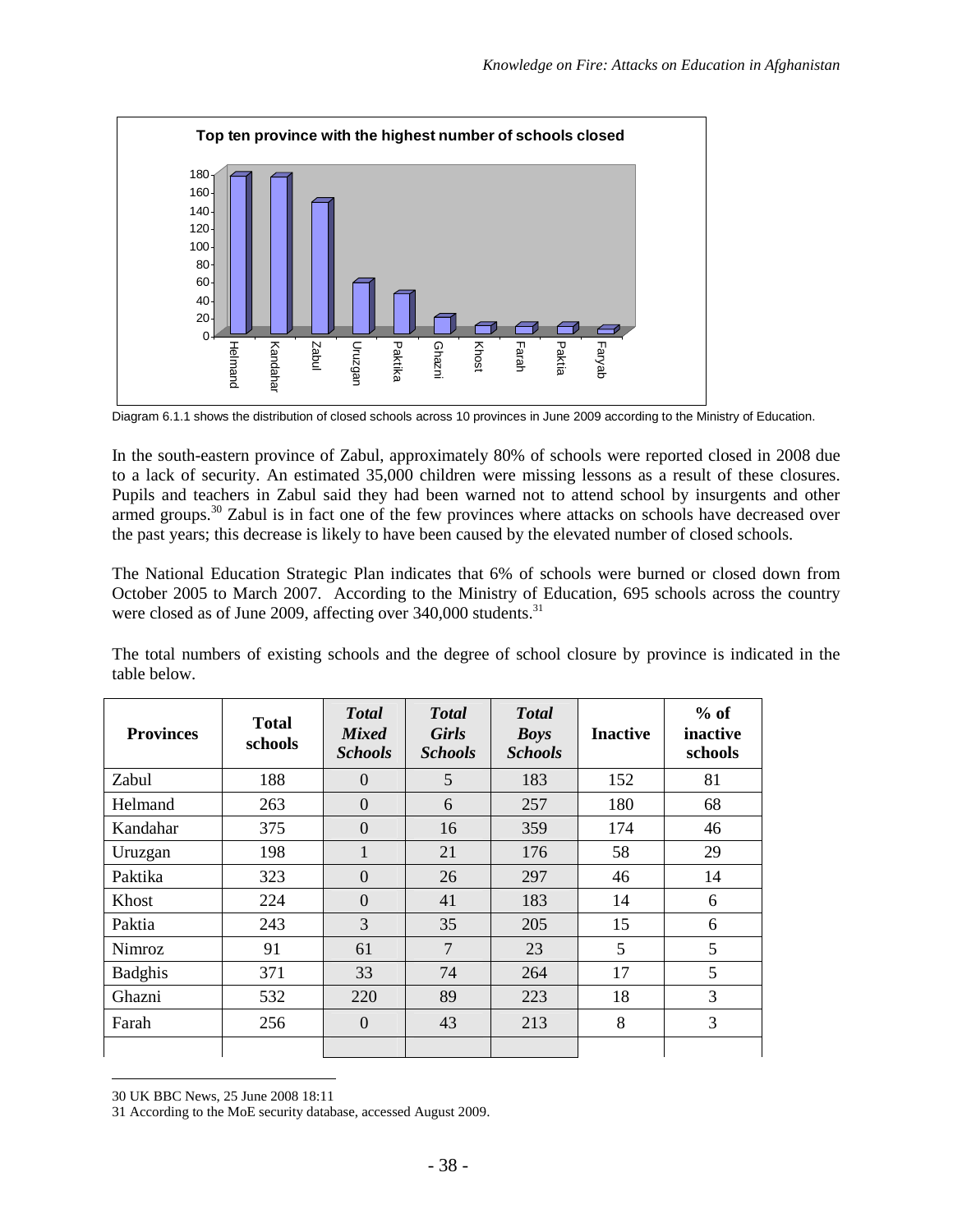Top ten province with the highest number of schools closed

Diagram 6.1.1 shows the distribution of closed schools across 10 provinces in June 2009 according to the Ministry of Education.

In the south-eastern province of Zabul, approximately 80% of schools were reported closed in 2008 due to a lack of security. An estimated 35,000 children were missing lessons as a result of these closures. Pupils and teachers in Zabul said they had been warned not to attend school by insurgents and other armed groups.[30] Zabul is in fact one of the few provinces where attacks on schools have decreased over the past years; this decrease is likely to have been caused by the elevated number of closed schools.

The National Education Strategic Plan indicates that 6% of schools were burned or closed down from October 2005 to March 2007. According to the Ministry of Education, 695 schools across the country were closed as of June 2009, affecting over 340,000 students.[31]

The total numbers of existing schools and the degree of school closure by province is indicated in the table below.

| Provinces | Total schools | *Total Mixed Schools* | *Total Girls Schools* | *Total Boys Schools* | Inactive | % of inactive schools |
|---|---|---|---|---|---|---|
| Zabul | 188 | 0 | 5 | 183 | 152 | 81 |
| Helmand | 263 | 0 | 6 | 257 | 180 | 68 |
| Kandahar | 375 | 0 | 16 | 359 | 174 | 46 |
| Uruzgan | 198 | 1 | 21 | 176 | 58 | 29 |
| Paktika | 323 | 0 | 26 | 297 | 46 | 14 |
| Khost | 224 | 0 | 41 | 183 | 14 | 6 |
| Paktia | 243 | 3 | 35 | 205 | 15 | 6 |
| Nimroz | 91 | 61 | 7 | 23 | 5 | 5 |
| Badghis | 371 | 33 | 74 | 264 | 17 | 5 |
| Ghazni | 532 | 220 | 89 | 223 | 18 | 3 |
| Farah | 256 | 0 | 43 | 213 | 8 | 3 |
| | | | | | | |

30 UK BBC News, 25 June 2008 18:11

31 According to the MoE security database, accessed August 2009.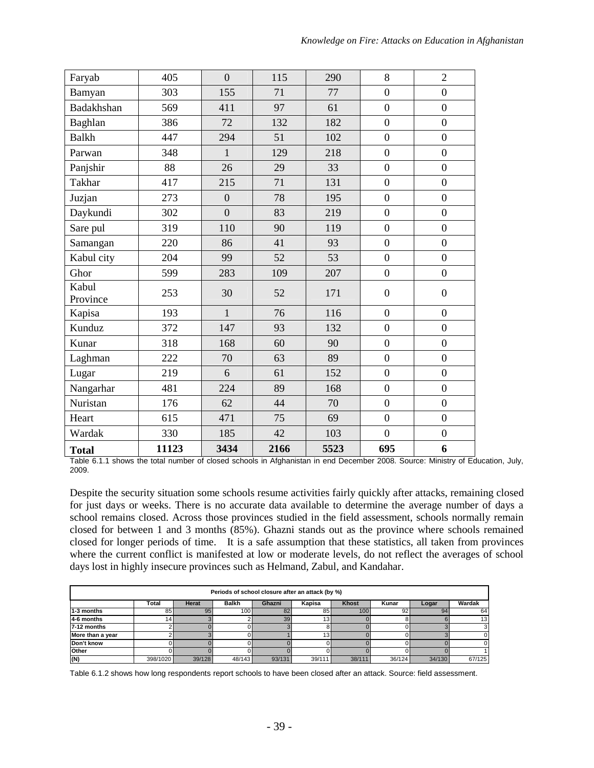| | | | | | | |
|---|---|---|---|---|---|---|
| Faryab | 405 | 0 | 115 | 290 | 8 | 2 |
| Bamyan | 303 | 155 | 71 | 77 | 0 | 0 |
| Badakhshan | 569 | 411 | 97 | 61 | 0 | 0 |
| Baghlan | 386 | 72 | 132 | 182 | 0 | 0 |
| Balkh | 447 | 294 | 51 | 102 | 0 | 0 |
| Parwan | 348 | 1 | 129 | 218 | 0 | 0 |
| Panjshir | 88 | 26 | 29 | 33 | 0 | 0 |
| Takhar | 417 | 215 | 71 | 131 | 0 | 0 |
| Juzjan | 273 | 0 | 78 | 195 | 0 | 0 |
| Daykundi | 302 | 0 | 83 | 219 | 0 | 0 |
| Sare pul | 319 | 110 | 90 | 119 | 0 | 0 |
| Samangan | 220 | 86 | 41 | 93 | 0 | 0 |
| Kabul city | 204 | 99 | 52 | 53 | 0 | 0 |
| Ghor | 599 | 283 | 109 | 207 | 0 | 0 |
| Kabul Province | 253 | 30 | 52 | 171 | 0 | 0 |
| Kapisa | 193 | 1 | 76 | 116 | 0 | 0 |
| Kunduz | 372 | 147 | 93 | 132 | 0 | 0 |
| Kunar | 318 | 168 | 60 | 90 | 0 | 0 |
| Laghman | 222 | 70 | 63 | 89 | 0 | 0 |
| Lugar | 219 | 6 | 61 | 152 | 0 | 0 |
| Nangarhar | 481 | 224 | 89 | 168 | 0 | 0 |
| Nuristan | 176 | 62 | 44 | 70 | 0 | 0 |
| Heart | 615 | 471 | 75 | 69 | 0 | 0 |
| Wardak | 330 | 185 | 42 | 103 | 0 | 0 |
| **Total** | **11123** | **3434** | **2166** | **5523** | **695** | **6** |

Table 6.1.1 shows the total number of closed schools in Afghanistan in end December 2008. Source: Ministry of Education, July, 2009.

Despite the security situation some schools resume activities fairly quickly after attacks, remaining closed for just days or weeks. There is no accurate data available to determine the average number of days a school remains closed. Across those provinces studied in the field assessment, schools normally remain closed for between 1 and 3 months (85%). Ghazni stands out as the province where schools remained closed for longer periods of time. It is a safe assumption that these statistics, all taken from provinces where the current conflict is manifested at low or moderate levels, do not reflect the averages of school days lost in highly insecure provinces such as Helmand, Zabul, and Kandahar.

| Periods of school closure after an attack (by %) | | | | | | | | | |
|---|---|---|---|---|---|---|---|---|---|
| | Total | Herat | Balkh | Ghazni | Kapisa | Khost | Kunar | Logar | Wardak |
| 1-3 months | 85 | 95 | 100 | 82 | 85 | 100 | 92 | 94 | 64 |
| 4-6 months | 14 | 3 | 2 | 39 | 13 | 0 | 8 | 6 | 13 |
| 7-12 months | 2 | 0 | 0 | 3 | 8 | 0 | 0 | 3 | 3 |
| More than a year | 2 | 3 | 0 | 1 | 13 | 0 | 0 | 3 | 0 |
| Don't know | 0 | 0 | 0 | 0 | 0 | 0 | 0 | 0 | 0 |
| Other | 0 | 0 | 0 | 0 | 0 | 0 | 0 | 0 | 1 |
| (N) | 398/1020 | 39/128 | 48/143 | 93/131 | 39/111 | 38/111 | 36/124 | 34/130 | 67/125 |

Table 6.1.2 shows how long respondents report schools to have been closed after an attack. Source: field assessment.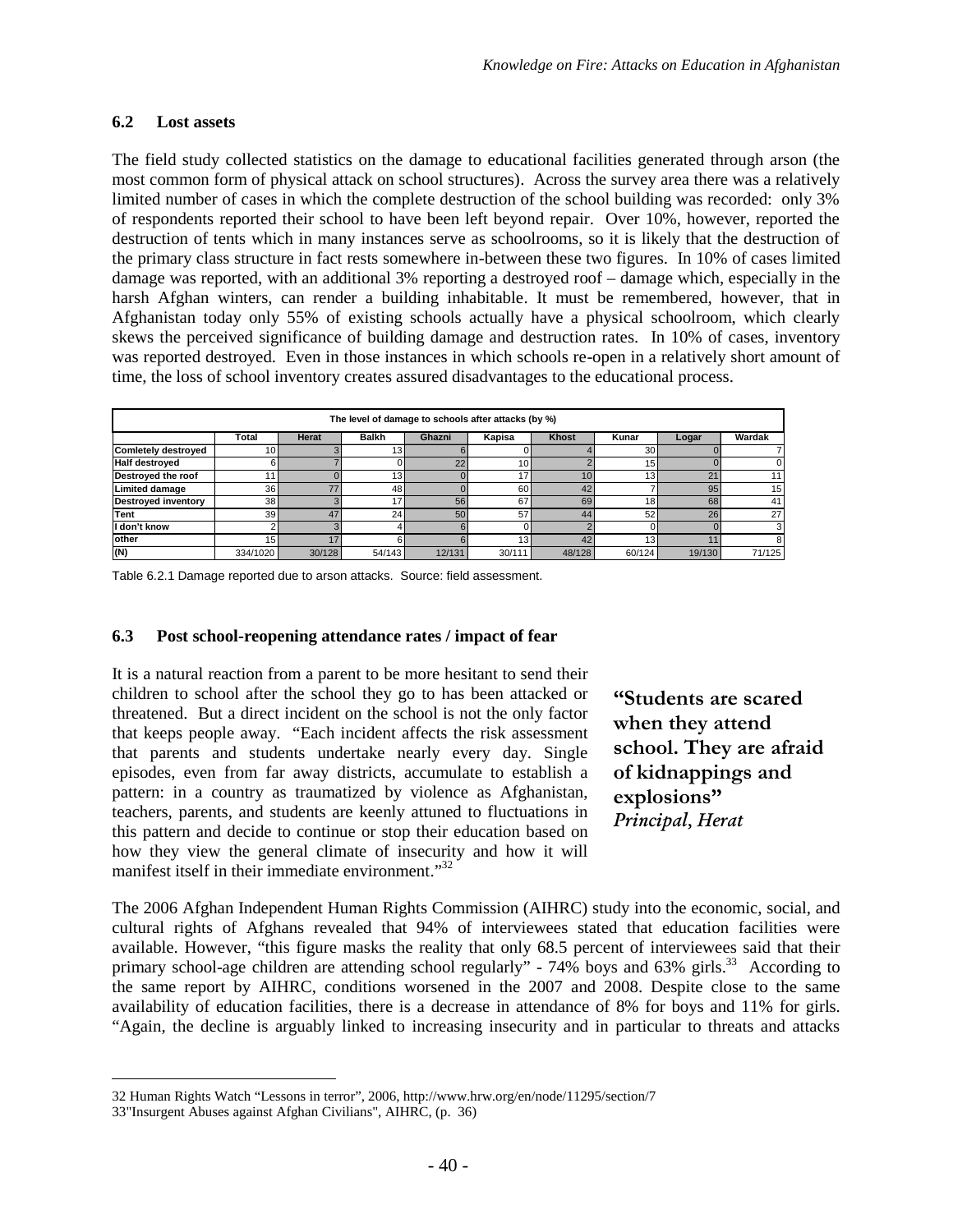### 6.2 Lost assets

The field study collected statistics on the damage to educational facilities generated through arson (the most common form of physical attack on school structures). Across the survey area there was a relatively limited number of cases in which the complete destruction of the school building was recorded: only 3% of respondents reported their school to have been left beyond repair. Over 10%, however, reported the destruction of tents which in many instances serve as schoolrooms, so it is likely that the destruction of the primary class structure in fact rests somewhere in-between these two figures. In 10% of cases limited damage was reported, with an additional 3% reporting a destroyed roof – damage which, especially in the harsh Afghan winters, can render a building inhabitable. It must be remembered, however, that in Afghanistan today only 55% of existing schools actually have a physical schoolroom, which clearly skews the perceived significance of building damage and destruction rates. In 10% of cases, inventory was reported destroyed. Even in those instances in which schools re-open in a relatively short amount of time, the loss of school inventory creates assured disadvantages to the educational process.

| The level of damage to schools after attacks (by %) | | | | | | | | | |
|---|---|---|---|---|---|---|---|---|---|
| | Total | Herat | Balkh | Ghazni | Kapisa | Khost | Kunar | Logar | Wardak |
| Comletely destroyed | 10 | 3 | 13 | 6 | 0 | 4 | 30 | 0 | 7 |
| Half destroyed | 6 | 7 | 0 | 22 | 10 | 2 | 15 | 0 | 0 |
| Destroyed the roof | 11 | 0 | 13 | 0 | 17 | 10 | 13 | 21 | 11 |
| Limited damage | 36 | 77 | 48 | 0 | 60 | 42 | 7 | 95 | 15 |
| Destroyed inventory | 38 | 3 | 17 | 56 | 67 | 69 | 18 | 68 | 41 |
| Tent | 39 | 47 | 24 | 50 | 57 | 44 | 52 | 26 | 27 |
| I don't know | 2 | 3 | 4 | 6 | 0 | 2 | 0 | 0 | 3 |
| other | 15 | 17 | 6 | 6 | 13 | 42 | 13 | 11 | 8 |
| (N) | 334/1020 | 30/128 | 54/143 | 12/131 | 30/111 | 48/128 | 60/124 | 19/130 | 71/125 |

Table 6.2.1 Damage reported due to arson attacks. Source: field assessment.

### 6.3 Post school-reopening attendance rates / impact of fear

It is a natural reaction from a parent to be more hesitant to send their children to school after the school they go to has been attacked or threatened. But a direct incident on the school is not the only factor that keeps people away. "Each incident affects the risk assessment that parents and students undertake nearly every day. Single episodes, even from far away districts, accumulate to establish a pattern: in a country as traumatized by violence as Afghanistan, teachers, parents, and students are keenly attuned to fluctuations in this pattern and decide to continue or stop their education based on how they view the general climate of insecurity and how it will manifest itself in their immediate environment."[32]

> **"Students are scared when they attend school. They are afraid of kidnappings and explosions"**
> *Principal, Herat*

The 2006 Afghan Independent Human Rights Commission (AIHRC) study into the economic, social, and cultural rights of Afghans revealed that 94% of interviewees stated that education facilities were available. However, "this figure masks the reality that only 68.5 percent of interviewees said that their primary school-age children are attending school regularly" - 74% boys and 63% girls.[33] According to the same report by AIHRC, conditions worsened in the 2007 and 2008. Despite close to the same availability of education facilities, there is a decrease in attendance of 8% for boys and 11% for girls. "Again, the decline is arguably linked to increasing insecurity and in particular to threats and attacks

---

32 Human Rights Watch "Lessons in terror", 2006, http://www.hrw.org/en/node/11295/section/7

33"Insurgent Abuses against Afghan Civilians", AIHRC, (p. 36)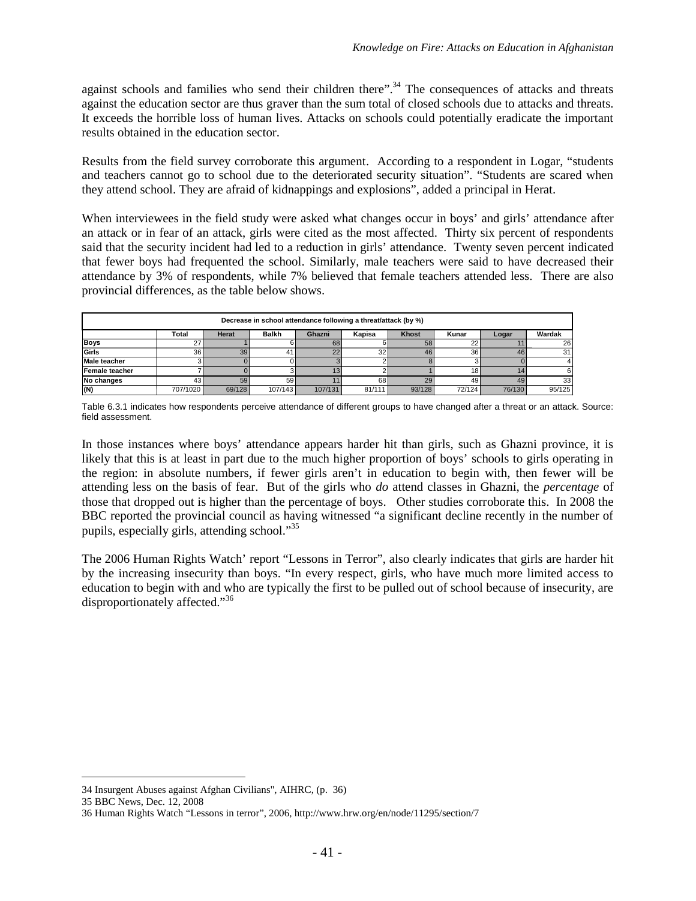against schools and families who send their children there".[34] The consequences of attacks and threats against the education sector are thus graver than the sum total of closed schools due to attacks and threats. It exceeds the horrible loss of human lives. Attacks on schools could potentially eradicate the important results obtained in the education sector.

Results from the field survey corroborate this argument. According to a respondent in Logar, "students and teachers cannot go to school due to the deteriorated security situation". "Students are scared when they attend school. They are afraid of kidnappings and explosions", added a principal in Herat.

When interviewees in the field study were asked what changes occur in boys' and girls' attendance after an attack or in fear of an attack, girls were cited as the most affected. Thirty six percent of respondents said that the security incident had led to a reduction in girls' attendance. Twenty seven percent indicated that fewer boys had frequented the school. Similarly, male teachers were said to have decreased their attendance by 3% of respondents, while 7% believed that female teachers attended less. There are also provincial differences, as the table below shows.

| Decrease in school attendance following a threat/attack (by %) | | | | | | | | | |
|---|---|---|---|---|---|---|---|---|---|
| | Total | Herat | Balkh | Ghazni | Kapisa | Khost | Kunar | Logar | Wardak |
| Boys | 27 | 1 | 6 | 68 | 6 | 58 | 22 | 11 | 26 |
| Girls | 36 | 39 | 41 | 22 | 32 | 46 | 36 | 46 | 31 |
| Male teacher | 3 | 0 | 0 | 3 | 2 | 8 | 3 | 0 | 4 |
| Female teacher | 7 | 0 | 3 | 13 | 2 | 1 | 18 | 14 | 6 |
| No changes | 43 | 59 | 59 | 11 | 68 | 29 | 49 | 49 | 33 |
| (N) | 707/1020 | 69/128 | 107/143 | 107/131 | 81/111 | 93/128 | 72/124 | 76/130 | 95/125 |

Table 6.3.1 indicates how respondents perceive attendance of different groups to have changed after a threat or an attack. Source: field assessment.

In those instances where boys' attendance appears harder hit than girls, such as Ghazni province, it is likely that this is at least in part due to the much higher proportion of boys' schools to girls operating in the region: in absolute numbers, if fewer girls aren't in education to begin with, then fewer will be attending less on the basis of fear. But of the girls who *do* attend classes in Ghazni, the *percentage* of those that dropped out is higher than the percentage of boys. Other studies corroborate this. In 2008 the BBC reported the provincial council as having witnessed "a significant decline recently in the number of pupils, especially girls, attending school."[35]

The 2006 Human Rights Watch' report "Lessons in Terror", also clearly indicates that girls are harder hit by the increasing insecurity than boys. "In every respect, girls, who have much more limited access to education to begin with and who are typically the first to be pulled out of school because of insecurity, are disproportionately affected."[36]

---

34 Insurgent Abuses against Afghan Civilians", AIHRC, (p. 36)

35 BBC News, Dec. 12, 2008

36 Human Rights Watch "Lessons in terror", 2006, http://www.hrw.org/en/node/11295/section/7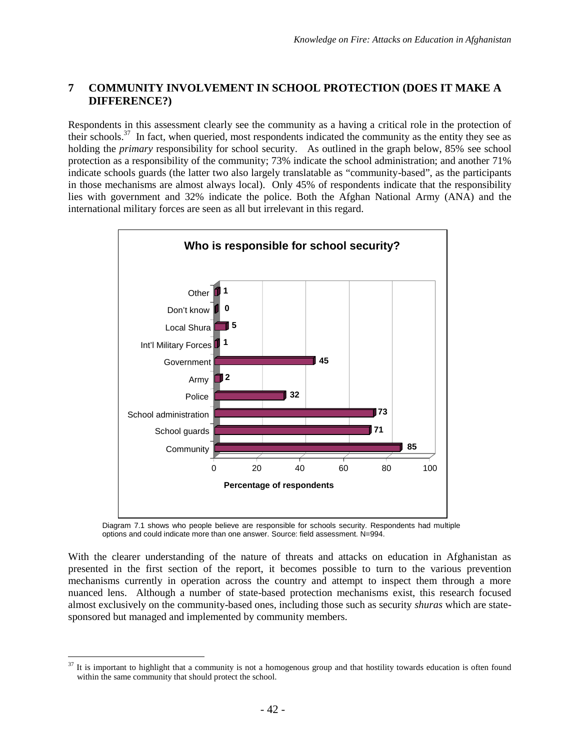# 7 COMMUNITY INVOLVEMENT IN SCHOOL PROTECTION (DOES IT MAKE A DIFFERENCE?)

Respondents in this assessment clearly see the community as a having a critical role in the protection of their schools.[37] In fact, when queried, most respondents indicated the community as the entity they see as holding the *primary* responsibility for school security. As outlined in the graph below, 85% see school protection as a responsibility of the community; 73% indicate the school administration; and another 71% indicate schools guards (the latter two also largely translatable as "community-based", as the participants in those mechanisms are almost always local). Only 45% of respondents indicate that the responsibility lies with government and 32% indicate the police. Both the Afghan National Army (ANA) and the international military forces are seen as all but irrelevant in this regard.

**Who is responsible for school security?**

| Response | Percentage of respondents |
|---|---|
| Other | 1 |
| Don't know | 0 |
| Local Shura | 5 |
| Int'l Military Forces | 1 |
| Government | 45 |
| Army | 2 |
| Police | 32 |
| School administration | 73 |
| School guards | 71 |
| Community | 85 |

Diagram 7.1 shows who people believe are responsible for schools security. Respondents had multiple options and could indicate more than one answer. Source: field assessment. N=994.

With the clearer understanding of the nature of threats and attacks on education in Afghanistan as presented in the first section of the report, it becomes possible to turn to the various prevention mechanisms currently in operation across the country and attempt to inspect them through a more nuanced lens. Although a number of state-based protection mechanisms exist, this research focused almost exclusively on the community-based ones, including those such as security *shuras* which are state-sponsored but managed and implemented by community members.

[37] It is important to highlight that a community is not a homogenous group and that hostility towards education is often found within the same community that should protect the school.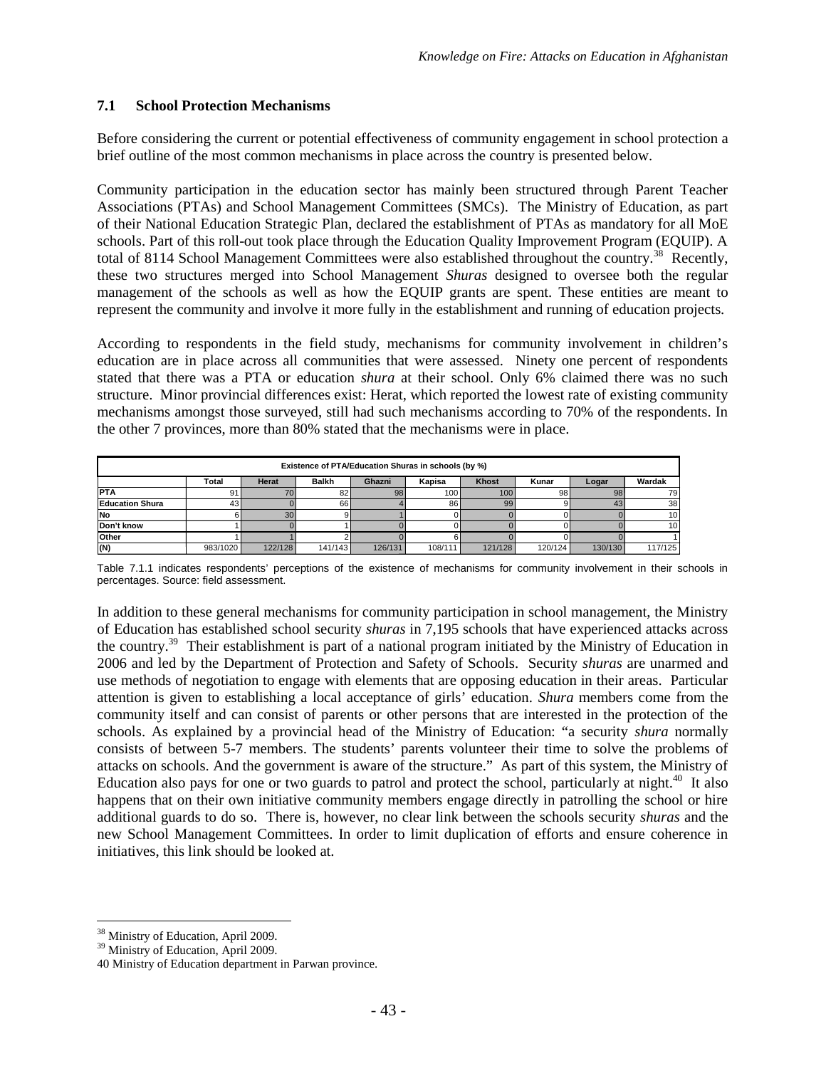## 7.1 School Protection Mechanisms

Before considering the current or potential effectiveness of community engagement in school protection a brief outline of the most common mechanisms in place across the country is presented below.

Community participation in the education sector has mainly been structured through Parent Teacher Associations (PTAs) and School Management Committees (SMCs). The Ministry of Education, as part of their National Education Strategic Plan, declared the establishment of PTAs as mandatory for all MoE schools. Part of this roll-out took place through the Education Quality Improvement Program (EQUIP). A total of 8114 School Management Committees were also established throughout the country.[38] Recently, these two structures merged into School Management *Shuras* designed to oversee both the regular management of the schools as well as how the EQUIP grants are spent. These entities are meant to represent the community and involve it more fully in the establishment and running of education projects.

According to respondents in the field study, mechanisms for community involvement in children's education are in place across all communities that were assessed. Ninety one percent of respondents stated that there was a PTA or education *shura* at their school. Only 6% claimed there was no such structure. Minor provincial differences exist: Herat, which reported the lowest rate of existing community mechanisms amongst those surveyed, still had such mechanisms according to 70% of the respondents. In the other 7 provinces, more than 80% stated that the mechanisms were in place.

| Existence of PTA/Education Shuras in schools (by %) | | | | | | | | | |
|---|---|---|---|---|---|---|---|---|---|
| | Total | Herat | Balkh | Ghazni | Kapisa | Khost | Kunar | Logar | Wardak |
| PTA | 91 | 70 | 82 | 98 | 100 | 100 | 98 | 98 | 79 |
| Education Shura | 43 | 0 | 66 | 4 | 86 | 99 | 9 | 43 | 38 |
| No | 6 | 30 | 9 | 1 | 0 | 0 | 0 | 0 | 10 |
| Don't know | 1 | 0 | 1 | 0 | 0 | 0 | 0 | 0 | 10 |
| Other | 1 | 1 | 2 | 0 | 6 | 0 | 0 | 0 | 1 |
| (N) | 983/1020 | 122/128 | 141/143 | 126/131 | 108/111 | 121/128 | 120/124 | 130/130 | 117/125 |

Table 7.1.1 indicates respondents' perceptions of the existence of mechanisms for community involvement in their schools in percentages. Source: field assessment.

In addition to these general mechanisms for community participation in school management, the Ministry of Education has established school security *shuras* in 7,195 schools that have experienced attacks across the country.[39] Their establishment is part of a national program initiated by the Ministry of Education in 2006 and led by the Department of Protection and Safety of Schools. Security *shuras* are unarmed and use methods of negotiation to engage with elements that are opposing education in their areas. Particular attention is given to establishing a local acceptance of girls' education. *Shura* members come from the community itself and can consist of parents or other persons that are interested in the protection of the schools. As explained by a provincial head of the Ministry of Education: "a security *shura* normally consists of between 5-7 members. The students' parents volunteer their time to solve the problems of attacks on schools. And the government is aware of the structure." As part of this system, the Ministry of Education also pays for one or two guards to patrol and protect the school, particularly at night.[40] It also happens that on their own initiative community members engage directly in patrolling the school or hire additional guards to do so. There is, however, no clear link between the schools security *shuras* and the new School Management Committees. In order to limit duplication of efforts and ensure coherence in initiatives, this link should be looked at.

[38] Ministry of Education, April 2009.

[39] Ministry of Education, April 2009.

40 Ministry of Education department in Parwan province.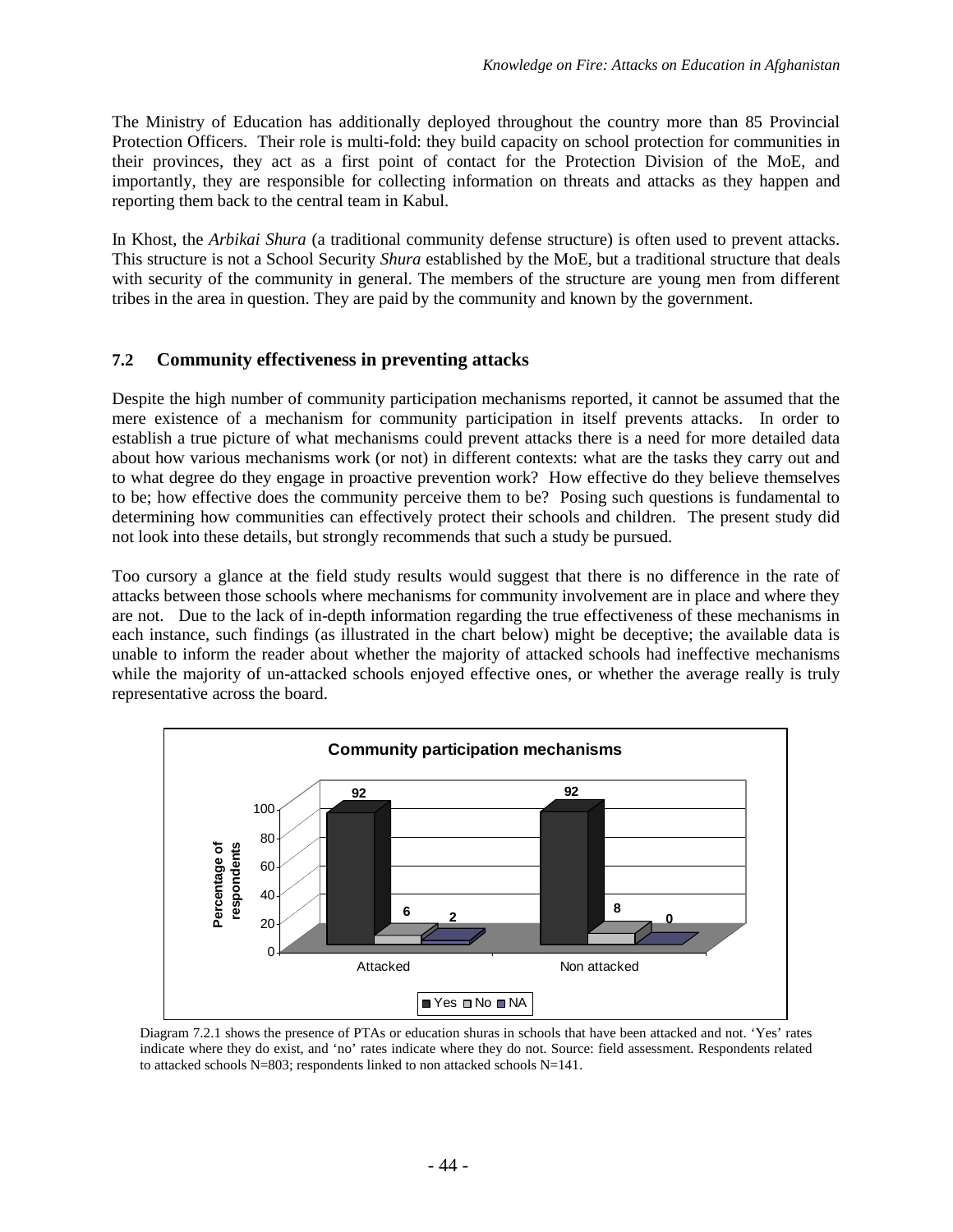The Ministry of Education has additionally deployed throughout the country more than 85 Provincial Protection Officers. Their role is multi-fold: they build capacity on school protection for communities in their provinces, they act as a first point of contact for the Protection Division of the MoE, and importantly, they are responsible for collecting information on threats and attacks as they happen and reporting them back to the central team in Kabul.

In Khost, the *Arbikai Shura* (a traditional community defense structure) is often used to prevent attacks. This structure is not a School Security *Shura* established by the MoE, but a traditional structure that deals with security of the community in general. The members of the structure are young men from different tribes in the area in question. They are paid by the community and known by the government.

## 7.2 Community effectiveness in preventing attacks

Despite the high number of community participation mechanisms reported, it cannot be assumed that the mere existence of a mechanism for community participation in itself prevents attacks. In order to establish a true picture of what mechanisms could prevent attacks there is a need for more detailed data about how various mechanisms work (or not) in different contexts: what are the tasks they carry out and to what degree do they engage in proactive prevention work? How effective do they believe themselves to be; how effective does the community perceive them to be? Posing such questions is fundamental to determining how communities can effectively protect their schools and children. The present study did not look into these details, but strongly recommends that such a study be pursued.

Too cursory a glance at the field study results would suggest that there is no difference in the rate of attacks between those schools where mechanisms for community involvement are in place and where they are not. Due to the lack of in-depth information regarding the true effectiveness of these mechanisms in each instance, such findings (as illustrated in the chart below) might be deceptive; the available data is unable to inform the reader about whether the majority of attacked schools had ineffective mechanisms while the majority of un-attacked schools enjoyed effective ones, or whether the average really is truly representative across the board.

**Community participation mechanisms**

| Percentage of respondents | Yes | No | NA |
|---|---|---|---|
| Attacked | 92 | 6 | 2 |
| Non attacked | 92 | 8 | 0 |

Diagram 7.2.1 shows the presence of PTAs or education shuras in schools that have been attacked and not. 'Yes' rates indicate where they do exist, and 'no' rates indicate where they do not. Source: field assessment. Respondents related to attacked schools N=803; respondents linked to non attacked schools N=141.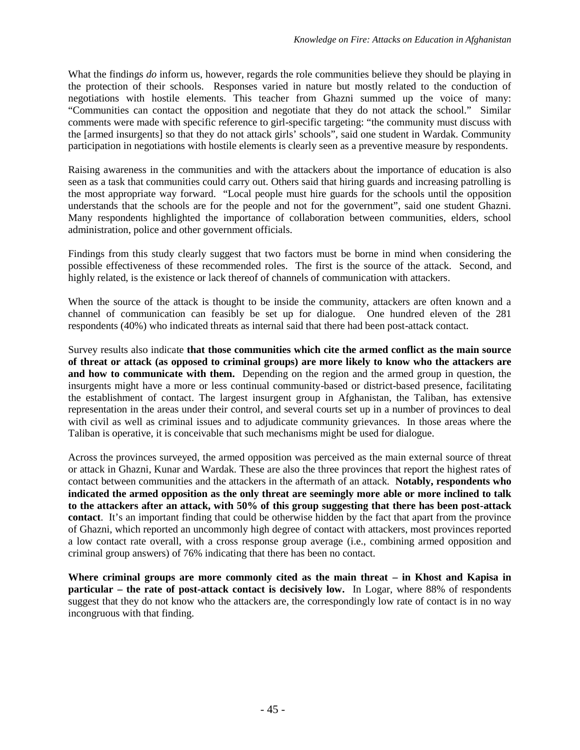What the findings *do* inform us, however, regards the role communities believe they should be playing in the protection of their schools. Responses varied in nature but mostly related to the conduction of negotiations with hostile elements. This teacher from Ghazni summed up the voice of many: "Communities can contact the opposition and negotiate that they do not attack the school." Similar comments were made with specific reference to girl-specific targeting: "the community must discuss with the [armed insurgents] so that they do not attack girls' schools", said one student in Wardak. Community participation in negotiations with hostile elements is clearly seen as a preventive measure by respondents.

Raising awareness in the communities and with the attackers about the importance of education is also seen as a task that communities could carry out. Others said that hiring guards and increasing patrolling is the most appropriate way forward. "Local people must hire guards for the schools until the opposition understands that the schools are for the people and not for the government", said one student Ghazni. Many respondents highlighted the importance of collaboration between communities, elders, school administration, police and other government officials.

Findings from this study clearly suggest that two factors must be borne in mind when considering the possible effectiveness of these recommended roles. The first is the source of the attack. Second, and highly related, is the existence or lack thereof of channels of communication with attackers.

When the source of the attack is thought to be inside the community, attackers are often known and a channel of communication can feasibly be set up for dialogue. One hundred eleven of the 281 respondents (40%) who indicated threats as internal said that there had been post-attack contact.

Survey results also indicate **that those communities which cite the armed conflict as the main source of threat or attack (as opposed to criminal groups) are more likely to know who the attackers are and how to communicate with them.** Depending on the region and the armed group in question, the insurgents might have a more or less continual community-based or district-based presence, facilitating the establishment of contact. The largest insurgent group in Afghanistan, the Taliban, has extensive representation in the areas under their control, and several courts set up in a number of provinces to deal with civil as well as criminal issues and to adjudicate community grievances. In those areas where the Taliban is operative, it is conceivable that such mechanisms might be used for dialogue.

Across the provinces surveyed, the armed opposition was perceived as the main external source of threat or attack in Ghazni, Kunar and Wardak. These are also the three provinces that report the highest rates of contact between communities and the attackers in the aftermath of an attack. **Notably, respondents who indicated the armed opposition as the only threat are seemingly more able or more inclined to talk to the attackers after an attack, with 50% of this group suggesting that there has been post-attack contact**. It's an important finding that could be otherwise hidden by the fact that apart from the province of Ghazni, which reported an uncommonly high degree of contact with attackers, most provinces reported a low contact rate overall, with a cross response group average (i.e., combining armed opposition and criminal group answers) of 76% indicating that there has been no contact.

**Where criminal groups are more commonly cited as the main threat – in Khost and Kapisa in particular – the rate of post-attack contact is decisively low.** In Logar, where 88% of respondents suggest that they do not know who the attackers are, the correspondingly low rate of contact is in no way incongruous with that finding.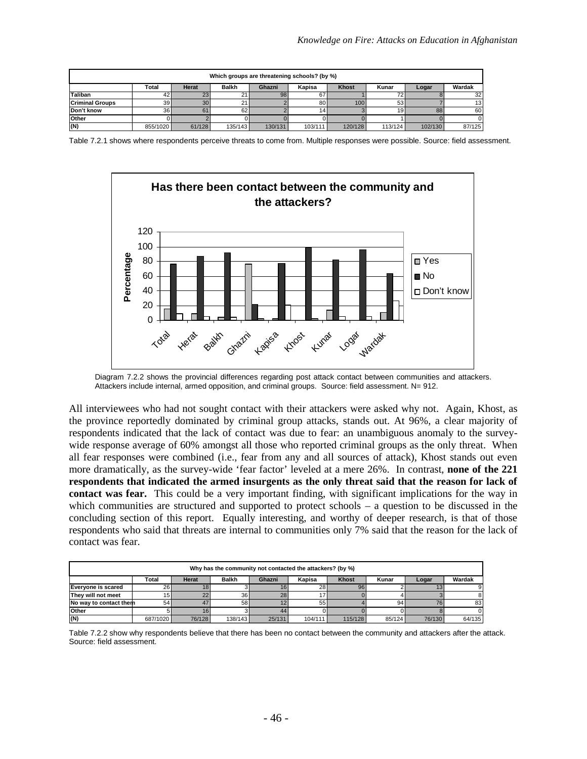| Which groups are threatening schools? (by %) | | | | | | | | | |
|---|---|---|---|---|---|---|---|---|---|
| | Total | Herat | Balkh | Ghazni | Kapisa | Khost | Kunar | Logar | Wardak |
| Taliban | 42 | 23 | 21 | 98 | 67 | 1 | 72 | 8 | 32 |
| Criminal Groups | 39 | 30 | 21 | 2 | 80 | 100 | 53 | 7 | 13 |
| Don't know | 36 | 61 | 62 | 2 | 14 | 3 | 19 | 88 | 60 |
| Other | 0 | 2 | 0 | 0 | 0 | 0 | 1 | 0 | 0 |
| (N) | 855/1020 | 61/128 | 135/143 | 130/131 | 103/111 | 120/128 | 113/124 | 102/130 | 87/125 |

Table 7.2.1 shows where respondents perceive threats to come from. Multiple responses were possible. Source: field assessment.

Diagram 7.2.2 shows the provincial differences regarding post attack contact between communities and attackers. Attackers include internal, armed opposition, and criminal groups. Source: field assessment. N= 912.

All interviewees who had not sought contact with their attackers were asked why not. Again, Khost, as the province reportedly dominated by criminal group attacks, stands out. At 96%, a clear majority of respondents indicated that the lack of contact was due to fear: an unambiguous anomaly to the survey-wide response average of 60% amongst all those who reported criminal groups as the only threat. When all fear responses were combined (i.e., fear from any and all sources of attack), Khost stands out even more dramatically, as the survey-wide 'fear factor' leveled at a mere 26%. In contrast, **none of the 221 respondents that indicated the armed insurgents as the only threat said that the reason for lack of contact was fear.** This could be a very important finding, with significant implications for the way in which communities are structured and supported to protect schools – a question to be discussed in the concluding section of this report. Equally interesting, and worthy of deeper research, is that of those respondents who said that threats are internal to communities only 7% said that the reason for the lack of contact was fear.

| Why has the community not contacted the attackers? (by %) | | | | | | | | | |
|---|---|---|---|---|---|---|---|---|---|
| | Total | Herat | Balkh | Ghazni | Kapisa | Khost | Kunar | Logar | Wardak |
| Everyone is scared | 26 | 18 | 3 | 16 | 28 | 96 | 2 | 13 | 9 |
| They will not meet | 15 | 22 | 36 | 28 | 17 | 0 | 4 | 3 | 8 |
| No way to contact them | 54 | 47 | 58 | 12 | 55 | 4 | 94 | 76 | 83 |
| Other | 5 | 16 | 3 | 44 | 0 | 0 | 0 | 8 | 0 |
| (N) | 687/1020 | 76/128 | 138/143 | 25/131 | 104/111 | 115/128 | 85/124 | 76/130 | 64/135 |

Table 7.2.2 show why respondents believe that there has been no contact between the community and attackers after the attack. Source: field assessment.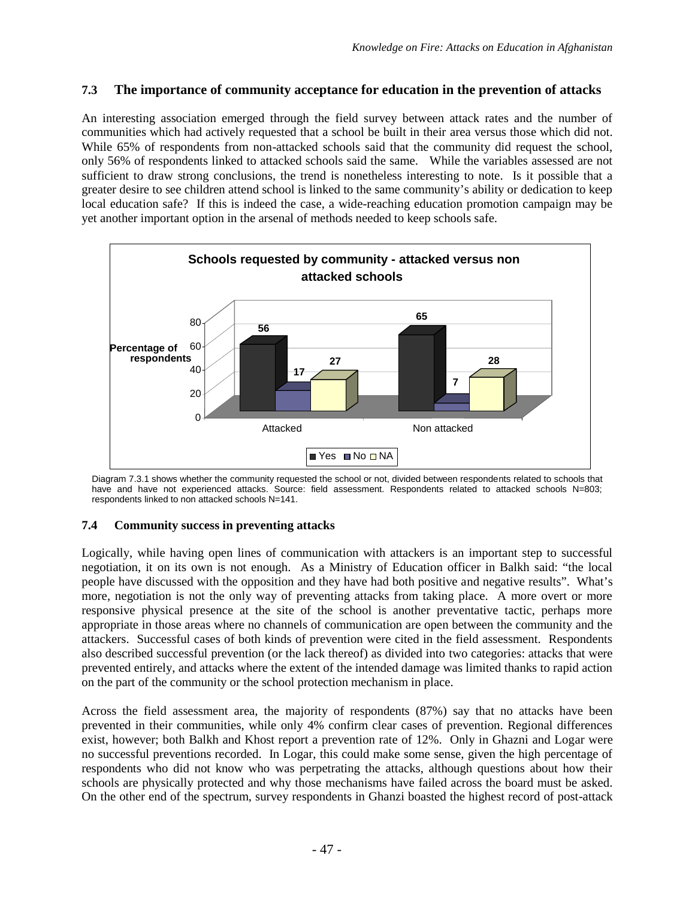## 7.3 The importance of community acceptance for education in the prevention of attacks

An interesting association emerged through the field survey between attack rates and the number of communities which had actively requested that a school be built in their area versus those which did not. While 65% of respondents from non-attacked schools said that the community did request the school, only 56% of respondents linked to attacked schools said the same. While the variables assessed are not sufficient to draw strong conclusions, the trend is nonetheless interesting to note. Is it possible that a greater desire to see children attend school is linked to the same community's ability or dedication to keep local education safe? If this is indeed the case, a wide-reaching education promotion campaign may be yet another important option in the arsenal of methods needed to keep schools safe.

**Schools requested by community - attacked versus non attacked schools**

| Percentage of respondents | Yes | No | NA |
|---|---|---|---|
| Attacked | 56 | 17 | 27 |
| Non attacked | 65 | 7 | 28 |

Diagram 7.3.1 shows whether the community requested the school or not, divided between respondents related to schools that have and have not experienced attacks. Source: field assessment. Respondents related to attacked schools N=803; respondents linked to non attacked schools N=141.

## 7.4 Community success in preventing attacks

Logically, while having open lines of communication with attackers is an important step to successful negotiation, it on its own is not enough. As a Ministry of Education officer in Balkh said: "the local people have discussed with the opposition and they have had both positive and negative results". What's more, negotiation is not the only way of preventing attacks from taking place. A more overt or more responsive physical presence at the site of the school is another preventative tactic, perhaps more appropriate in those areas where no channels of communication are open between the community and the attackers. Successful cases of both kinds of prevention were cited in the field assessment. Respondents also described successful prevention (or the lack thereof) as divided into two categories: attacks that were prevented entirely, and attacks where the extent of the intended damage was limited thanks to rapid action on the part of the community or the school protection mechanism in place.

Across the field assessment area, the majority of respondents (87%) say that no attacks have been prevented in their communities, while only 4% confirm clear cases of prevention. Regional differences exist, however; both Balkh and Khost report a prevention rate of 12%. Only in Ghazni and Logar were no successful preventions recorded. In Logar, this could make some sense, given the high percentage of respondents who did not know who was perpetrating the attacks, although questions about how their schools are physically protected and why those mechanisms have failed across the board must be asked. On the other end of the spectrum, survey respondents in Ghanzi boasted the highest record of post-attack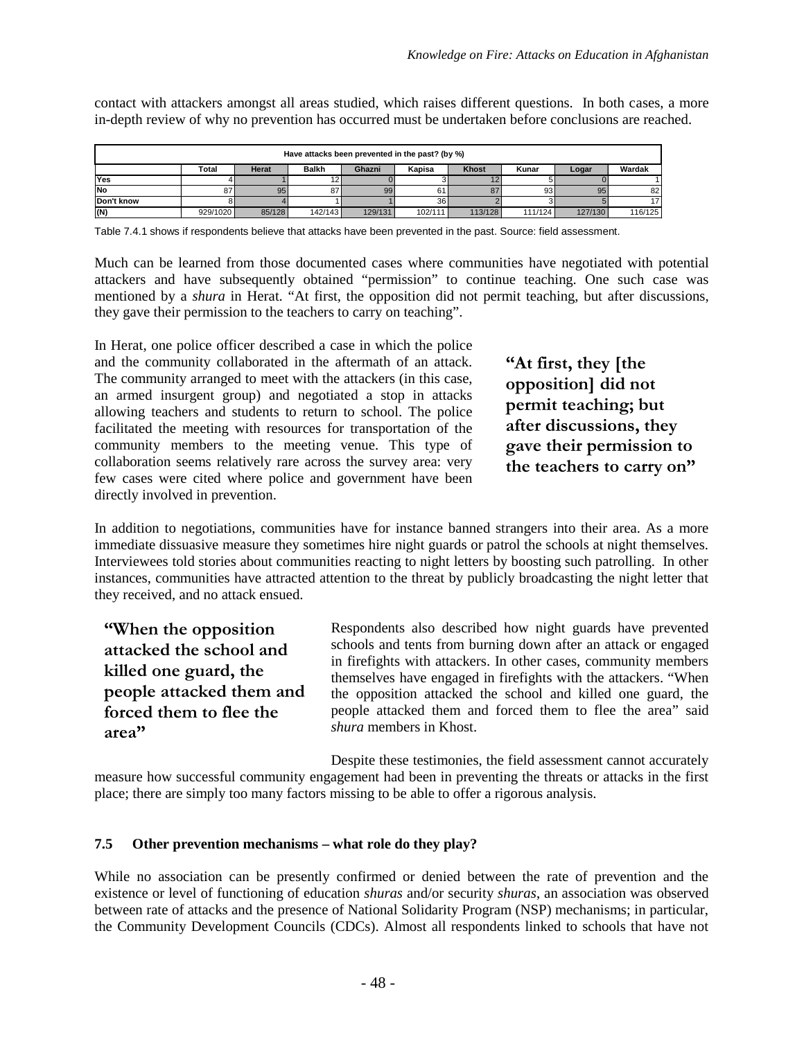contact with attackers amongst all areas studied, which raises different questions. In both cases, a more in-depth review of why no prevention has occurred must be undertaken before conclusions are reached.

| Have attacks been prevented in the past? (by %) | | | | | | | | | |
|---|---|---|---|---|---|---|---|---|---|
| | Total | Herat | Balkh | Ghazni | Kapisa | Khost | Kunar | Logar | Wardak |
| Yes | 4 | 1 | 12 | 0 | 3 | 12 | 5 | 0 | 1 |
| No | 87 | 95 | 87 | 99 | 61 | 87 | 93 | 95 | 82 |
| Don't know | 8 | 4 | 1 | 1 | 36 | 2 | 3 | 5 | 17 |
| (N) | 929/1020 | 85/128 | 142/143 | 129/131 | 102/111 | 113/128 | 111/124 | 127/130 | 116/125 |

Table 7.4.1 shows if respondents believe that attacks have been prevented in the past. Source: field assessment.

Much can be learned from those documented cases where communities have negotiated with potential attackers and have subsequently obtained "permission" to continue teaching. One such case was mentioned by a *shura* in Herat. "At first, the opposition did not permit teaching, but after discussions, they gave their permission to the teachers to carry on teaching".

In Herat, one police officer described a case in which the police and the community collaborated in the aftermath of an attack. The community arranged to meet with the attackers (in this case, an armed insurgent group) and negotiated a stop in attacks allowing teachers and students to return to school. The police facilitated the meeting with resources for transportation of the community members to the meeting venue. This type of collaboration seems relatively rare across the survey area: very few cases were cited where police and government have been directly involved in prevention.

**"At first, they [the opposition] did not permit teaching; but after discussions, they gave their permission to the teachers to carry on"**

In addition to negotiations, communities have for instance banned strangers into their area. As a more immediate dissuasive measure they sometimes hire night guards or patrol the schools at night themselves. Interviewees told stories about communities reacting to night letters by boosting such patrolling. In other instances, communities have attracted attention to the threat by publicly broadcasting the night letter that they received, and no attack ensued.

**"When the opposition attacked the school and killed one guard, the people attacked them and forced them to flee the area"**

Respondents also described how night guards have prevented schools and tents from burning down after an attack or engaged in firefights with attackers. In other cases, community members themselves have engaged in firefights with the attackers. "When the opposition attacked the school and killed one guard, the people attacked them and forced them to flee the area" said *shura* members in Khost.

Despite these testimonies, the field assessment cannot accurately measure how successful community engagement had been in preventing the threats or attacks in the first place; there are simply too many factors missing to be able to offer a rigorous analysis.

### 7.5 Other prevention mechanisms – what role do they play?

While no association can be presently confirmed or denied between the rate of prevention and the existence or level of functioning of education *shuras* and/or security *shuras*, an association was observed between rate of attacks and the presence of National Solidarity Program (NSP) mechanisms; in particular, the Community Development Councils (CDCs). Almost all respondents linked to schools that have not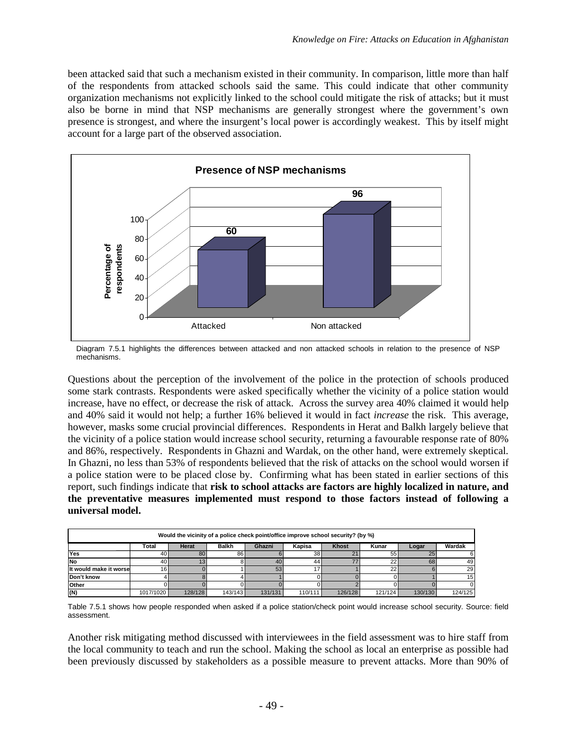been attacked said that such a mechanism existed in their community. In comparison, little more than half of the respondents from attacked schools said the same. This could indicate that other community organization mechanisms not explicitly linked to the school could mitigate the risk of attacks; but it must also be borne in mind that NSP mechanisms are generally strongest where the government's own presence is strongest, and where the insurgent's local power is accordingly weakest. This by itself might account for a large part of the observed association.

**Presence of NSP mechanisms**

| | Attacked | Non attacked |
|---|---|---|
| Percentage of respondents | 60 | 96 |

Diagram 7.5.1 highlights the differences between attacked and non attacked schools in relation to the presence of NSP mechanisms.

Questions about the perception of the involvement of the police in the protection of schools produced some stark contrasts. Respondents were asked specifically whether the vicinity of a police station would increase, have no effect, or decrease the risk of attack. Across the survey area 40% claimed it would help and 40% said it would not help; a further 16% believed it would in fact *increase* the risk. This average, however, masks some crucial provincial differences. Respondents in Herat and Balkh largely believe that the vicinity of a police station would increase school security, returning a favourable response rate of 80% and 86%, respectively. Respondents in Ghazni and Wardak, on the other hand, were extremely skeptical. In Ghazni, no less than 53% of respondents believed that the risk of attacks on the school would worsen if a police station were to be placed close by. Confirming what has been stated in earlier sections of this report, such findings indicate that **risk to school attacks are factors are highly localized in nature, and the preventative measures implemented must respond to those factors instead of following a universal model.**

| Would the vicinity of a police check point/office improve school security? (by %) | | | | | | | | | |
|---|---|---|---|---|---|---|---|---|---|
| | Total | Herat | Balkh | Ghazni | Kapisa | Khost | Kunar | Logar | Wardak |
| Yes | 40 | 80 | 86 | 6 | 38 | 21 | 55 | 25 | 6 |
| No | 40 | 13 | 8 | 40 | 44 | 77 | 22 | 68 | 49 |
| It would make it worse | 16 | 0 | 1 | 53 | 17 | 1 | 22 | 6 | 29 |
| Don't know | 4 | 8 | 4 | 1 | 0 | 0 | 0 | 1 | 15 |
| Other | 0 | 0 | 0 | 0 | 0 | 2 | 0 | 0 | 0 |
| (N) | 1017/1020 | 128/128 | 143/143 | 131/131 | 110/111 | 126/128 | 121/124 | 130/130 | 124/125 |

Table 7.5.1 shows how people responded when asked if a police station/check point would increase school security. Source: field assessment.

Another risk mitigating method discussed with interviewees in the field assessment was to hire staff from the local community to teach and run the school. Making the school as local an enterprise as possible had been previously discussed by stakeholders as a possible measure to prevent attacks. More than 90% of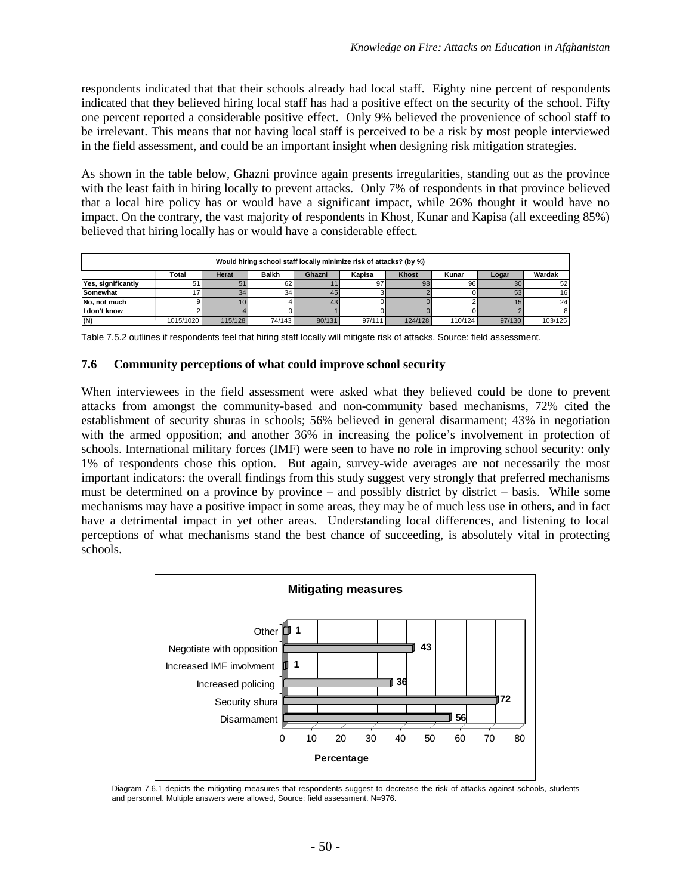respondents indicated that that their schools already had local staff. Eighty nine percent of respondents indicated that they believed hiring local staff has had a positive effect on the security of the school. Fifty one percent reported a considerable positive effect. Only 9% believed the provenience of school staff to be irrelevant. This means that not having local staff is perceived to be a risk by most people interviewed in the field assessment, and could be an important insight when designing risk mitigation strategies.

As shown in the table below, Ghazni province again presents irregularities, standing out as the province with the least faith in hiring locally to prevent attacks. Only 7% of respondents in that province believed that a local hire policy has or would have a significant impact, while 26% thought it would have no impact. On the contrary, the vast majority of respondents in Khost, Kunar and Kapisa (all exceeding 85%) believed that hiring locally has or would have a considerable effect.

| Would hiring school staff locally minimize risk of attacks? (by %) | | | | | | | | | |
|---|---|---|---|---|---|---|---|---|---|
| | Total | Herat | Balkh | Ghazni | Kapisa | Khost | Kunar | Logar | Wardak |
| Yes, significantly | 51 | 51 | 62 | 11 | 97 | 98 | 96 | 30 | 52 |
| Somewhat | 17 | 34 | 34 | 45 | 3 | 2 | 0 | 53 | 16 |
| No, not much | 9 | 10 | 4 | 43 | 0 | 0 | 2 | 15 | 24 |
| I don't know | 2 | 4 | 0 | 1 | 0 | 0 | 0 | 2 | 8 |
| (N) | 1015/1020 | 115/128 | 74/143 | 80/131 | 97/111 | 124/128 | 110/124 | 97/130 | 103/125 |

Table 7.5.2 outlines if respondents feel that hiring staff locally will mitigate risk of attacks. Source: field assessment.

### 7.6 Community perceptions of what could improve school security

When interviewees in the field assessment were asked what they believed could be done to prevent attacks from amongst the community-based and non-community based mechanisms, 72% cited the establishment of security shuras in schools; 56% believed in general disarmament; 43% in negotiation with the armed opposition; and another 36% in increasing the police's involvement in protection of schools. International military forces (IMF) were seen to have no role in improving school security: only 1% of respondents chose this option. But again, survey-wide averages are not necessarily the most important indicators: the overall findings from this study suggest very strongly that preferred mechanisms must be determined on a province by province – and possibly district by district – basis. While some mechanisms may have a positive impact in some areas, they may be of much less use in others, and in fact have a detrimental impact in yet other areas. Understanding local differences, and listening to local perceptions of what mechanisms stand the best chance of succeeding, is absolutely vital in protecting schools.

**Mitigating measures**

| Measure | Percentage |
|---|---|
| Other | 1 |
| Negotiate with opposition | 43 |
| Increased IMF involvment | 1 |
| Increased policing | 36 |
| Security shura | 72 |
| Disarmament | 56 |

Diagram 7.6.1 depicts the mitigating measures that respondents suggest to decrease the risk of attacks against schools, students and personnel. Multiple answers were allowed, Source: field assessment. N=976.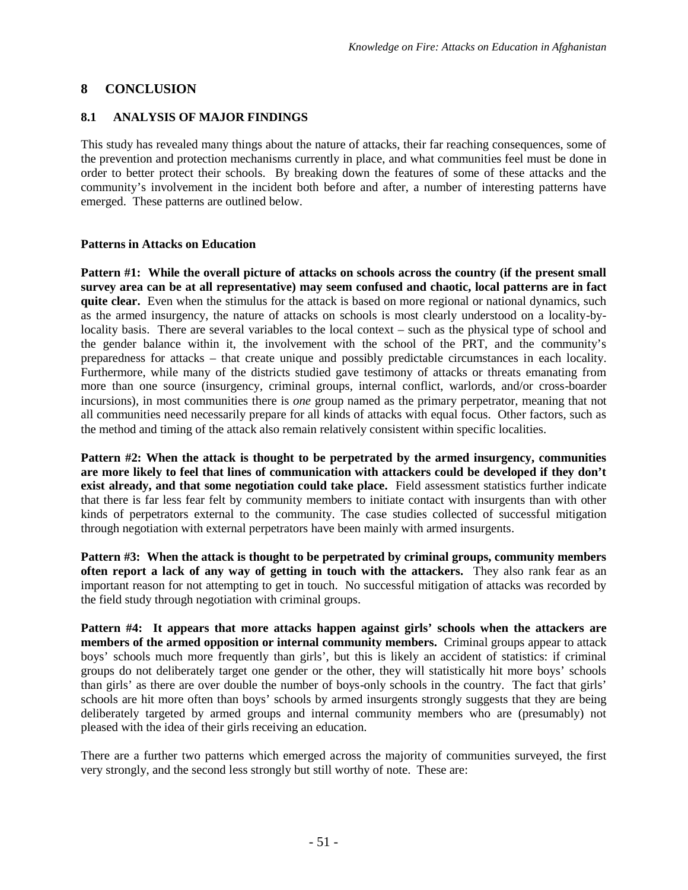# 8 CONCLUSION

## 8.1 ANALYSIS OF MAJOR FINDINGS

This study has revealed many things about the nature of attacks, their far reaching consequences, some of the prevention and protection mechanisms currently in place, and what communities feel must be done in order to better protect their schools. By breaking down the features of some of these attacks and the community's involvement in the incident both before and after, a number of interesting patterns have emerged. These patterns are outlined below.

**Patterns in Attacks on Education**

**Pattern #1: While the overall picture of attacks on schools across the country (if the present small survey area can be at all representative) may seem confused and chaotic, local patterns are in fact quite clear.** Even when the stimulus for the attack is based on more regional or national dynamics, such as the armed insurgency, the nature of attacks on schools is most clearly understood on a locality-by-locality basis. There are several variables to the local context – such as the physical type of school and the gender balance within it, the involvement with the school of the PRT, and the community's preparedness for attacks – that create unique and possibly predictable circumstances in each locality. Furthermore, while many of the districts studied gave testimony of attacks or threats emanating from more than one source (insurgency, criminal groups, internal conflict, warlords, and/or cross-boarder incursions), in most communities there is *one* group named as the primary perpetrator, meaning that not all communities need necessarily prepare for all kinds of attacks with equal focus. Other factors, such as the method and timing of the attack also remain relatively consistent within specific localities.

**Pattern #2: When the attack is thought to be perpetrated by the armed insurgency, communities are more likely to feel that lines of communication with attackers could be developed if they don't exist already, and that some negotiation could take place.** Field assessment statistics further indicate that there is far less fear felt by community members to initiate contact with insurgents than with other kinds of perpetrators external to the community. The case studies collected of successful mitigation through negotiation with external perpetrators have been mainly with armed insurgents.

**Pattern #3: When the attack is thought to be perpetrated by criminal groups, community members often report a lack of any way of getting in touch with the attackers.** They also rank fear as an important reason for not attempting to get in touch. No successful mitigation of attacks was recorded by the field study through negotiation with criminal groups.

**Pattern #4: It appears that more attacks happen against girls' schools when the attackers are members of the armed opposition or internal community members.** Criminal groups appear to attack boys' schools much more frequently than girls', but this is likely an accident of statistics: if criminal groups do not deliberately target one gender or the other, they will statistically hit more boys' schools than girls' as there are over double the number of boys-only schools in the country. The fact that girls' schools are hit more often than boys' schools by armed insurgents strongly suggests that they are being deliberately targeted by armed groups and internal community members who are (presumably) not pleased with the idea of their girls receiving an education.

There are a further two patterns which emerged across the majority of communities surveyed, the first very strongly, and the second less strongly but still worthy of note. These are: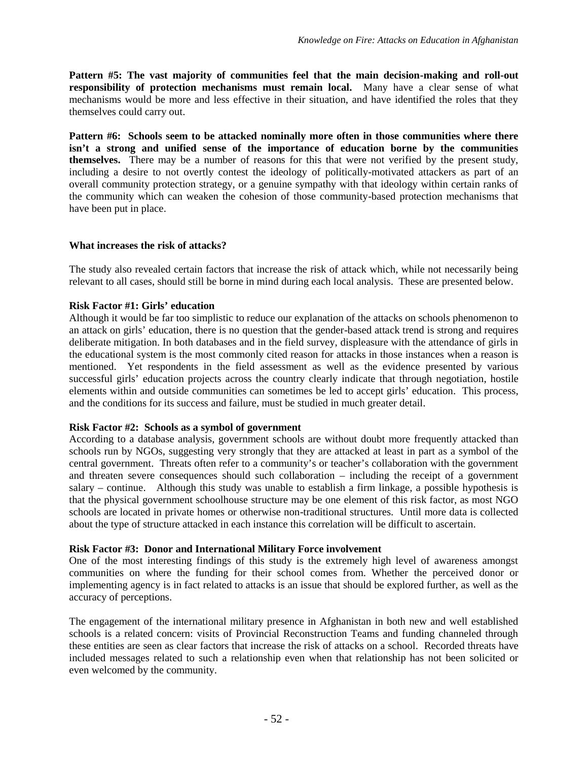**Pattern #5: The vast majority of communities feel that the main decision-making and roll-out responsibility of protection mechanisms must remain local.** Many have a clear sense of what mechanisms would be more and less effective in their situation, and have identified the roles that they themselves could carry out.

**Pattern #6: Schools seem to be attacked nominally more often in those communities where there isn't a strong and unified sense of the importance of education borne by the communities themselves.** There may be a number of reasons for this that were not verified by the present study, including a desire to not overtly contest the ideology of politically-motivated attackers as part of an overall community protection strategy, or a genuine sympathy with that ideology within certain ranks of the community which can weaken the cohesion of those community-based protection mechanisms that have been put in place.

### What increases the risk of attacks?

The study also revealed certain factors that increase the risk of attack which, while not necessarily being relevant to all cases, should still be borne in mind during each local analysis. These are presented below.

**Risk Factor #1: Girls' education**

Although it would be far too simplistic to reduce our explanation of the attacks on schools phenomenon to an attack on girls' education, there is no question that the gender-based attack trend is strong and requires deliberate mitigation. In both databases and in the field survey, displeasure with the attendance of girls in the educational system is the most commonly cited reason for attacks in those instances when a reason is mentioned. Yet respondents in the field assessment as well as the evidence presented by various successful girls' education projects across the country clearly indicate that through negotiation, hostile elements within and outside communities can sometimes be led to accept girls' education. This process, and the conditions for its success and failure, must be studied in much greater detail.

**Risk Factor #2: Schools as a symbol of government**

According to a database analysis, government schools are without doubt more frequently attacked than schools run by NGOs, suggesting very strongly that they are attacked at least in part as a symbol of the central government. Threats often refer to a community's or teacher's collaboration with the government and threaten severe consequences should such collaboration – including the receipt of a government salary – continue. Although this study was unable to establish a firm linkage, a possible hypothesis is that the physical government schoolhouse structure may be one element of this risk factor, as most NGO schools are located in private homes or otherwise non-traditional structures. Until more data is collected about the type of structure attacked in each instance this correlation will be difficult to ascertain.

**Risk Factor #3: Donor and International Military Force involvement**

One of the most interesting findings of this study is the extremely high level of awareness amongst communities on where the funding for their school comes from. Whether the perceived donor or implementing agency is in fact related to attacks is an issue that should be explored further, as well as the accuracy of perceptions.

The engagement of the international military presence in Afghanistan in both new and well established schools is a related concern: visits of Provincial Reconstruction Teams and funding channeled through these entities are seen as clear factors that increase the risk of attacks on a school. Recorded threats have included messages related to such a relationship even when that relationship has not been solicited or even welcomed by the community.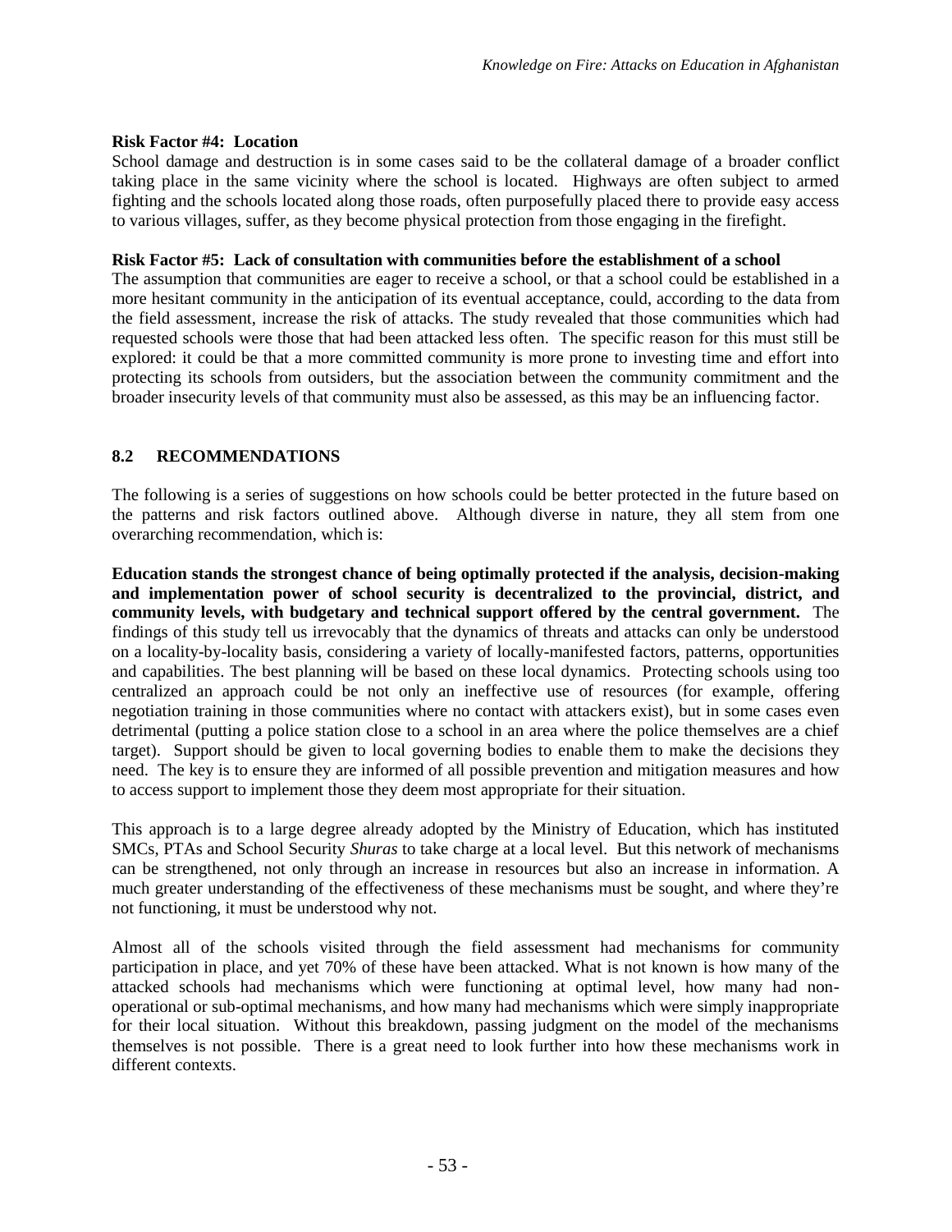**Risk Factor #4: Location**

School damage and destruction is in some cases said to be the collateral damage of a broader conflict taking place in the same vicinity where the school is located. Highways are often subject to armed fighting and the schools located along those roads, often purposefully placed there to provide easy access to various villages, suffer, as they become physical protection from those engaging in the firefight.

**Risk Factor #5: Lack of consultation with communities before the establishment of a school**

The assumption that communities are eager to receive a school, or that a school could be established in a more hesitant community in the anticipation of its eventual acceptance, could, according to the data from the field assessment, increase the risk of attacks. The study revealed that those communities which had requested schools were those that had been attacked less often. The specific reason for this must still be explored: it could be that a more committed community is more prone to investing time and effort into protecting its schools from outsiders, but the association between the community commitment and the broader insecurity levels of that community must also be assessed, as this may be an influencing factor.

## 8.2 RECOMMENDATIONS

The following is a series of suggestions on how schools could be better protected in the future based on the patterns and risk factors outlined above. Although diverse in nature, they all stem from one overarching recommendation, which is:

**Education stands the strongest chance of being optimally protected if the analysis, decision-making and implementation power of school security is decentralized to the provincial, district, and community levels, with budgetary and technical support offered by the central government.** The findings of this study tell us irrevocably that the dynamics of threats and attacks can only be understood on a locality-by-locality basis, considering a variety of locally-manifested factors, patterns, opportunities and capabilities. The best planning will be based on these local dynamics. Protecting schools using too centralized an approach could be not only an ineffective use of resources (for example, offering negotiation training in those communities where no contact with attackers exist), but in some cases even detrimental (putting a police station close to a school in an area where the police themselves are a chief target). Support should be given to local governing bodies to enable them to make the decisions they need. The key is to ensure they are informed of all possible prevention and mitigation measures and how to access support to implement those they deem most appropriate for their situation.

This approach is to a large degree already adopted by the Ministry of Education, which has instituted SMCs, PTAs and School Security *Shuras* to take charge at a local level. But this network of mechanisms can be strengthened, not only through an increase in resources but also an increase in information. A much greater understanding of the effectiveness of these mechanisms must be sought, and where they're not functioning, it must be understood why not.

Almost all of the schools visited through the field assessment had mechanisms for community participation in place, and yet 70% of these have been attacked. What is not known is how many of the attacked schools had mechanisms which were functioning at optimal level, how many had non-operational or sub-optimal mechanisms, and how many had mechanisms which were simply inappropriate for their local situation. Without this breakdown, passing judgment on the model of the mechanisms themselves is not possible. There is a great need to look further into how these mechanisms work in different contexts.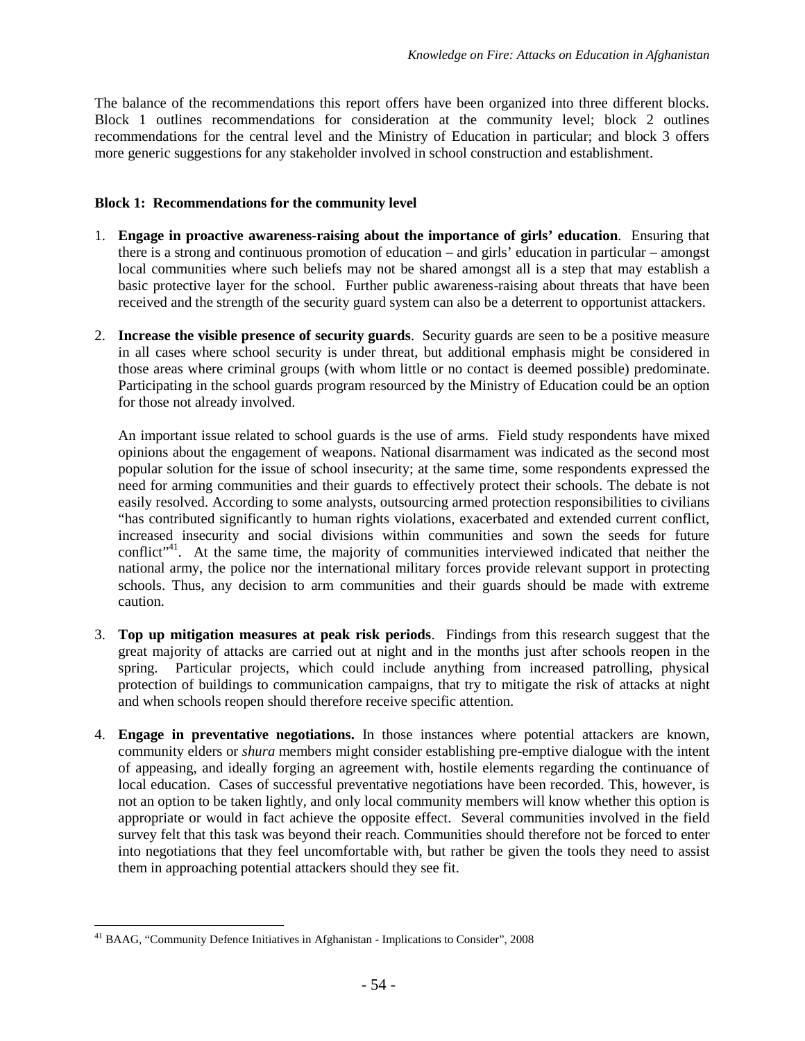The balance of the recommendations this report offers have been organized into three different blocks. Block 1 outlines recommendations for consideration at the community level; block 2 outlines recommendations for the central level and the Ministry of Education in particular; and block 3 offers more generic suggestions for any stakeholder involved in school construction and establishment.

**Block 1: Recommendations for the community level**

1. **Engage in proactive awareness-raising about the importance of girls' education**. Ensuring that there is a strong and continuous promotion of education – and girls' education in particular – amongst local communities where such beliefs may not be shared amongst all is a step that may establish a basic protective layer for the school. Further public awareness-raising about threats that have been received and the strength of the security guard system can also be a deterrent to opportunist attackers.

2. **Increase the visible presence of security guards**. Security guards are seen to be a positive measure in all cases where school security is under threat, but additional emphasis might be considered in those areas where criminal groups (with whom little or no contact is deemed possible) predominate. Participating in the school guards program resourced by the Ministry of Education could be an option for those not already involved.

   An important issue related to school guards is the use of arms. Field study respondents have mixed opinions about the engagement of weapons. National disarmament was indicated as the second most popular solution for the issue of school insecurity; at the same time, some respondents expressed the need for arming communities and their guards to effectively protect their schools. The debate is not easily resolved. According to some analysts, outsourcing armed protection responsibilities to civilians "has contributed significantly to human rights violations, exacerbated and extended current conflict, increased insecurity and social divisions within communities and sown the seeds for future conflict"[41]. At the same time, the majority of communities interviewed indicated that neither the national army, the police nor the international military forces provide relevant support in protecting schools. Thus, any decision to arm communities and their guards should be made with extreme caution.

3. **Top up mitigation measures at peak risk periods**. Findings from this research suggest that the great majority of attacks are carried out at night and in the months just after schools reopen in the spring. Particular projects, which could include anything from increased patrolling, physical protection of buildings to communication campaigns, that try to mitigate the risk of attacks at night and when schools reopen should therefore receive specific attention.

4. **Engage in preventative negotiations.** In those instances where potential attackers are known, community elders or *shura* members might consider establishing pre-emptive dialogue with the intent of appeasing, and ideally forging an agreement with, hostile elements regarding the continuance of local education. Cases of successful preventative negotiations have been recorded. This, however, is not an option to be taken lightly, and only local community members will know whether this option is appropriate or would in fact achieve the opposite effect. Several communities involved in the field survey felt that this task was beyond their reach. Communities should therefore not be forced to enter into negotiations that they feel uncomfortable with, but rather be given the tools they need to assist them in approaching potential attackers should they see fit.

[41] BAAG, "Community Defence Initiatives in Afghanistan - Implications to Consider", 2008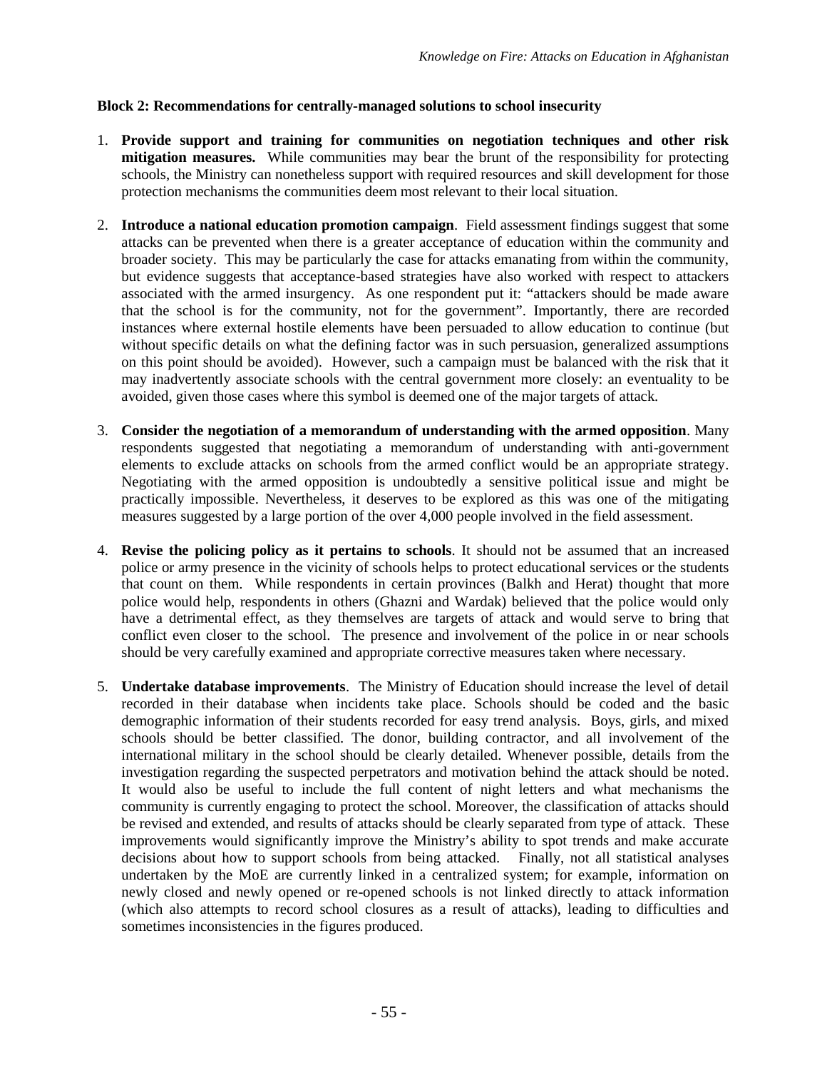**Block 2: Recommendations for centrally-managed solutions to school insecurity**

1. **Provide support and training for communities on negotiation techniques and other risk mitigation measures.** While communities may bear the brunt of the responsibility for protecting schools, the Ministry can nonetheless support with required resources and skill development for those protection mechanisms the communities deem most relevant to their local situation.

2. **Introduce a national education promotion campaign**. Field assessment findings suggest that some attacks can be prevented when there is a greater acceptance of education within the community and broader society. This may be particularly the case for attacks emanating from within the community, but evidence suggests that acceptance-based strategies have also worked with respect to attackers associated with the armed insurgency. As one respondent put it: "attackers should be made aware that the school is for the community, not for the government". Importantly, there are recorded instances where external hostile elements have been persuaded to allow education to continue (but without specific details on what the defining factor was in such persuasion, generalized assumptions on this point should be avoided). However, such a campaign must be balanced with the risk that it may inadvertently associate schools with the central government more closely: an eventuality to be avoided, given those cases where this symbol is deemed one of the major targets of attack.

3. **Consider the negotiation of a memorandum of understanding with the armed opposition**. Many respondents suggested that negotiating a memorandum of understanding with anti-government elements to exclude attacks on schools from the armed conflict would be an appropriate strategy. Negotiating with the armed opposition is undoubtedly a sensitive political issue and might be practically impossible. Nevertheless, it deserves to be explored as this was one of the mitigating measures suggested by a large portion of the over 4,000 people involved in the field assessment.

4. **Revise the policing policy as it pertains to schools**. It should not be assumed that an increased police or army presence in the vicinity of schools helps to protect educational services or the students that count on them. While respondents in certain provinces (Balkh and Herat) thought that more police would help, respondents in others (Ghazni and Wardak) believed that the police would only have a detrimental effect, as they themselves are targets of attack and would serve to bring that conflict even closer to the school. The presence and involvement of the police in or near schools should be very carefully examined and appropriate corrective measures taken where necessary.

5. **Undertake database improvements**. The Ministry of Education should increase the level of detail recorded in their database when incidents take place. Schools should be coded and the basic demographic information of their students recorded for easy trend analysis. Boys, girls, and mixed schools should be better classified. The donor, building contractor, and all involvement of the international military in the school should be clearly detailed. Whenever possible, details from the investigation regarding the suspected perpetrators and motivation behind the attack should be noted. It would also be useful to include the full content of night letters and what mechanisms the community is currently engaging to protect the school. Moreover, the classification of attacks should be revised and extended, and results of attacks should be clearly separated from type of attack. These improvements would significantly improve the Ministry's ability to spot trends and make accurate decisions about how to support schools from being attacked. Finally, not all statistical analyses undertaken by the MoE are currently linked in a centralized system; for example, information on newly closed and newly opened or re-opened schools is not linked directly to attack information (which also attempts to record school closures as a result of attacks), leading to difficulties and sometimes inconsistencies in the figures produced.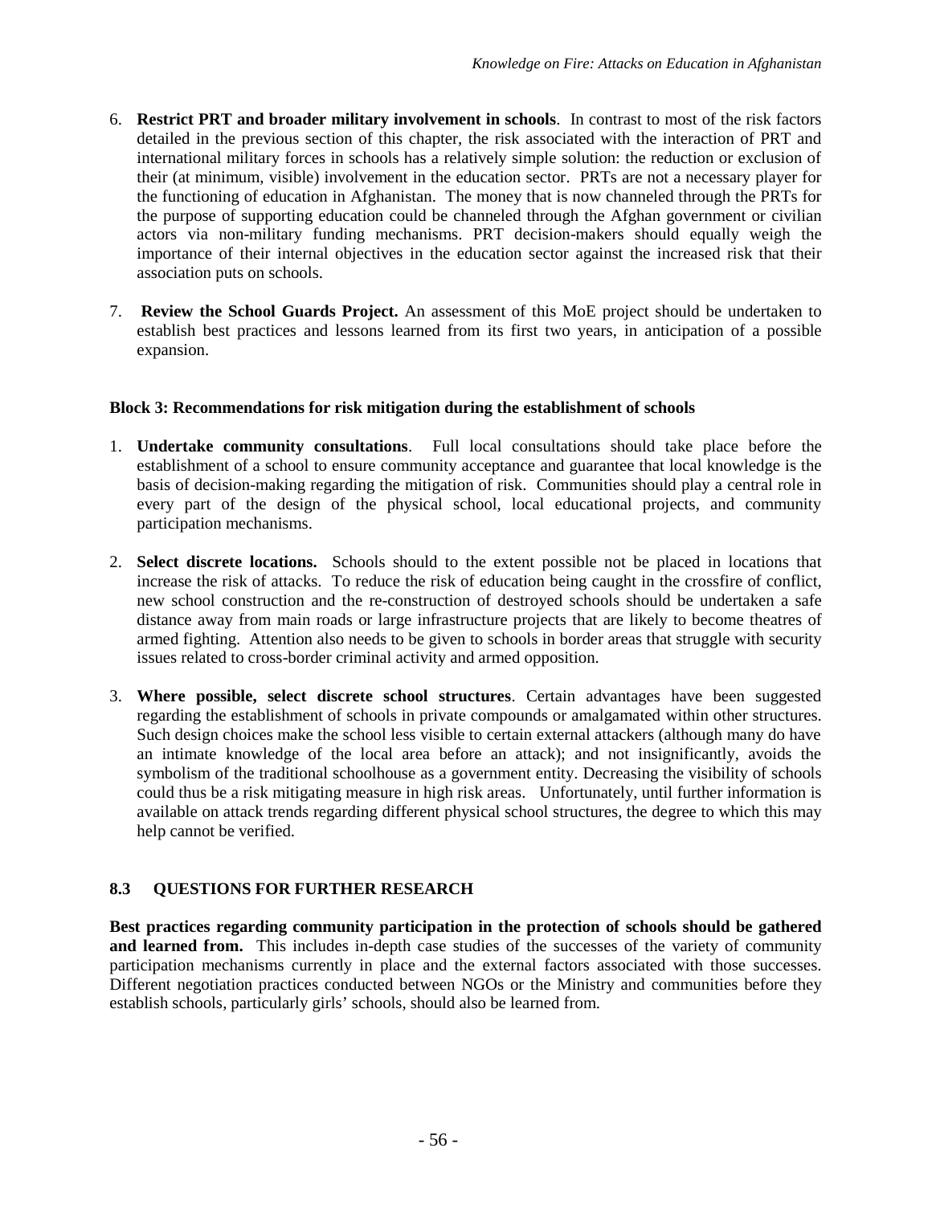6. **Restrict PRT and broader military involvement in schools**. In contrast to most of the risk factors detailed in the previous section of this chapter, the risk associated with the interaction of PRT and international military forces in schools has a relatively simple solution: the reduction or exclusion of their (at minimum, visible) involvement in the education sector. PRTs are not a necessary player for the functioning of education in Afghanistan. The money that is now channeled through the PRTs for the purpose of supporting education could be channeled through the Afghan government or civilian actors via non-military funding mechanisms. PRT decision-makers should equally weigh the importance of their internal objectives in the education sector against the increased risk that their association puts on schools.

7. **Review the School Guards Project.** An assessment of this MoE project should be undertaken to establish best practices and lessons learned from its first two years, in anticipation of a possible expansion.

**Block 3: Recommendations for risk mitigation during the establishment of schools**

1. **Undertake community consultations**. Full local consultations should take place before the establishment of a school to ensure community acceptance and guarantee that local knowledge is the basis of decision-making regarding the mitigation of risk. Communities should play a central role in every part of the design of the physical school, local educational projects, and community participation mechanisms.

2. **Select discrete locations.** Schools should to the extent possible not be placed in locations that increase the risk of attacks. To reduce the risk of education being caught in the crossfire of conflict, new school construction and the re-construction of destroyed schools should be undertaken a safe distance away from main roads or large infrastructure projects that are likely to become theatres of armed fighting. Attention also needs to be given to schools in border areas that struggle with security issues related to cross-border criminal activity and armed opposition.

3. **Where possible, select discrete school structures**. Certain advantages have been suggested regarding the establishment of schools in private compounds or amalgamated within other structures. Such design choices make the school less visible to certain external attackers (although many do have an intimate knowledge of the local area before an attack); and not insignificantly, avoids the symbolism of the traditional schoolhouse as a government entity. Decreasing the visibility of schools could thus be a risk mitigating measure in high risk areas. Unfortunately, until further information is available on attack trends regarding different physical school structures, the degree to which this may help cannot be verified.

## 8.3 QUESTIONS FOR FURTHER RESEARCH

**Best practices regarding community participation in the protection of schools should be gathered and learned from.** This includes in-depth case studies of the successes of the variety of community participation mechanisms currently in place and the external factors associated with those successes. Different negotiation practices conducted between NGOs or the Ministry and communities before they establish schools, particularly girls' schools, should also be learned from.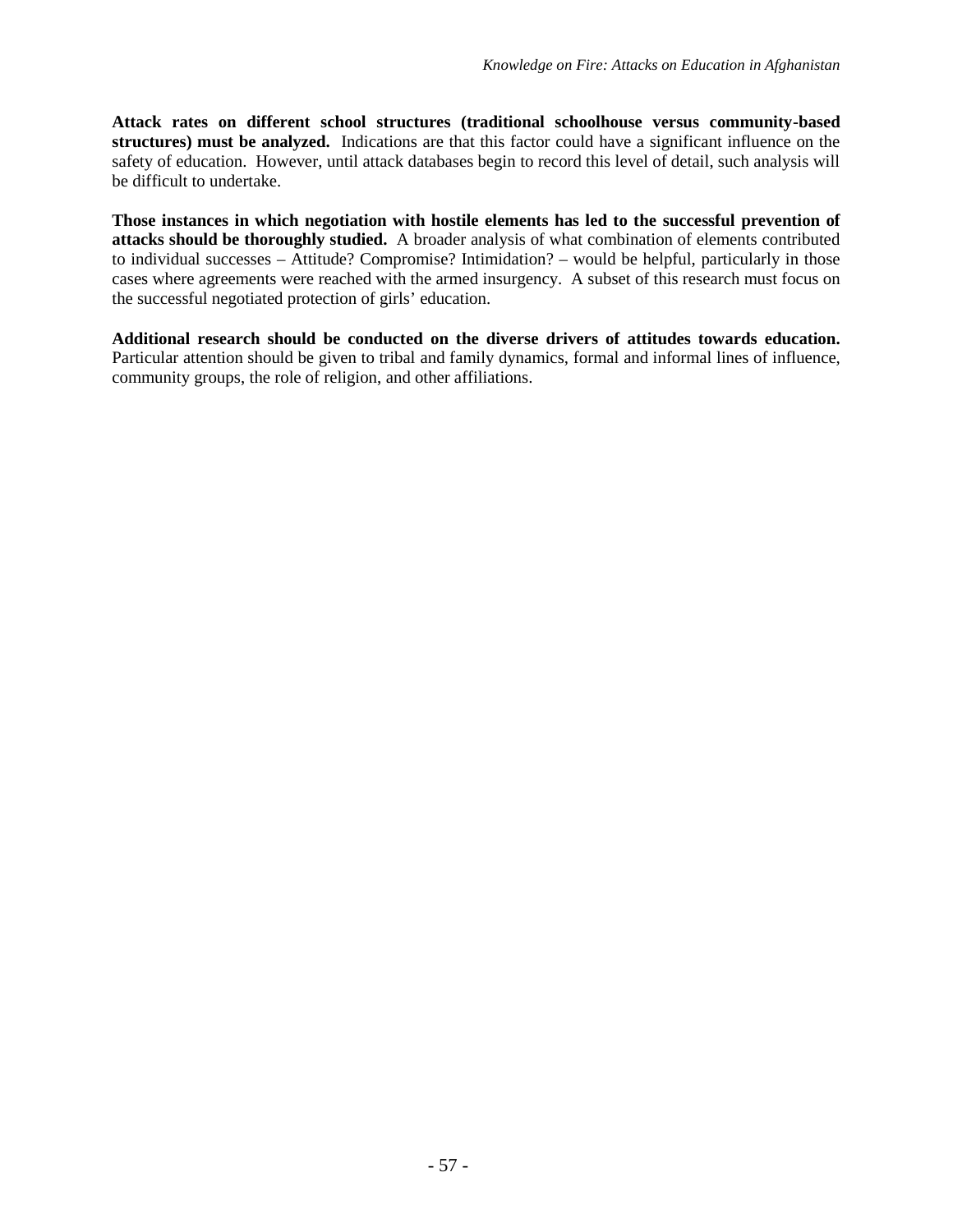**Attack rates on different school structures (traditional schoolhouse versus community-based structures) must be analyzed.** Indications are that this factor could have a significant influence on the safety of education. However, until attack databases begin to record this level of detail, such analysis will be difficult to undertake.

**Those instances in which negotiation with hostile elements has led to the successful prevention of attacks should be thoroughly studied.** A broader analysis of what combination of elements contributed to individual successes – Attitude? Compromise? Intimidation? – would be helpful, particularly in those cases where agreements were reached with the armed insurgency. A subset of this research must focus on the successful negotiated protection of girls' education.

**Additional research should be conducted on the diverse drivers of attitudes towards education.** Particular attention should be given to tribal and family dynamics, formal and informal lines of influence, community groups, the role of religion, and other affiliations.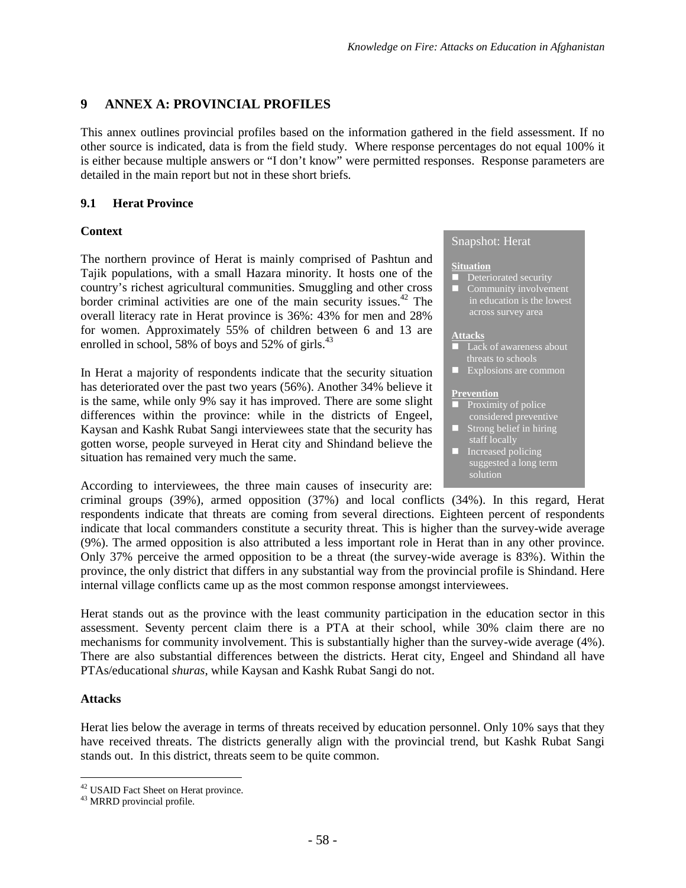# 9 ANNEX A: PROVINCIAL PROFILES

This annex outlines provincial profiles based on the information gathered in the field assessment. If no other source is indicated, data is from the field study. Where response percentages do not equal 100% it is either because multiple answers or "I don't know" were permitted responses. Response parameters are detailed in the main report but not in these short briefs.

## 9.1 Herat Province

### Context

> **Snapshot: Herat**
>
> **Situation**
> - Deteriorated security
> - Community involvement in education is the lowest across survey area
>
> **Attacks**
> - Lack of awareness about threats to schools
> - Explosions are common
>
> **Prevention**
> - Proximity of police considered preventive
> - Strong belief in hiring staff locally
> - Increased policing suggested a long term solution

The northern province of Herat is mainly comprised of Pashtun and Tajik populations, with a small Hazara minority. It hosts one of the country's richest agricultural communities. Smuggling and other cross border criminal activities are one of the main security issues.[42] The overall literacy rate in Herat province is 36%: 43% for men and 28% for women. Approximately 55% of children between 6 and 13 are enrolled in school, 58% of boys and 52% of girls.[43]

In Herat a majority of respondents indicate that the security situation has deteriorated over the past two years (56%). Another 34% believe it is the same, while only 9% say it has improved. There are some slight differences within the province: while in the districts of Engeel, Kaysan and Kashk Rubat Sangi interviewees state that the security has gotten worse, people surveyed in Herat city and Shindand believe the situation has remained very much the same.

According to interviewees, the three main causes of insecurity are: criminal groups (39%), armed opposition (37%) and local conflicts (34%). In this regard, Herat respondents indicate that threats are coming from several directions. Eighteen percent of respondents indicate that local commanders constitute a security threat. This is higher than the survey-wide average (9%). The armed opposition is also attributed a less important role in Herat than in any other province. Only 37% perceive the armed opposition to be a threat (the survey-wide average is 83%). Within the province, the only district that differs in any substantial way from the provincial profile is Shindand. Here internal village conflicts came up as the most common response amongst interviewees.

Herat stands out as the province with the least community participation in the education sector in this assessment. Seventy percent claim there is a PTA at their school, while 30% claim there are no mechanisms for community involvement. This is substantially higher than the survey-wide average (4%). There are also substantial differences between the districts. Herat city, Engeel and Shindand all have PTAs/educational *shuras*, while Kaysan and Kashk Rubat Sangi do not.

### Attacks

Herat lies below the average in terms of threats received by education personnel. Only 10% says that they have received threats. The districts generally align with the provincial trend, but Kashk Rubat Sangi stands out. In this district, threats seem to be quite common.

---

[42] USAID Fact Sheet on Herat province.

[43] MRRD provincial profile.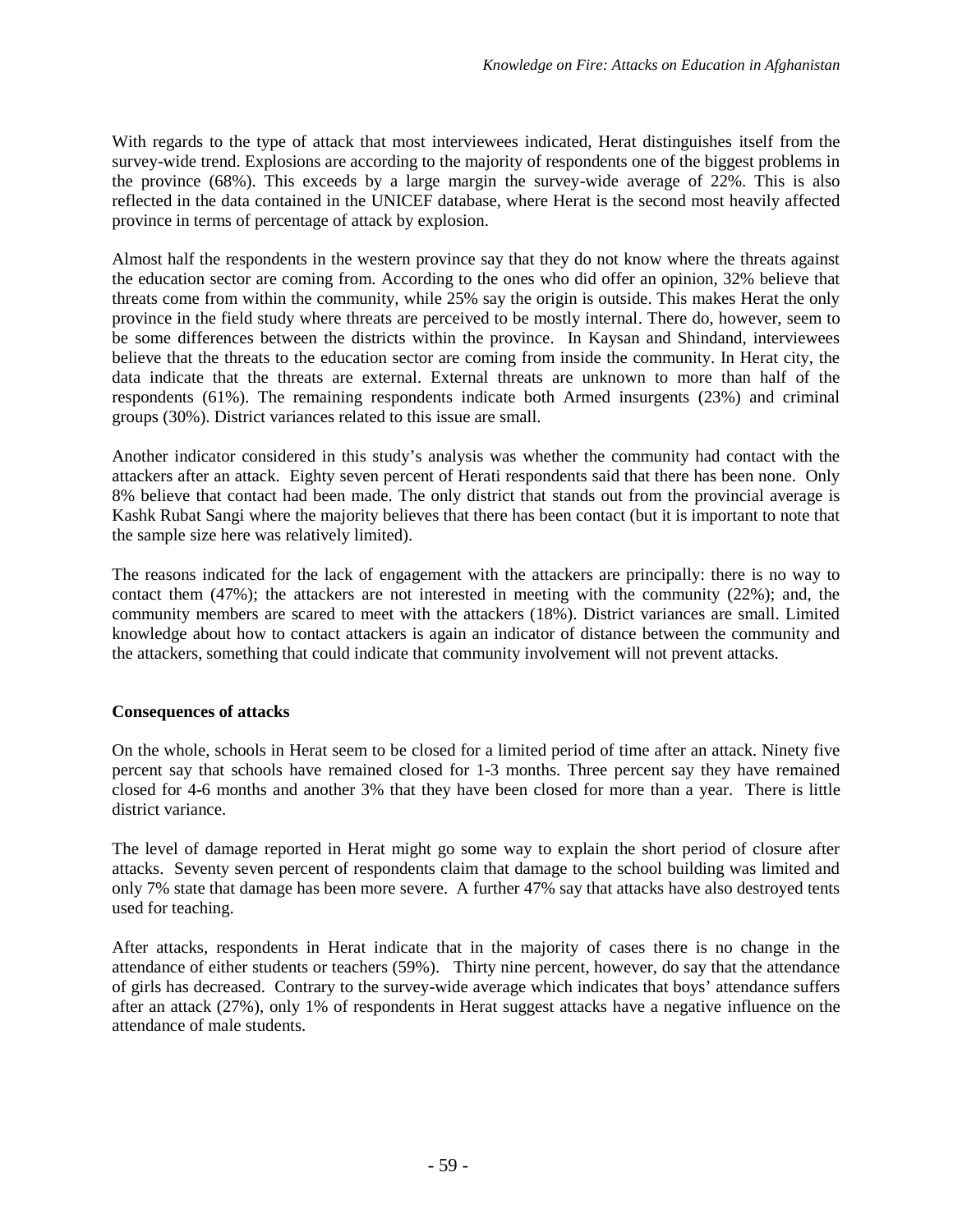With regards to the type of attack that most interviewees indicated, Herat distinguishes itself from the survey-wide trend. Explosions are according to the majority of respondents one of the biggest problems in the province (68%). This exceeds by a large margin the survey-wide average of 22%. This is also reflected in the data contained in the UNICEF database, where Herat is the second most heavily affected province in terms of percentage of attack by explosion.

Almost half the respondents in the western province say that they do not know where the threats against the education sector are coming from. According to the ones who did offer an opinion, 32% believe that threats come from within the community, while 25% say the origin is outside. This makes Herat the only province in the field study where threats are perceived to be mostly internal. There do, however, seem to be some differences between the districts within the province. In Kaysan and Shindand, interviewees believe that the threats to the education sector are coming from inside the community. In Herat city, the data indicate that the threats are external. External threats are unknown to more than half of the respondents (61%). The remaining respondents indicate both Armed insurgents (23%) and criminal groups (30%). District variances related to this issue are small.

Another indicator considered in this study's analysis was whether the community had contact with the attackers after an attack. Eighty seven percent of Herati respondents said that there has been none. Only 8% believe that contact had been made. The only district that stands out from the provincial average is Kashk Rubat Sangi where the majority believes that there has been contact (but it is important to note that the sample size here was relatively limited).

The reasons indicated for the lack of engagement with the attackers are principally: there is no way to contact them (47%); the attackers are not interested in meeting with the community (22%); and, the community members are scared to meet with the attackers (18%). District variances are small. Limited knowledge about how to contact attackers is again an indicator of distance between the community and the attackers, something that could indicate that community involvement will not prevent attacks.

**Consequences of attacks**

On the whole, schools in Herat seem to be closed for a limited period of time after an attack. Ninety five percent say that schools have remained closed for 1-3 months. Three percent say they have remained closed for 4-6 months and another 3% that they have been closed for more than a year. There is little district variance.

The level of damage reported in Herat might go some way to explain the short period of closure after attacks. Seventy seven percent of respondents claim that damage to the school building was limited and only 7% state that damage has been more severe. A further 47% say that attacks have also destroyed tents used for teaching.

After attacks, respondents in Herat indicate that in the majority of cases there is no change in the attendance of either students or teachers (59%). Thirty nine percent, however, do say that the attendance of girls has decreased. Contrary to the survey-wide average which indicates that boys' attendance suffers after an attack (27%), only 1% of respondents in Herat suggest attacks have a negative influence on the attendance of male students.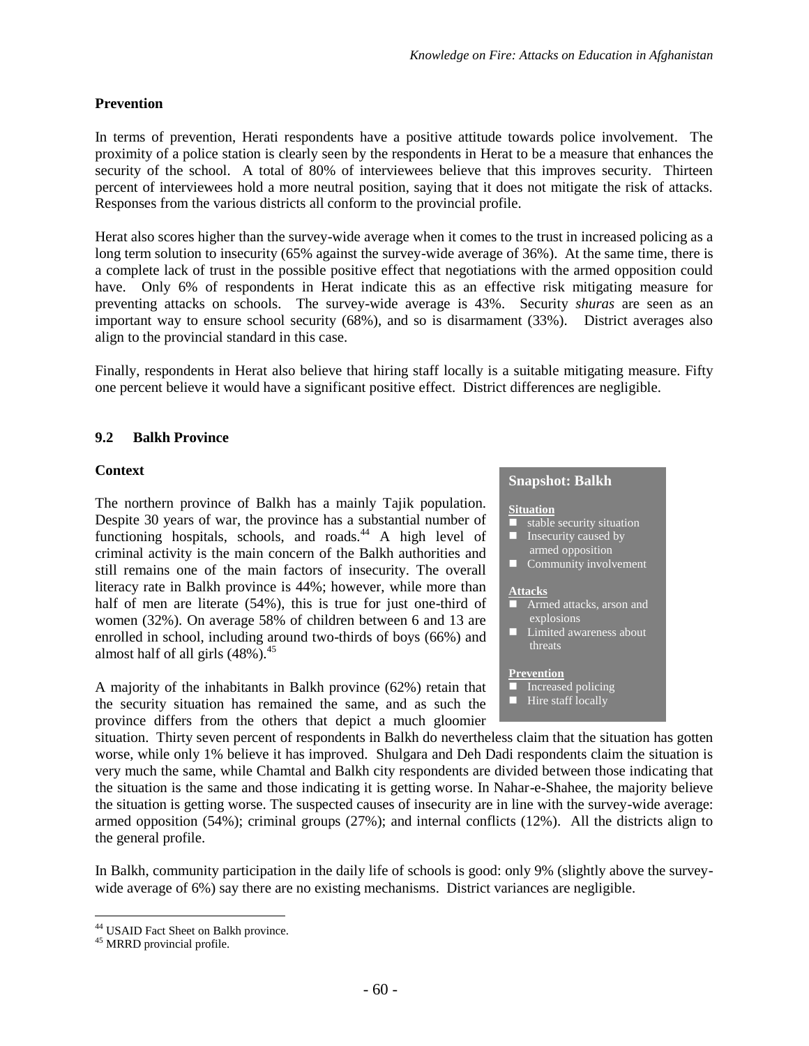**Prevention**

In terms of prevention, Herati respondents have a positive attitude towards police involvement. The proximity of a police station is clearly seen by the respondents in Herat to be a measure that enhances the security of the school. A total of 80% of interviewees believe that this improves security. Thirteen percent of interviewees hold a more neutral position, saying that it does not mitigate the risk of attacks. Responses from the various districts all conform to the provincial profile.

Herat also scores higher than the survey-wide average when it comes to the trust in increased policing as a long term solution to insecurity (65% against the survey-wide average of 36%). At the same time, there is a complete lack of trust in the possible positive effect that negotiations with the armed opposition could have. Only 6% of respondents in Herat indicate this as an effective risk mitigating measure for preventing attacks on schools. The survey-wide average is 43%. Security *shuras* are seen as an important way to ensure school security (68%), and so is disarmament (33%). District averages also align to the provincial standard in this case.

Finally, respondents in Herat also believe that hiring staff locally is a suitable mitigating measure. Fifty one percent believe it would have a significant positive effect. District differences are negligible.

## 9.2 Balkh Province

**Context**

> **Snapshot: Balkh**
>
> **Situation**
> - stable security situation
> - Insecurity caused by armed opposition
> - Community involvement
>
> **Attacks**
> - Armed attacks, arson and explosions
> - Limited awareness about threats
>
> **Prevention**
> - Increased policing
> - Hire staff locally

The northern province of Balkh has a mainly Tajik population. Despite 30 years of war, the province has a substantial number of functioning hospitals, schools, and roads.[44] A high level of criminal activity is the main concern of the Balkh authorities and still remains one of the main factors of insecurity. The overall literacy rate in Balkh province is 44%; however, while more than half of men are literate (54%), this is true for just one-third of women (32%). On average 58% of children between 6 and 13 are enrolled in school, including around two-thirds of boys (66%) and almost half of all girls (48%).[45]

A majority of the inhabitants in Balkh province (62%) retain that the security situation has remained the same, and as such the province differs from the others that depict a much gloomier situation. Thirty seven percent of respondents in Balkh do nevertheless claim that the situation has gotten worse, while only 1% believe it has improved. Shulgara and Deh Dadi respondents claim the situation is very much the same, while Chamtal and Balkh city respondents are divided between those indicating that the situation is the same and those indicating it is getting worse. In Nahar-e-Shahee, the majority believe the situation is getting worse. The suspected causes of insecurity are in line with the survey-wide average: armed opposition (54%); criminal groups (27%); and internal conflicts (12%). All the districts align to the general profile.

In Balkh, community participation in the daily life of schools is good: only 9% (slightly above the survey-wide average of 6%) say there are no existing mechanisms. District variances are negligible.

---

[44] USAID Fact Sheet on Balkh province.

[45] MRRD provincial profile.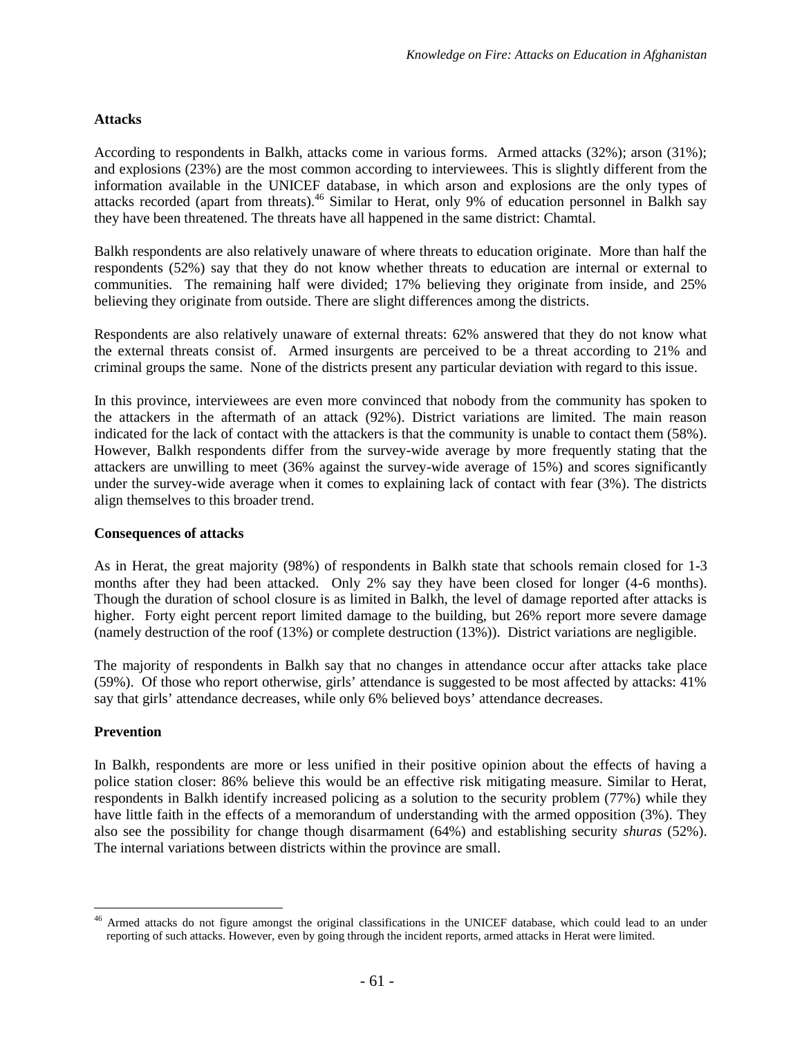## Attacks

According to respondents in Balkh, attacks come in various forms. Armed attacks (32%); arson (31%); and explosions (23%) are the most common according to interviewees. This is slightly different from the information available in the UNICEF database, in which arson and explosions are the only types of attacks recorded (apart from threats).[46] Similar to Herat, only 9% of education personnel in Balkh say they have been threatened. The threats have all happened in the same district: Chamtal.

Balkh respondents are also relatively unaware of where threats to education originate. More than half the respondents (52%) say that they do not know whether threats to education are internal or external to communities. The remaining half were divided; 17% believing they originate from inside, and 25% believing they originate from outside. There are slight differences among the districts.

Respondents are also relatively unaware of external threats: 62% answered that they do not know what the external threats consist of. Armed insurgents are perceived to be a threat according to 21% and criminal groups the same. None of the districts present any particular deviation with regard to this issue.

In this province, interviewees are even more convinced that nobody from the community has spoken to the attackers in the aftermath of an attack (92%). District variations are limited. The main reason indicated for the lack of contact with the attackers is that the community is unable to contact them (58%). However, Balkh respondents differ from the survey-wide average by more frequently stating that the attackers are unwilling to meet (36% against the survey-wide average of 15%) and scores significantly under the survey-wide average when it comes to explaining lack of contact with fear (3%). The districts align themselves to this broader trend.

## Consequences of attacks

As in Herat, the great majority (98%) of respondents in Balkh state that schools remain closed for 1-3 months after they had been attacked. Only 2% say they have been closed for longer (4-6 months). Though the duration of school closure is as limited in Balkh, the level of damage reported after attacks is higher. Forty eight percent report limited damage to the building, but 26% report more severe damage (namely destruction of the roof (13%) or complete destruction (13%)). District variations are negligible.

The majority of respondents in Balkh say that no changes in attendance occur after attacks take place (59%). Of those who report otherwise, girls' attendance is suggested to be most affected by attacks: 41% say that girls' attendance decreases, while only 6% believed boys' attendance decreases.

## Prevention

In Balkh, respondents are more or less unified in their positive opinion about the effects of having a police station closer: 86% believe this would be an effective risk mitigating measure. Similar to Herat, respondents in Balkh identify increased policing as a solution to the security problem (77%) while they have little faith in the effects of a memorandum of understanding with the armed opposition (3%). They also see the possibility for change though disarmament (64%) and establishing security *shuras* (52%). The internal variations between districts within the province are small.

---

[46] Armed attacks do not figure amongst the original classifications in the UNICEF database, which could lead to an under reporting of such attacks. However, even by going through the incident reports, armed attacks in Herat were limited.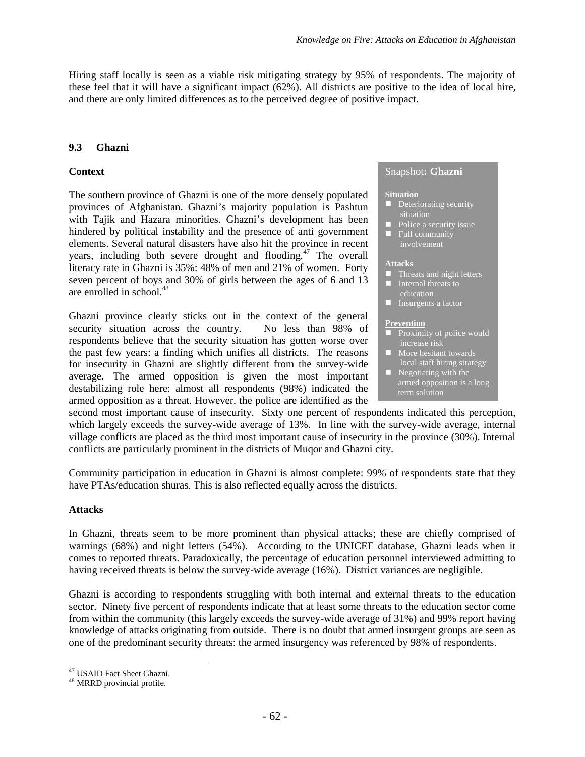Hiring staff locally is seen as a viable risk mitigating strategy by 95% of respondents. The majority of these feel that it will have a significant impact (62%). All districts are positive to the idea of local hire, and there are only limited differences as to the perceived degree of positive impact.

## 9.3 Ghazni

**Context**

The southern province of Ghazni is one of the more densely populated provinces of Afghanistan. Ghazni's majority population is Pashtun with Tajik and Hazara minorities. Ghazni's development has been hindered by political instability and the presence of anti government elements. Several natural disasters have also hit the province in recent years, including both severe drought and flooding.[47] The overall literacy rate in Ghazni is 35%: 48% of men and 21% of women. Forty seven percent of boys and 30% of girls between the ages of 6 and 13 are enrolled in school.[48]

> Snapshot**: Ghazni**
>
> **Situation**
> - Deteriorating security situation
> - Police a security issue
> - Full community involvement
>
> **Attacks**
> - Threats and night letters
> - Internal threats to education
> - Insurgents a factor
>
> **Prevention**
> - Proximity of police would increase risk
> - More hesitant towards local staff hiring strategy
> - Negotiating with the armed opposition is a long term solution

Ghazni province clearly sticks out in the context of the general security situation across the country. No less than 98% of respondents believe that the security situation has gotten worse over the past few years: a finding which unifies all districts. The reasons for insecurity in Ghazni are slightly different from the survey-wide average. The armed opposition is given the most important destabilizing role here: almost all respondents (98%) indicated the armed opposition as a threat. However, the police are identified as the second most important cause of insecurity. Sixty one percent of respondents indicated this perception, which largely exceeds the survey-wide average of 13%. In line with the survey-wide average, internal village conflicts are placed as the third most important cause of insecurity in the province (30%). Internal conflicts are particularly prominent in the districts of Muqor and Ghazni city.

Community participation in education in Ghazni is almost complete: 99% of respondents state that they have PTAs/education shuras. This is also reflected equally across the districts.

**Attacks**

In Ghazni, threats seem to be more prominent than physical attacks; these are chiefly comprised of warnings (68%) and night letters (54%). According to the UNICEF database, Ghazni leads when it comes to reported threats. Paradoxically, the percentage of education personnel interviewed admitting to having received threats is below the survey-wide average (16%). District variances are negligible.

Ghazni is according to respondents struggling with both internal and external threats to the education sector. Ninety five percent of respondents indicate that at least some threats to the education sector come from within the community (this largely exceeds the survey-wide average of 31%) and 99% report having knowledge of attacks originating from outside. There is no doubt that armed insurgent groups are seen as one of the predominant security threats: the armed insurgency was referenced by 98% of respondents.

---

[47] USAID Fact Sheet Ghazni.

[48] MRRD provincial profile.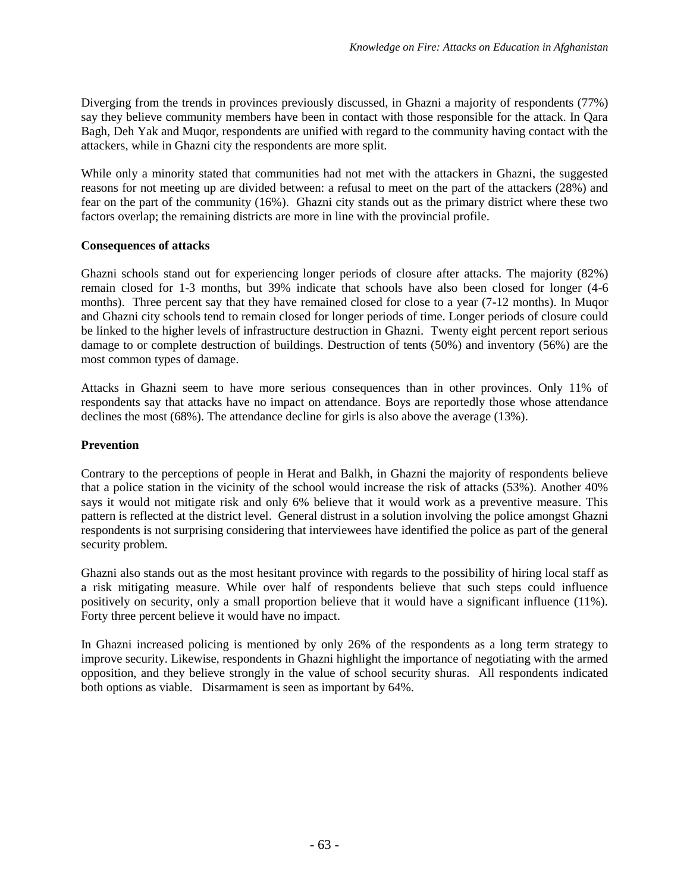Diverging from the trends in provinces previously discussed, in Ghazni a majority of respondents (77%) say they believe community members have been in contact with those responsible for the attack. In Qara Bagh, Deh Yak and Muqor, respondents are unified with regard to the community having contact with the attackers, while in Ghazni city the respondents are more split.

While only a minority stated that communities had not met with the attackers in Ghazni, the suggested reasons for not meeting up are divided between: a refusal to meet on the part of the attackers (28%) and fear on the part of the community (16%). Ghazni city stands out as the primary district where these two factors overlap; the remaining districts are more in line with the provincial profile.

**Consequences of attacks**

Ghazni schools stand out for experiencing longer periods of closure after attacks. The majority (82%) remain closed for 1-3 months, but 39% indicate that schools have also been closed for longer (4-6 months). Three percent say that they have remained closed for close to a year (7-12 months). In Muqor and Ghazni city schools tend to remain closed for longer periods of time. Longer periods of closure could be linked to the higher levels of infrastructure destruction in Ghazni. Twenty eight percent report serious damage to or complete destruction of buildings. Destruction of tents (50%) and inventory (56%) are the most common types of damage.

Attacks in Ghazni seem to have more serious consequences than in other provinces. Only 11% of respondents say that attacks have no impact on attendance. Boys are reportedly those whose attendance declines the most (68%). The attendance decline for girls is also above the average (13%).

**Prevention**

Contrary to the perceptions of people in Herat and Balkh, in Ghazni the majority of respondents believe that a police station in the vicinity of the school would increase the risk of attacks (53%). Another 40% says it would not mitigate risk and only 6% believe that it would work as a preventive measure. This pattern is reflected at the district level. General distrust in a solution involving the police amongst Ghazni respondents is not surprising considering that interviewees have identified the police as part of the general security problem.

Ghazni also stands out as the most hesitant province with regards to the possibility of hiring local staff as a risk mitigating measure. While over half of respondents believe that such steps could influence positively on security, only a small proportion believe that it would have a significant influence (11%). Forty three percent believe it would have no impact.

In Ghazni increased policing is mentioned by only 26% of the respondents as a long term strategy to improve security. Likewise, respondents in Ghazni highlight the importance of negotiating with the armed opposition, and they believe strongly in the value of school security shuras. All respondents indicated both options as viable. Disarmament is seen as important by 64%.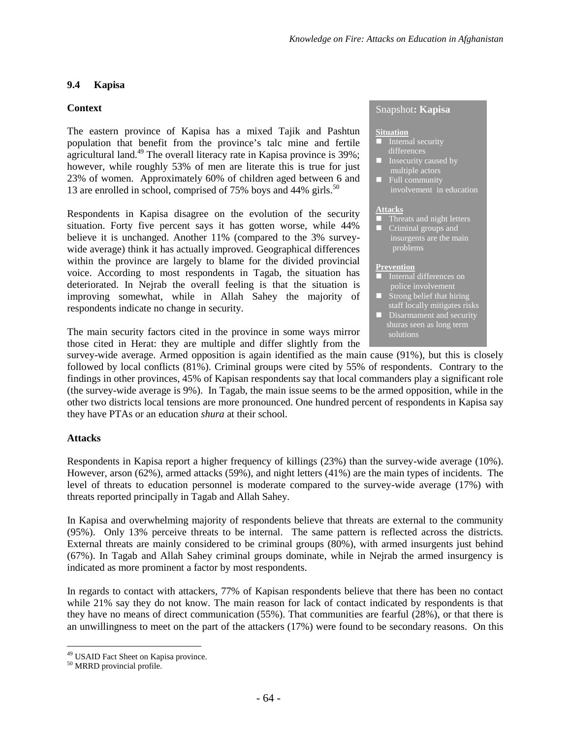## 9.4 Kapisa

### Context

The eastern province of Kapisa has a mixed Tajik and Pashtun population that benefit from the province's talc mine and fertile agricultural land.[49] The overall literacy rate in Kapisa province is 39%; however, while roughly 53% of men are literate this is true for just 23% of women. Approximately 60% of children aged between 6 and 13 are enrolled in school, comprised of 75% boys and 44% girls.[50]

> **Snapshot: Kapisa**
>
> **Situation**
> - Internal security differences
> - Insecurity caused by multiple actors
> - Full community involvement in education
>
> **Attacks**
> - Threats and night letters
> - Criminal groups and insurgents are the main problems
>
> **Prevention**
> - Internal differences on police involvement
> - Strong belief that hiring staff locally mitigates risks
> - Disarmament and security shuras seen as long term solutions

Respondents in Kapisa disagree on the evolution of the security situation. Forty five percent says it has gotten worse, while 44% believe it is unchanged. Another 11% (compared to the 3% survey-wide average) think it has actually improved. Geographical differences within the province are largely to blame for the divided provincial voice. According to most respondents in Tagab, the situation has deteriorated. In Nejrab the overall feeling is that the situation is improving somewhat, while in Allah Sahey the majority of respondents indicate no change in security.

The main security factors cited in the province in some ways mirror those cited in Herat: they are multiple and differ slightly from the survey-wide average. Armed opposition is again identified as the main cause (91%), but this is closely followed by local conflicts (81%). Criminal groups were cited by 55% of respondents. Contrary to the findings in other provinces, 45% of Kapisan respondents say that local commanders play a significant role (the survey-wide average is 9%). In Tagab, the main issue seems to be the armed opposition, while in the other two districts local tensions are more pronounced. One hundred percent of respondents in Kapisa say they have PTAs or an education *shura* at their school.

### Attacks

Respondents in Kapisa report a higher frequency of killings (23%) than the survey-wide average (10%). However, arson (62%), armed attacks (59%), and night letters (41%) are the main types of incidents. The level of threats to education personnel is moderate compared to the survey-wide average (17%) with threats reported principally in Tagab and Allah Sahey.

In Kapisa and overwhelming majority of respondents believe that threats are external to the community (95%). Only 13% perceive threats to be internal. The same pattern is reflected across the districts. External threats are mainly considered to be criminal groups (80%), with armed insurgents just behind (67%). In Tagab and Allah Sahey criminal groups dominate, while in Nejrab the armed insurgency is indicated as more prominent a factor by most respondents.

In regards to contact with attackers, 77% of Kapisan respondents believe that there has been no contact while 21% say they do not know. The main reason for lack of contact indicated by respondents is that they have no means of direct communication (55%). That communities are fearful (28%), or that there is an unwillingness to meet on the part of the attackers (17%) were found to be secondary reasons. On this

---

[49] USAID Fact Sheet on Kapisa province.

[50] MRRD provincial profile.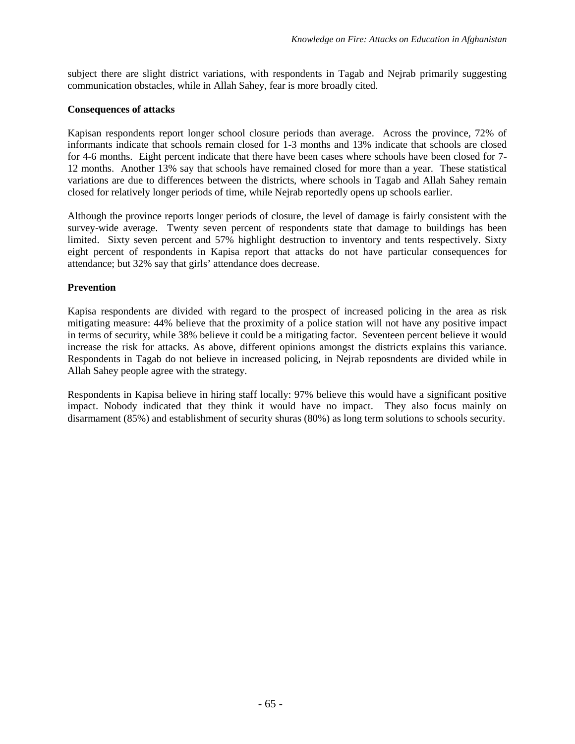subject there are slight district variations, with respondents in Tagab and Nejrab primarily suggesting communication obstacles, while in Allah Sahey, fear is more broadly cited.

**Consequences of attacks**

Kapisan respondents report longer school closure periods than average. Across the province, 72% of informants indicate that schools remain closed for 1-3 months and 13% indicate that schools are closed for 4-6 months. Eight percent indicate that there have been cases where schools have been closed for 7-12 months. Another 13% say that schools have remained closed for more than a year. These statistical variations are due to differences between the districts, where schools in Tagab and Allah Sahey remain closed for relatively longer periods of time, while Nejrab reportedly opens up schools earlier.

Although the province reports longer periods of closure, the level of damage is fairly consistent with the survey-wide average. Twenty seven percent of respondents state that damage to buildings has been limited. Sixty seven percent and 57% highlight destruction to inventory and tents respectively. Sixty eight percent of respondents in Kapisa report that attacks do not have particular consequences for attendance; but 32% say that girls' attendance does decrease.

**Prevention**

Kapisa respondents are divided with regard to the prospect of increased policing in the area as risk mitigating measure: 44% believe that the proximity of a police station will not have any positive impact in terms of security, while 38% believe it could be a mitigating factor. Seventeen percent believe it would increase the risk for attacks. As above, different opinions amongst the districts explains this variance. Respondents in Tagab do not believe in increased policing, in Nejrab reposndents are divided while in Allah Sahey people agree with the strategy.

Respondents in Kapisa believe in hiring staff locally: 97% believe this would have a significant positive impact. Nobody indicated that they think it would have no impact. They also focus mainly on disarmament (85%) and establishment of security shuras (80%) as long term solutions to schools security.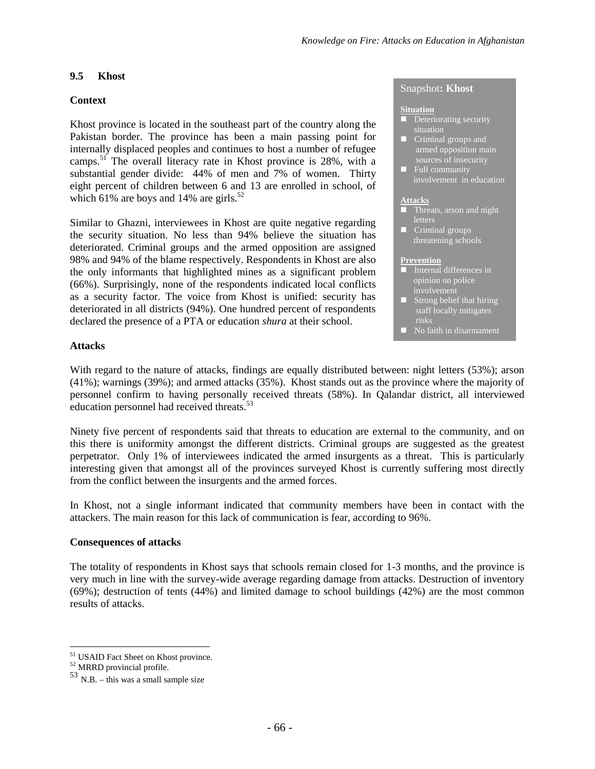## 9.5 Khost

### Context

Khost province is located in the southeast part of the country along the Pakistan border. The province has been a main passing point for internally displaced peoples and continues to host a number of refugee camps.[51] The overall literacy rate in Khost province is 28%, with a substantial gender divide: 44% of men and 7% of women. Thirty eight percent of children between 6 and 13 are enrolled in school, of which 61% are boys and 14% are girls.[52]

Similar to Ghazni, interviewees in Khost are quite negative regarding the security situation. No less than 94% believe the situation has deteriorated. Criminal groups and the armed opposition are assigned 98% and 94% of the blame respectively. Respondents in Khost are also the only informants that highlighted mines as a significant problem (66%). Surprisingly, none of the respondents indicated local conflicts as a security factor. The voice from Khost is unified: security has deteriorated in all districts (94%). One hundred percent of respondents declared the presence of a PTA or education *shura* at their school.

> **Snapshot: Khost**
>
> **Situation**
> - Deteriorating security situation
> - Criminal groups and armed opposition main sources of insecurity
> - Full community involvement in education
>
> **Attacks**
> - Threats, arson and night letters
> - Criminal groups threatening schools
>
> **Prevention**
> - Internal differences in opinion on police involvement
> - Strong belief that hiring staff locally mitigates risks
> - No faith in disarmament

### Attacks

With regard to the nature of attacks, findings are equally distributed between: night letters (53%); arson (41%); warnings (39%); and armed attacks (35%). Khost stands out as the province where the majority of personnel confirm to having personally received threats (58%). In Qalandar district, all interviewed education personnel had received threats.[53]

Ninety five percent of respondents said that threats to education are external to the community, and on this there is uniformity amongst the different districts. Criminal groups are suggested as the greatest perpetrator. Only 1% of interviewees indicated the armed insurgents as a threat. This is particularly interesting given that amongst all of the provinces surveyed Khost is currently suffering most directly from the conflict between the insurgents and the armed forces.

In Khost, not a single informant indicated that community members have been in contact with the attackers. The main reason for this lack of communication is fear, according to 96%.

### Consequences of attacks

The totality of respondents in Khost says that schools remain closed for 1-3 months, and the province is very much in line with the survey-wide average regarding damage from attacks. Destruction of inventory (69%); destruction of tents (44%) and limited damage to school buildings (42%) are the most common results of attacks.

---

[51] USAID Fact Sheet on Khost province.
[52] MRRD provincial profile.
[53] N.B. – this was a small sample size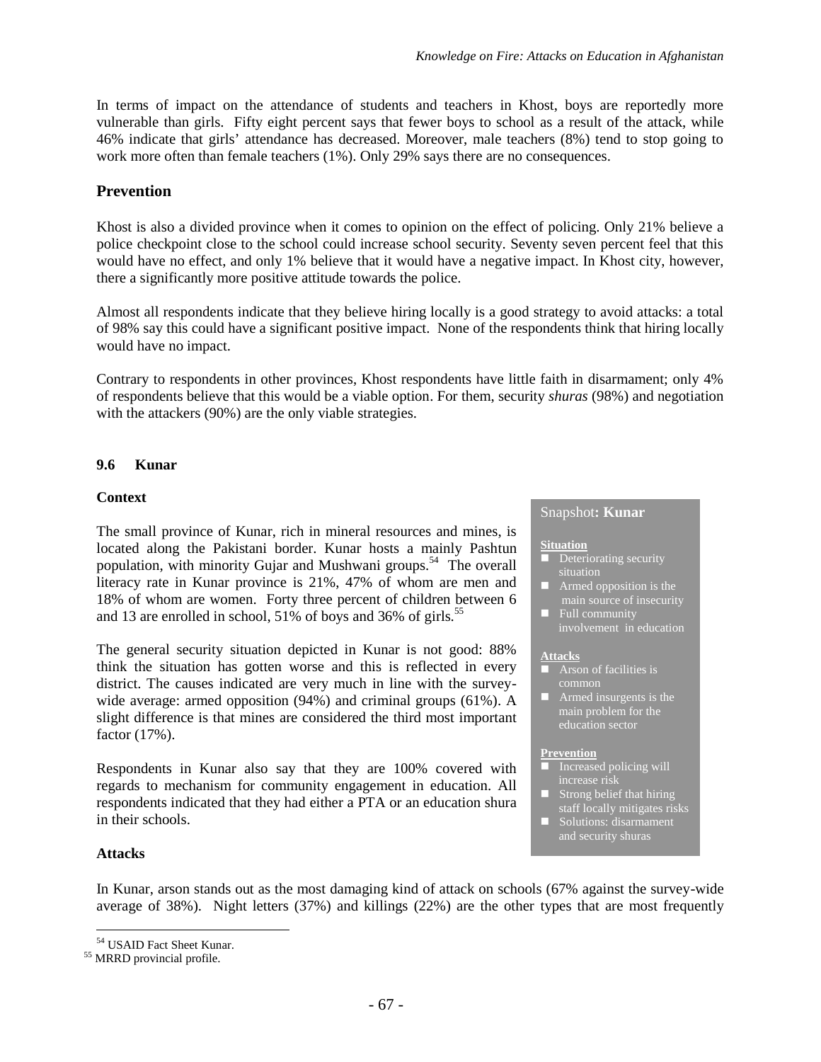In terms of impact on the attendance of students and teachers in Khost, boys are reportedly more vulnerable than girls. Fifty eight percent says that fewer boys to school as a result of the attack, while 46% indicate that girls' attendance has decreased. Moreover, male teachers (8%) tend to stop going to work more often than female teachers (1%). Only 29% says there are no consequences.

## Prevention

Khost is also a divided province when it comes to opinion on the effect of policing. Only 21% believe a police checkpoint close to the school could increase school security. Seventy seven percent feel that this would have no effect, and only 1% believe that it would have a negative impact. In Khost city, however, there a significantly more positive attitude towards the police.

Almost all respondents indicate that they believe hiring locally is a good strategy to avoid attacks: a total of 98% say this could have a significant positive impact. None of the respondents think that hiring locally would have no impact.

Contrary to respondents in other provinces, Khost respondents have little faith in disarmament; only 4% of respondents believe that this would be a viable option. For them, security *shuras* (98%) and negotiation with the attackers (90%) are the only viable strategies.

### 9.6 Kunar

**Context**

The small province of Kunar, rich in mineral resources and mines, is located along the Pakistani border. Kunar hosts a mainly Pashtun population, with minority Gujar and Mushwani groups.[54] The overall literacy rate in Kunar province is 21%, 47% of whom are men and 18% of whom are women. Forty three percent of children between 6 and 13 are enrolled in school, 51% of boys and 36% of girls.[55]

The general security situation depicted in Kunar is not good: 88% think the situation has gotten worse and this is reflected in every district. The causes indicated are very much in line with the survey-wide average: armed opposition (94%) and criminal groups (61%). A slight difference is that mines are considered the third most important factor (17%).

Respondents in Kunar also say that they are 100% covered with regards to mechanism for community engagement in education. All respondents indicated that they had either a PTA or an education shura in their schools.

> **Snapshot: Kunar**
>
> **Situation**
> - Deteriorating security situation
> - Armed opposition is the main source of insecurity
> - Full community involvement in education
>
> **Attacks**
> - Arson of facilities is common
> - Armed insurgents is the main problem for the education sector
>
> **Prevention**
> - Increased policing will increase risk
> - Strong belief that hiring staff locally mitigates risks
> - Solutions: disarmament and security shuras

**Attacks**

In Kunar, arson stands out as the most damaging kind of attack on schools (67% against the survey-wide average of 38%). Night letters (37%) and killings (22%) are the other types that are most frequently

---

[54] USAID Fact Sheet Kunar.

[55] MRRD provincial profile.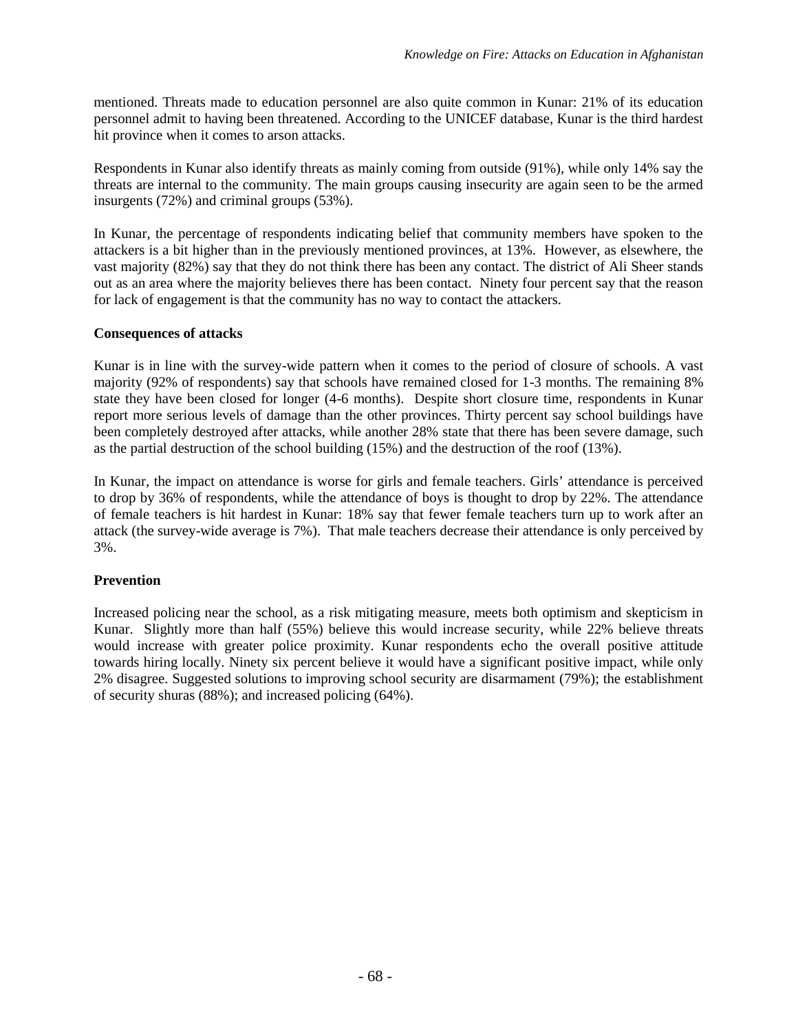mentioned. Threats made to education personnel are also quite common in Kunar: 21% of its education personnel admit to having been threatened. According to the UNICEF database, Kunar is the third hardest hit province when it comes to arson attacks.

Respondents in Kunar also identify threats as mainly coming from outside (91%), while only 14% say the threats are internal to the community. The main groups causing insecurity are again seen to be the armed insurgents (72%) and criminal groups (53%).

In Kunar, the percentage of respondents indicating belief that community members have spoken to the attackers is a bit higher than in the previously mentioned provinces, at 13%. However, as elsewhere, the vast majority (82%) say that they do not think there has been any contact. The district of Ali Sheer stands out as an area where the majority believes there has been contact. Ninety four percent say that the reason for lack of engagement is that the community has no way to contact the attackers.

**Consequences of attacks**

Kunar is in line with the survey-wide pattern when it comes to the period of closure of schools. A vast majority (92% of respondents) say that schools have remained closed for 1-3 months. The remaining 8% state they have been closed for longer (4-6 months). Despite short closure time, respondents in Kunar report more serious levels of damage than the other provinces. Thirty percent say school buildings have been completely destroyed after attacks, while another 28% state that there has been severe damage, such as the partial destruction of the school building (15%) and the destruction of the roof (13%).

In Kunar, the impact on attendance is worse for girls and female teachers. Girls' attendance is perceived to drop by 36% of respondents, while the attendance of boys is thought to drop by 22%. The attendance of female teachers is hit hardest in Kunar: 18% say that fewer female teachers turn up to work after an attack (the survey-wide average is 7%). That male teachers decrease their attendance is only perceived by 3%.

**Prevention**

Increased policing near the school, as a risk mitigating measure, meets both optimism and skepticism in Kunar. Slightly more than half (55%) believe this would increase security, while 22% believe threats would increase with greater police proximity. Kunar respondents echo the overall positive attitude towards hiring locally. Ninety six percent believe it would have a significant positive impact, while only 2% disagree. Suggested solutions to improving school security are disarmament (79%); the establishment of security shuras (88%); and increased policing (64%).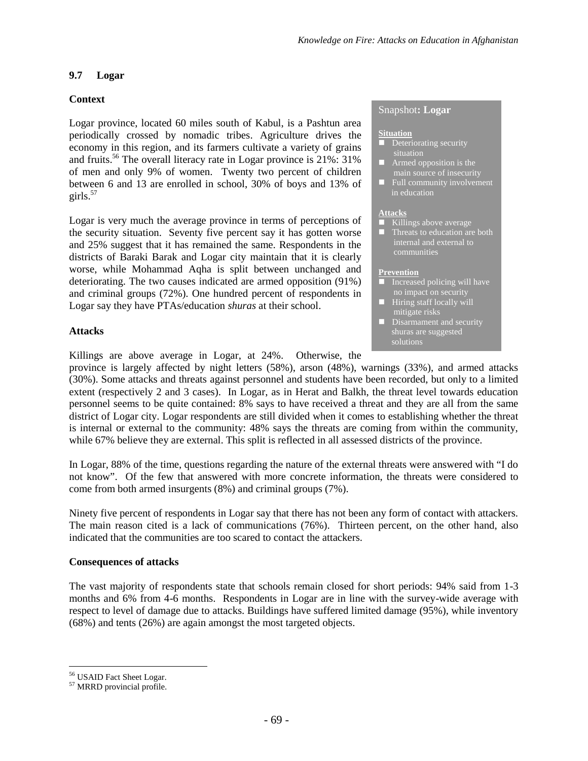## 9.7 Logar

### Context

Logar province, located 60 miles south of Kabul, is a Pashtun area periodically crossed by nomadic tribes. Agriculture drives the economy in this region, and its farmers cultivate a variety of grains and fruits.[56] The overall literacy rate in Logar province is 21%: 31% of men and only 9% of women. Twenty two percent of children between 6 and 13 are enrolled in school, 30% of boys and 13% of girls.[57]

Logar is very much the average province in terms of perceptions of the security situation. Seventy five percent say it has gotten worse and 25% suggest that it has remained the same. Respondents in the districts of Baraki Barak and Logar city maintain that it is clearly worse, while Mohammad Aqha is split between unchanged and deteriorating. The two causes indicated are armed opposition (91%) and criminal groups (72%). One hundred percent of respondents in Logar say they have PTAs/education *shuras* at their school.

> Snapshot**: Logar**
>
> **Situation**
> - Deteriorating security situation
> - Armed opposition is the main source of insecurity
> - Full community involvement in education
>
> **Attacks**
> - Killings above average
> - Threats to education are both internal and external to communities
>
> **Prevention**
> - Increased policing will have no impact on security
> - Hiring staff locally will mitigate risks
> - Disarmament and security shuras are suggested solutions

### Attacks

Killings are above average in Logar, at 24%. Otherwise, the province is largely affected by night letters (58%), arson (48%), warnings (33%), and armed attacks (30%). Some attacks and threats against personnel and students have been recorded, but only to a limited extent (respectively 2 and 3 cases). In Logar, as in Herat and Balkh, the threat level towards education personnel seems to be quite contained: 8% says to have received a threat and they are all from the same district of Logar city. Logar respondents are still divided when it comes to establishing whether the threat is internal or external to the community: 48% says the threats are coming from within the community, while 67% believe they are external. This split is reflected in all assessed districts of the province.

In Logar, 88% of the time, questions regarding the nature of the external threats were answered with "I do not know". Of the few that answered with more concrete information, the threats were considered to come from both armed insurgents (8%) and criminal groups (7%).

Ninety five percent of respondents in Logar say that there has not been any form of contact with attackers. The main reason cited is a lack of communications (76%). Thirteen percent, on the other hand, also indicated that the communities are too scared to contact the attackers.

### Consequences of attacks

The vast majority of respondents state that schools remain closed for short periods: 94% said from 1-3 months and 6% from 4-6 months. Respondents in Logar are in line with the survey-wide average with respect to level of damage due to attacks. Buildings have suffered limited damage (95%), while inventory (68%) and tents (26%) are again amongst the most targeted objects.

---

[56] USAID Fact Sheet Logar.

[57] MRRD provincial profile.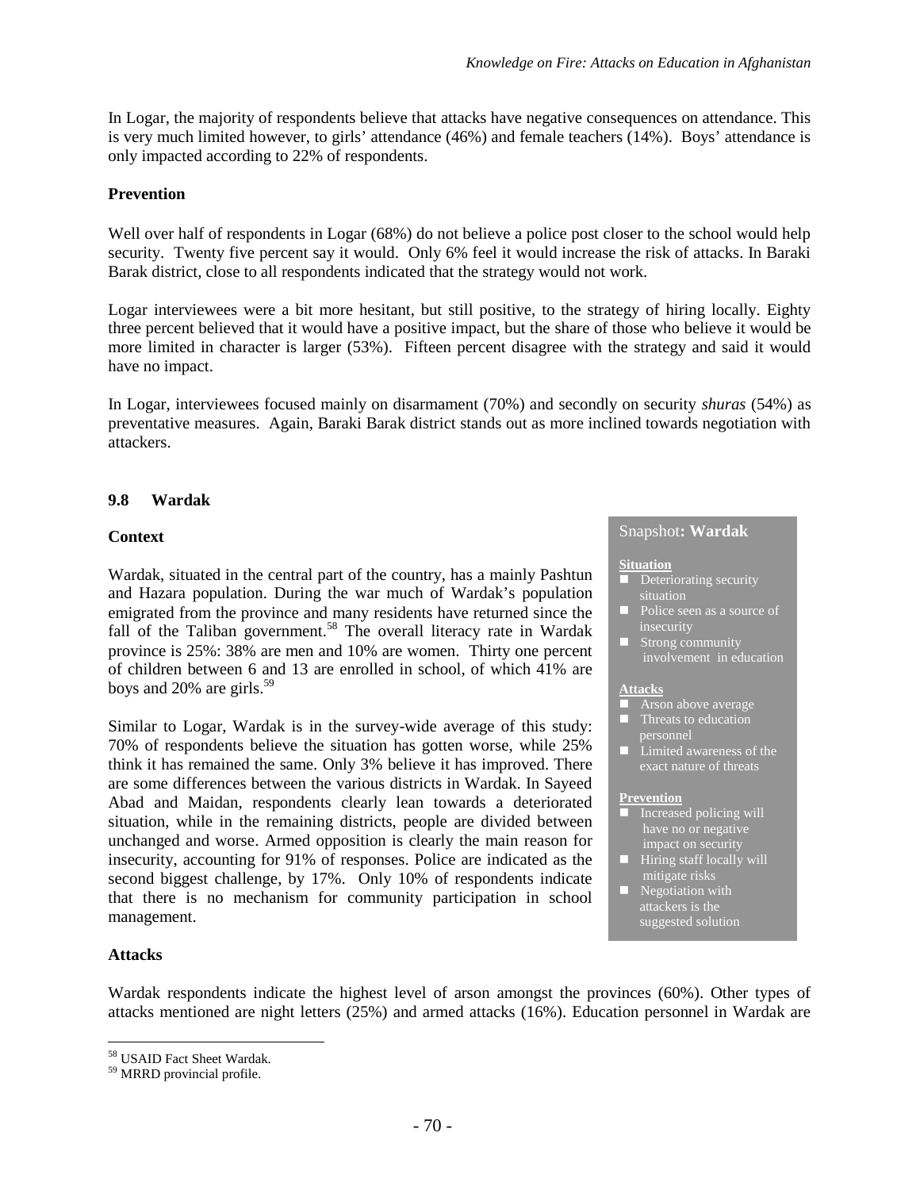In Logar, the majority of respondents believe that attacks have negative consequences on attendance. This is very much limited however, to girls' attendance (46%) and female teachers (14%). Boys' attendance is only impacted according to 22% of respondents.

**Prevention**

Well over half of respondents in Logar (68%) do not believe a police post closer to the school would help security. Twenty five percent say it would. Only 6% feel it would increase the risk of attacks. In Baraki Barak district, close to all respondents indicated that the strategy would not work.

Logar interviewees were a bit more hesitant, but still positive, to the strategy of hiring locally. Eighty three percent believed that it would have a positive impact, but the share of those who believe it would be more limited in character is larger (53%). Fifteen percent disagree with the strategy and said it would have no impact.

In Logar, interviewees focused mainly on disarmament (70%) and secondly on security *shuras* (54%) as preventative measures. Again, Baraki Barak district stands out as more inclined towards negotiation with attackers.

## 9.8 Wardak

**Context**

Wardak, situated in the central part of the country, has a mainly Pashtun and Hazara population. During the war much of Wardak's population emigrated from the province and many residents have returned since the fall of the Taliban government.[58] The overall literacy rate in Wardak province is 25%: 38% are men and 10% are women. Thirty one percent of children between 6 and 13 are enrolled in school, of which 41% are boys and 20% are girls.[59]

Similar to Logar, Wardak is in the survey-wide average of this study: 70% of respondents believe the situation has gotten worse, while 25% think it has remained the same. Only 3% believe it has improved. There are some differences between the various districts in Wardak. In Sayeed Abad and Maidan, respondents clearly lean towards a deteriorated situation, while in the remaining districts, people are divided between unchanged and worse. Armed opposition is clearly the main reason for insecurity, accounting for 91% of responses. Police are indicated as the second biggest challenge, by 17%. Only 10% of respondents indicate that there is no mechanism for community participation in school management.

> Snapshot**: Wardak**
>
> **Situation**
> - Deteriorating security situation
> - Police seen as a source of insecurity
> - Strong community involvement in education
>
> **Attacks**
> - Arson above average
> - Threats to education personnel
> - Limited awareness of the exact nature of threats
>
> **Prevention**
> - Increased policing will have no or negative impact on security
> - Hiring staff locally will mitigate risks
> - Negotiation with attackers is the suggested solution

**Attacks**

Wardak respondents indicate the highest level of arson amongst the provinces (60%). Other types of attacks mentioned are night letters (25%) and armed attacks (16%). Education personnel in Wardak are

[58] USAID Fact Sheet Wardak.

[59] MRRD provincial profile.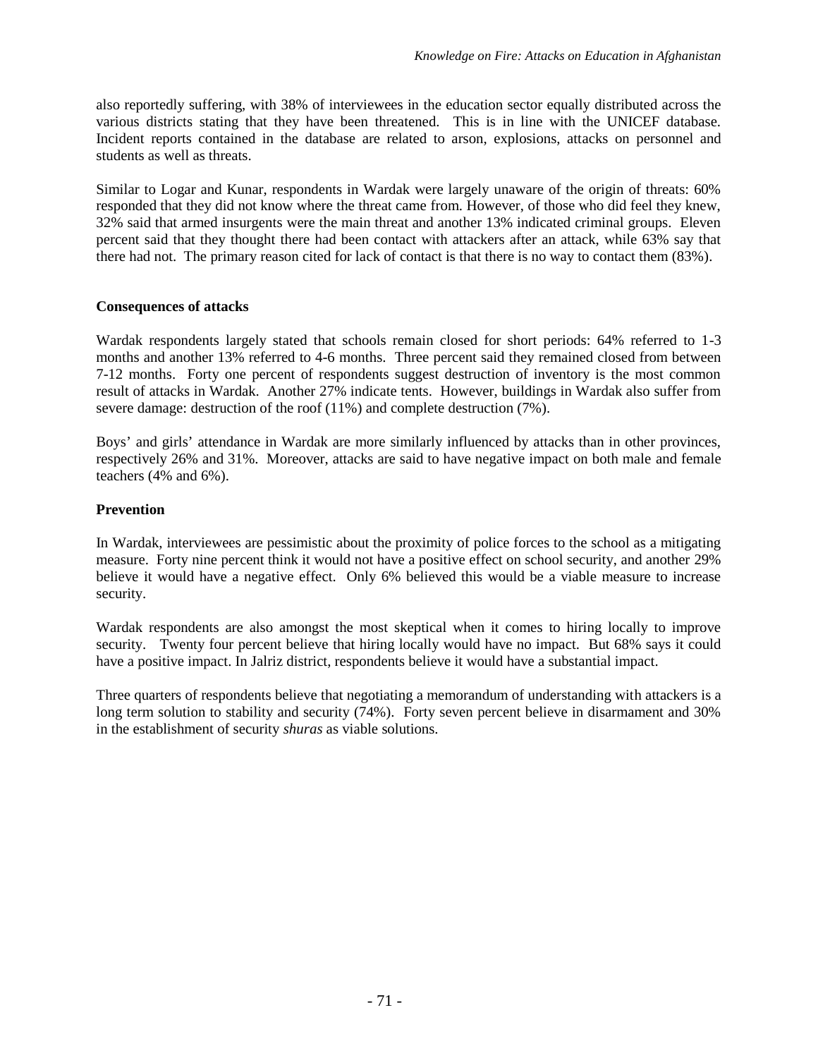also reportedly suffering, with 38% of interviewees in the education sector equally distributed across the various districts stating that they have been threatened. This is in line with the UNICEF database. Incident reports contained in the database are related to arson, explosions, attacks on personnel and students as well as threats.

Similar to Logar and Kunar, respondents in Wardak were largely unaware of the origin of threats: 60% responded that they did not know where the threat came from. However, of those who did feel they knew, 32% said that armed insurgents were the main threat and another 13% indicated criminal groups. Eleven percent said that they thought there had been contact with attackers after an attack, while 63% say that there had not. The primary reason cited for lack of contact is that there is no way to contact them (83%).

**Consequences of attacks**

Wardak respondents largely stated that schools remain closed for short periods: 64% referred to 1-3 months and another 13% referred to 4-6 months. Three percent said they remained closed from between 7-12 months. Forty one percent of respondents suggest destruction of inventory is the most common result of attacks in Wardak. Another 27% indicate tents. However, buildings in Wardak also suffer from severe damage: destruction of the roof (11%) and complete destruction (7%).

Boys' and girls' attendance in Wardak are more similarly influenced by attacks than in other provinces, respectively 26% and 31%. Moreover, attacks are said to have negative impact on both male and female teachers (4% and 6%).

**Prevention**

In Wardak, interviewees are pessimistic about the proximity of police forces to the school as a mitigating measure. Forty nine percent think it would not have a positive effect on school security, and another 29% believe it would have a negative effect. Only 6% believed this would be a viable measure to increase security.

Wardak respondents are also amongst the most skeptical when it comes to hiring locally to improve security. Twenty four percent believe that hiring locally would have no impact. But 68% says it could have a positive impact. In Jalriz district, respondents believe it would have a substantial impact.

Three quarters of respondents believe that negotiating a memorandum of understanding with attackers is a long term solution to stability and security (74%). Forty seven percent believe in disarmament and 30% in the establishment of security *shuras* as viable solutions.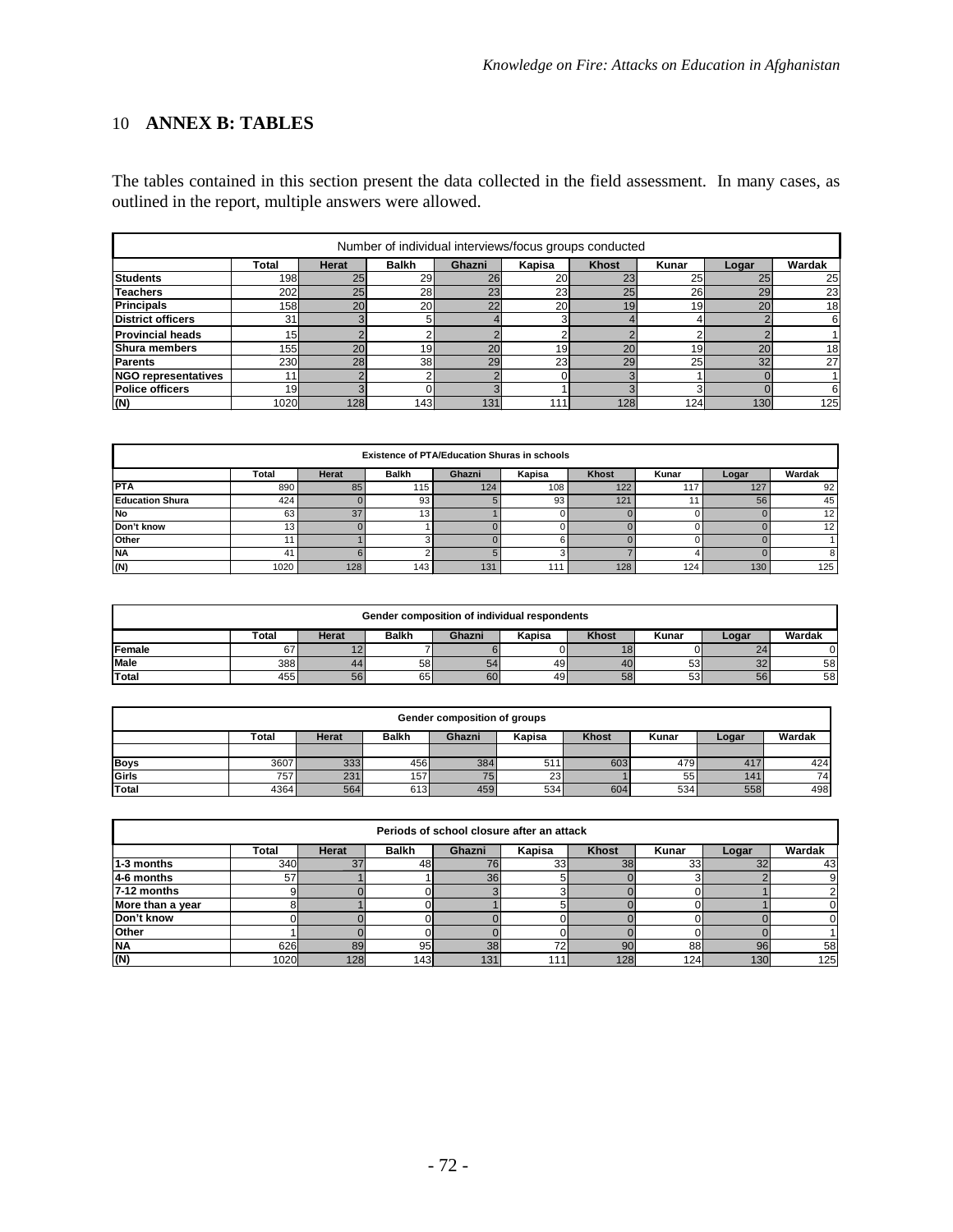# 10 ANNEX B: TABLES

The tables contained in this section present the data collected in the field assessment. In many cases, as outlined in the report, multiple answers were allowed.

| Number of individual interviews/focus groups conducted | | | | | | | | | |
|---|---|---|---|---|---|---|---|---|---|
| | Total | Herat | Balkh | Ghazni | Kapisa | Khost | Kunar | Logar | Wardak |
| **Students** | 198 | 25 | 29 | 26 | 20 | 23 | 25 | 25 | 25 |
| **Teachers** | 202 | 25 | 28 | 23 | 23 | 25 | 26 | 29 | 23 |
| **Principals** | 158 | 20 | 20 | 22 | 20 | 19 | 19 | 20 | 18 |
| **District officers** | 31 | 3 | 5 | 4 | 3 | 4 | 4 | 2 | 6 |
| **Provincial heads** | 15 | 2 | 2 | 2 | 2 | 2 | 2 | 2 | 1 |
| **Shura members** | 155 | 20 | 19 | 20 | 19 | 20 | 19 | 20 | 18 |
| **Parents** | 230 | 28 | 38 | 29 | 23 | 29 | 25 | 32 | 27 |
| **NGO representatives** | 11 | 2 | 2 | 2 | 0 | 3 | 1 | 0 | 1 |
| **Police officers** | 19 | 3 | 0 | 3 | 1 | 3 | 3 | 0 | 6 |
| **(N)** | 1020 | 128 | 143 | 131 | 111 | 128 | 124 | 130 | 125 |

| Existence of PTA/Education Shuras in schools | | | | | | | | | |
|---|---|---|---|---|---|---|---|---|---|
| | Total | Herat | Balkh | Ghazni | Kapisa | Khost | Kunar | Logar | Wardak |
| **PTA** | 890 | 85 | 115 | 124 | 108 | 122 | 117 | 127 | 92 |
| **Education Shura** | 424 | 0 | 93 | 5 | 93 | 121 | 11 | 56 | 45 |
| **No** | 63 | 37 | 13 | 1 | 0 | 0 | 0 | 0 | 12 |
| **Don't know** | 13 | 0 | 1 | 0 | 0 | 0 | 0 | 0 | 12 |
| **Other** | 11 | 1 | 3 | 0 | 6 | 0 | 0 | 0 | 1 |
| **NA** | 41 | 6 | 2 | 5 | 3 | 7 | 4 | 0 | 8 |
| **(N)** | 1020 | 128 | 143 | 131 | 111 | 128 | 124 | 130 | 125 |

| Gender composition of individual respondents | | | | | | | | | |
|---|---|---|---|---|---|---|---|---|---|
| | Total | Herat | Balkh | Ghazni | Kapisa | Khost | Kunar | Logar | Wardak |
| **Female** | 67 | 12 | 7 | 6 | 0 | 18 | 0 | 24 | 0 |
| **Male** | 388 | 44 | 58 | 54 | 49 | 40 | 53 | 32 | 58 |
| **Total** | 455 | 56 | 65 | 60 | 49 | 58 | 53 | 56 | 58 |

| Gender composition of groups | | | | | | | | | |
|---|---|---|---|---|---|---|---|---|---|
| | Total | Herat | Balkh | Ghazni | Kapisa | Khost | Kunar | Logar | Wardak |
| **Boys** | 3607 | 333 | 456 | 384 | 511 | 603 | 479 | 417 | 424 |
| **Girls** | 757 | 231 | 157 | 75 | 23 | 1 | 55 | 141 | 74 |
| **Total** | 4364 | 564 | 613 | 459 | 534 | 604 | 534 | 558 | 498 |

| Periods of school closure after an attack | | | | | | | | | |
|---|---|---|---|---|---|---|---|---|---|
| | Total | Herat | Balkh | Ghazni | Kapisa | Khost | Kunar | Logar | Wardak |
| **1-3 months** | 340 | 37 | 48 | 76 | 33 | 38 | 33 | 32 | 43 |
| **4-6 months** | 57 | 1 | 1 | 36 | 5 | 0 | 3 | 2 | 9 |
| **7-12 months** | 9 | 0 | 0 | 3 | 3 | 0 | 0 | 1 | 2 |
| **More than a year** | 8 | 1 | 0 | 1 | 5 | 0 | 0 | 1 | 0 |
| **Don't know** | 0 | 0 | 0 | 0 | 0 | 0 | 0 | 0 | 0 |
| **Other** | 1 | 0 | 0 | 0 | 0 | 0 | 0 | 0 | 1 |
| **NA** | 626 | 89 | 95 | 38 | 72 | 90 | 88 | 96 | 58 |
| **(N)** | 1020 | 128 | 143 | 131 | 111 | 128 | 124 | 130 | 125 |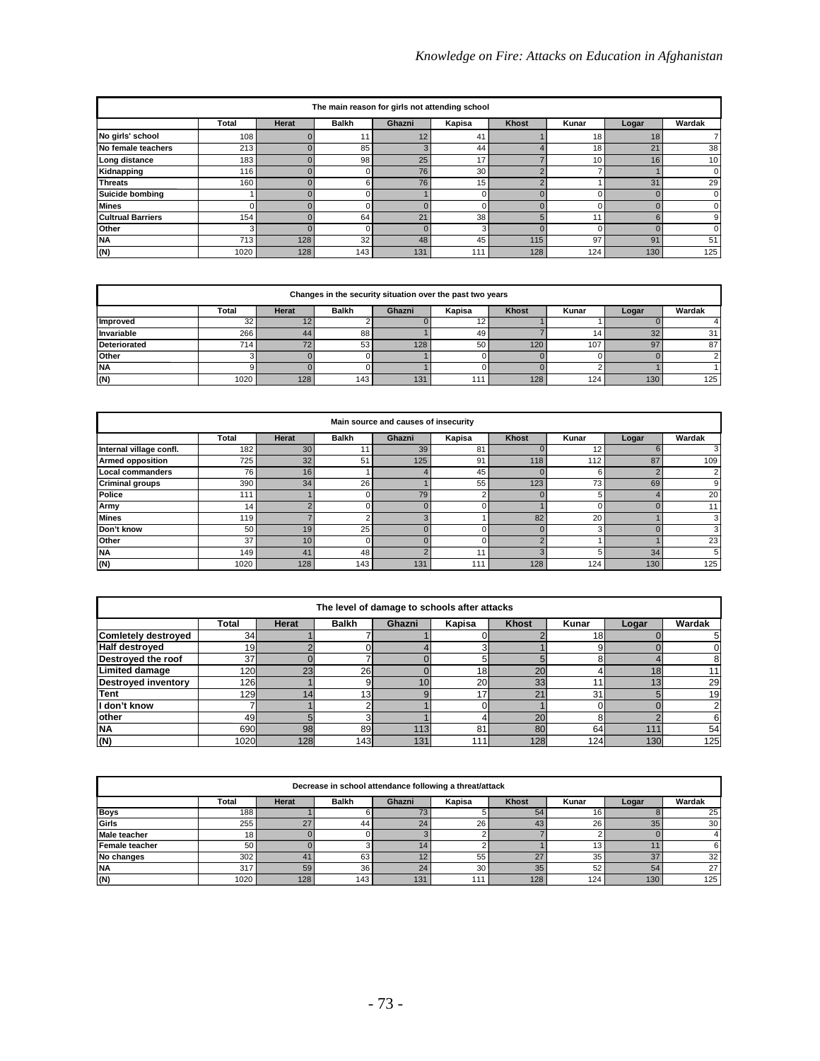| The main reason for girls not attending school | | | | | | | | | |
|---|---|---|---|---|---|---|---|---|---|
| | Total | Herat | Balkh | Ghazni | Kapisa | Khost | Kunar | Logar | Wardak |
| No girls' school | 108 | 0 | 11 | 12 | 41 | 1 | 18 | 18 | 7 |
| No female teachers | 213 | 0 | 85 | 3 | 44 | 4 | 18 | 21 | 38 |
| Long distance | 183 | 0 | 98 | 25 | 17 | 7 | 10 | 16 | 10 |
| Kidnapping | 116 | 0 | 0 | 76 | 30 | 2 | 7 | 1 | 0 |
| Threats | 160 | 0 | 6 | 76 | 15 | 2 | 1 | 31 | 29 |
| Suicide bombing | 1 | 0 | 0 | 1 | 0 | 0 | 0 | 0 | 0 |
| Mines | 0 | 0 | 0 | 0 | 0 | 0 | 0 | 0 | 0 |
| Cultrual Barriers | 154 | 0 | 64 | 21 | 38 | 5 | 11 | 6 | 9 |
| Other | 3 | 0 | 0 | 0 | 3 | 0 | 0 | 0 | 0 |
| NA | 713 | 128 | 32 | 48 | 45 | 115 | 97 | 91 | 51 |
| (N) | 1020 | 128 | 143 | 131 | 111 | 128 | 124 | 130 | 125 |

| Changes in the security situation over the past two years | | | | | | | | | |
|---|---|---|---|---|---|---|---|---|---|
| | Total | Herat | Balkh | Ghazni | Kapisa | Khost | Kunar | Logar | Wardak |
| Improved | 32 | 12 | 2 | 0 | 12 | 1 | 1 | 0 | 4 |
| Invariable | 266 | 44 | 88 | 1 | 49 | 7 | 14 | 32 | 31 |
| Deteriorated | 714 | 72 | 53 | 128 | 50 | 120 | 107 | 97 | 87 |
| Other | 3 | 0 | 0 | 1 | 0 | 0 | 0 | 0 | 2 |
| NA | 9 | 0 | 0 | 1 | 0 | 0 | 2 | 1 | 1 |
| (N) | 1020 | 128 | 143 | 131 | 111 | 128 | 124 | 130 | 125 |

| Main source and causes of insecurity | | | | | | | | | |
|---|---|---|---|---|---|---|---|---|---|
| | Total | Herat | Balkh | Ghazni | Kapisa | Khost | Kunar | Logar | Wardak |
| Internal village confl. | 182 | 30 | 11 | 39 | 81 | 0 | 12 | 6 | 3 |
| Armed opposition | 725 | 32 | 51 | 125 | 91 | 118 | 112 | 87 | 109 |
| Local commanders | 76 | 16 | 1 | 4 | 45 | 0 | 6 | 2 | 2 |
| Criminal groups | 390 | 34 | 26 | 1 | 55 | 123 | 73 | 69 | 9 |
| Police | 111 | 1 | 0 | 79 | 2 | 0 | 5 | 4 | 20 |
| Army | 14 | 2 | 0 | 0 | 0 | 1 | 0 | 0 | 11 |
| Mines | 119 | 7 | 2 | 3 | 1 | 82 | 20 | 1 | 3 |
| Don't know | 50 | 19 | 25 | 0 | 0 | 0 | 3 | 0 | 3 |
| Other | 37 | 10 | 0 | 0 | 0 | 2 | 1 | 1 | 23 |
| NA | 149 | 41 | 48 | 2 | 11 | 3 | 5 | 34 | 5 |
| (N) | 1020 | 128 | 143 | 131 | 111 | 128 | 124 | 130 | 125 |

| The level of damage to schools after attacks | | | | | | | | | |
|---|---|---|---|---|---|---|---|---|---|
| | Total | Herat | Balkh | Ghazni | Kapisa | Khost | Kunar | Logar | Wardak |
| Comletely destroyed | 34 | 1 | 7 | 1 | 0 | 2 | 18 | 0 | 5 |
| Half destroyed | 19 | 2 | 0 | 4 | 3 | 1 | 9 | 0 | 0 |
| Destroyed the roof | 37 | 0 | 7 | 0 | 5 | 5 | 8 | 4 | 8 |
| Limited damage | 120 | 23 | 26 | 0 | 18 | 20 | 4 | 18 | 11 |
| Destroyed inventory | 126 | 1 | 9 | 10 | 20 | 33 | 11 | 13 | 29 |
| Tent | 129 | 14 | 13 | 9 | 17 | 21 | 31 | 5 | 19 |
| I don't know | 7 | 1 | 2 | 1 | 0 | 1 | 0 | 0 | 2 |
| other | 49 | 5 | 3 | 1 | 4 | 20 | 8 | 2 | 6 |
| NA | 690 | 98 | 89 | 113 | 81 | 80 | 64 | 111 | 54 |
| (N) | 1020 | 128 | 143 | 131 | 111 | 128 | 124 | 130 | 125 |

| Decrease in school attendance following a threat/attack | | | | | | | | | |
|---|---|---|---|---|---|---|---|---|---|
| | Total | Herat | Balkh | Ghazni | Kapisa | Khost | Kunar | Logar | Wardak |
| Boys | 188 | 1 | 6 | 73 | 5 | 54 | 16 | 8 | 25 |
| Girls | 255 | 27 | 44 | 24 | 26 | 43 | 26 | 35 | 30 |
| Male teacher | 18 | 0 | 0 | 3 | 2 | 7 | 2 | 0 | 4 |
| Female teacher | 50 | 0 | 3 | 14 | 2 | 1 | 13 | 11 | 6 |
| No changes | 302 | 41 | 63 | 12 | 55 | 27 | 35 | 37 | 32 |
| NA | 317 | 59 | 36 | 24 | 30 | 35 | 52 | 54 | 27 |
| (N) | 1020 | 128 | 143 | 131 | 111 | 128 | 124 | 130 | 125 |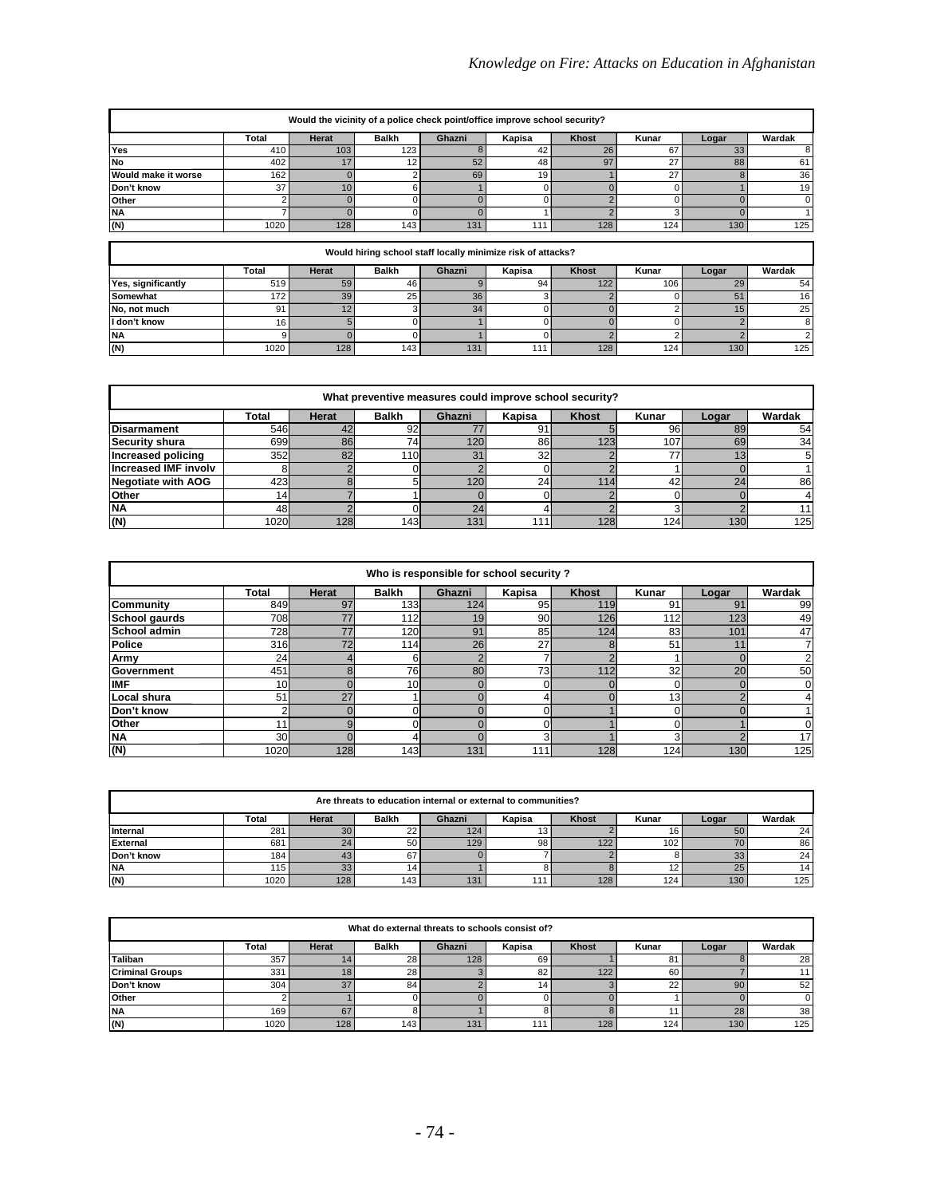| Would the vicinity of a police check point/office improve school security? | | | | | | | | | |
|---|---|---|---|---|---|---|---|---|---|
| | Total | Herat | Balkh | Ghazni | Kapisa | Khost | Kunar | Logar | Wardak |
| Yes | 410 | 103 | 123 | 8 | 42 | 26 | 67 | 33 | 8 |
| No | 402 | 17 | 12 | 52 | 48 | 97 | 27 | 88 | 61 |
| Would make it worse | 162 | 0 | 2 | 69 | 19 | 1 | 27 | 8 | 36 |
| Don't know | 37 | 10 | 6 | 1 | 0 | 0 | 0 | 1 | 19 |
| Other | 2 | 0 | 0 | 0 | 0 | 2 | 0 | 0 | 0 |
| NA | 7 | 0 | 0 | 0 | 1 | 2 | 3 | 0 | 1 |
| (N) | 1020 | 128 | 143 | 131 | 111 | 128 | 124 | 130 | 125 |

| Would hiring school staff locally minimize risk of attacks? | | | | | | | | | |
|---|---|---|---|---|---|---|---|---|---|
| | Total | Herat | Balkh | Ghazni | Kapisa | Khost | Kunar | Logar | Wardak |
| Yes, significantly | 519 | 59 | 46 | 9 | 94 | 122 | 106 | 29 | 54 |
| Somewhat | 172 | 39 | 25 | 36 | 3 | 2 | 0 | 51 | 16 |
| No, not much | 91 | 12 | 3 | 34 | 0 | 0 | 2 | 15 | 25 |
| I don't know | 16 | 5 | 0 | 1 | 0 | 0 | 0 | 2 | 8 |
| NA | 9 | 0 | 0 | 1 | 0 | 2 | 2 | 2 | 2 |
| (N) | 1020 | 128 | 143 | 131 | 111 | 128 | 124 | 130 | 125 |

| What preventive measures could improve school security? | | | | | | | | | |
|---|---|---|---|---|---|---|---|---|---|
| | Total | Herat | Balkh | Ghazni | Kapisa | Khost | Kunar | Logar | Wardak |
| Disarmament | 546 | 42 | 92 | 77 | 91 | 5 | 96 | 89 | 54 |
| Security shura | 699 | 86 | 74 | 120 | 86 | 123 | 107 | 69 | 34 |
| Increased policing | 352 | 82 | 110 | 31 | 32 | 2 | 77 | 13 | 5 |
| Increased IMF involv | 8 | 2 | 0 | 2 | 0 | 2 | 1 | 0 | 1 |
| Negotiate with AOG | 423 | 8 | 5 | 120 | 24 | 114 | 42 | 24 | 86 |
| Other | 14 | 7 | 1 | 0 | 0 | 2 | 0 | 0 | 4 |
| NA | 48 | 2 | 0 | 24 | 4 | 2 | 3 | 2 | 11 |
| (N) | 1020 | 128 | 143 | 131 | 111 | 128 | 124 | 130 | 125 |

| Who is responsible for school security ? | | | | | | | | | |
|---|---|---|---|---|---|---|---|---|---|
| | Total | Herat | Balkh | Ghazni | Kapisa | Khost | Kunar | Logar | Wardak |
| Community | 849 | 97 | 133 | 124 | 95 | 119 | 91 | 91 | 99 |
| School gaurds | 708 | 77 | 112 | 19 | 90 | 126 | 112 | 123 | 49 |
| School admin | 728 | 77 | 120 | 91 | 85 | 124 | 83 | 101 | 47 |
| Police | 316 | 72 | 114 | 26 | 27 | 8 | 51 | 11 | 7 |
| Army | 24 | 4 | 6 | 2 | 7 | 2 | 1 | 0 | 2 |
| Government | 451 | 8 | 76 | 80 | 73 | 112 | 32 | 20 | 50 |
| IMF | 10 | 0 | 10 | 0 | 0 | 0 | 0 | 0 | 0 |
| Local shura | 51 | 27 | 1 | 0 | 4 | 0 | 13 | 2 | 4 |
| Don't know | 2 | 0 | 0 | 0 | 0 | 1 | 0 | 0 | 1 |
| Other | 11 | 9 | 0 | 0 | 0 | 1 | 0 | 1 | 0 |
| NA | 30 | 0 | 4 | 0 | 3 | 1 | 3 | 2 | 17 |
| (N) | 1020 | 128 | 143 | 131 | 111 | 128 | 124 | 130 | 125 |

| Are threats to education internal or external to communities? | | | | | | | | | |
|---|---|---|---|---|---|---|---|---|---|
| | Total | Herat | Balkh | Ghazni | Kapisa | Khost | Kunar | Logar | Wardak |
| Internal | 281 | 30 | 22 | 124 | 13 | 2 | 16 | 50 | 24 |
| External | 681 | 24 | 50 | 129 | 98 | 122 | 102 | 70 | 86 |
| Don't know | 184 | 43 | 67 | 0 | 7 | 2 | 8 | 33 | 24 |
| NA | 115 | 33 | 14 | 1 | 8 | 8 | 12 | 25 | 14 |
| (N) | 1020 | 128 | 143 | 131 | 111 | 128 | 124 | 130 | 125 |

| What do external threats to schools consist of? | | | | | | | | | |
|---|---|---|---|---|---|---|---|---|---|
| | Total | Herat | Balkh | Ghazni | Kapisa | Khost | Kunar | Logar | Wardak |
| Taliban | 357 | 14 | 28 | 128 | 69 | 1 | 81 | 8 | 28 |
| Criminal Groups | 331 | 18 | 28 | 3 | 82 | 122 | 60 | 7 | 11 |
| Don't know | 304 | 37 | 84 | 2 | 14 | 3 | 22 | 90 | 52 |
| Other | 2 | 1 | 0 | 0 | 0 | 0 | 1 | 0 | 0 |
| NA | 169 | 67 | 8 | 1 | 8 | 8 | 11 | 28 | 38 |
| (N) | 1020 | 128 | 143 | 131 | 111 | 128 | 124 | 130 | 125 |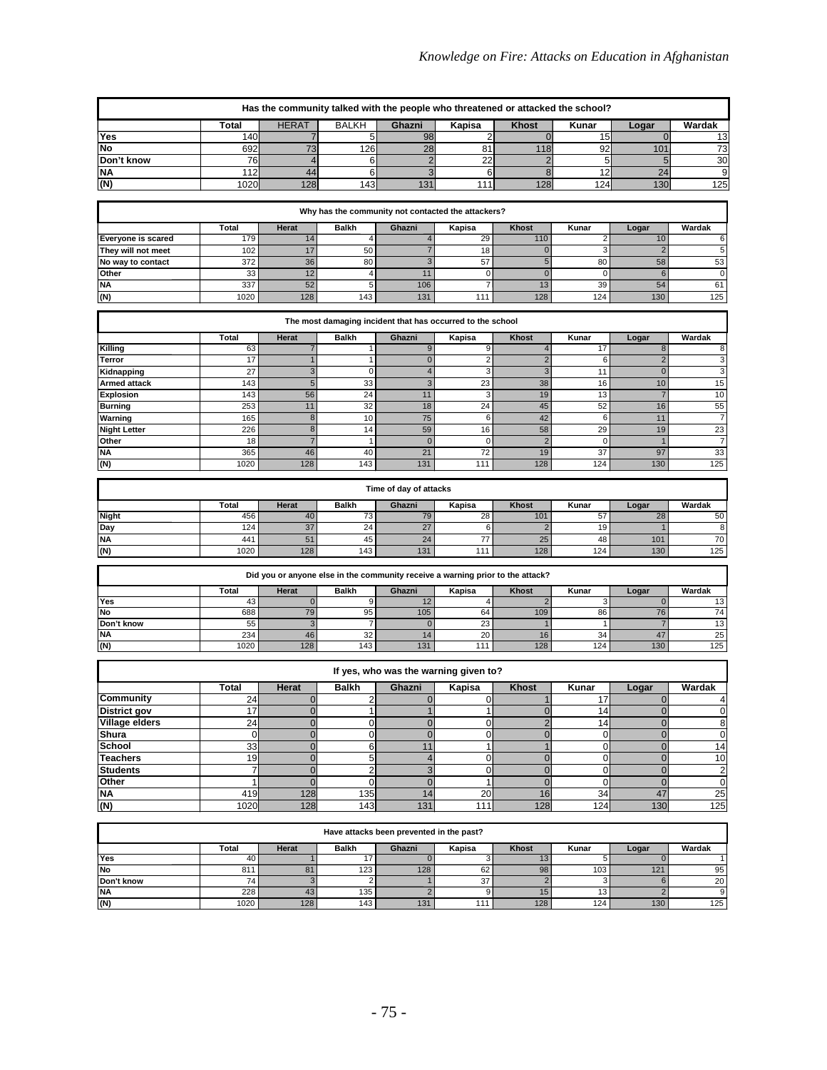| Has the community talked with the people who threatened or attacked the school? | | | | | | | | | |
|---|---|---|---|---|---|---|---|---|---|
| | Total | HERAT | BALKH | Ghazni | Kapisa | Khost | Kunar | Logar | Wardak |
| Yes | 140 | 7 | 5 | 98 | 2 | 0 | 15 | 0 | 13 |
| No | 692 | 73 | 126 | 28 | 81 | 118 | 92 | 101 | 73 |
| Don't know | 76 | 4 | 6 | 2 | 22 | 2 | 5 | 5 | 30 |
| NA | 112 | 44 | 6 | 3 | 6 | 8 | 12 | 24 | 9 |
| (N) | 1020 | 128 | 143 | 131 | 111 | 128 | 124 | 130 | 125 |

| Why has the community not contacted the attackers? | | | | | | | | | |
|---|---|---|---|---|---|---|---|---|---|
| | Total | Herat | Balkh | Ghazni | Kapisa | Khost | Kunar | Logar | Wardak |
| Everyone is scared | 179 | 14 | 4 | 4 | 29 | 110 | 2 | 10 | 6 |
| They will not meet | 102 | 17 | 50 | 7 | 18 | 0 | 3 | 2 | 5 |
| No way to contact | 372 | 36 | 80 | 3 | 57 | 5 | 80 | 58 | 53 |
| Other | 33 | 12 | 4 | 11 | 0 | 0 | 0 | 6 | 0 |
| NA | 337 | 52 | 5 | 106 | 7 | 13 | 39 | 54 | 61 |
| (N) | 1020 | 128 | 143 | 131 | 111 | 128 | 124 | 130 | 125 |

| The most damaging incident that has occurred to the school | | | | | | | | | |
|---|---|---|---|---|---|---|---|---|---|
| | Total | Herat | Balkh | Ghazni | Kapisa | Khost | Kunar | Logar | Wardak |
| Killing | 63 | 7 | 1 | 9 | 9 | 4 | 17 | 8 | 8 |
| Terror | 17 | 1 | 1 | 0 | 2 | 2 | 6 | 2 | 3 |
| Kidnapping | 27 | 3 | 0 | 4 | 3 | 3 | 11 | 0 | 3 |
| Armed attack | 143 | 5 | 33 | 3 | 23 | 38 | 16 | 10 | 15 |
| Explosion | 143 | 56 | 24 | 11 | 3 | 19 | 13 | 7 | 10 |
| Burning | 253 | 11 | 32 | 18 | 24 | 45 | 52 | 16 | 55 |
| Warning | 165 | 8 | 10 | 75 | 6 | 42 | 6 | 11 | 7 |
| Night Letter | 226 | 8 | 14 | 59 | 16 | 58 | 29 | 19 | 23 |
| Other | 18 | 7 | 1 | 0 | 0 | 2 | 0 | 1 | 7 |
| NA | 365 | 46 | 40 | 21 | 72 | 19 | 37 | 97 | 33 |
| (N) | 1020 | 128 | 143 | 131 | 111 | 128 | 124 | 130 | 125 |

| Time of day of attacks | | | | | | | | | |
|---|---|---|---|---|---|---|---|---|---|
| | Total | Herat | Balkh | Ghazni | Kapisa | Khost | Kunar | Logar | Wardak |
| Night | 456 | 40 | 73 | 79 | 28 | 101 | 57 | 28 | 50 |
| Day | 124 | 37 | 24 | 27 | 6 | 2 | 19 | 1 | 8 |
| NA | 441 | 51 | 45 | 24 | 77 | 25 | 48 | 101 | 70 |
| (N) | 1020 | 128 | 143 | 131 | 111 | 128 | 124 | 130 | 125 |

| Did you or anyone else in the community receive a warning prior to the attack? | | | | | | | | | |
|---|---|---|---|---|---|---|---|---|---|
| | Total | Herat | Balkh | Ghazni | Kapisa | Khost | Kunar | Logar | Wardak |
| Yes | 43 | 0 | 9 | 12 | 4 | 2 | 3 | 0 | 13 |
| No | 688 | 79 | 95 | 105 | 64 | 109 | 86 | 76 | 74 |
| Don't know | 55 | 3 | 7 | 0 | 23 | 1 | 1 | 7 | 13 |
| NA | 234 | 46 | 32 | 14 | 20 | 16 | 34 | 47 | 25 |
| (N) | 1020 | 128 | 143 | 131 | 111 | 128 | 124 | 130 | 125 |

| If yes, who was the warning given to? | | | | | | | | | |
|---|---|---|---|---|---|---|---|---|---|
| | Total | Herat | Balkh | Ghazni | Kapisa | Khost | Kunar | Logar | Wardak |
| Community | 24 | 0 | 2 | 0 | 0 | 1 | 17 | 0 | 4 |
| District gov | 17 | 0 | 1 | 1 | 1 | 0 | 14 | 0 | 0 |
| Village elders | 24 | 0 | 0 | 0 | 0 | 2 | 14 | 0 | 8 |
| Shura | 0 | 0 | 0 | 0 | 0 | 0 | 0 | 0 | 0 |
| School | 33 | 0 | 6 | 11 | 1 | 1 | 0 | 0 | 14 |
| Teachers | 19 | 0 | 5 | 4 | 0 | 0 | 0 | 0 | 10 |
| Students | 7 | 0 | 2 | 3 | 0 | 0 | 0 | 0 | 2 |
| Other | 1 | 0 | 0 | 0 | 1 | 0 | 0 | 0 | 0 |
| NA | 419 | 128 | 135 | 14 | 20 | 16 | 34 | 47 | 25 |
| (N) | 1020 | 128 | 143 | 131 | 111 | 128 | 124 | 130 | 125 |

| Have attacks been prevented in the past? | | | | | | | | | |
|---|---|---|---|---|---|---|---|---|---|
| | Total | Herat | Balkh | Ghazni | Kapisa | Khost | Kunar | Logar | Wardak |
| Yes | 40 | 1 | 17 | 0 | 3 | 13 | 5 | 0 | 1 |
| No | 811 | 81 | 123 | 128 | 62 | 98 | 103 | 121 | 95 |
| Don't know | 74 | 3 | 2 | 1 | 37 | 2 | 3 | 6 | 20 |
| NA | 228 | 43 | 135 | 2 | 9 | 15 | 13 | 2 | 9 |
| (N) | 1020 | 128 | 143 | 131 | 111 | 128 | 124 | 130 | 125 |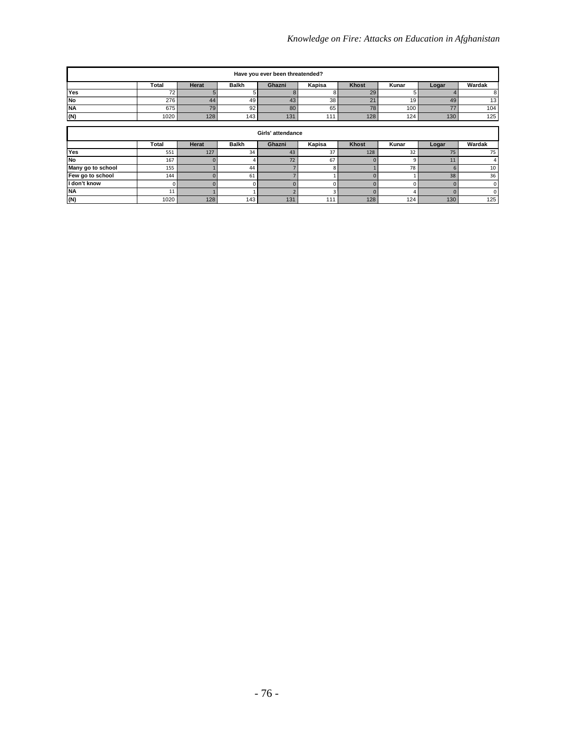| Have you ever been threatended? | | | | | | | | | |
|---|---|---|---|---|---|---|---|---|---|
| | Total | Herat | Balkh | Ghazni | Kapisa | Khost | Kunar | Logar | Wardak |
| Yes | 72 | 5 | 5 | 8 | 8 | 29 | 5 | 4 | 8 |
| No | 276 | 44 | 49 | 43 | 38 | 21 | 19 | 49 | 13 |
| NA | 675 | 79 | 92 | 80 | 65 | 78 | 100 | 77 | 104 |
| (N) | 1020 | 128 | 143 | 131 | 111 | 128 | 124 | 130 | 125 |

| Girls' attendance | | | | | | | | | |
|---|---|---|---|---|---|---|---|---|---|
| | Total | Herat | Balkh | Ghazni | Kapisa | Khost | Kunar | Logar | Wardak |
| Yes | 551 | 127 | 34 | 43 | 37 | 128 | 32 | 75 | 75 |
| No | 167 | 0 | 4 | 72 | 67 | 0 | 9 | 11 | 4 |
| Many go to school | 155 | 1 | 44 | 7 | 8 | 1 | 78 | 6 | 10 |
| Few go to school | 144 | 0 | 61 | 7 | 1 | 0 | 1 | 38 | 36 |
| I don't know | 0 | 0 | 0 | 0 | 0 | 0 | 0 | 0 | 0 |
| NA | 11 | 1 | 1 | 2 | 3 | 0 | 4 | 0 | 0 |
| (N) | 1020 | 128 | 143 | 131 | 111 | 128 | 124 | 130 | 125 |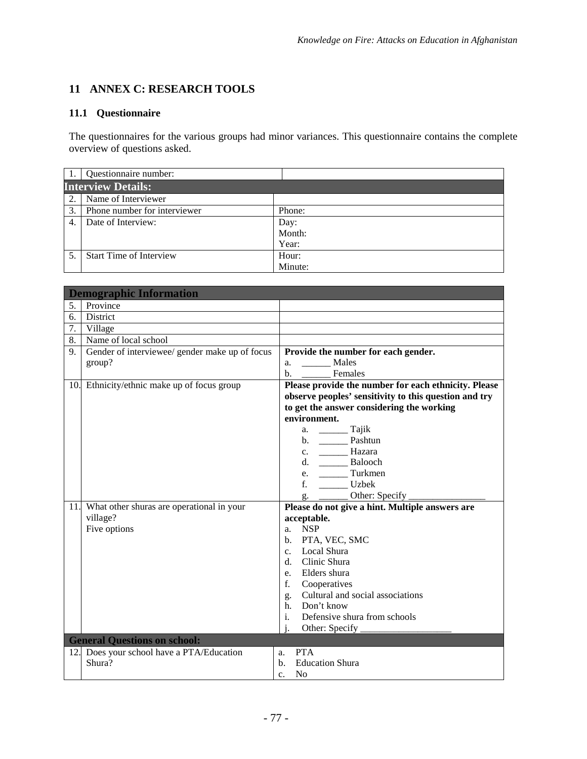# 11 ANNEX C: RESEARCH TOOLS

## 11.1 Questionnaire

The questionnaires for the various groups had minor variances. This questionnaire contains the complete overview of questions asked.

| | | |
|---|---|---|
| 1. | Questionnaire number: | |
| **Interview Details:** | | |
| 2. | Name of Interviewer | |
| 3. | Phone number for interviewer | Phone: |
| 4. | Date of Interview: | Day:<br>Month:<br>Year: |
| 5. | Start Time of Interview | Hour:<br>Minute: |

| | | |
|---|---|---|
| **Demographic Information** | | |
| 5. | Province | |
| 6. | District | |
| 7. | Village | |
| 8. | Name of local school | |
| 9. | Gender of interviewee/ gender make up of focus group? | **Provide the number for each gender.**<br>a. ______ Males<br>b. ______ Females |
| 10. | Ethnicity/ethnic make up of focus group | **Please provide the number for each ethnicity. Please observe peoples' sensitivity to this question and try to get the answer considering the working environment.**<br>a. ______ Tajik<br>b. ______ Pashtun<br>c. ______ Hazara<br>d. ______ Balooch<br>e. ______ Turkmen<br>f. ______ Uzbek<br>g. ______ Other: Specify ________________ |
| 11. | What other shuras are operational in your village?<br>Five options | **Please do not give a hint. Multiple answers are acceptable.**<br>a. NSP<br>b. PTA, VEC, SMC<br>c. Local Shura<br>d. Clinic Shura<br>e. Elders shura<br>f. Cooperatives<br>g. Cultural and social associations<br>h. Don't know<br>i. Defensive shura from schools<br>j. Other: Specify ___________________ |
| **General Questions on school:** | | |
| 12. | Does your school have a PTA/Education Shura? | a. PTA<br>b. Education Shura<br>c. No |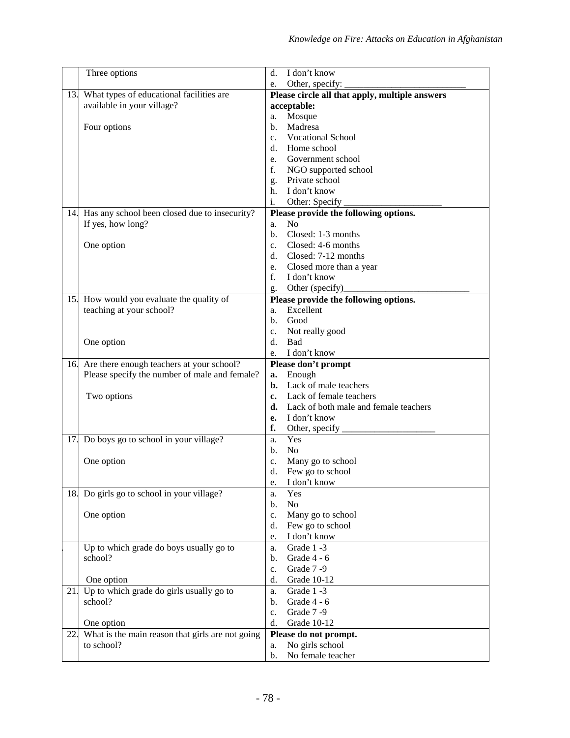| | | |
|---|---|---|
| | Three options | d. I don't know<br>e. Other, specify: ___________________________ |
| 13. | What types of educational facilities are available in your village?<br><br>Four options | **Please circle all that apply, multiple answers acceptable:**<br>a. Mosque<br>b. Madresa<br>c. Vocational School<br>d. Home school<br>e. Government school<br>f. NGO supported school<br>g. Private school<br>h. I don't know<br>i. Other: Specify _____________________ |
| 14. | Has any school been closed due to insecurity? If yes, how long?<br><br>One option | **Please provide the following options.**<br>a. No<br>b. Closed: 1-3 months<br>c. Closed: 4-6 months<br>d. Closed: 7-12 months<br>e. Closed more than a year<br>f. I don't know<br>g. Other (specify)___________________________ |
| 15. | How would you evaluate the quality of teaching at your school?<br><br>One option | **Please provide the following options.**<br>a. Excellent<br>b. Good<br>c. Not really good<br>d. Bad<br>e. I don't know |
| 16. | Are there enough teachers at your school? Please specify the number of male and female?<br><br>Two options | **Please don't prompt**<br>**a.** Enough<br>**b.** Lack of male teachers<br>**c.** Lack of female teachers<br>**d.** Lack of both male and female teachers<br>**e.** I don't know<br>**f.** Other, specify ____________________ |
| 17. | Do boys go to school in your village?<br><br>One option | a. Yes<br>b. No<br>c. Many go to school<br>d. Few go to school<br>e. I don't know |
| 18. | Do girls go to school in your village?<br><br>One option | a. Yes<br>b. No<br>c. Many go to school<br>d. Few go to school<br>e. I don't know |
| | Up to which grade do boys usually go to school?<br><br>One option | a. Grade 1 -3<br>b. Grade 4 - 6<br>c. Grade 7 -9<br>d. Grade 10-12 |
| 21. | Up to which grade do girls usually go to school?<br><br>One option | a. Grade 1 -3<br>b. Grade 4 - 6<br>c. Grade 7 -9<br>d. Grade 10-12 |
| 22. | What is the main reason that girls are not going to school? | **Please do not prompt.**<br>a. No girls school<br>b. No female teacher |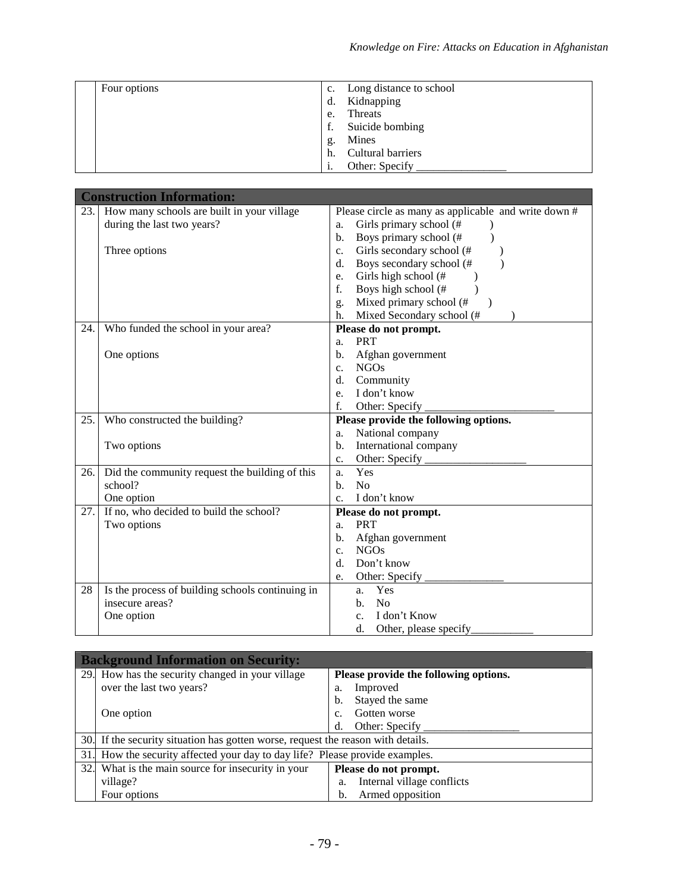| | | |
|---|---|---|
| | Four options | c. Long distance to school<br>d. Kidnapping<br>e. Threats<br>f. Suicide bombing<br>g. Mines<br>h. Cultural barriers<br>i. Other: Specify ________________ |

| **Construction Information:** | | |
|---|---|---|
| 23. | How many schools are built in your village during the last two years?<br><br>Three options | Please circle as many as applicable and write down #<br>a. Girls primary school (# )<br>b. Boys primary school (# )<br>c. Girls secondary school (# )<br>d. Boys secondary school (# )<br>e. Girls high school (# )<br>f. Boys high school (# )<br>g. Mixed primary school (# )<br>h. Mixed Secondary school (# ) |
| 24. | Who funded the school in your area?<br><br>One options | **Please do not prompt.**<br>a. PRT<br>b. Afghan government<br>c. NGOs<br>d. Community<br>e. I don't know<br>f. Other: Specify ________________________ |
| 25. | Who constructed the building?<br><br>Two options | **Please provide the following options.**<br>a. National company<br>b. International company<br>c. Other: Specify __________________ |
| 26. | Did the community request the building of this school?<br>One option | a. Yes<br>b. No<br>c. I don't know |
| 27. | If no, who decided to build the school?<br>Two options | **Please do not prompt.**<br>a. PRT<br>b. Afghan government<br>c. NGOs<br>d. Don't know<br>e. Other: Specify ______________ |
| 28 | Is the process of building schools continuing in insecure areas?<br>One option | a. Yes<br>b. No<br>c. I don't Know<br>d. Other, please specify___________ |

| **Background Information on Security:** | | |
|---|---|---|
| 29. | How has the security changed in your village over the last two years?<br><br>One option | **Please provide the following options.**<br>a. Improved<br>b. Stayed the same<br>c. Gotten worse<br>d. Other: Specify _________________ |
| 30. | If the security situation has gotten worse, request the reason with details. | |
| 31. | How the security affected your day to day life? Please provide examples. | |
| 32. | What is the main source for insecurity in your village?<br>Four options | **Please do not prompt.**<br>a. Internal village conflicts<br>b. Armed opposition |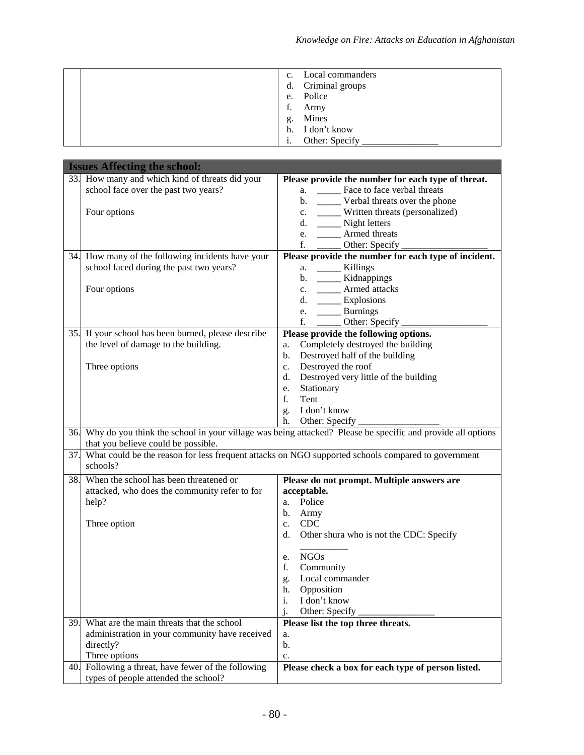| | | c. Local commanders<br>d. Criminal groups<br>e. Police<br>f. Army<br>g. Mines<br>h. I don't know<br>i. Other: Specify ________________ |
|---|---|---|

| **Issues Affecting the school:** | | |
|---|---|---|
| 33. | How many and which kind of threats did your school face over the past two years?<br><br>Four options | **Please provide the number for each type of threat.**<br>a. _____ Face to face verbal threats<br>b. _____ Verbal threats over the phone<br>c. _____ Written threats (personalized)<br>d. _____ Night letters<br>e. _____ Armed threats<br>f. _____ Other: Specify __________________ |
| 34. | How many of the following incidents have your school faced during the past two years?<br><br>Four options | **Please provide the number for each type of incident.**<br>a. _____ Killings<br>b. _____ Kidnappings<br>c. _____ Armed attacks<br>d. _____ Explosions<br>e. _____ Burnings<br>f. _____ Other: Specify __________________ |
| 35. | If your school has been burned, please describe the level of damage to the building.<br><br>Three options | **Please provide the following options.**<br>a. Completely destroyed the building<br>b. Destroyed half of the building<br>c. Destroyed the roof<br>d. Destroyed very little of the building<br>e. Stationary<br>f. Tent<br>g. I don't know<br>h. Other: Specify _________________ |
| 36. | Why do you think the school in your village was being attacked? Please be specific and provide all options that you believe could be possible. | |
| 37. | What could be the reason for less frequent attacks on NGO supported schools compared to government schools? | |
| 38. | When the school has been threatened or attacked, who does the community refer to for help?<br><br>Three option | **Please do not prompt. Multiple answers are acceptable.**<br>a. Police<br>b. Army<br>c. CDC<br>d. Other shura who is not the CDC: Specify __________<br>e. NGOs<br>f. Community<br>g. Local commander<br>h. Opposition<br>i. I don't know<br>j. Other: Specify ________________ |
| 39. | What are the main threats that the school administration in your community have received directly?<br>Three options | **Please list the top three threats.**<br>a.<br>b.<br>c. |
| 40. | Following a threat, have fewer of the following types of people attended the school? | **Please check a box for each type of person listed.** |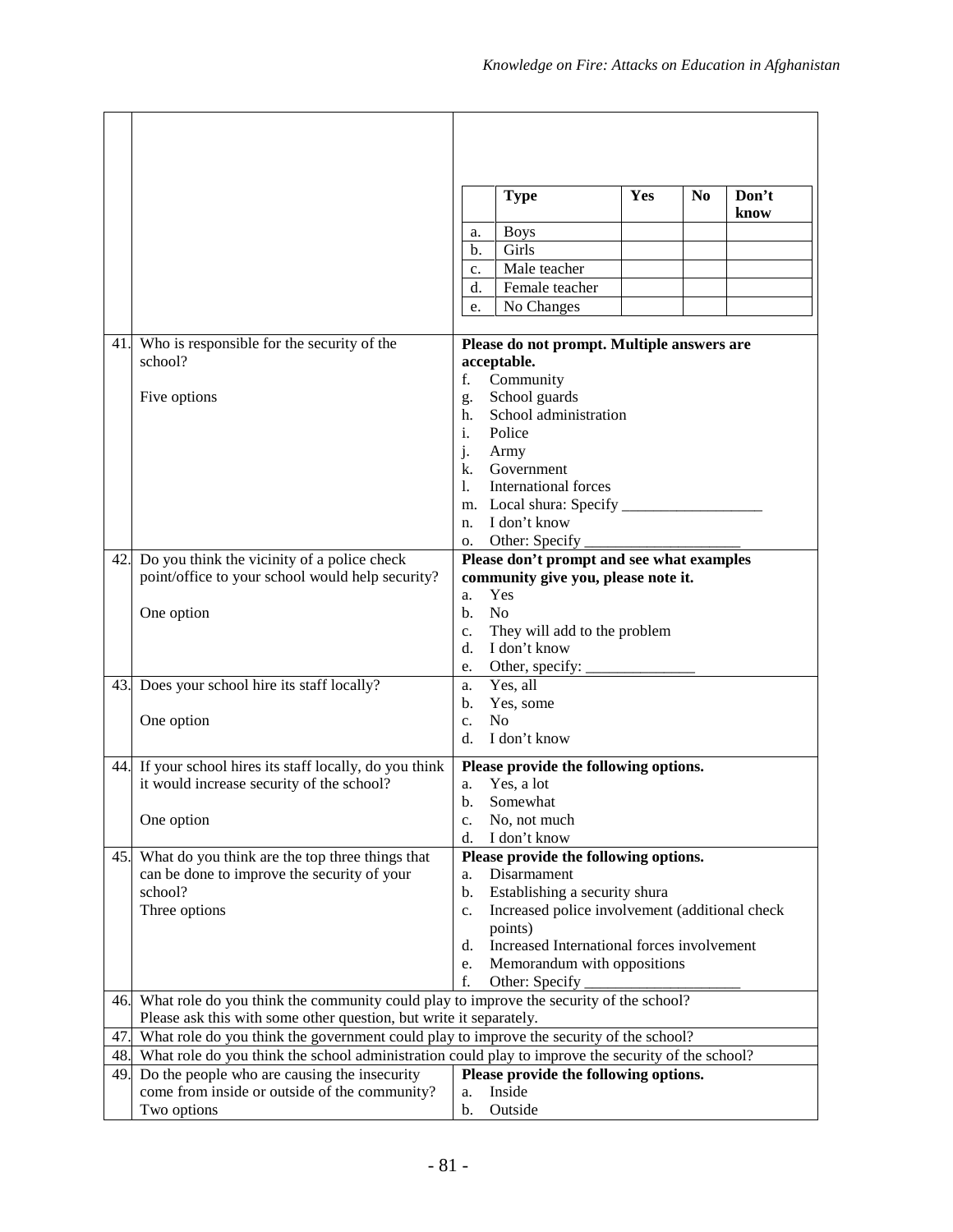| | | |
|---|---|---|
| | | (continued) |

| | Type | Yes | No | Don't know |
|---|---|---|---|---|
| a. | Boys | | | |
| b. | Girls | | | |
| c. | Male teacher | | | |
| d. | Female teacher | | | |
| e. | No Changes | | | |

| No. | Question | Options |
|---|---|---|
| 41. | Who is responsible for the security of the school?<br><br>Five options | **Please do not prompt. Multiple answers are acceptable.**<br>f. Community<br>g. School guards<br>h. School administration<br>i. Police<br>j. Army<br>k. Government<br>l. International forces<br>m. Local shura: Specify __________________<br>n. I don't know<br>o. Other: Specify ____________________ |
| 42. | Do you think the vicinity of a police check point/office to your school would help security?<br><br>One option | **Please don't prompt and see what examples community give you, please note it.**<br>a. Yes<br>b. No<br>c. They will add to the problem<br>d. I don't know<br>e. Other, specify: ______________ |
| 43. | Does your school hire its staff locally?<br><br>One option | a. Yes, all<br>b. Yes, some<br>c. No<br>d. I don't know |
| 44. | If your school hires its staff locally, do you think it would increase security of the school?<br><br>One option | **Please provide the following options.**<br>a. Yes, a lot<br>b. Somewhat<br>c. No, not much<br>d. I don't know |
| 45. | What do you think are the top three things that can be done to improve the security of your school?<br>Three options | **Please provide the following options.**<br>a. Disarmament<br>b. Establishing a security shura<br>c. Increased police involvement (additional check points)<br>d. Increased International forces involvement<br>e. Memorandum with oppositions<br>f. Other: Specify ____________________ |
| 46. | What role do you think the community could play to improve the security of the school?<br>Please ask this with some other question, but write it separately. | |
| 47. | What role do you think the government could play to improve the security of the school? | |
| 48. | What role do you think the school administration could play to improve the security of the school? | |
| 49. | Do the people who are causing the insecurity come from inside or outside of the community?<br>Two options | **Please provide the following options.**<br>a. Inside<br>b. Outside |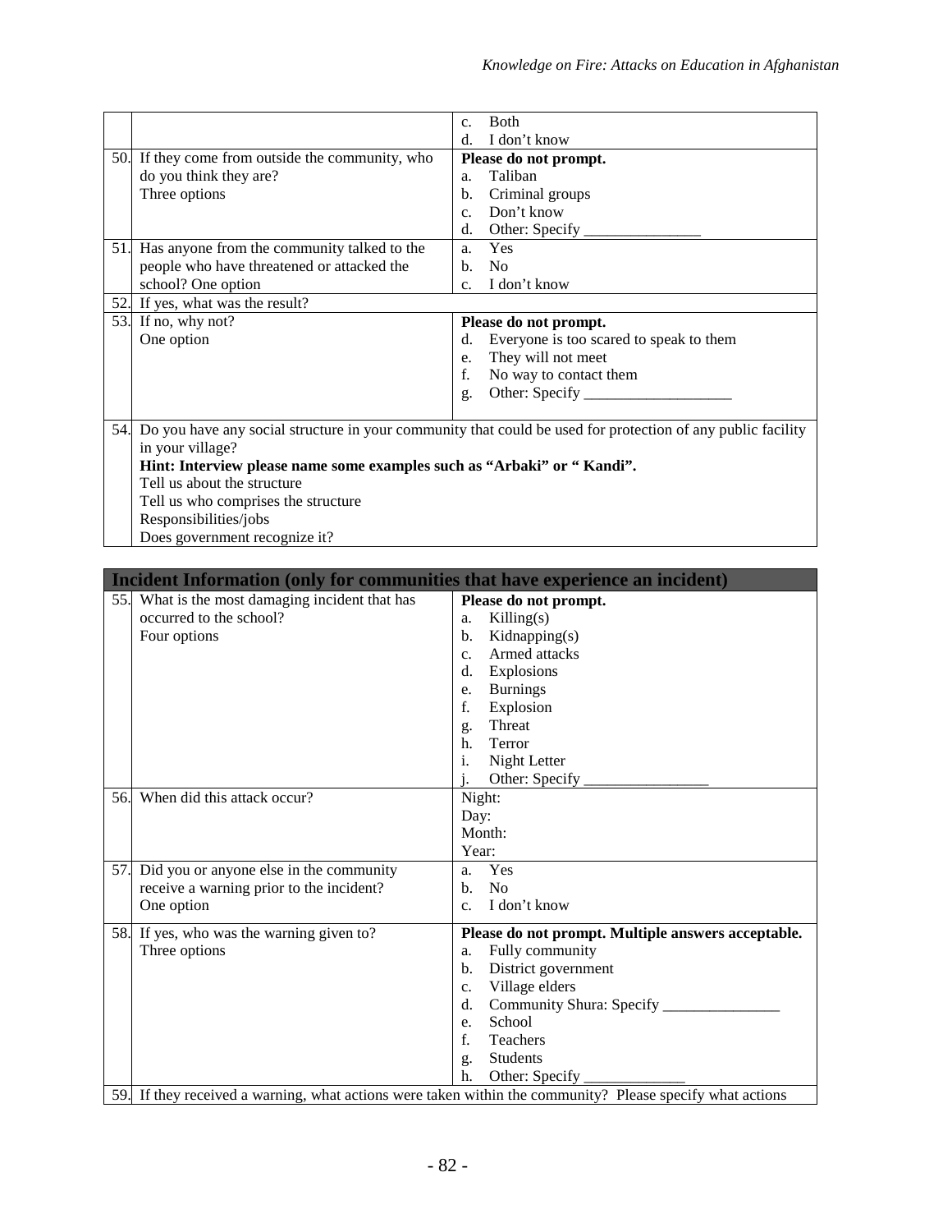| | | |
|---|---|---|
| | | c. Both<br>d. I don't know |
| 50. | If they come from outside the community, who do you think they are?<br>Three options | **Please do not prompt.**<br>a. Taliban<br>b. Criminal groups<br>c. Don't know<br>d. Other: Specify _______________ |
| 51. | Has anyone from the community talked to the people who have threatened or attacked the school? One option | a. Yes<br>b. No<br>c. I don't know |
| 52. | If yes, what was the result? | |
| 53. | If no, why not?<br>One option | **Please do not prompt.**<br>d. Everyone is too scared to speak to them<br>e. They will not meet<br>f. No way to contact them<br>g. Other: Specify ___________________ |
| 54. | Do you have any social structure in your community that could be used for protection of any public facility in your village?<br>**Hint: Interview please name some examples such as "Arbaki" or " Kandi".**<br>Tell us about the structure<br>Tell us who comprises the structure<br>Responsibilities/jobs<br>Does government recognize it? | |

| **Incident Information (only for communities that have experience an incident)** | | |
|---|---|---|
| 55. | What is the most damaging incident that has occurred to the school?<br>Four options | **Please do not prompt.**<br>a. Killing(s)<br>b. Kidnapping(s)<br>c. Armed attacks<br>d. Explosions<br>e. Burnings<br>f. Explosion<br>g. Threat<br>h. Terror<br>i. Night Letter<br>j. Other: Specify ________________ |
| 56. | When did this attack occur? | Night:<br>Day:<br>Month:<br>Year: |
| 57. | Did you or anyone else in the community receive a warning prior to the incident?<br>One option | a. Yes<br>b. No<br>c. I don't know |
| 58. | If yes, who was the warning given to?<br>Three options | **Please do not prompt. Multiple answers acceptable.**<br>a. Fully community<br>b. District government<br>c. Village elders<br>d. Community Shura: Specify _______________<br>e. School<br>f. Teachers<br>g. Students<br>h. Other: Specify _____________ |
| 59. | If they received a warning, what actions were taken within the community? Please specify what actions | |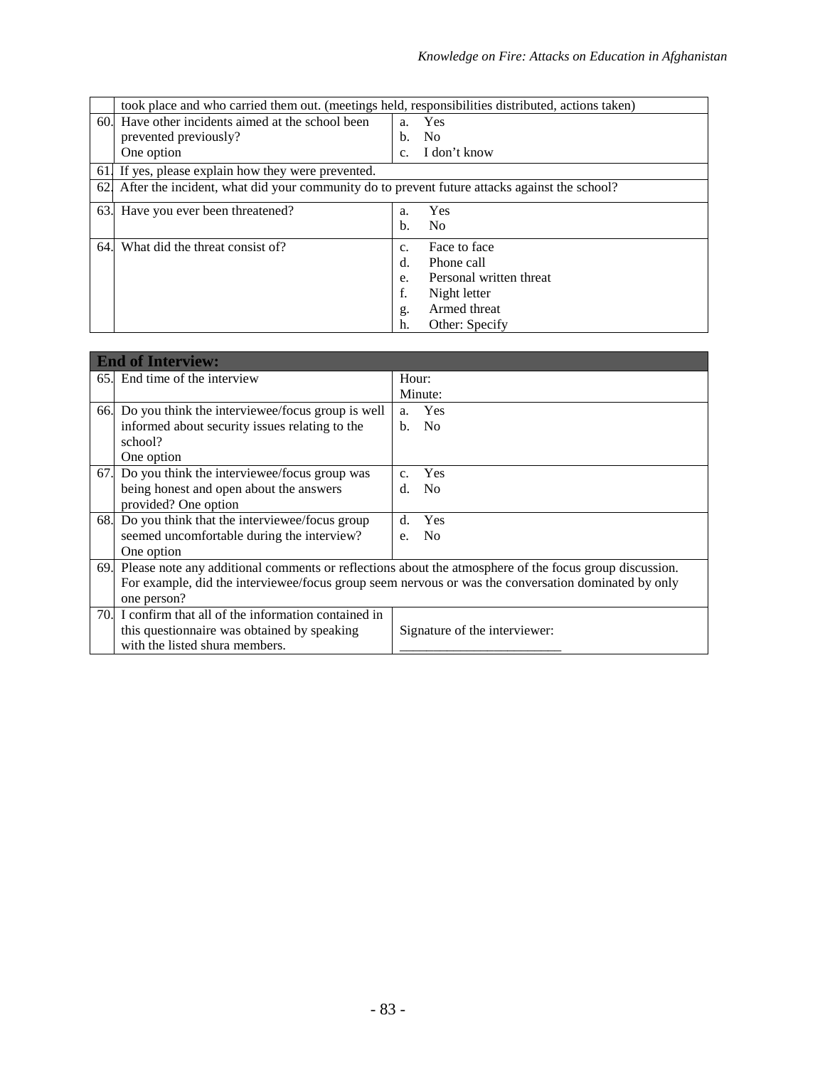| | | |
|---|---|---|
| | took place and who carried them out. (meetings held, responsibilities distributed, actions taken) | |
| 60. | Have other incidents aimed at the school been prevented previously?<br>One option | a. Yes<br>b. No<br>c. I don't know |
| 61. | If yes, please explain how they were prevented. | |
| 62. | After the incident, what did your community do to prevent future attacks against the school? | |
| 63. | Have you ever been threatened? | a. Yes<br>b. No |
| 64. | What did the threat consist of? | c. Face to face<br>d. Phone call<br>e. Personal written threat<br>f. Night letter<br>g. Armed threat<br>h. Other: Specify |

| **End of Interview:** | | |
|---|---|---|
| 65. | End time of the interview | Hour:<br>Minute: |
| 66. | Do you think the interviewee/focus group is well informed about security issues relating to the school?<br>One option | a. Yes<br>b. No |
| 67. | Do you think the interviewee/focus group was being honest and open about the answers provided? One option | c. Yes<br>d. No |
| 68. | Do you think that the interviewee/focus group seemed uncomfortable during the interview?<br>One option | d. Yes<br>e. No |
| 69. | Please note any additional comments or reflections about the atmosphere of the focus group discussion. For example, did the interviewee/focus group seem nervous or was the conversation dominated by only one person? | |
| 70. | I confirm that all of the information contained in this questionnaire was obtained by speaking with the listed shura members. | Signature of the interviewer:<br>________________________ |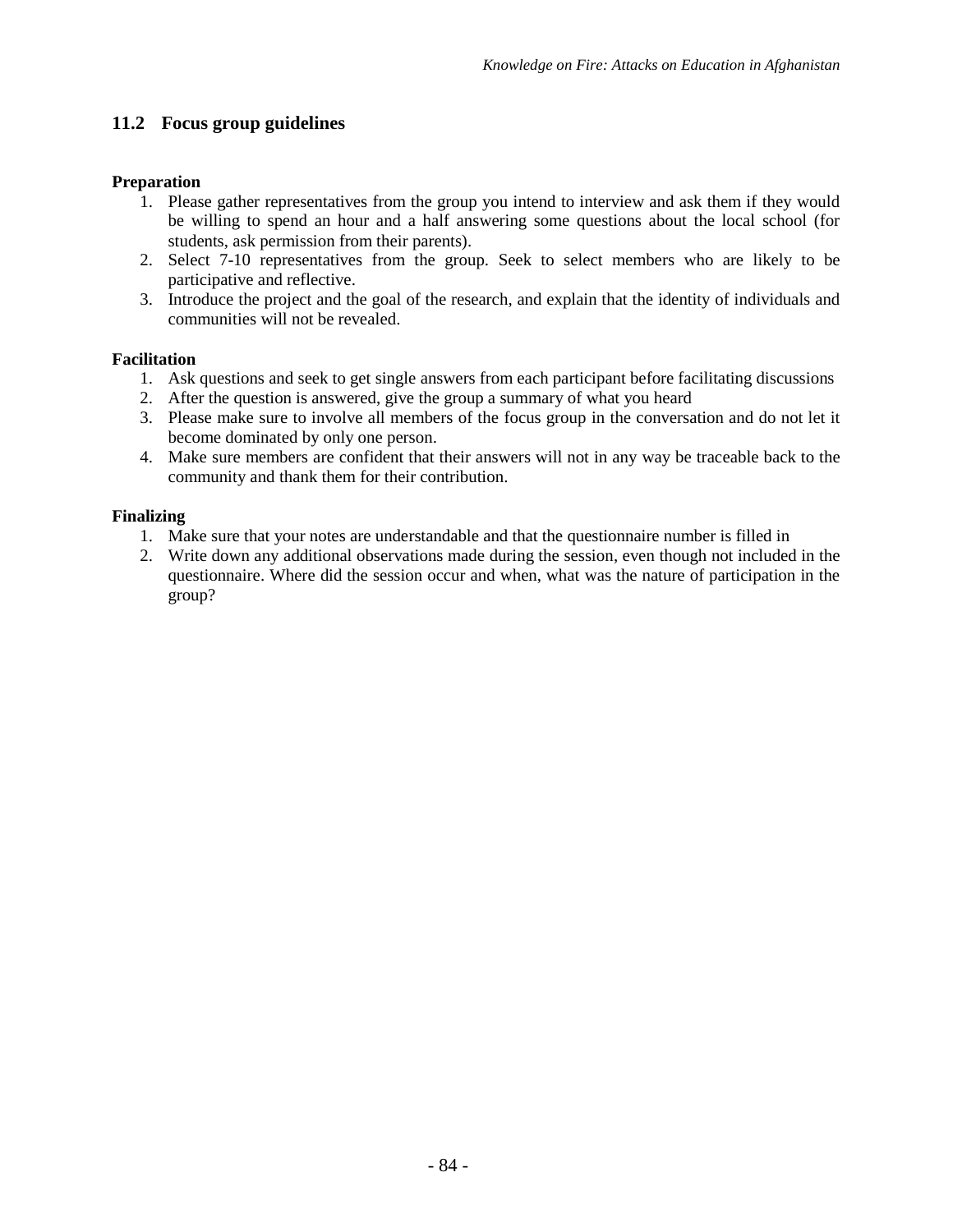## 11.2 Focus group guidelines

**Preparation**

1. Please gather representatives from the group you intend to interview and ask them if they would be willing to spend an hour and a half answering some questions about the local school (for students, ask permission from their parents).
2. Select 7-10 representatives from the group. Seek to select members who are likely to be participative and reflective.
3. Introduce the project and the goal of the research, and explain that the identity of individuals and communities will not be revealed.

**Facilitation**

1. Ask questions and seek to get single answers from each participant before facilitating discussions
2. After the question is answered, give the group a summary of what you heard
3. Please make sure to involve all members of the focus group in the conversation and do not let it become dominated by only one person.
4. Make sure members are confident that their answers will not in any way be traceable back to the community and thank them for their contribution.

**Finalizing**

1. Make sure that your notes are understandable and that the questionnaire number is filled in
2. Write down any additional observations made during the session, even though not included in the questionnaire. Where did the session occur and when, what was the nature of participation in the group?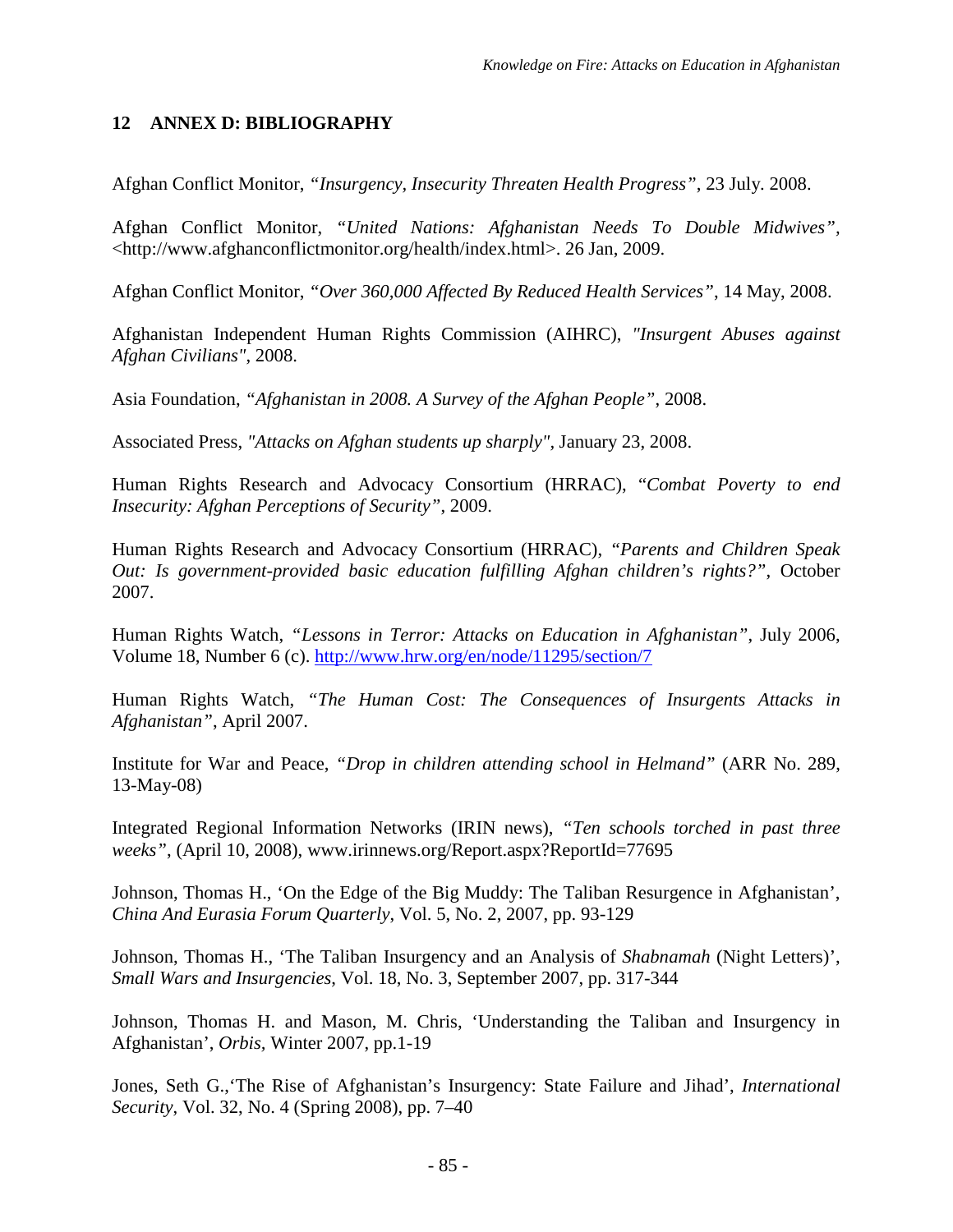## 12 ANNEX D: BIBLIOGRAPHY

Afghan Conflict Monitor, *"Insurgency, Insecurity Threaten Health Progress"*, 23 July. 2008.

Afghan Conflict Monitor, *"United Nations: Afghanistan Needs To Double Midwives"*, <http://www.afghanconflictmonitor.org/health/index.html>. 26 Jan, 2009.

Afghan Conflict Monitor, *"Over 360,000 Affected By Reduced Health Services"*, 14 May, 2008.

Afghanistan Independent Human Rights Commission (AIHRC), *"Insurgent Abuses against Afghan Civilians"*, 2008.

Asia Foundation, *"Afghanistan in 2008. A Survey of the Afghan People"*, 2008.

Associated Press, *"Attacks on Afghan students up sharply"*, January 23, 2008.

Human Rights Research and Advocacy Consortium (HRRAC), *"Combat Poverty to end Insecurity: Afghan Perceptions of Security"*, 2009.

Human Rights Research and Advocacy Consortium (HRRAC), *"Parents and Children Speak Out: Is government-provided basic education fulfilling Afghan children's rights?"*, October 2007.

Human Rights Watch, *"Lessons in Terror: Attacks on Education in Afghanistan"*, July 2006, Volume 18, Number 6 (c). http://www.hrw.org/en/node/11295/section/7

Human Rights Watch, *"The Human Cost: The Consequences of Insurgents Attacks in Afghanistan"*, April 2007.

Institute for War and Peace, *"Drop in children attending school in Helmand"* (ARR No. 289, 13-May-08)

Integrated Regional Information Networks (IRIN news), *"Ten schools torched in past three weeks"*, (April 10, 2008), www.irinnews.org/Report.aspx?ReportId=77695

Johnson, Thomas H., 'On the Edge of the Big Muddy: The Taliban Resurgence in Afghanistan', *China And Eurasia Forum Quarterly*, Vol. 5, No. 2, 2007, pp. 93-129

Johnson, Thomas H., 'The Taliban Insurgency and an Analysis of *Shabnamah* (Night Letters)', *Small Wars and Insurgencies*, Vol. 18, No. 3, September 2007, pp. 317-344

Johnson, Thomas H. and Mason, M. Chris, 'Understanding the Taliban and Insurgency in Afghanistan', *Orbis*, Winter 2007, pp.1-19

Jones, Seth G.,'The Rise of Afghanistan's Insurgency: State Failure and Jihad', *International Security*, Vol. 32, No. 4 (Spring 2008), pp. 7–40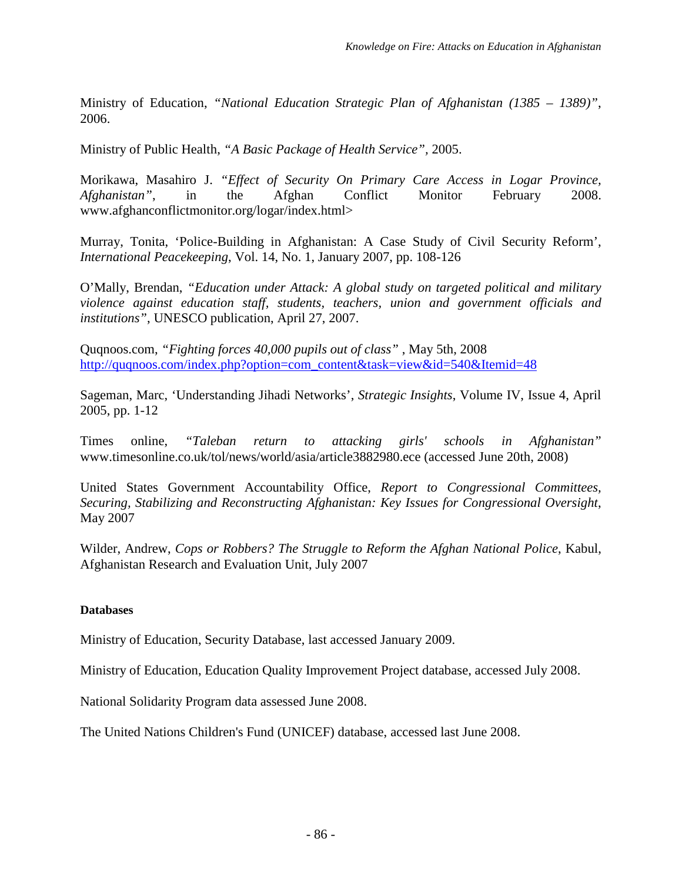Ministry of Education, *"National Education Strategic Plan of Afghanistan (1385 – 1389)"*, 2006.

Ministry of Public Health, *"A Basic Package of Health Service"*, 2005.

Morikawa, Masahiro J. *"Effect of Security On Primary Care Access in Logar Province, Afghanistan"*, in the Afghan Conflict Monitor February 2008. www.afghanconflictmonitor.org/logar/index.html>

Murray, Tonita, 'Police-Building in Afghanistan: A Case Study of Civil Security Reform', *International Peacekeeping*, Vol. 14, No. 1, January 2007, pp. 108-126

O'Mally, Brendan, *"Education under Attack: A global study on targeted political and military violence against education staff, students, teachers, union and government officials and institutions"*, UNESCO publication, April 27, 2007.

Quqnoos.com, *"Fighting forces 40,000 pupils out of class"* , May 5th, 2008 http://quqnoos.com/index.php?option=com_content&task=view&id=540&Itemid=48

Sageman, Marc, 'Understanding Jihadi Networks', *Strategic Insights*, Volume IV, Issue 4, April 2005, pp. 1-12

Times online, *"Taleban return to attacking girls' schools in Afghanistan"* www.timesonline.co.uk/tol/news/world/asia/article3882980.ece (accessed June 20th, 2008)

United States Government Accountability Office, *Report to Congressional Committees, Securing, Stabilizing and Reconstructing Afghanistan: Key Issues for Congressional Oversight*, May 2007

Wilder, Andrew, *Cops or Robbers? The Struggle to Reform the Afghan National Police*, Kabul, Afghanistan Research and Evaluation Unit, July 2007

**Databases**

Ministry of Education, Security Database, last accessed January 2009.

Ministry of Education, Education Quality Improvement Project database, accessed July 2008.

National Solidarity Program data assessed June 2008.

The United Nations Children's Fund (UNICEF) database, accessed last June 2008.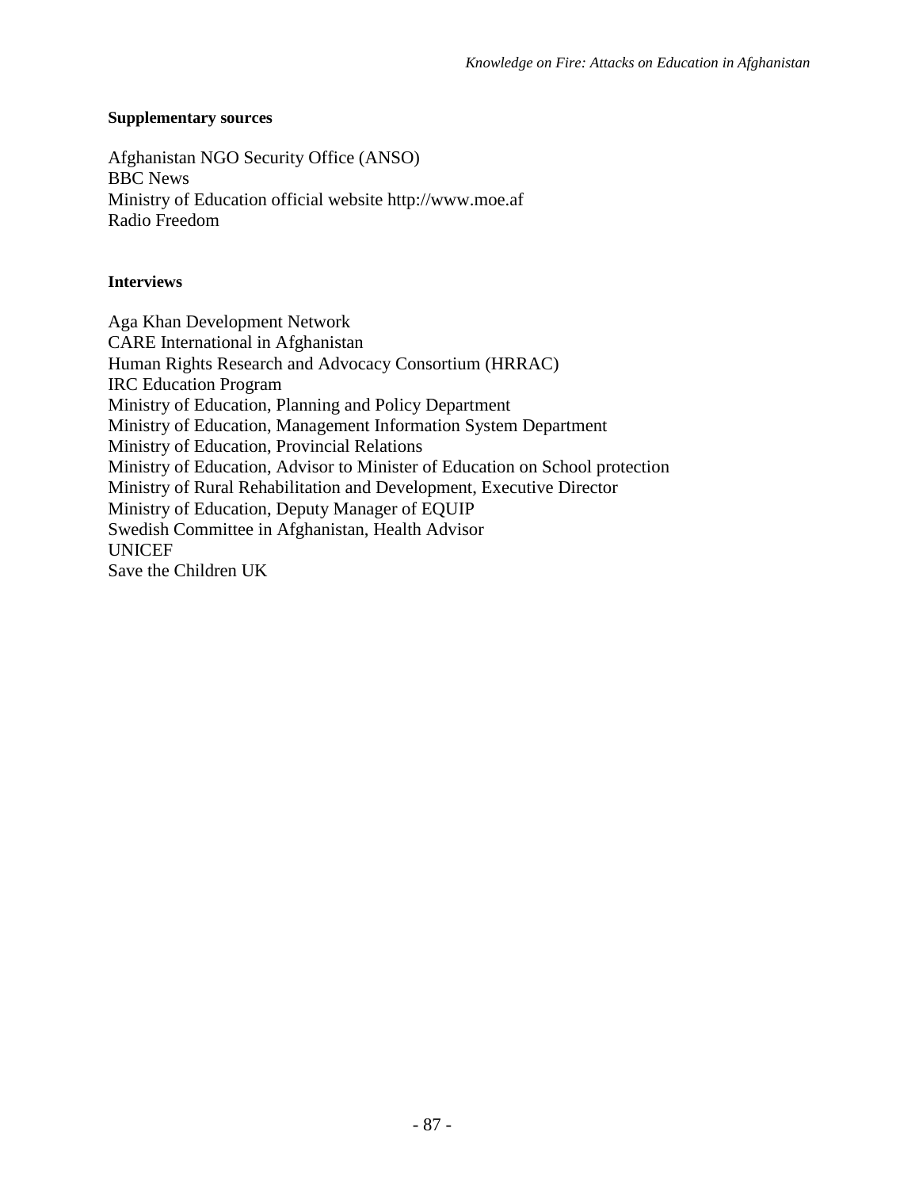**Supplementary sources**

Afghanistan NGO Security Office (ANSO)
BBC News
Ministry of Education official website http://www.moe.af
Radio Freedom

**Interviews**

Aga Khan Development Network
CARE International in Afghanistan
Human Rights Research and Advocacy Consortium (HRRAC)
IRC Education Program
Ministry of Education, Planning and Policy Department
Ministry of Education, Management Information System Department
Ministry of Education, Provincial Relations
Ministry of Education, Advisor to Minister of Education on School protection
Ministry of Rural Rehabilitation and Development, Executive Director
Ministry of Education, Deputy Manager of EQUIP
Swedish Committee in Afghanistan, Health Advisor
UNICEF
Save the Children UK